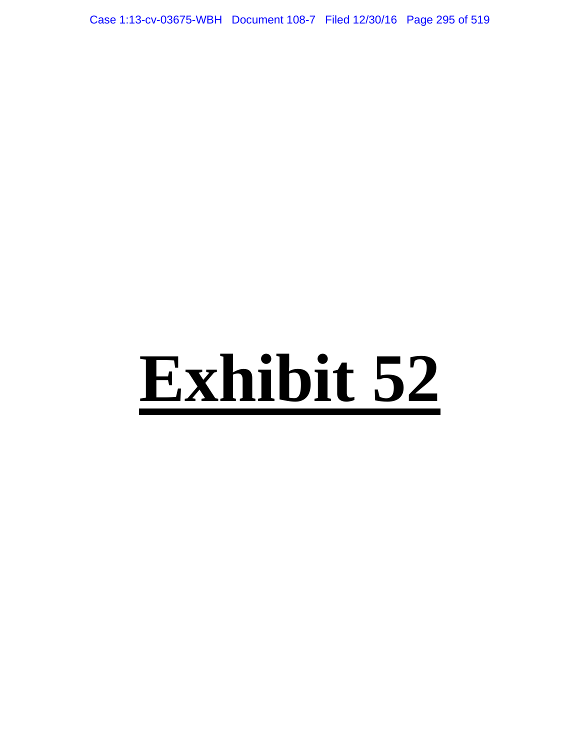# Exhibit 52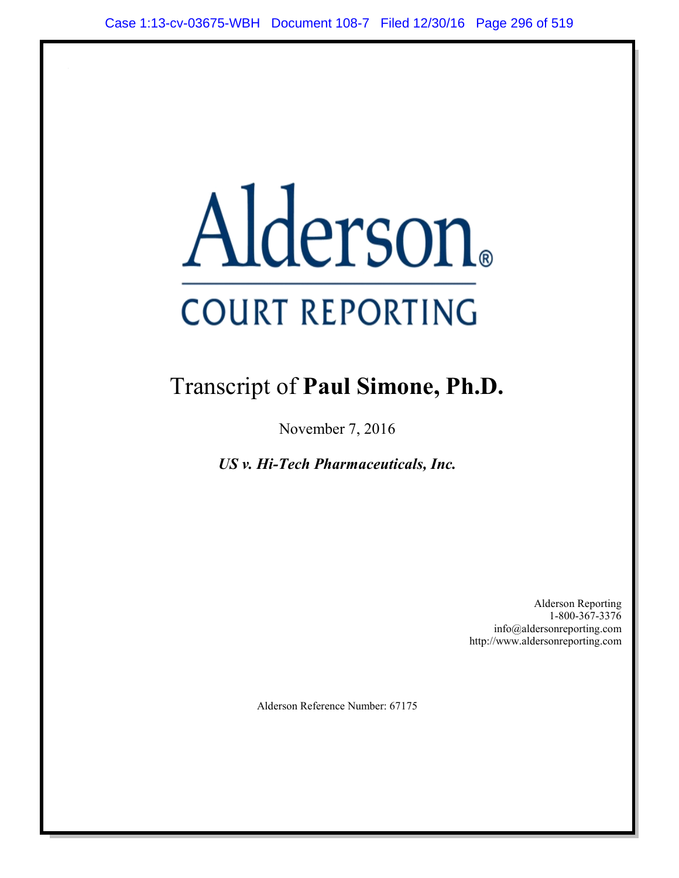# Alderson®

## COURT REPORTING

Transcript of **Paul Simone, Ph.D.**

November 7, 2016

***US v. Hi-Tech Pharmaceuticals, Inc.***

Alderson Reporting
1-800-367-3376
info@aldersonreporting.com
http://www.aldersonreporting.com

Alderson Reference Number: 67175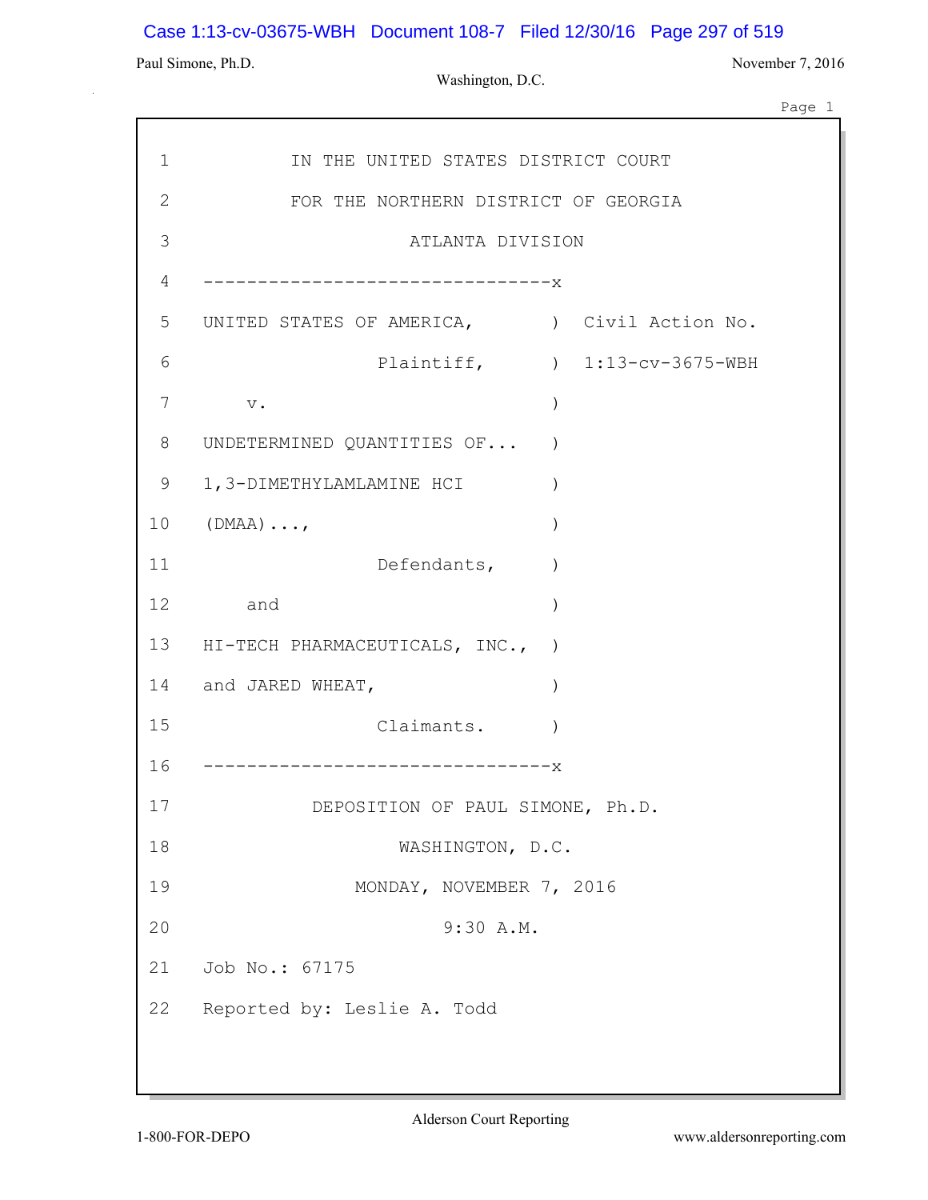IN THE UNITED STATES DISTRICT COURT

FOR THE NORTHERN DISTRICT OF GEORGIA

ATLANTA DIVISION

--------------------------------x

UNITED STATES OF AMERICA, ) Civil Action No.

Plaintiff, ) 1:13-cv-3675-WBH

v. )

UNDETERMINED QUANTITIES OF... )

1,3-DIMETHYLAMLAMINE HCI )

(DMAA)..., )

Defendants, )

and )

HI-TECH PHARMACEUTICALS, INC., )

and JARED WHEAT, )

Claimants. )

--------------------------------x

DEPOSITION OF PAUL SIMONE, Ph.D.

WASHINGTON, D.C.

MONDAY, NOVEMBER 7, 2016

9:30 A.M.

Job No.: 67175

Reported by: Leslie A. Todd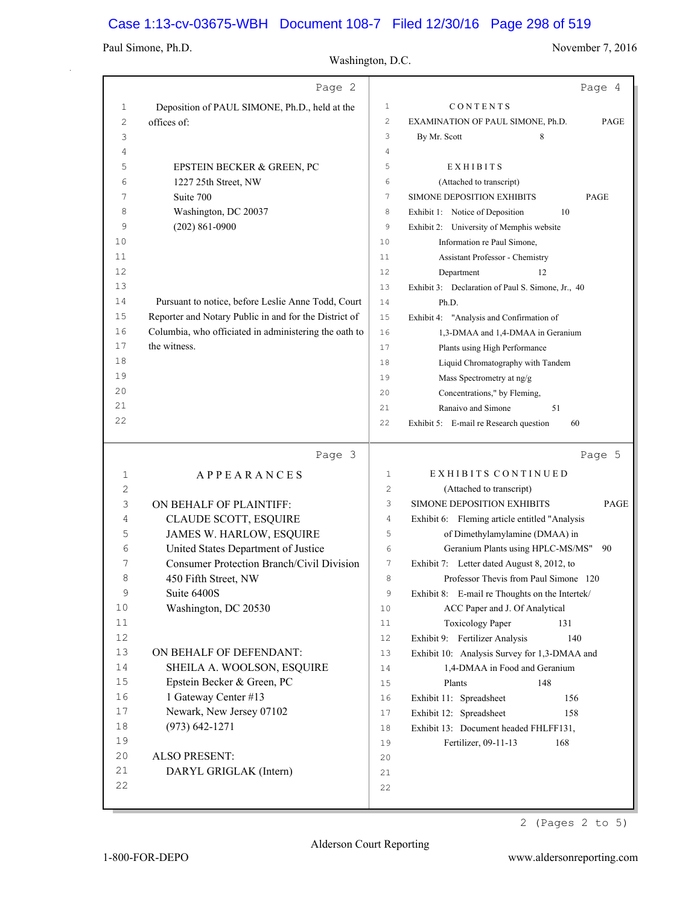Page 2

1 Deposition of PAUL SIMONE, Ph.D., held at the
2 offices of:
3
4
5 EPSTEIN BECKER & GREEN, PC
6 1227 25th Street, NW
7 Suite 700
8 Washington, DC 20037
9 (202) 861-0900
10
11
12
13
14 Pursuant to notice, before Leslie Anne Todd, Court
15 Reporter and Notary Public in and for the District of
16 Columbia, who officiated in administering the oath to
17 the witness.
18
19
20
21
22

Page 3

1 A P P E A R A N C E S
2
3 ON BEHALF OF PLAINTIFF:
4 CLAUDE SCOTT, ESQUIRE
5 JAMES W. HARLOW, ESQUIRE
6 United States Department of Justice
7 Consumer Protection Branch/Civil Division
8 450 Fifth Street, NW
9 Suite 6400S
10 Washington, DC 20530
11
12
13 ON BEHALF OF DEFENDANT:
14 SHEILA A. WOOLSON, ESQUIRE
15 Epstein Becker & Green, PC
16 1 Gateway Center #13
17 Newark, New Jersey 07102
18 (973) 642-1271
19
20 ALSO PRESENT:
21 DARYL GRIGLAK (Intern)
22

Page 4

1 C O N T E N T S
2 EXAMINATION OF PAUL SIMONE, Ph.D. PAGE
3 By Mr. Scott 8
4
5 E X H I B I T S
6 (Attached to transcript)
7 SIMONE DEPOSITION EXHIBITS PAGE
8 Exhibit 1: Notice of Deposition 10
9 Exhibit 2: University of Memphis website
10 Information re Paul Simone,
11 Assistant Professor - Chemistry
12 Department 12
13 Exhibit 3: Declaration of Paul S. Simone, Jr., 40
14 Ph.D.
15 Exhibit 4: "Analysis and Confirmation of
16 1,3-DMAA and 1,4-DMAA in Geranium
17 Plants using High Performance
18 Liquid Chromatography with Tandem
19 Mass Spectrometry at ng/g
20 Concentrations," by Fleming,
21 Ranaivo and Simone 51
22 Exhibit 5: E-mail re Research question 60

Page 5

1 E X H I B I T S C O N T I N U E D
2 (Attached to transcript)
3 SIMONE DEPOSITION EXHIBITS PAGE
4 Exhibit 6: Fleming article entitled "Analysis
5 of Dimethylamylamine (DMAA) in
6 Geranium Plants using HPLC-MS/MS" 90
7 Exhibit 7: Letter dated August 8, 2012, to
8 Professor Thevis from Paul Simone 120
9 Exhibit 8: E-mail re Thoughts on the Intertek/
10 ACC Paper and J. Of Analytical
11 Toxicology Paper 131
12 Exhibit 9: Fertilizer Analysis 140
13 Exhibit 10: Analysis Survey for 1,3-DMAA and
14 1,4-DMAA in Food and Geranium
15 Plants 148
16 Exhibit 11: Spreadsheet 156
17 Exhibit 12: Spreadsheet 158
18 Exhibit 13: Document headed FHLFF131,
19 Fertilizer, 09-11-13 168
20
21
22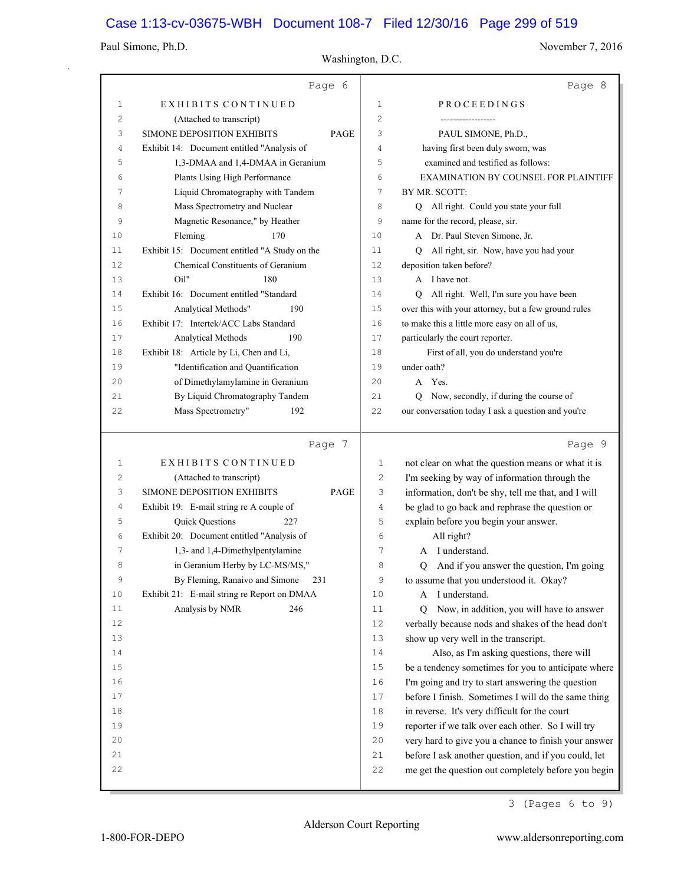Page 6

EXHIBITS CONTINUED

(Attached to transcript)

| SIMONE DEPOSITION EXHIBITS | PAGE |
|---|---|
| Exhibit 14: Document entitled "Analysis of 1,3-DMAA and 1,4-DMAA in Geranium Plants Using High Performance Liquid Chromatography with Tandem Mass Spectrometry and Nuclear Magnetic Resonance," by Heather Fleming | 170 |
| Exhibit 15: Document entitled "A Study on the Chemical Constituents of Geranium Oil" | 180 |
| Exhibit 16: Document entitled "Standard Analytical Methods" | 190 |
| Exhibit 17: Intertek/ACC Labs Standard Analytical Methods | 190 |
| Exhibit 18: Article by Li, Chen and Li, "Identification and Quantification of Dimethylamylamine in Geranium By Liquid Chromatography Tandem Mass Spectrometry" | 192 |

Page 7

EXHIBITS CONTINUED

(Attached to transcript)

| SIMONE DEPOSITION EXHIBITS | PAGE |
|---|---|
| Exhibit 19: E-mail string re A couple of Quick Questions | 227 |
| Exhibit 20: Document entitled "Analysis of 1,3- and 1,4-Dimethylpentylamine in Geranium Herby by LC-MS/MS," By Fleming, Ranaivo and Simone | 231 |
| Exhibit 21: E-mail string re Report on DMAA Analysis by NMR | 246 |

Page 8

PROCEEDINGS

------------------

PAUL SIMONE, Ph.D.,
having first been duly sworn, was
examined and testified as follows:

EXAMINATION BY COUNSEL FOR PLAINTIFF

BY MR. SCOTT:

Q All right. Could you state your full name for the record, please, sir.

A Dr. Paul Steven Simone, Jr.

Q All right, sir. Now, have you had your deposition taken before?

A I have not.

Q All right. Well, I'm sure you have been over this with your attorney, but a few ground rules to make this a little more easy on all of us, particularly the court reporter.

First of all, you do understand you're under oath?

A Yes.

Q Now, secondly, if during the course of our conversation today I ask a question and you're

Page 9

not clear on what the question means or what it is I'm seeking by way of information through the information, don't be shy, tell me that, and I will be glad to go back and rephrase the question or explain before you begin your answer.

All right?

A I understand.

Q And if you answer the question, I'm going to assume that you understood it. Okay?

A I understand.

Q Now, in addition, you will have to answer verbally because nods and shakes of the head don't show up very well in the transcript.

Also, as I'm asking questions, there will be a tendency sometimes for you to anticipate where I'm going and try to start answering the question before I finish. Sometimes I will do the same thing in reverse. It's very difficult for the court reporter if we talk over each other. So I will try very hard to give you a chance to finish your answer before I ask another question, and if you could, let me get the question out completely before you begin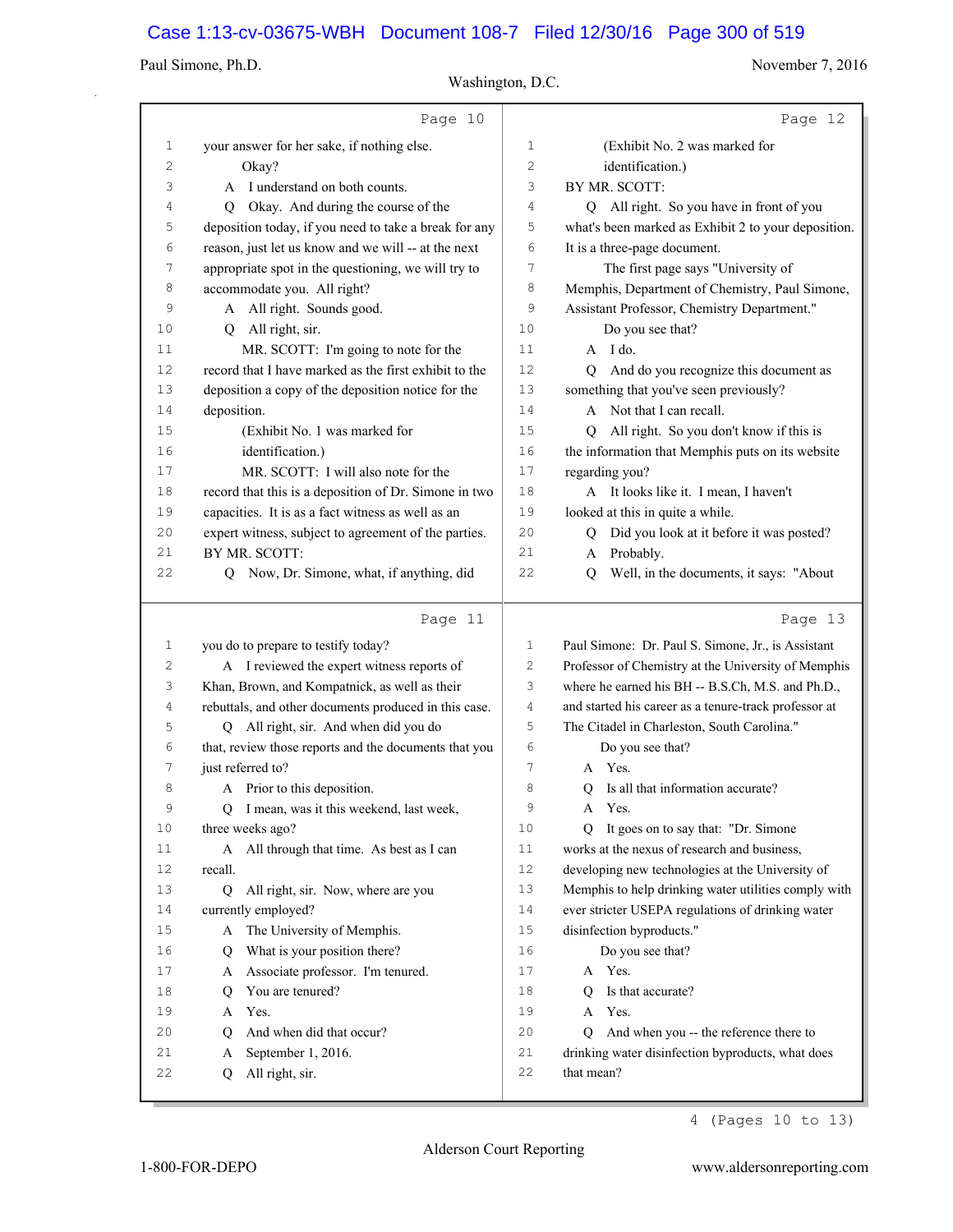Page 10

1 your answer for her sake, if nothing else.
2 Okay?
3 A I understand on both counts.
4 Q Okay. And during the course of the
5 deposition today, if you need to take a break for any
6 reason, just let us know and we will -- at the next
7 appropriate spot in the questioning, we will try to
8 accommodate you. All right?
9 A All right. Sounds good.
10 Q All right, sir.
11 MR. SCOTT: I'm going to note for the
12 record that I have marked as the first exhibit to the
13 deposition a copy of the deposition notice for the
14 deposition.
15 (Exhibit No. 1 was marked for
16 identification.)
17 MR. SCOTT: I will also note for the
18 record that this is a deposition of Dr. Simone in two
19 capacities. It is as a fact witness as well as an
20 expert witness, subject to agreement of the parties.
21 BY MR. SCOTT:
22 Q Now, Dr. Simone, what, if anything, did

Page 11

1 you do to prepare to testify today?
2 A I reviewed the expert witness reports of
3 Khan, Brown, and Kompatnick, as well as their
4 rebuttals, and other documents produced in this case.
5 Q All right, sir. And when did you do
6 that, review those reports and the documents that you
7 just referred to?
8 A Prior to this deposition.
9 Q I mean, was it this weekend, last week,
10 three weeks ago?
11 A All through that time. As best as I can
12 recall.
13 Q All right, sir. Now, where are you
14 currently employed?
15 A The University of Memphis.
16 Q What is your position there?
17 A Associate professor. I'm tenured.
18 Q You are tenured?
19 A Yes.
20 Q And when did that occur?
21 A September 1, 2016.
22 Q All right, sir.

Page 12

1 (Exhibit No. 2 was marked for
2 identification.)
3 BY MR. SCOTT:
4 Q All right. So you have in front of you
5 what's been marked as Exhibit 2 to your deposition.
6 It is a three-page document.
7 The first page says "University of
8 Memphis, Department of Chemistry, Paul Simone,
9 Assistant Professor, Chemistry Department."
10 Do you see that?
11 A I do.
12 Q And do you recognize this document as
13 something that you've seen previously?
14 A Not that I can recall.
15 Q All right. So you don't know if this is
16 the information that Memphis puts on its website
17 regarding you?
18 A It looks like it. I mean, I haven't
19 looked at this in quite a while.
20 Q Did you look at it before it was posted?
21 A Probably.
22 Q Well, in the documents, it says: "About

Page 13

1 Paul Simone: Dr. Paul S. Simone, Jr., is Assistant
2 Professor of Chemistry at the University of Memphis
3 where he earned his BH -- B.S.Ch, M.S. and Ph.D.,
4 and started his career as a tenure-track professor at
5 The Citadel in Charleston, South Carolina."
6 Do you see that?
7 A Yes.
8 Q Is all that information accurate?
9 A Yes.
10 Q It goes on to say that: "Dr. Simone
11 works at the nexus of research and business,
12 developing new technologies at the University of
13 Memphis to help drinking water utilities comply with
14 ever stricter USEPA regulations of drinking water
15 disinfection byproducts."
16 Do you see that?
17 A Yes.
18 Q Is that accurate?
19 A Yes.
20 Q And when you -- the reference there to
21 drinking water disinfection byproducts, what does
22 that mean?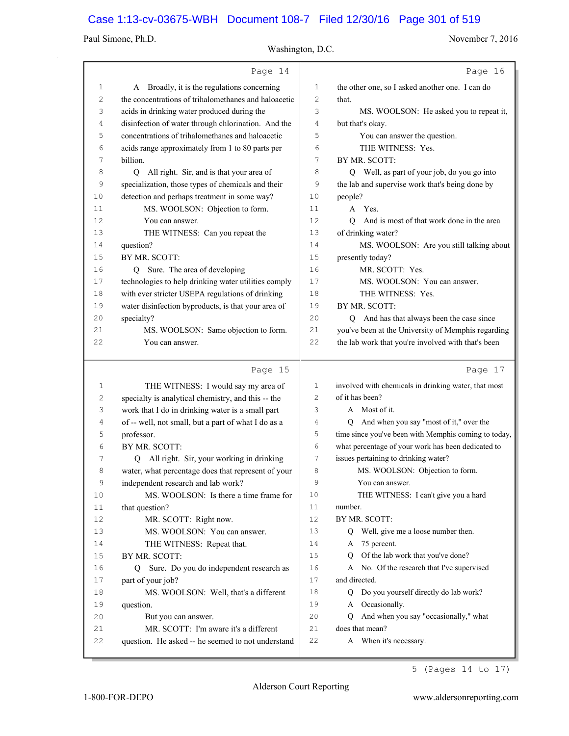Page 14

1 A Broadly, it is the regulations concerning
2 the concentrations of trihalomethanes and haloacetic
3 acids in drinking water produced during the
4 disinfection of water through chlorination. And the
5 concentrations of trihalomethanes and haloacetic
6 acids range approximately from 1 to 80 parts per
7 billion.
8 Q All right. Sir, and is that your area of
9 specialization, those types of chemicals and their
10 detection and perhaps treatment in some way?
11 MS. WOOLSON: Objection to form.
12 You can answer.
13 THE WITNESS: Can you repeat the
14 question?
15 BY MR. SCOTT:
16 Q Sure. The area of developing
17 technologies to help drinking water utilities comply
18 with ever stricter USEPA regulations of drinking
19 water disinfection byproducts, is that your area of
20 specialty?
21 MS. WOOLSON: Same objection to form.
22 You can answer.

Page 15

1 THE WITNESS: I would say my area of
2 specialty is analytical chemistry, and this -- the
3 work that I do in drinking water is a small part
4 of -- well, not small, but a part of what I do as a
5 professor.
6 BY MR. SCOTT:
7 Q All right. Sir, your working in drinking
8 water, what percentage does that represent of your
9 independent research and lab work?
10 MS. WOOLSON: Is there a time frame for
11 that question?
12 MR. SCOTT: Right now.
13 MS. WOOLSON: You can answer.
14 THE WITNESS: Repeat that.
15 BY MR. SCOTT:
16 Q Sure. Do you do independent research as
17 part of your job?
18 MS. WOOLSON: Well, that's a different
19 question.
20 But you can answer.
21 MR. SCOTT: I'm aware it's a different
22 question. He asked -- he seemed to not understand

Page 16

1 the other one, so I asked another one. I can do
2 that.
3 MS. WOOLSON: He asked you to repeat it,
4 but that's okay.
5 You can answer the question.
6 THE WITNESS: Yes.
7 BY MR. SCOTT:
8 Q Well, as part of your job, do you go into
9 the lab and supervise work that's being done by
10 people?
11 A Yes.
12 Q And is most of that work done in the area
13 of drinking water?
14 MS. WOOLSON: Are you still talking about
15 presently today?
16 MR. SCOTT: Yes.
17 MS. WOOLSON: You can answer.
18 THE WITNESS: Yes.
19 BY MR. SCOTT:
20 Q And has that always been the case since
21 you've been at the University of Memphis regarding
22 the lab work that you're involved with that's been

Page 17

1 involved with chemicals in drinking water, that most
2 of it has been?
3 A Most of it.
4 Q And when you say "most of it," over the
5 time since you've been with Memphis coming to today,
6 what percentage of your work has been dedicated to
7 issues pertaining to drinking water?
8 MS. WOOLSON: Objection to form.
9 You can answer.
10 THE WITNESS: I can't give you a hard
11 number.
12 BY MR. SCOTT:
13 Q Well, give me a loose number then.
14 A 75 percent.
15 Q Of the lab work that you've done?
16 A No. Of the research that I've supervised
17 and directed.
18 Q Do you yourself directly do lab work?
19 A Occasionally.
20 Q And when you say "occasionally," what
21 does that mean?
22 A When it's necessary.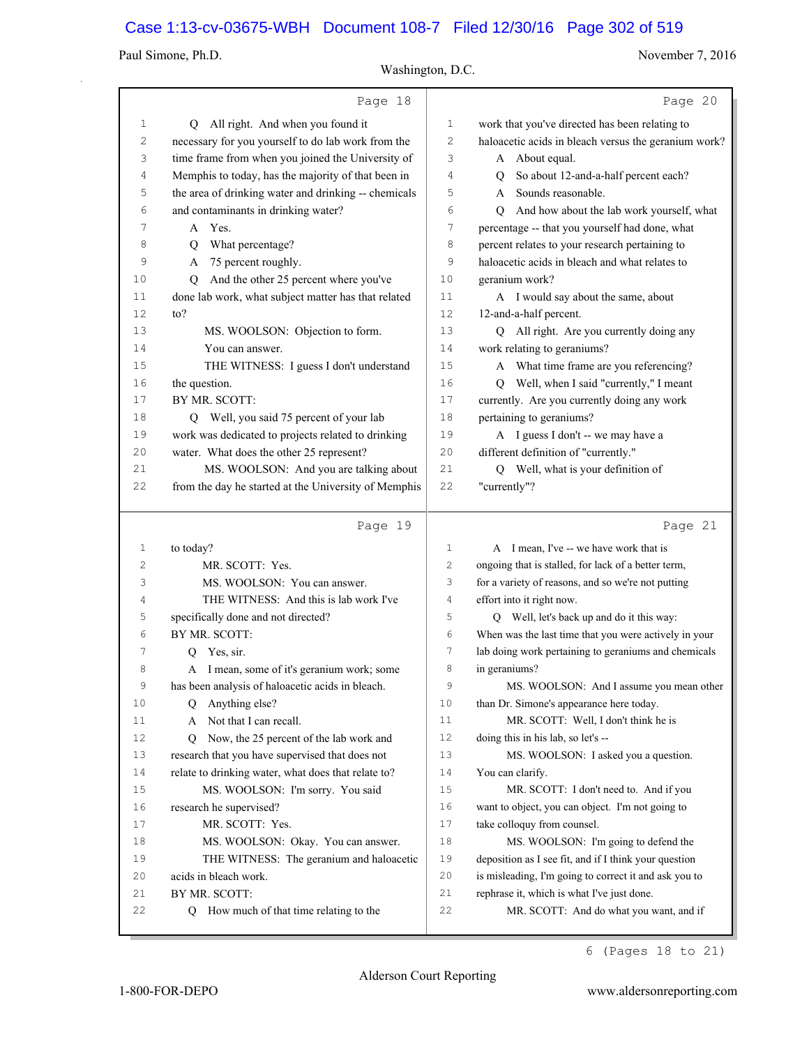Page 18

1 Q All right. And when you found it
2 necessary for you yourself to do lab work from the
3 time frame from when you joined the University of
4 Memphis to today, has the majority of that been in
5 the area of drinking water and drinking -- chemicals
6 and contaminants in drinking water?
7 A Yes.
8 Q What percentage?
9 A 75 percent roughly.
10 Q And the other 25 percent where you've
11 done lab work, what subject matter has that related
12 to?
13 MS. WOOLSON: Objection to form.
14 You can answer.
15 THE WITNESS: I guess I don't understand
16 the question.
17 BY MR. SCOTT:
18 Q Well, you said 75 percent of your lab
19 work was dedicated to projects related to drinking
20 water. What does the other 25 percent represent?
21 MS. WOOLSON: And you are talking about
22 from the day he started at the University of Memphis

Page 19

1 to today?
2 MR. SCOTT: Yes.
3 MS. WOOLSON: You can answer.
4 THE WITNESS: And this is lab work I've
5 specifically done and not directed?
6 BY MR. SCOTT:
7 Q Yes, sir.
8 A I mean, some of it's geranium work; some
9 has been analysis of haloacetic acids in bleach.
10 Q Anything else?
11 A Not that I can recall.
12 Q Now, the 25 percent of the lab work and
13 research that you have supervised that does not
14 relate to drinking water, what does that relate to?
15 MS. WOOLSON: I'm sorry. You said
16 research he supervised?
17 MR. SCOTT: Yes.
18 MS. WOOLSON: Okay. You can answer.
19 THE WITNESS: The geranium and haloacetic
20 acids in bleach work.
21 BY MR. SCOTT:
22 Q How much of that time relating to the

Page 20

1 work that you've directed has been relating to
2 haloacetic acids in bleach versus the geranium work?
3 A About equal.
4 Q So about 12-and-a-half percent each?
5 A Sounds reasonable.
6 Q And how about the lab work yourself, what
7 percentage -- that you yourself had done, what
8 percent relates to your research pertaining to
9 haloacetic acids in bleach and what relates to
10 geranium work?
11 A I would say about the same, about
12 12-and-a-half percent.
13 Q All right. Are you currently doing any
14 work relating to geraniums?
15 A What time frame are you referencing?
16 Q Well, when I said "currently," I meant
17 currently. Are you currently doing any work
18 pertaining to geraniums?
19 A I guess I don't -- we may have a
20 different definition of "currently."
21 Q Well, what is your definition of
22 "currently"?

Page 21

1 A I mean, I've -- we have work that is
2 ongoing that is stalled, for lack of a better term,
3 for a variety of reasons, and so we're not putting
4 effort into it right now.
5 Q Well, let's back up and do it this way:
6 When was the last time that you were actively in your
7 lab doing work pertaining to geraniums and chemicals
8 in geraniums?
9 MS. WOOLSON: And I assume you mean other
10 than Dr. Simone's appearance here today.
11 MR. SCOTT: Well, I don't think he is
12 doing this in his lab, so let's --
13 MS. WOOLSON: I asked you a question.
14 You can clarify.
15 MR. SCOTT: I don't need to. And if you
16 want to object, you can object. I'm not going to
17 take colloquy from counsel.
18 MS. WOOLSON: I'm going to defend the
19 deposition as I see fit, and if I think your question
20 is misleading, I'm going to correct it and ask you to
21 rephrase it, which is what I've just done.
22 MR. SCOTT: And do what you want, and if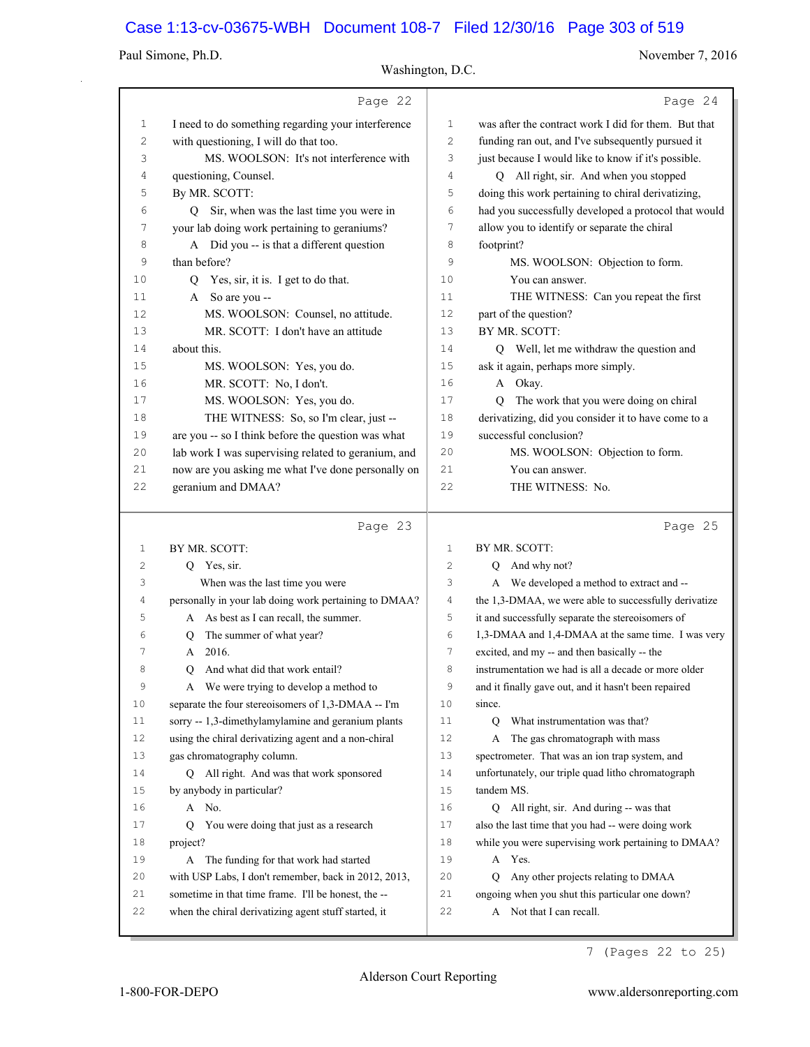Page 22

1 I need to do something regarding your interference
2 with questioning, I will do that too.
3 MS. WOOLSON: It's not interference with
4 questioning, Counsel.
5 By MR. SCOTT:
6 Q Sir, when was the last time you were in
7 your lab doing work pertaining to geraniums?
8 A Did you -- is that a different question
9 than before?
10 Q Yes, sir, it is. I get to do that.
11 A So are you --
12 MS. WOOLSON: Counsel, no attitude.
13 MR. SCOTT: I don't have an attitude
14 about this.
15 MS. WOOLSON: Yes, you do.
16 MR. SCOTT: No, I don't.
17 MS. WOOLSON: Yes, you do.
18 THE WITNESS: So, so I'm clear, just --
19 are you -- so I think before the question was what
20 lab work I was supervising related to geranium, and
21 now are you asking me what I've done personally on
22 geranium and DMAA?

Page 23

1 BY MR. SCOTT:
2 Q Yes, sir.
3 When was the last time you were
4 personally in your lab doing work pertaining to DMAA?
5 A As best as I can recall, the summer.
6 Q The summer of what year?
7 A 2016.
8 Q And what did that work entail?
9 A We were trying to develop a method to
10 separate the four stereoisomers of 1,3-DMAA -- I'm
11 sorry -- 1,3-dimethylamylamine and geranium plants
12 using the chiral derivatizing agent and a non-chiral
13 gas chromatography column.
14 Q All right. And was that work sponsored
15 by anybody in particular?
16 A No.
17 Q You were doing that just as a research
18 project?
19 A The funding for that work had started
20 with USP Labs, I don't remember, back in 2012, 2013,
21 sometime in that time frame. I'll be honest, the --
22 when the chiral derivatizing agent stuff started, it

Page 24

1 was after the contract work I did for them. But that
2 funding ran out, and I've subsequently pursued it
3 just because I would like to know if it's possible.
4 Q All right, sir. And when you stopped
5 doing this work pertaining to chiral derivatizing,
6 had you successfully developed a protocol that would
7 allow you to identify or separate the chiral
8 footprint?
9 MS. WOOLSON: Objection to form.
10 You can answer.
11 THE WITNESS: Can you repeat the first
12 part of the question?
13 BY MR. SCOTT:
14 Q Well, let me withdraw the question and
15 ask it again, perhaps more simply.
16 A Okay.
17 Q The work that you were doing on chiral
18 derivatizing, did you consider it to have come to a
19 successful conclusion?
20 MS. WOOLSON: Objection to form.
21 You can answer.
22 THE WITNESS: No.

Page 25

1 BY MR. SCOTT:
2 Q And why not?
3 A We developed a method to extract and --
4 the 1,3-DMAA, we were able to successfully derivatize
5 it and successfully separate the stereoisomers of
6 1,3-DMAA and 1,4-DMAA at the same time. I was very
7 excited, and my -- and then basically -- the
8 instrumentation we had is all a decade or more older
9 and it finally gave out, and it hasn't been repaired
10 since.
11 Q What instrumentation was that?
12 A The gas chromatograph with mass
13 spectrometer. That was an ion trap system, and
14 unfortunately, our triple quad litho chromatograph
15 tandem MS.
16 Q All right, sir. And during -- was that
17 also the last time that you had -- were doing work
18 while you were supervising work pertaining to DMAA?
19 A Yes.
20 Q Any other projects relating to DMAA
21 ongoing when you shut this particular one down?
22 A Not that I can recall.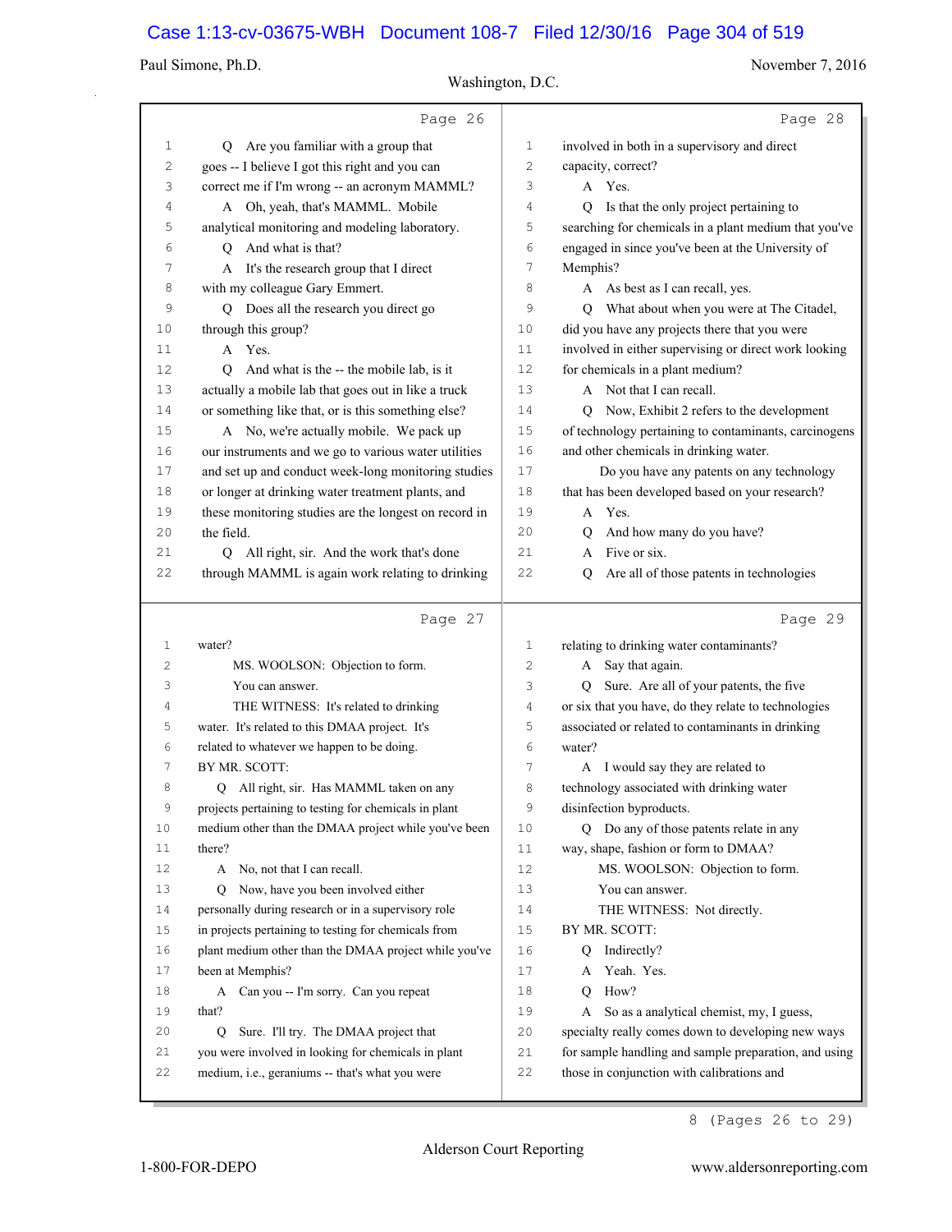Page 26

1 Q Are you familiar with a group that
2 goes -- I believe I got this right and you can
3 correct me if I'm wrong -- an acronym MAMML?
4 A Oh, yeah, that's MAMML. Mobile
5 analytical monitoring and modeling laboratory.
6 Q And what is that?
7 A It's the research group that I direct
8 with my colleague Gary Emmert.
9 Q Does all the research you direct go
10 through this group?
11 A Yes.
12 Q And what is the -- the mobile lab, is it
13 actually a mobile lab that goes out in like a truck
14 or something like that, or is this something else?
15 A No, we're actually mobile. We pack up
16 our instruments and we go to various water utilities
17 and set up and conduct week-long monitoring studies
18 or longer at drinking water treatment plants, and
19 these monitoring studies are the longest on record in
20 the field.
21 Q All right, sir. And the work that's done
22 through MAMML is again work relating to drinking

Page 27

1 water?
2 MS. WOOLSON: Objection to form.
3 You can answer.
4 THE WITNESS: It's related to drinking
5 water. It's related to this DMAA project. It's
6 related to whatever we happen to be doing.
7 BY MR. SCOTT:
8 Q All right, sir. Has MAMML taken on any
9 projects pertaining to testing for chemicals in plant
10 medium other than the DMAA project while you've been
11 there?
12 A No, not that I can recall.
13 Q Now, have you been involved either
14 personally during research or in a supervisory role
15 in projects pertaining to testing for chemicals from
16 plant medium other than the DMAA project while you've
17 been at Memphis?
18 A Can you -- I'm sorry. Can you repeat
19 that?
20 Q Sure. I'll try. The DMAA project that
21 you were involved in looking for chemicals in plant
22 medium, i.e., geraniums -- that's what you were

Page 28

1 involved in both in a supervisory and direct
2 capacity, correct?
3 A Yes.
4 Q Is that the only project pertaining to
5 searching for chemicals in a plant medium that you've
6 engaged in since you've been at the University of
7 Memphis?
8 A As best as I can recall, yes.
9 Q What about when you were at The Citadel,
10 did you have any projects there that you were
11 involved in either supervising or direct work looking
12 for chemicals in a plant medium?
13 A Not that I can recall.
14 Q Now, Exhibit 2 refers to the development
15 of technology pertaining to contaminants, carcinogens
16 and other chemicals in drinking water.
17 Do you have any patents on any technology
18 that has been developed based on your research?
19 A Yes.
20 Q And how many do you have?
21 A Five or six.
22 Q Are all of those patents in technologies

Page 29

1 relating to drinking water contaminants?
2 A Say that again.
3 Q Sure. Are all of your patents, the five
4 or six that you have, do they relate to technologies
5 associated or related to contaminants in drinking
6 water?
7 A I would say they are related to
8 technology associated with drinking water
9 disinfection byproducts.
10 Q Do any of those patents relate in any
11 way, shape, fashion or form to DMAA?
12 MS. WOOLSON: Objection to form.
13 You can answer.
14 THE WITNESS: Not directly.
15 BY MR. SCOTT:
16 Q Indirectly?
17 A Yeah. Yes.
18 Q How?
19 A So as a analytical chemist, my, I guess,
20 specialty really comes down to developing new ways
21 for sample handling and sample preparation, and using
22 those in conjunction with calibrations and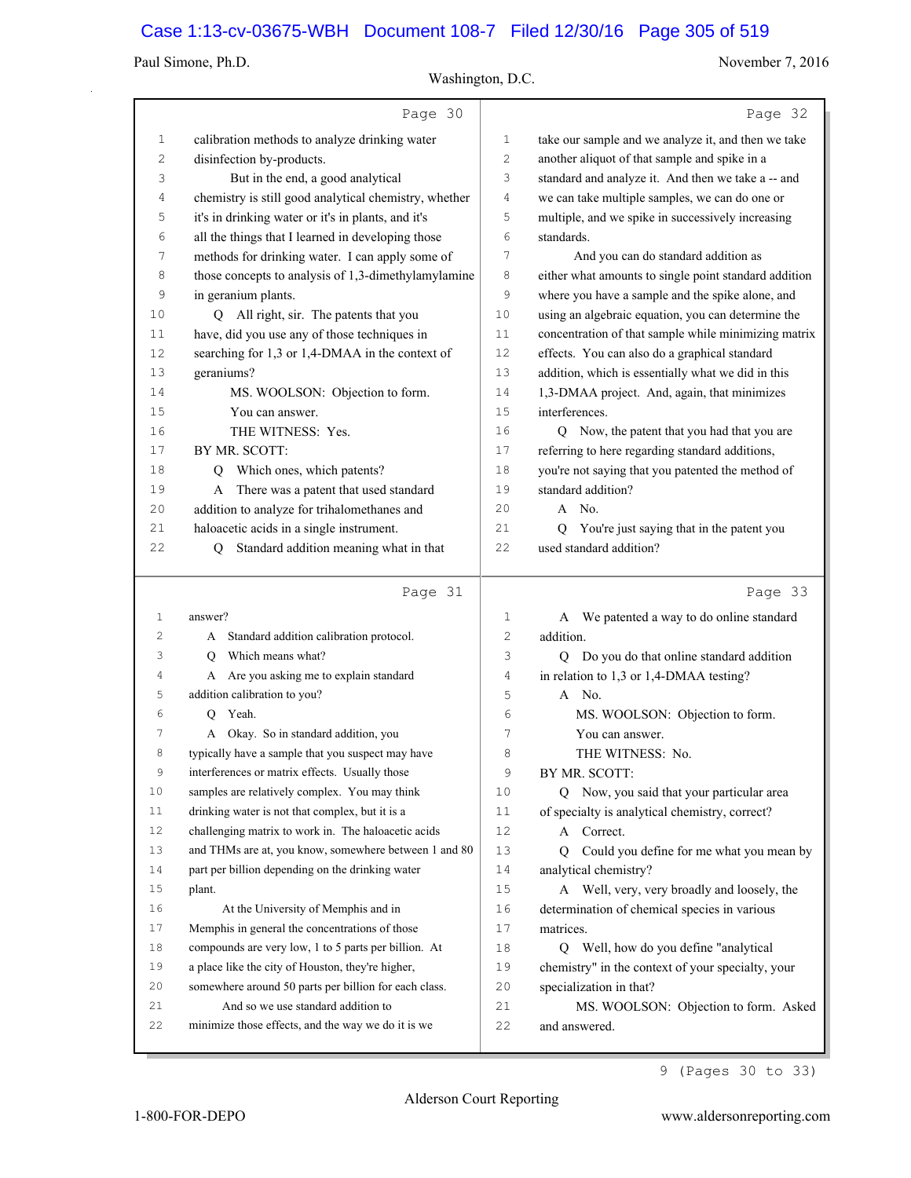Page 30

1 calibration methods to analyze drinking water
2 disinfection by-products.
3 But in the end, a good analytical
4 chemistry is still good analytical chemistry, whether
5 it's in drinking water or it's in plants, and it's
6 all the things that I learned in developing those
7 methods for drinking water. I can apply some of
8 those concepts to analysis of 1,3-dimethylamylamine
9 in geranium plants.
10 Q All right, sir. The patents that you
11 have, did you use any of those techniques in
12 searching for 1,3 or 1,4-DMAA in the context of
13 geraniums?
14 MS. WOOLSON: Objection to form.
15 You can answer.
16 THE WITNESS: Yes.
17 BY MR. SCOTT:
18 Q Which ones, which patents?
19 A There was a patent that used standard
20 addition to analyze for trihalomethanes and
21 haloacetic acids in a single instrument.
22 Q Standard addition meaning what in that

Page 31

1 answer?
2 A Standard addition calibration protocol.
3 Q Which means what?
4 A Are you asking me to explain standard
5 addition calibration to you?
6 Q Yeah.
7 A Okay. So in standard addition, you
8 typically have a sample that you suspect may have
9 interferences or matrix effects. Usually those
10 samples are relatively complex. You may think
11 drinking water is not that complex, but it is a
12 challenging matrix to work in. The haloacetic acids
13 and THMs are at, you know, somewhere between 1 and 80
14 part per billion depending on the drinking water
15 plant.
16 At the University of Memphis and in
17 Memphis in general the concentrations of those
18 compounds are very low, 1 to 5 parts per billion. At
19 a place like the city of Houston, they're higher,
20 somewhere around 50 parts per billion for each class.
21 And so we use standard addition to
22 minimize those effects, and the way we do it is we

Page 32

1 take our sample and we analyze it, and then we take
2 another aliquot of that sample and spike in a
3 standard and analyze it. And then we take a -- and
4 we can take multiple samples, we can do one or
5 multiple, and we spike in successively increasing
6 standards.
7 And you can do standard addition as
8 either what amounts to single point standard addition
9 where you have a sample and the spike alone, and
10 using an algebraic equation, you can determine the
11 concentration of that sample while minimizing matrix
12 effects. You can also do a graphical standard
13 addition, which is essentially what we did in this
14 1,3-DMAA project. And, again, that minimizes
15 interferences.
16 Q Now, the patent that you had that you are
17 referring to here regarding standard additions,
18 you're not saying that you patented the method of
19 standard addition?
20 A No.
21 Q You're just saying that in the patent you
22 used standard addition?

Page 33

1 A We patented a way to do online standard
2 addition.
3 Q Do you do that online standard addition
4 in relation to 1,3 or 1,4-DMAA testing?
5 A No.
6 MS. WOOLSON: Objection to form.
7 You can answer.
8 THE WITNESS: No.
9 BY MR. SCOTT:
10 Q Now, you said that your particular area
11 of specialty is analytical chemistry, correct?
12 A Correct.
13 Q Could you define for me what you mean by
14 analytical chemistry?
15 A Well, very, very broadly and loosely, the
16 determination of chemical species in various
17 matrices.
18 Q Well, how do you define "analytical
19 chemistry" in the context of your specialty, your
20 specialization in that?
21 MS. WOOLSON: Objection to form. Asked
22 and answered.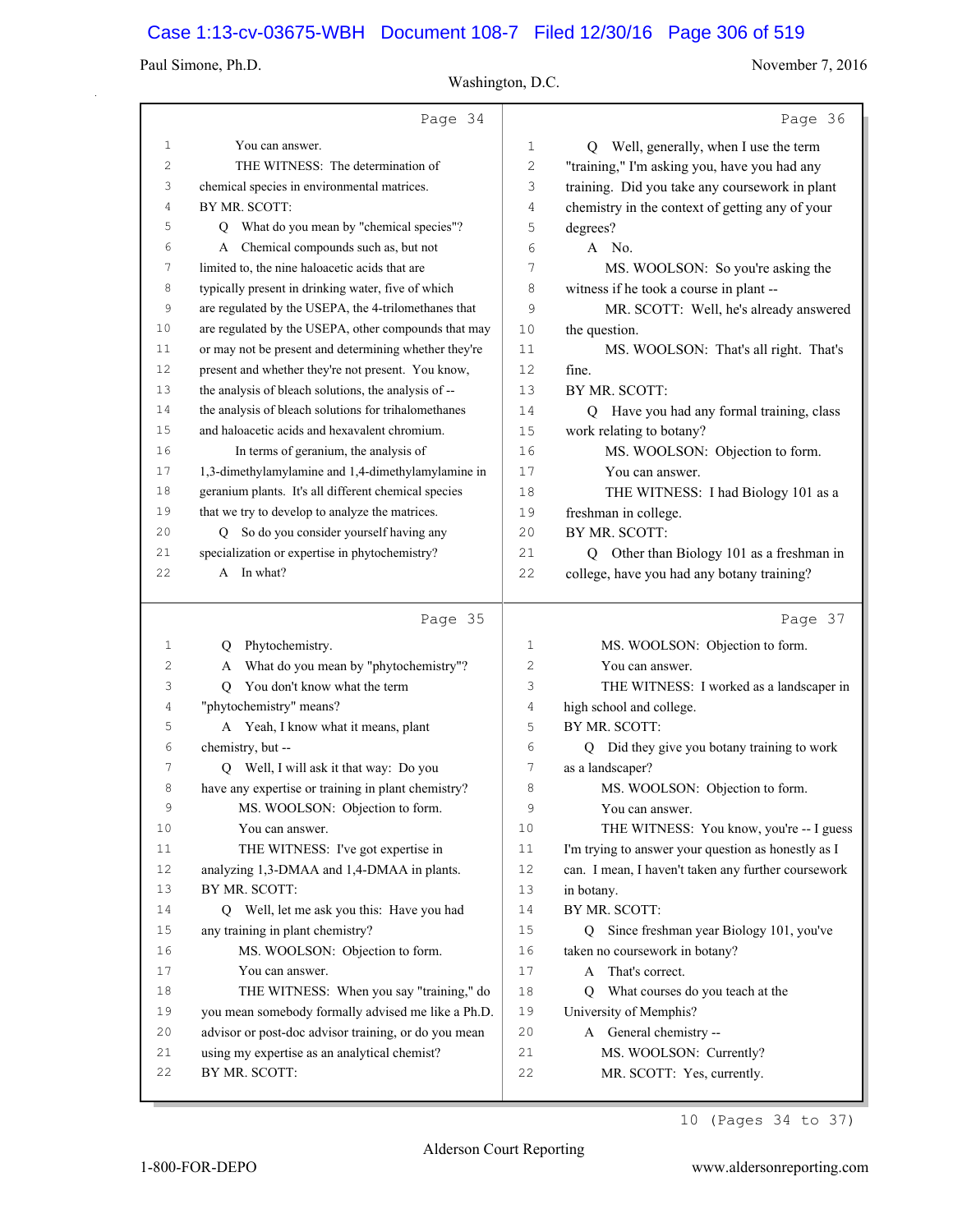Page 34

You can answer.

THE WITNESS: The determination of chemical species in environmental matrices.

BY MR. SCOTT:

Q What do you mean by "chemical species"?

A Chemical compounds such as, but not limited to, the nine haloacetic acids that are typically present in drinking water, five of which are regulated by the USEPA, the 4-trilomethanes that are regulated by the USEPA, other compounds that may or may not be present and determining whether they're present and whether they're not present. You know, the analysis of bleach solutions, the analysis of -- the analysis of bleach solutions for trihalomethanes and haloacetic acids and hexavalent chromium.

In terms of geranium, the analysis of 1,3-dimethylamylamine and 1,4-dimethylamylamine in geranium plants. It's all different chemical species that we try to develop to analyze the matrices.

Q So do you consider yourself having any specialization or expertise in phytochemistry?

A In what?

Page 35

Q Phytochemistry.

A What do you mean by "phytochemistry"?

Q You don't know what the term "phytochemistry" means?

A Yeah, I know what it means, plant chemistry, but --

Q Well, I will ask it that way: Do you have any expertise or training in plant chemistry?

MS. WOOLSON: Objection to form.

You can answer.

THE WITNESS: I've got expertise in analyzing 1,3-DMAA and 1,4-DMAA in plants.

BY MR. SCOTT:

Q Well, let me ask you this: Have you had any training in plant chemistry?

MS. WOOLSON: Objection to form.

You can answer.

THE WITNESS: When you say "training," do you mean somebody formally advised me like a Ph.D. advisor or post-doc advisor training, or do you mean using my expertise as an analytical chemist?

BY MR. SCOTT:

Page 36

Q Well, generally, when I use the term "training," I'm asking you, have you had any training. Did you take any coursework in plant chemistry in the context of getting any of your degrees?

A No.

MS. WOOLSON: So you're asking the witness if he took a course in plant --

MR. SCOTT: Well, he's already answered the question.

MS. WOOLSON: That's all right. That's fine.

BY MR. SCOTT:

Q Have you had any formal training, class work relating to botany?

MS. WOOLSON: Objection to form.

You can answer.

THE WITNESS: I had Biology 101 as a freshman in college.

BY MR. SCOTT:

Q Other than Biology 101 as a freshman in college, have you had any botany training?

Page 37

MS. WOOLSON: Objection to form.

You can answer.

THE WITNESS: I worked as a landscaper in high school and college.

BY MR. SCOTT:

Q Did they give you botany training to work as a landscaper?

MS. WOOLSON: Objection to form.

You can answer.

THE WITNESS: You know, you're -- I guess I'm trying to answer your question as honestly as I can. I mean, I haven't taken any further coursework in botany.

BY MR. SCOTT:

Q Since freshman year Biology 101, you've taken no coursework in botany?

A That's correct.

Q What courses do you teach at the University of Memphis?

A General chemistry --

MS. WOOLSON: Currently?

MR. SCOTT: Yes, currently.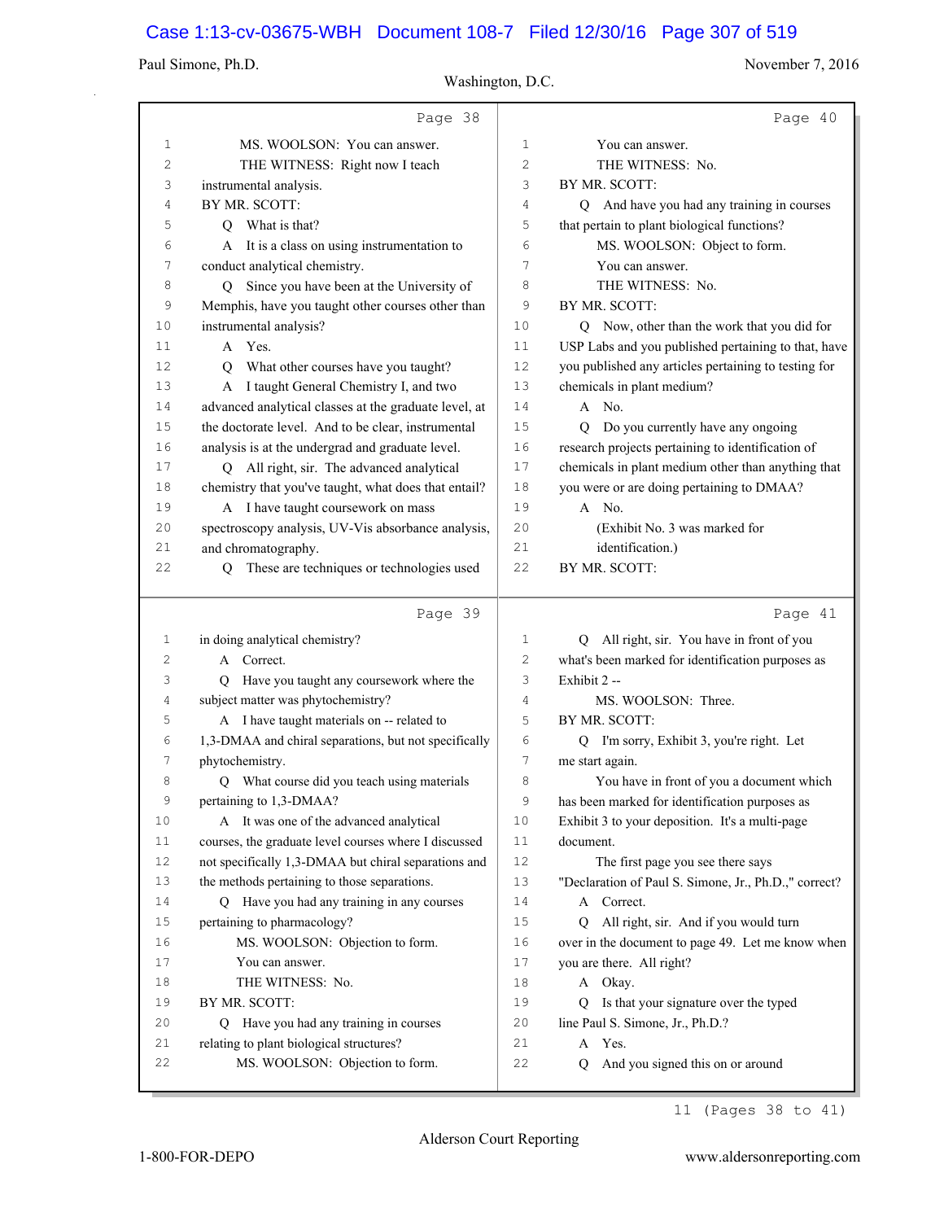Page 38

1 MS. WOOLSON: You can answer.
2 THE WITNESS: Right now I teach
3 instrumental analysis.
4 BY MR. SCOTT:
5 Q What is that?
6 A It is a class on using instrumentation to
7 conduct analytical chemistry.
8 Q Since you have been at the University of
9 Memphis, have you taught other courses other than
10 instrumental analysis?
11 A Yes.
12 Q What other courses have you taught?
13 A I taught General Chemistry I, and two
14 advanced analytical classes at the graduate level, at
15 the doctorate level. And to be clear, instrumental
16 analysis is at the undergrad and graduate level.
17 Q All right, sir. The advanced analytical
18 chemistry that you've taught, what does that entail?
19 A I have taught coursework on mass
20 spectroscopy analysis, UV-Vis absorbance analysis,
21 and chromatography.
22 Q These are techniques or technologies used

Page 39

1 in doing analytical chemistry?
2 A Correct.
3 Q Have you taught any coursework where the
4 subject matter was phytochemistry?
5 A I have taught materials on -- related to
6 1,3-DMAA and chiral separations, but not specifically
7 phytochemistry.
8 Q What course did you teach using materials
9 pertaining to 1,3-DMAA?
10 A It was one of the advanced analytical
11 courses, the graduate level courses where I discussed
12 not specifically 1,3-DMAA but chiral separations and
13 the methods pertaining to those separations.
14 Q Have you had any training in any courses
15 pertaining to pharmacology?
16 MS. WOOLSON: Objection to form.
17 You can answer.
18 THE WITNESS: No.
19 BY MR. SCOTT:
20 Q Have you had any training in courses
21 relating to plant biological structures?
22 MS. WOOLSON: Objection to form.

Page 40

1 You can answer.
2 THE WITNESS: No.
3 BY MR. SCOTT:
4 Q And have you had any training in courses
5 that pertain to plant biological functions?
6 MS. WOOLSON: Object to form.
7 You can answer.
8 THE WITNESS: No.
9 BY MR. SCOTT:
10 Q Now, other than the work that you did for
11 USP Labs and you published pertaining to that, have
12 you published any articles pertaining to testing for
13 chemicals in plant medium?
14 A No.
15 Q Do you currently have any ongoing
16 research projects pertaining to identification of
17 chemicals in plant medium other than anything that
18 you were or are doing pertaining to DMAA?
19 A No.
20 (Exhibit No. 3 was marked for
21 identification.)
22 BY MR. SCOTT:

Page 41

1 Q All right, sir. You have in front of you
2 what's been marked for identification purposes as
3 Exhibit 2 --
4 MS. WOOLSON: Three.
5 BY MR. SCOTT:
6 Q I'm sorry, Exhibit 3, you're right. Let
7 me start again.
8 You have in front of you a document which
9 has been marked for identification purposes as
10 Exhibit 3 to your deposition. It's a multi-page
11 document.
12 The first page you see there says
13 "Declaration of Paul S. Simone, Jr., Ph.D.," correct?
14 A Correct.
15 Q All right, sir. And if you would turn
16 over in the document to page 49. Let me know when
17 you are there. All right?
18 A Okay.
19 Q Is that your signature over the typed
20 line Paul S. Simone, Jr., Ph.D.?
21 A Yes.
22 Q And you signed this on or around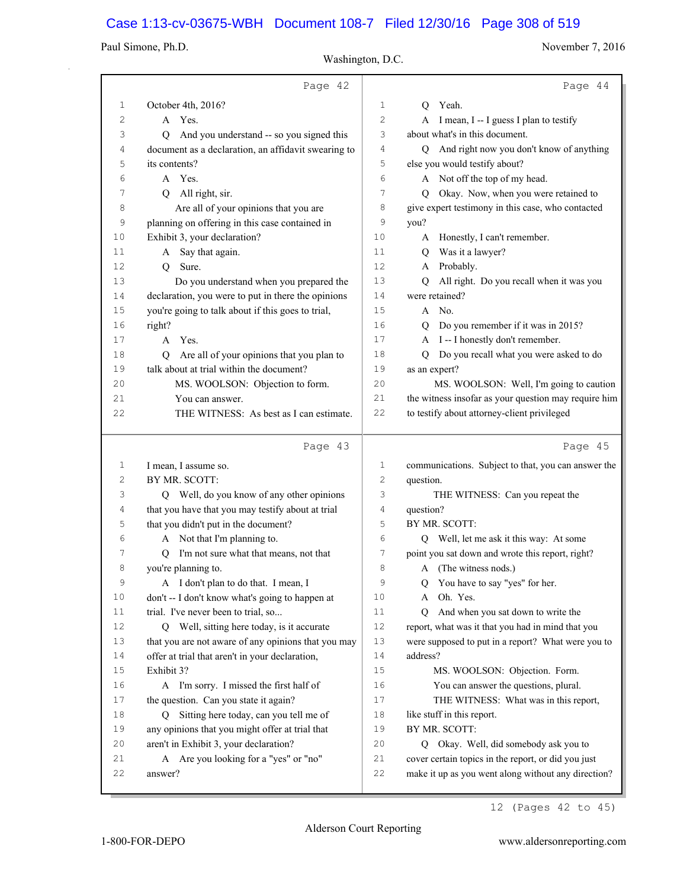Page 42

1 October 4th, 2016?
2 A Yes.
3 Q And you understand -- so you signed this
4 document as a declaration, an affidavit swearing to
5 its contents?
6 A Yes.
7 Q All right, sir.
8 Are all of your opinions that you are
9 planning on offering in this case contained in
10 Exhibit 3, your declaration?
11 A Say that again.
12 Q Sure.
13 Do you understand when you prepared the
14 declaration, you were to put in there the opinions
15 you're going to talk about if this goes to trial,
16 right?
17 A Yes.
18 Q Are all of your opinions that you plan to
19 talk about at trial within the document?
20 MS. WOOLSON: Objection to form.
21 You can answer.
22 THE WITNESS: As best as I can estimate.

Page 43

1 I mean, I assume so.
2 BY MR. SCOTT:
3 Q Well, do you know of any other opinions
4 that you have that you may testify about at trial
5 that you didn't put in the document?
6 A Not that I'm planning to.
7 Q I'm not sure what that means, not that
8 you're planning to.
9 A I don't plan to do that. I mean, I
10 don't -- I don't know what's going to happen at
11 trial. I've never been to trial, so...
12 Q Well, sitting here today, is it accurate
13 that you are not aware of any opinions that you may
14 offer at trial that aren't in your declaration,
15 Exhibit 3?
16 A I'm sorry. I missed the first half of
17 the question. Can you state it again?
18 Q Sitting here today, can you tell me of
19 any opinions that you might offer at trial that
20 aren't in Exhibit 3, your declaration?
21 A Are you looking for a "yes" or "no"
22 answer?

Page 44

1 Q Yeah.
2 A I mean, I -- I guess I plan to testify
3 about what's in this document.
4 Q And right now you don't know of anything
5 else you would testify about?
6 A Not off the top of my head.
7 Q Okay. Now, when you were retained to
8 give expert testimony in this case, who contacted
9 you?
10 A Honestly, I can't remember.
11 Q Was it a lawyer?
12 A Probably.
13 Q All right. Do you recall when it was you
14 were retained?
15 A No.
16 Q Do you remember if it was in 2015?
17 A I -- I honestly don't remember.
18 Q Do you recall what you were asked to do
19 as an expert?
20 MS. WOOLSON: Well, I'm going to caution
21 the witness insofar as your question may require him
22 to testify about attorney-client privileged

Page 45

1 communications. Subject to that, you can answer the
2 question.
3 THE WITNESS: Can you repeat the
4 question?
5 BY MR. SCOTT:
6 Q Well, let me ask it this way: At some
7 point you sat down and wrote this report, right?
8 A (The witness nods.)
9 Q You have to say "yes" for her.
10 A Oh. Yes.
11 Q And when you sat down to write the
12 report, what was it that you had in mind that you
13 were supposed to put in a report? What were you to
14 address?
15 MS. WOOLSON: Objection. Form.
16 You can answer the questions, plural.
17 THE WITNESS: What was in this report,
18 like stuff in this report.
19 BY MR. SCOTT:
20 Q Okay. Well, did somebody ask you to
21 cover certain topics in the report, or did you just
22 make it up as you went along without any direction?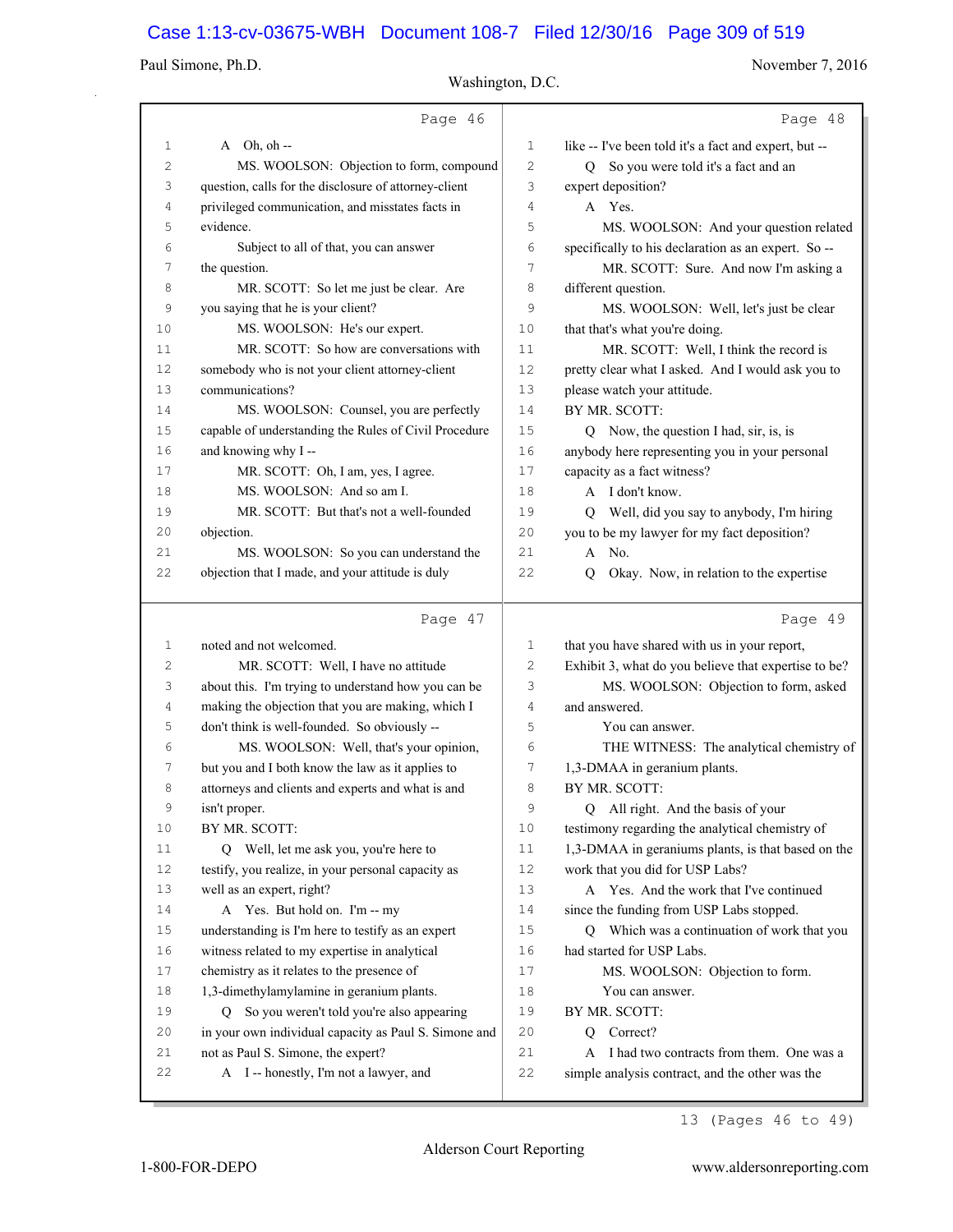Page 46

1 A Oh, oh --
2 MS. WOOLSON: Objection to form, compound
3 question, calls for the disclosure of attorney-client
4 privileged communication, and misstates facts in
5 evidence.
6 Subject to all of that, you can answer
7 the question.
8 MR. SCOTT: So let me just be clear. Are
9 you saying that he is your client?
10 MS. WOOLSON: He's our expert.
11 MR. SCOTT: So how are conversations with
12 somebody who is not your client attorney-client
13 communications?
14 MS. WOOLSON: Counsel, you are perfectly
15 capable of understanding the Rules of Civil Procedure
16 and knowing why I --
17 MR. SCOTT: Oh, I am, yes, I agree.
18 MS. WOOLSON: And so am I.
19 MR. SCOTT: But that's not a well-founded
20 objection.
21 MS. WOOLSON: So you can understand the
22 objection that I made, and your attitude is duly

Page 47

1 noted and not welcomed.
2 MR. SCOTT: Well, I have no attitude
3 about this. I'm trying to understand how you can be
4 making the objection that you are making, which I
5 don't think is well-founded. So obviously --
6 MS. WOOLSON: Well, that's your opinion,
7 but you and I both know the law as it applies to
8 attorneys and clients and experts and what is and
9 isn't proper.
10 BY MR. SCOTT:
11 Q Well, let me ask you, you're here to
12 testify, you realize, in your personal capacity as
13 well as an expert, right?
14 A Yes. But hold on. I'm -- my
15 understanding is I'm here to testify as an expert
16 witness related to my expertise in analytical
17 chemistry as it relates to the presence of
18 1,3-dimethylamylamine in geranium plants.
19 Q So you weren't told you're also appearing
20 in your own individual capacity as Paul S. Simone and
21 not as Paul S. Simone, the expert?
22 A I -- honestly, I'm not a lawyer, and

Page 48

1 like -- I've been told it's a fact and expert, but --
2 Q So you were told it's a fact and an
3 expert deposition?
4 A Yes.
5 MS. WOOLSON: And your question related
6 specifically to his declaration as an expert. So --
7 MR. SCOTT: Sure. And now I'm asking a
8 different question.
9 MS. WOOLSON: Well, let's just be clear
10 that that's what you're doing.
11 MR. SCOTT: Well, I think the record is
12 pretty clear what I asked. And I would ask you to
13 please watch your attitude.
14 BY MR. SCOTT:
15 Q Now, the question I had, sir, is, is
16 anybody here representing you in your personal
17 capacity as a fact witness?
18 A I don't know.
19 Q Well, did you say to anybody, I'm hiring
20 you to be my lawyer for my fact deposition?
21 A No.
22 Q Okay. Now, in relation to the expertise

Page 49

1 that you have shared with us in your report,
2 Exhibit 3, what do you believe that expertise to be?
3 MS. WOOLSON: Objection to form, asked
4 and answered.
5 You can answer.
6 THE WITNESS: The analytical chemistry of
7 1,3-DMAA in geranium plants.
8 BY MR. SCOTT:
9 Q All right. And the basis of your
10 testimony regarding the analytical chemistry of
11 1,3-DMAA in geraniums plants, is that based on the
12 work that you did for USP Labs?
13 A Yes. And the work that I've continued
14 since the funding from USP Labs stopped.
15 Q Which was a continuation of work that you
16 had started for USP Labs.
17 MS. WOOLSON: Objection to form.
18 You can answer.
19 BY MR. SCOTT:
20 Q Correct?
21 A I had two contracts from them. One was a
22 simple analysis contract, and the other was the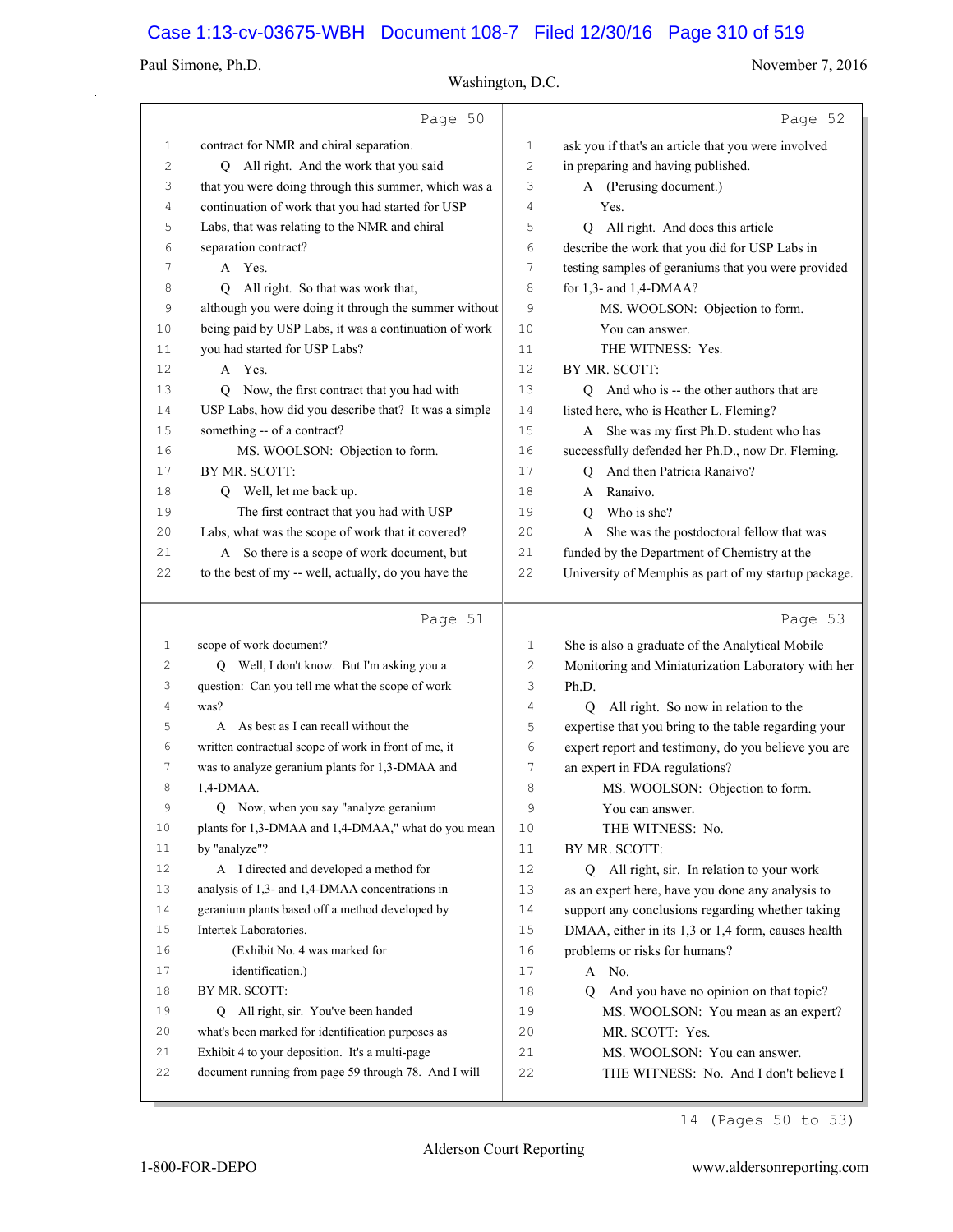Page 50

1 contract for NMR and chiral separation.
2 Q All right. And the work that you said
3 that you were doing through this summer, which was a
4 continuation of work that you had started for USP
5 Labs, that was relating to the NMR and chiral
6 separation contract?
7 A Yes.
8 Q All right. So that was work that,
9 although you were doing it through the summer without
10 being paid by USP Labs, it was a continuation of work
11 you had started for USP Labs?
12 A Yes.
13 Q Now, the first contract that you had with
14 USP Labs, how did you describe that? It was a simple
15 something -- of a contract?
16 MS. WOOLSON: Objection to form.
17 BY MR. SCOTT:
18 Q Well, let me back up.
19 The first contract that you had with USP
20 Labs, what was the scope of work that it covered?
21 A So there is a scope of work document, but
22 to the best of my -- well, actually, do you have the

Page 51

1 scope of work document?
2 Q Well, I don't know. But I'm asking you a
3 question: Can you tell me what the scope of work
4 was?
5 A As best as I can recall without the
6 written contractual scope of work in front of me, it
7 was to analyze geranium plants for 1,3-DMAA and
8 1,4-DMAA.
9 Q Now, when you say "analyze geranium
10 plants for 1,3-DMAA and 1,4-DMAA," what do you mean
11 by "analyze"?
12 A I directed and developed a method for
13 analysis of 1,3- and 1,4-DMAA concentrations in
14 geranium plants based off a method developed by
15 Intertek Laboratories.
16 (Exhibit No. 4 was marked for
17 identification.)
18 BY MR. SCOTT:
19 Q All right, sir. You've been handed
20 what's been marked for identification purposes as
21 Exhibit 4 to your deposition. It's a multi-page
22 document running from page 59 through 78. And I will

Page 52

1 ask you if that's an article that you were involved
2 in preparing and having published.
3 A (Perusing document.)
4 Yes.
5 Q All right. And does this article
6 describe the work that you did for USP Labs in
7 testing samples of geraniums that you were provided
8 for 1,3- and 1,4-DMAA?
9 MS. WOOLSON: Objection to form.
10 You can answer.
11 THE WITNESS: Yes.
12 BY MR. SCOTT:
13 Q And who is -- the other authors that are
14 listed here, who is Heather L. Fleming?
15 A She was my first Ph.D. student who has
16 successfully defended her Ph.D., now Dr. Fleming.
17 Q And then Patricia Ranaivo?
18 A Ranaivo.
19 Q Who is she?
20 A She was the postdoctoral fellow that was
21 funded by the Department of Chemistry at the
22 University of Memphis as part of my startup package.

Page 53

1 She is also a graduate of the Analytical Mobile
2 Monitoring and Miniaturization Laboratory with her
3 Ph.D.
4 Q All right. So now in relation to the
5 expertise that you bring to the table regarding your
6 expert report and testimony, do you believe you are
7 an expert in FDA regulations?
8 MS. WOOLSON: Objection to form.
9 You can answer.
10 THE WITNESS: No.
11 BY MR. SCOTT:
12 Q All right, sir. In relation to your work
13 as an expert here, have you done any analysis to
14 support any conclusions regarding whether taking
15 DMAA, either in its 1,3 or 1,4 form, causes health
16 problems or risks for humans?
17 A No.
18 Q And you have no opinion on that topic?
19 MS. WOOLSON: You mean as an expert?
20 MR. SCOTT: Yes.
21 MS. WOOLSON: You can answer.
22 THE WITNESS: No. And I don't believe I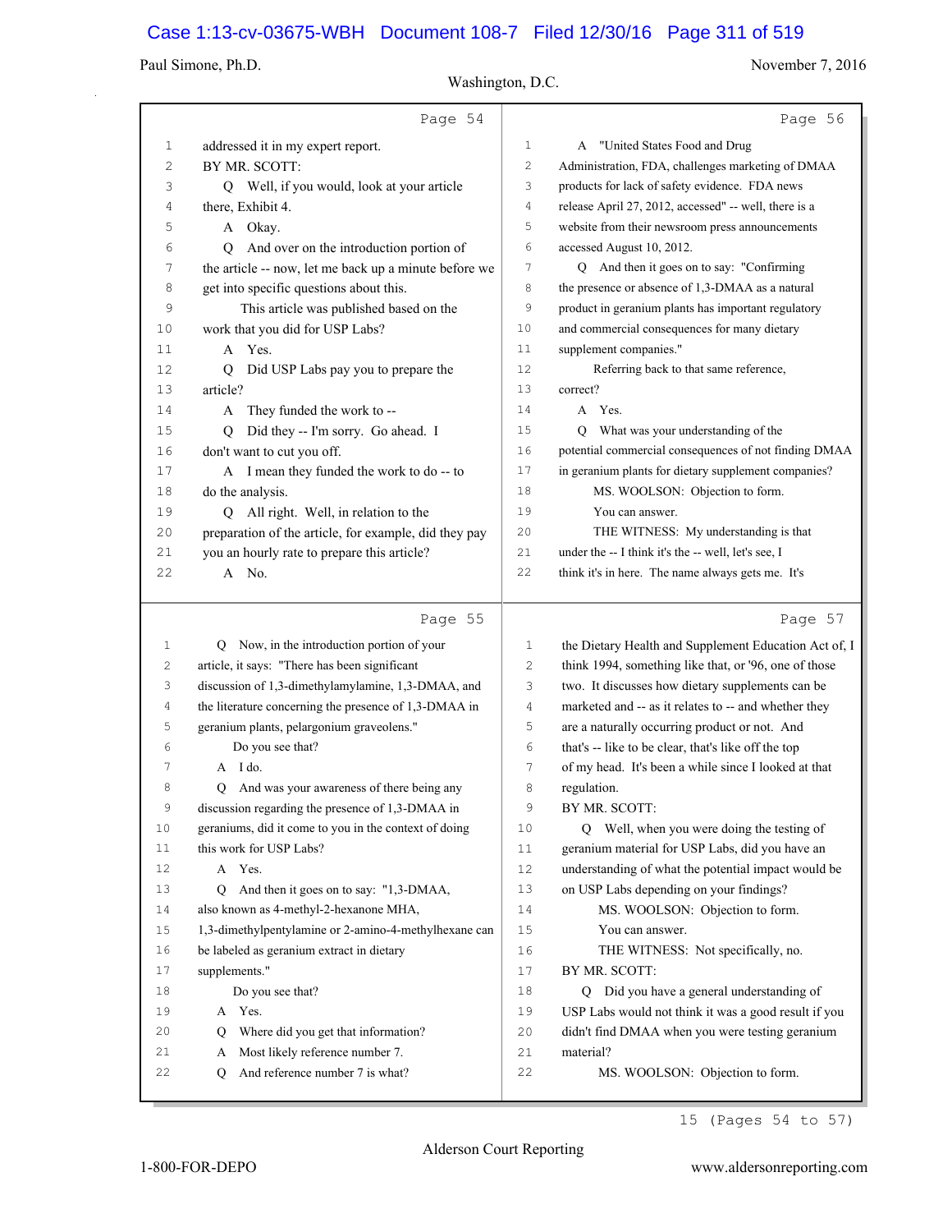**Page 54**

1 addressed it in my expert report.
2 BY MR. SCOTT:
3 Q Well, if you would, look at your article
4 there, Exhibit 4.
5 A Okay.
6 Q And over on the introduction portion of
7 the article -- now, let me back up a minute before we
8 get into specific questions about this.
9 This article was published based on the
10 work that you did for USP Labs?
11 A Yes.
12 Q Did USP Labs pay you to prepare the
13 article?
14 A They funded the work to --
15 Q Did they -- I'm sorry. Go ahead. I
16 don't want to cut you off.
17 A I mean they funded the work to do -- to
18 do the analysis.
19 Q All right. Well, in relation to the
20 preparation of the article, for example, did they pay
21 you an hourly rate to prepare this article?
22 A No.

**Page 55**

1 Q Now, in the introduction portion of your
2 article, it says: "There has been significant
3 discussion of 1,3-dimethylamylamine, 1,3-DMAA, and
4 the literature concerning the presence of 1,3-DMAA in
5 geranium plants, pelargonium graveolens."
6 Do you see that?
7 A I do.
8 Q And was your awareness of there being any
9 discussion regarding the presence of 1,3-DMAA in
10 geraniums, did it come to you in the context of doing
11 this work for USP Labs?
12 A Yes.
13 Q And then it goes on to say: "1,3-DMAA,
14 also known as 4-methyl-2-hexanone MHA,
15 1,3-dimethylpentylamine or 2-amino-4-methylhexane can
16 be labeled as geranium extract in dietary
17 supplements."
18 Do you see that?
19 A Yes.
20 Q Where did you get that information?
21 A Most likely reference number 7.
22 Q And reference number 7 is what?

**Page 56**

1 A "United States Food and Drug
2 Administration, FDA, challenges marketing of DMAA
3 products for lack of safety evidence. FDA news
4 release April 27, 2012, accessed" -- well, there is a
5 website from their newsroom press announcements
6 accessed August 10, 2012.
7 Q And then it goes on to say: "Confirming
8 the presence or absence of 1,3-DMAA as a natural
9 product in geranium plants has important regulatory
10 and commercial consequences for many dietary
11 supplement companies."
12 Referring back to that same reference,
13 correct?
14 A Yes.
15 Q What was your understanding of the
16 potential commercial consequences of not finding DMAA
17 in geranium plants for dietary supplement companies?
18 MS. WOOLSON: Objection to form.
19 You can answer.
20 THE WITNESS: My understanding is that
21 under the -- I think it's the -- well, let's see, I
22 think it's in here. The name always gets me. It's

**Page 57**

1 the Dietary Health and Supplement Education Act of, I
2 think 1994, something like that, or '96, one of those
3 two. It discusses how dietary supplements can be
4 marketed and -- as it relates to -- and whether they
5 are a naturally occurring product or not. And
6 that's -- like to be clear, that's like off the top
7 of my head. It's been a while since I looked at that
8 regulation.
9 BY MR. SCOTT:
10 Q Well, when you were doing the testing of
11 geranium material for USP Labs, did you have an
12 understanding of what the potential impact would be
13 on USP Labs depending on your findings?
14 MS. WOOLSON: Objection to form.
15 You can answer.
16 THE WITNESS: Not specifically, no.
17 BY MR. SCOTT:
18 Q Did you have a general understanding of
19 USP Labs would not think it was a good result if you
20 didn't find DMAA when you were testing geranium
21 material?
22 MS. WOOLSON: Objection to form.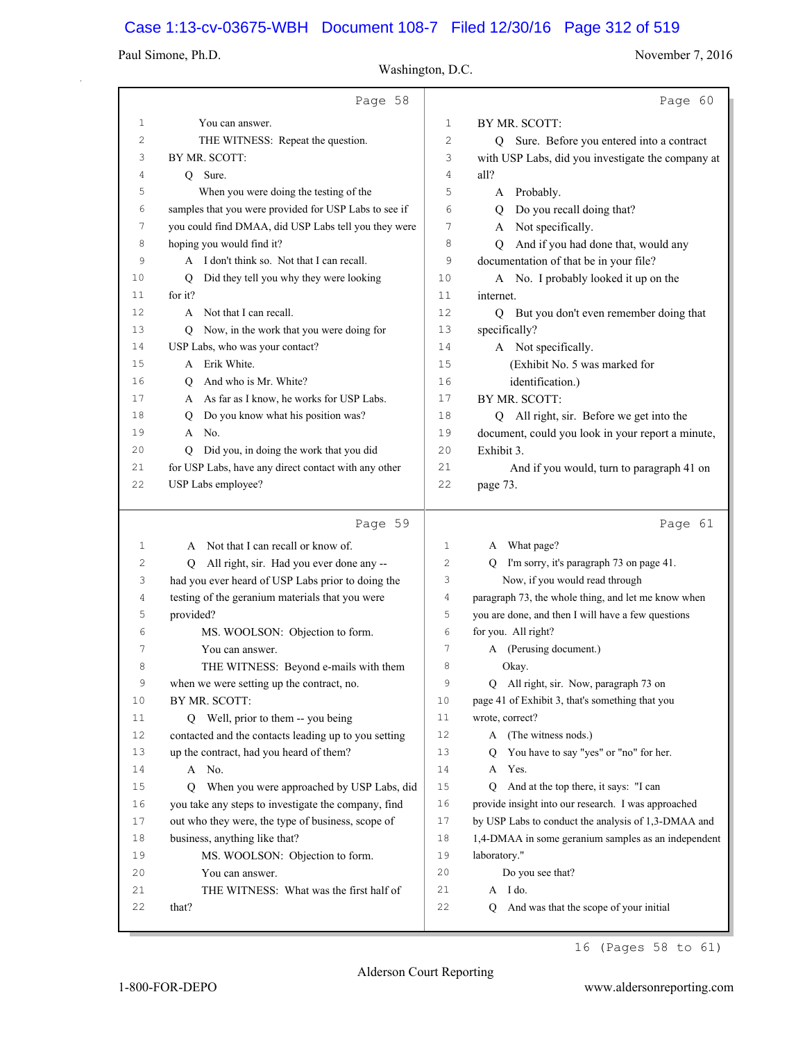Page 58

1 You can answer.
2 THE WITNESS: Repeat the question.
3 BY MR. SCOTT:
4 Q Sure.
5 When you were doing the testing of the
6 samples that you were provided for USP Labs to see if
7 you could find DMAA, did USP Labs tell you they were
8 hoping you would find it?
9 A I don't think so. Not that I can recall.
10 Q Did they tell you why they were looking
11 for it?
12 A Not that I can recall.
13 Q Now, in the work that you were doing for
14 USP Labs, who was your contact?
15 A Erik White.
16 Q And who is Mr. White?
17 A As far as I know, he works for USP Labs.
18 Q Do you know what his position was?
19 A No.
20 Q Did you, in doing the work that you did
21 for USP Labs, have any direct contact with any other
22 USP Labs employee?

Page 59

1 A Not that I can recall or know of.
2 Q All right, sir. Had you ever done any --
3 had you ever heard of USP Labs prior to doing the
4 testing of the geranium materials that you were
5 provided?
6 MS. WOOLSON: Objection to form.
7 You can answer.
8 THE WITNESS: Beyond e-mails with them
9 when we were setting up the contract, no.
10 BY MR. SCOTT:
11 Q Well, prior to them -- you being
12 contacted and the contacts leading up to you setting
13 up the contract, had you heard of them?
14 A No.
15 Q When you were approached by USP Labs, did
16 you take any steps to investigate the company, find
17 out who they were, the type of business, scope of
18 business, anything like that?
19 MS. WOOLSON: Objection to form.
20 You can answer.
21 THE WITNESS: What was the first half of
22 that?

Page 60

1 BY MR. SCOTT:
2 Q Sure. Before you entered into a contract
3 with USP Labs, did you investigate the company at
4 all?
5 A Probably.
6 Q Do you recall doing that?
7 A Not specifically.
8 Q And if you had done that, would any
9 documentation of that be in your file?
10 A No. I probably looked it up on the
11 internet.
12 Q But you don't even remember doing that
13 specifically?
14 A Not specifically.
15 (Exhibit No. 5 was marked for
16 identification.)
17 BY MR. SCOTT:
18 Q All right, sir. Before we get into the
19 document, could you look in your report a minute,
20 Exhibit 3.
21 And if you would, turn to paragraph 41 on
22 page 73.

Page 61

1 A What page?
2 Q I'm sorry, it's paragraph 73 on page 41.
3 Now, if you would read through
4 paragraph 73, the whole thing, and let me know when
5 you are done, and then I will have a few questions
6 for you. All right?
7 A (Perusing document.)
8 Okay.
9 Q All right, sir. Now, paragraph 73 on
10 page 41 of Exhibit 3, that's something that you
11 wrote, correct?
12 A (The witness nods.)
13 Q You have to say "yes" or "no" for her.
14 A Yes.
15 Q And at the top there, it says: "I can
16 provide insight into our research. I was approached
17 by USP Labs to conduct the analysis of 1,3-DMAA and
18 1,4-DMAA in some geranium samples as an independent
19 laboratory."
20 Do you see that?
21 A I do.
22 Q And was that the scope of your initial

16 (Pages 58 to 61)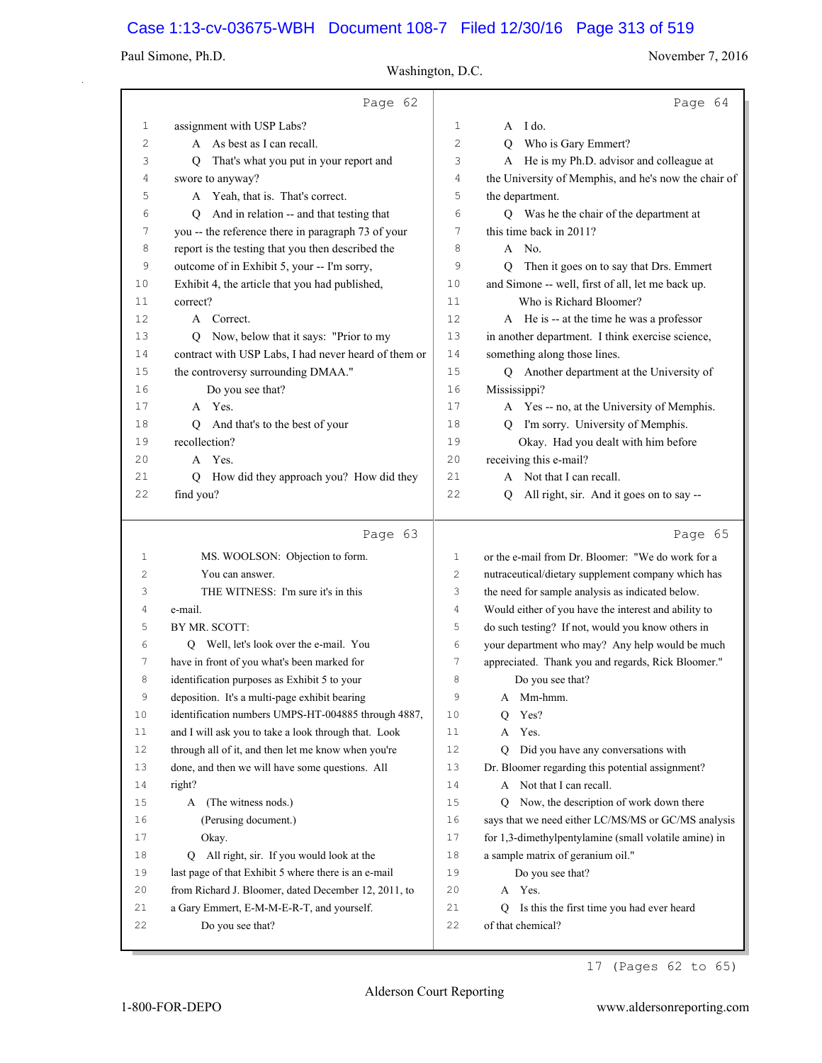Page 62

1 assignment with USP Labs?
2 A As best as I can recall.
3 Q That's what you put in your report and
4 swore to anyway?
5 A Yeah, that is. That's correct.
6 Q And in relation -- and that testing that
7 you -- the reference there in paragraph 73 of your
8 report is the testing that you then described the
9 outcome of in Exhibit 5, your -- I'm sorry,
10 Exhibit 4, the article that you had published,
11 correct?
12 A Correct.
13 Q Now, below that it says: "Prior to my
14 contract with USP Labs, I had never heard of them or
15 the controversy surrounding DMAA."
16 Do you see that?
17 A Yes.
18 Q And that's to the best of your
19 recollection?
20 A Yes.
21 Q How did they approach you? How did they
22 find you?

Page 63

1 MS. WOOLSON: Objection to form.
2 You can answer.
3 THE WITNESS: I'm sure it's in this
4 e-mail.
5 BY MR. SCOTT:
6 Q Well, let's look over the e-mail. You
7 have in front of you what's been marked for
8 identification purposes as Exhibit 5 to your
9 deposition. It's a multi-page exhibit bearing
10 identification numbers UMPS-HT-004885 through 4887,
11 and I will ask you to take a look through that. Look
12 through all of it, and then let me know when you're
13 done, and then we will have some questions. All
14 right?
15 A (The witness nods.)
16 (Perusing document.)
17 Okay.
18 Q All right, sir. If you would look at the
19 last page of that Exhibit 5 where there is an e-mail
20 from Richard J. Bloomer, dated December 12, 2011, to
21 a Gary Emmert, E-M-M-E-R-T, and yourself.
22 Do you see that?

Page 64

1 A I do.
2 Q Who is Gary Emmert?
3 A He is my Ph.D. advisor and colleague at
4 the University of Memphis, and he's now the chair of
5 the department.
6 Q Was he the chair of the department at
7 this time back in 2011?
8 A No.
9 Q Then it goes on to say that Drs. Emmert
10 and Simone -- well, first of all, let me back up.
11 Who is Richard Bloomer?
12 A He is -- at the time he was a professor
13 in another department. I think exercise science,
14 something along those lines.
15 Q Another department at the University of
16 Mississippi?
17 A Yes -- no, at the University of Memphis.
18 Q I'm sorry. University of Memphis.
19 Okay. Had you dealt with him before
20 receiving this e-mail?
21 A Not that I can recall.
22 Q All right, sir. And it goes on to say --

Page 65

1 or the e-mail from Dr. Bloomer: "We do work for a
2 nutraceutical/dietary supplement company which has
3 the need for sample analysis as indicated below.
4 Would either of you have the interest and ability to
5 do such testing? If not, would you know others in
6 your department who may? Any help would be much
7 appreciated. Thank you and regards, Rick Bloomer."
8 Do you see that?
9 A Mm-hmm.
10 Q Yes?
11 A Yes.
12 Q Did you have any conversations with
13 Dr. Bloomer regarding this potential assignment?
14 A Not that I can recall.
15 Q Now, the description of work down there
16 says that we need either LC/MS/MS or GC/MS analysis
17 for 1,3-dimethylpentylamine (small volatile amine) in
18 a sample matrix of geranium oil."
19 Do you see that?
20 A Yes.
21 Q Is this the first time you had ever heard
22 of that chemical?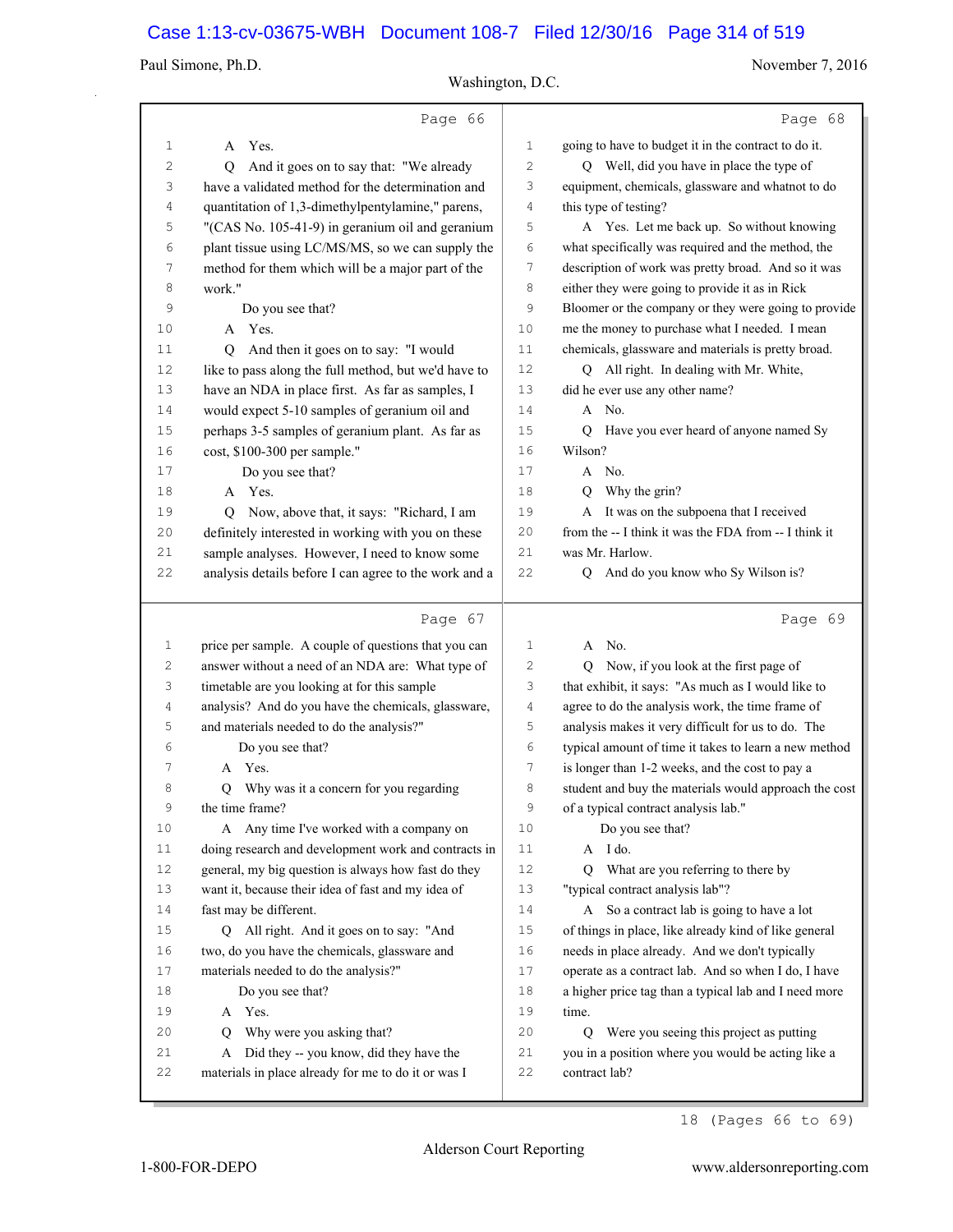Page 66

1 A Yes.
2 Q And it goes on to say that: "We already
3 have a validated method for the determination and
4 quantitation of 1,3-dimethylpentylamine," parens,
5 "(CAS No. 105-41-9) in geranium oil and geranium
6 plant tissue using LC/MS/MS, so we can supply the
7 method for them which will be a major part of the
8 work."
9 Do you see that?
10 A Yes.
11 Q And then it goes on to say: "I would
12 like to pass along the full method, but we'd have to
13 have an NDA in place first. As far as samples, I
14 would expect 5-10 samples of geranium oil and
15 perhaps 3-5 samples of geranium plant. As far as
16 cost, $100-300 per sample."
17 Do you see that?
18 A Yes.
19 Q Now, above that, it says: "Richard, I am
20 definitely interested in working with you on these
21 sample analyses. However, I need to know some
22 analysis details before I can agree to the work and a

Page 67

1 price per sample. A couple of questions that you can
2 answer without a need of an NDA are: What type of
3 timetable are you looking at for this sample
4 analysis? And do you have the chemicals, glassware,
5 and materials needed to do the analysis?"
6 Do you see that?
7 A Yes.
8 Q Why was it a concern for you regarding
9 the time frame?
10 A Any time I've worked with a company on
11 doing research and development work and contracts in
12 general, my big question is always how fast do they
13 want it, because their idea of fast and my idea of
14 fast may be different.
15 Q All right. And it goes on to say: "And
16 two, do you have the chemicals, glassware and
17 materials needed to do the analysis?"
18 Do you see that?
19 A Yes.
20 Q Why were you asking that?
21 A Did they -- you know, did they have the
22 materials in place already for me to do it or was I

Page 68

1 going to have to budget it in the contract to do it.
2 Q Well, did you have in place the type of
3 equipment, chemicals, glassware and whatnot to do
4 this type of testing?
5 A Yes. Let me back up. So without knowing
6 what specifically was required and the method, the
7 description of work was pretty broad. And so it was
8 either they were going to provide it as in Rick
9 Bloomer or the company or they were going to provide
10 me the money to purchase what I needed. I mean
11 chemicals, glassware and materials is pretty broad.
12 Q All right. In dealing with Mr. White,
13 did he ever use any other name?
14 A No.
15 Q Have you ever heard of anyone named Sy
16 Wilson?
17 A No.
18 Q Why the grin?
19 A It was on the subpoena that I received
20 from the -- I think it was the FDA from -- I think it
21 was Mr. Harlow.
22 Q And do you know who Sy Wilson is?

Page 69

1 A No.
2 Q Now, if you look at the first page of
3 that exhibit, it says: "As much as I would like to
4 agree to do the analysis work, the time frame of
5 analysis makes it very difficult for us to do. The
6 typical amount of time it takes to learn a new method
7 is longer than 1-2 weeks, and the cost to pay a
8 student and buy the materials would approach the cost
9 of a typical contract analysis lab."
10 Do you see that?
11 A I do.
12 Q What are you referring to there by
13 "typical contract analysis lab"?
14 A So a contract lab is going to have a lot
15 of things in place, like already kind of like general
16 needs in place already. And we don't typically
17 operate as a contract lab. And so when I do, I have
18 a higher price tag than a typical lab and I need more
19 time.
20 Q Were you seeing this project as putting
21 you in a position where you would be acting like a
22 contract lab?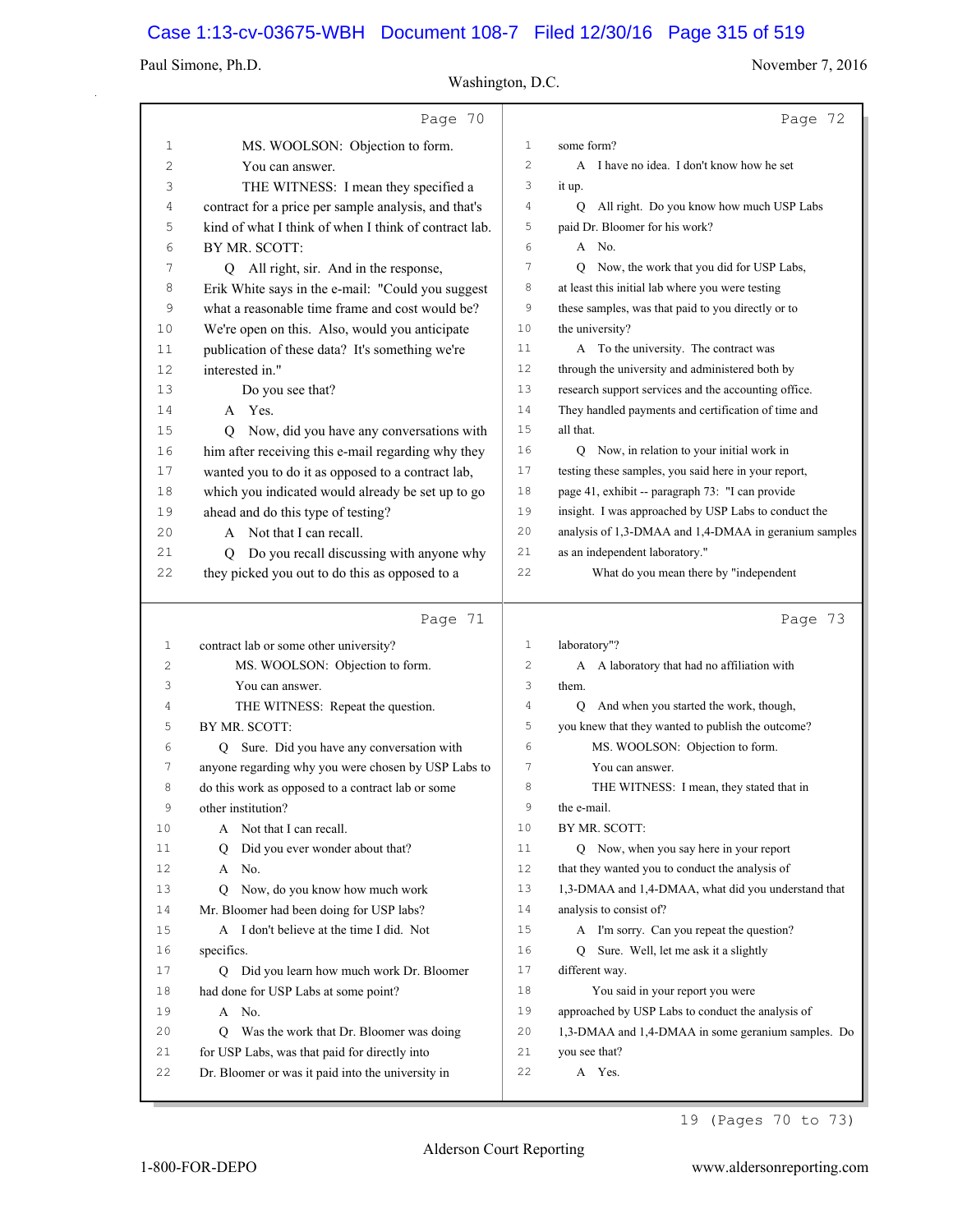Page 70

1 MS. WOOLSON: Objection to form.
2 You can answer.
3 THE WITNESS: I mean they specified a
4 contract for a price per sample analysis, and that's
5 kind of what I think of when I think of contract lab.
6 BY MR. SCOTT:
7 Q All right, sir. And in the response,
8 Erik White says in the e-mail: "Could you suggest
9 what a reasonable time frame and cost would be?
10 We're open on this. Also, would you anticipate
11 publication of these data? It's something we're
12 interested in."
13 Do you see that?
14 A Yes.
15 Q Now, did you have any conversations with
16 him after receiving this e-mail regarding why they
17 wanted you to do it as opposed to a contract lab,
18 which you indicated would already be set up to go
19 ahead and do this type of testing?
20 A Not that I can recall.
21 Q Do you recall discussing with anyone why
22 they picked you out to do this as opposed to a

Page 71

1 contract lab or some other university?
2 MS. WOOLSON: Objection to form.
3 You can answer.
4 THE WITNESS: Repeat the question.
5 BY MR. SCOTT:
6 Q Sure. Did you have any conversation with
7 anyone regarding why you were chosen by USP Labs to
8 do this work as opposed to a contract lab or some
9 other institution?
10 A Not that I can recall.
11 Q Did you ever wonder about that?
12 A No.
13 Q Now, do you know how much work
14 Mr. Bloomer had been doing for USP labs?
15 A I don't believe at the time I did. Not
16 specifics.
17 Q Did you learn how much work Dr. Bloomer
18 had done for USP Labs at some point?
19 A No.
20 Q Was the work that Dr. Bloomer was doing
21 for USP Labs, was that paid for directly into
22 Dr. Bloomer or was it paid into the university in

Page 72

1 some form?
2 A I have no idea. I don't know how he set
3 it up.
4 Q All right. Do you know how much USP Labs
5 paid Dr. Bloomer for his work?
6 A No.
7 Q Now, the work that you did for USP Labs,
8 at least this initial lab where you were testing
9 these samples, was that paid to you directly or to
10 the university?
11 A To the university. The contract was
12 through the university and administered both by
13 research support services and the accounting office.
14 They handled payments and certification of time and
15 all that.
16 Q Now, in relation to your initial work in
17 testing these samples, you said here in your report,
18 page 41, exhibit -- paragraph 73: "I can provide
19 insight. I was approached by USP Labs to conduct the
20 analysis of 1,3-DMAA and 1,4-DMAA in geranium samples
21 as an independent laboratory."
22 What do you mean there by "independent

Page 73

1 laboratory"?
2 A A laboratory that had no affiliation with
3 them.
4 Q And when you started the work, though,
5 you knew that they wanted to publish the outcome?
6 MS. WOOLSON: Objection to form.
7 You can answer.
8 THE WITNESS: I mean, they stated that in
9 the e-mail.
10 BY MR. SCOTT:
11 Q Now, when you say here in your report
12 that they wanted you to conduct the analysis of
13 1,3-DMAA and 1,4-DMAA, what did you understand that
14 analysis to consist of?
15 A I'm sorry. Can you repeat the question?
16 Q Sure. Well, let me ask it a slightly
17 different way.
18 You said in your report you were
19 approached by USP Labs to conduct the analysis of
20 1,3-DMAA and 1,4-DMAA in some geranium samples. Do
21 you see that?
22 A Yes.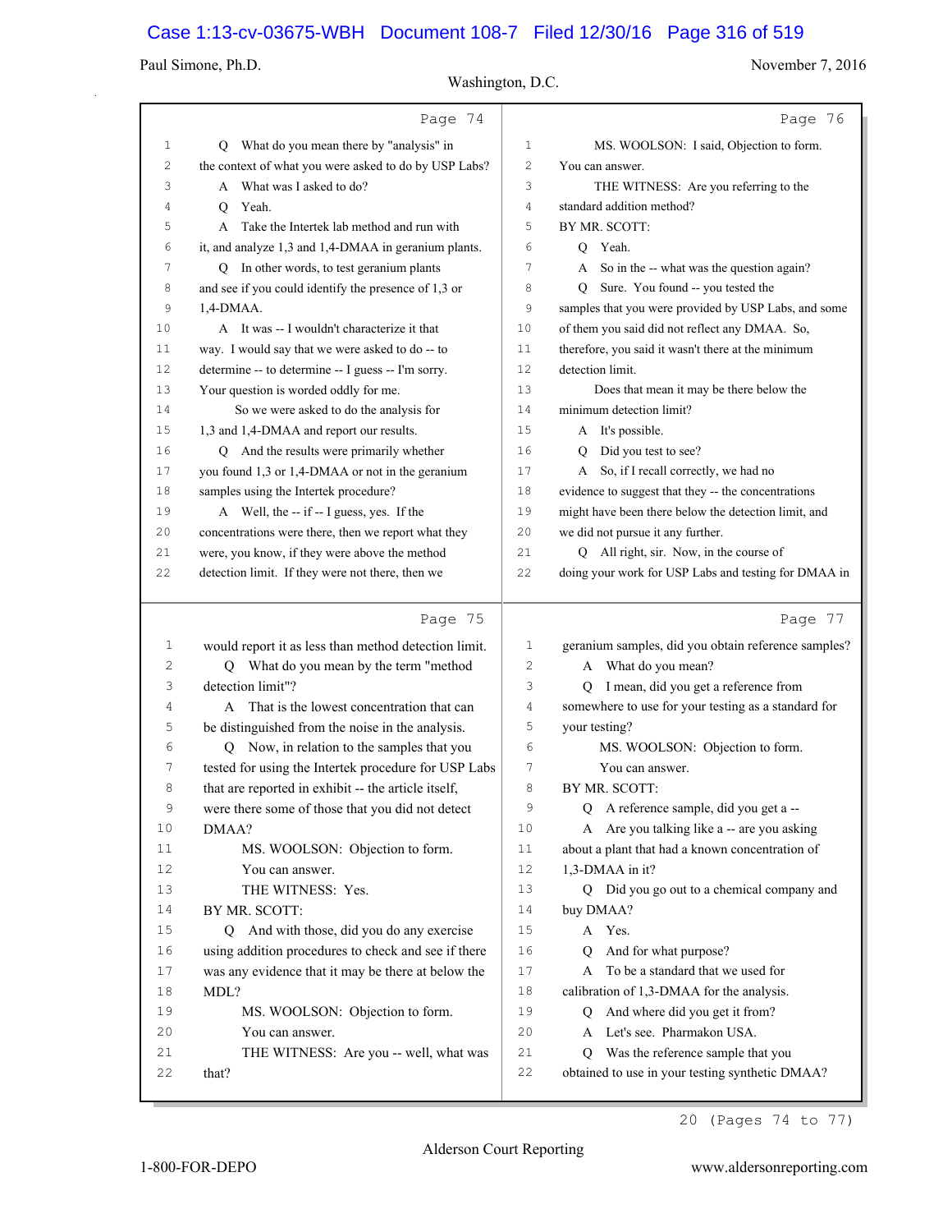Page 74

1 Q What do you mean there by "analysis" in
2 the context of what you were asked to do by USP Labs?
3 A What was I asked to do?
4 Q Yeah.
5 A Take the Intertek lab method and run with
6 it, and analyze 1,3 and 1,4-DMAA in geranium plants.
7 Q In other words, to test geranium plants
8 and see if you could identify the presence of 1,3 or
9 1,4-DMAA.
10 A It was -- I wouldn't characterize it that
11 way. I would say that we were asked to do -- to
12 determine -- to determine -- I guess -- I'm sorry.
13 Your question is worded oddly for me.
14 So we were asked to do the analysis for
15 1,3 and 1,4-DMAA and report our results.
16 Q And the results were primarily whether
17 you found 1,3 or 1,4-DMAA or not in the geranium
18 samples using the Intertek procedure?
19 A Well, the -- if -- I guess, yes. If the
20 concentrations were there, then we report what they
21 were, you know, if they were above the method
22 detection limit. If they were not there, then we

Page 75

1 would report it as less than method detection limit.
2 Q What do you mean by the term "method
3 detection limit"?
4 A That is the lowest concentration that can
5 be distinguished from the noise in the analysis.
6 Q Now, in relation to the samples that you
7 tested for using the Intertek procedure for USP Labs
8 that are reported in exhibit -- the article itself,
9 were there some of those that you did not detect
10 DMAA?
11 MS. WOOLSON: Objection to form.
12 You can answer.
13 THE WITNESS: Yes.
14 BY MR. SCOTT:
15 Q And with those, did you do any exercise
16 using addition procedures to check and see if there
17 was any evidence that it may be there at below the
18 MDL?
19 MS. WOOLSON: Objection to form.
20 You can answer.
21 THE WITNESS: Are you -- well, what was
22 that?

Page 76

1 MS. WOOLSON: I said, Objection to form.
2 You can answer.
3 THE WITNESS: Are you referring to the
4 standard addition method?
5 BY MR. SCOTT:
6 Q Yeah.
7 A So in the -- what was the question again?
8 Q Sure. You found -- you tested the
9 samples that you were provided by USP Labs, and some
10 of them you said did not reflect any DMAA. So,
11 therefore, you said it wasn't there at the minimum
12 detection limit.
13 Does that mean it may be there below the
14 minimum detection limit?
15 A It's possible.
16 Q Did you test to see?
17 A So, if I recall correctly, we had no
18 evidence to suggest that they -- the concentrations
19 might have been there below the detection limit, and
20 we did not pursue it any further.
21 Q All right, sir. Now, in the course of
22 doing your work for USP Labs and testing for DMAA in

Page 77

1 geranium samples, did you obtain reference samples?
2 A What do you mean?
3 Q I mean, did you get a reference from
4 somewhere to use for your testing as a standard for
5 your testing?
6 MS. WOOLSON: Objection to form.
7 You can answer.
8 BY MR. SCOTT:
9 Q A reference sample, did you get a --
10 A Are you talking like a -- are you asking
11 about a plant that had a known concentration of
12 1,3-DMAA in it?
13 Q Did you go out to a chemical company and
14 buy DMAA?
15 A Yes.
16 Q And for what purpose?
17 A To be a standard that we used for
18 calibration of 1,3-DMAA for the analysis.
19 Q And where did you get it from?
20 A Let's see. Pharmakon USA.
21 Q Was the reference sample that you
22 obtained to use in your testing synthetic DMAA?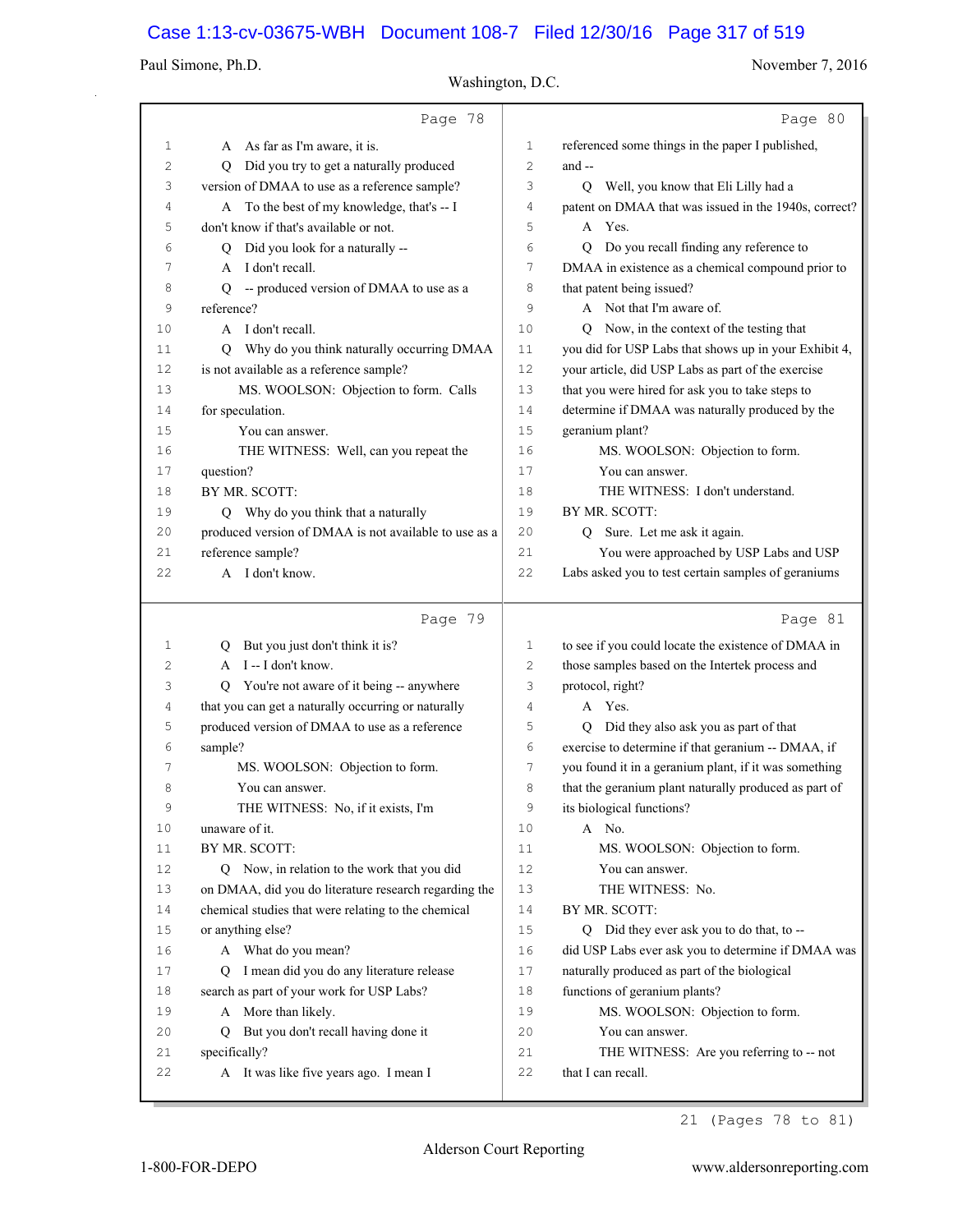Page 78

1 A As far as I'm aware, it is.
2 Q Did you try to get a naturally produced
3 version of DMAA to use as a reference sample?
4 A To the best of my knowledge, that's -- I
5 don't know if that's available or not.
6 Q Did you look for a naturally --
7 A I don't recall.
8 Q -- produced version of DMAA to use as a
9 reference?
10 A I don't recall.
11 Q Why do you think naturally occurring DMAA
12 is not available as a reference sample?
13 MS. WOOLSON: Objection to form. Calls
14 for speculation.
15 You can answer.
16 THE WITNESS: Well, can you repeat the
17 question?
18 BY MR. SCOTT:
19 Q Why do you think that a naturally
20 produced version of DMAA is not available to use as a
21 reference sample?
22 A I don't know.

Page 79

1 Q But you just don't think it is?
2 A I -- I don't know.
3 Q You're not aware of it being -- anywhere
4 that you can get a naturally occurring or naturally
5 produced version of DMAA to use as a reference
6 sample?
7 MS. WOOLSON: Objection to form.
8 You can answer.
9 THE WITNESS: No, if it exists, I'm
10 unaware of it.
11 BY MR. SCOTT:
12 Q Now, in relation to the work that you did
13 on DMAA, did you do literature research regarding the
14 chemical studies that were relating to the chemical
15 or anything else?
16 A What do you mean?
17 Q I mean did you do any literature release
18 search as part of your work for USP Labs?
19 A More than likely.
20 Q But you don't recall having done it
21 specifically?
22 A It was like five years ago. I mean I

Page 80

1 referenced some things in the paper I published,
2 and --
3 Q Well, you know that Eli Lilly had a
4 patent on DMAA that was issued in the 1940s, correct?
5 A Yes.
6 Q Do you recall finding any reference to
7 DMAA in existence as a chemical compound prior to
8 that patent being issued?
9 A Not that I'm aware of.
10 Q Now, in the context of the testing that
11 you did for USP Labs that shows up in your Exhibit 4,
12 your article, did USP Labs as part of the exercise
13 that you were hired for ask you to take steps to
14 determine if DMAA was naturally produced by the
15 geranium plant?
16 MS. WOOLSON: Objection to form.
17 You can answer.
18 THE WITNESS: I don't understand.
19 BY MR. SCOTT:
20 Q Sure. Let me ask it again.
21 You were approached by USP Labs and USP
22 Labs asked you to test certain samples of geraniums

Page 81

1 to see if you could locate the existence of DMAA in
2 those samples based on the Intertek process and
3 protocol, right?
4 A Yes.
5 Q Did they also ask you as part of that
6 exercise to determine if that geranium -- DMAA, if
7 you found it in a geranium plant, if it was something
8 that the geranium plant naturally produced as part of
9 its biological functions?
10 A No.
11 MS. WOOLSON: Objection to form.
12 You can answer.
13 THE WITNESS: No.
14 BY MR. SCOTT:
15 Q Did they ever ask you to do that, to --
16 did USP Labs ever ask you to determine if DMAA was
17 naturally produced as part of the biological
18 functions of geranium plants?
19 MS. WOOLSON: Objection to form.
20 You can answer.
21 THE WITNESS: Are you referring to -- not
22 that I can recall.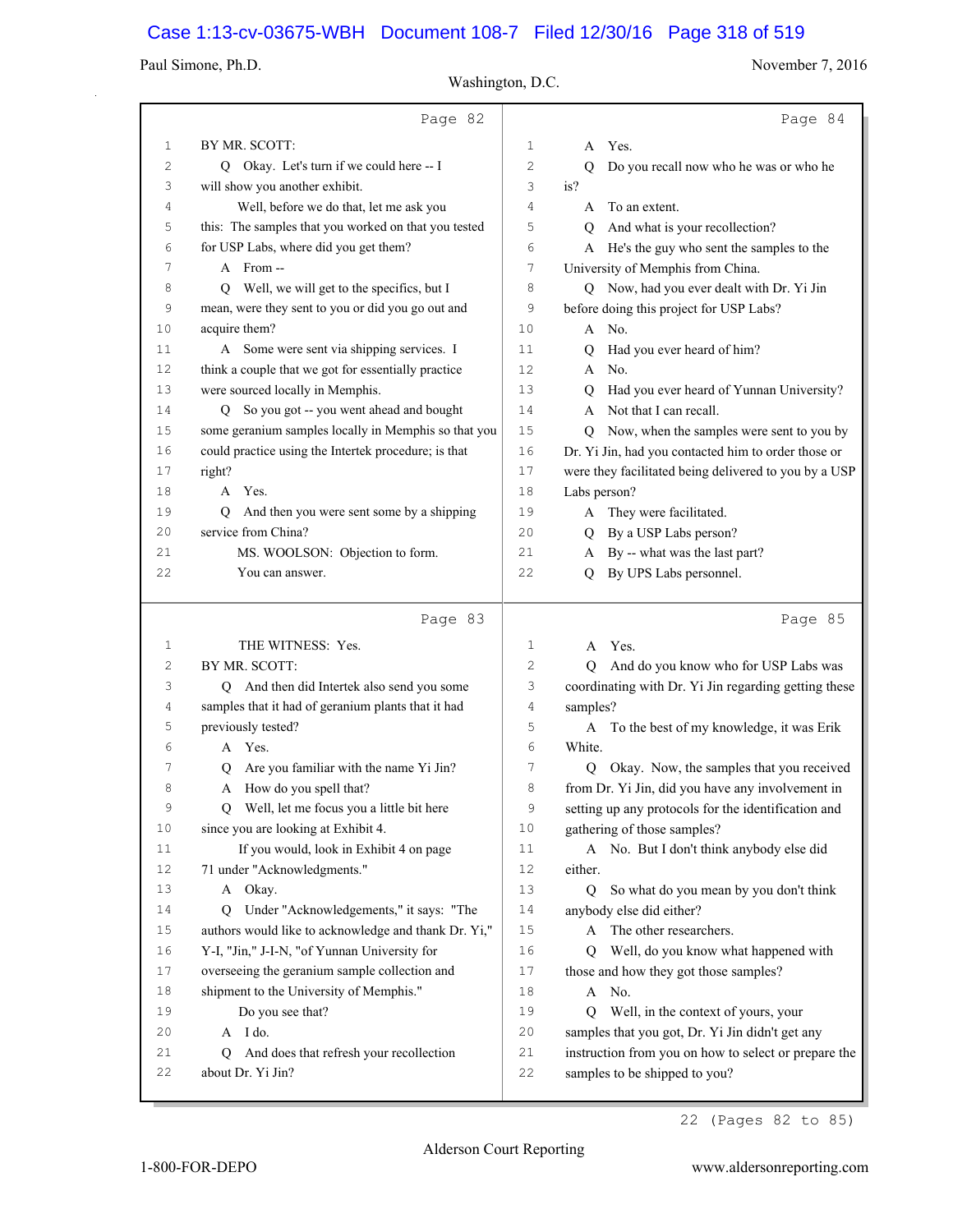Page 82

1 BY MR. SCOTT:
2 Q Okay. Let's turn if we could here -- I
3 will show you another exhibit.
4 Well, before we do that, let me ask you
5 this: The samples that you worked on that you tested
6 for USP Labs, where did you get them?
7 A From --
8 Q Well, we will get to the specifics, but I
9 mean, were they sent to you or did you go out and
10 acquire them?
11 A Some were sent via shipping services. I
12 think a couple that we got for essentially practice
13 were sourced locally in Memphis.
14 Q So you got -- you went ahead and bought
15 some geranium samples locally in Memphis so that you
16 could practice using the Intertek procedure; is that
17 right?
18 A Yes.
19 Q And then you were sent some by a shipping
20 service from China?
21 MS. WOOLSON: Objection to form.
22 You can answer.

Page 83

1 THE WITNESS: Yes.
2 BY MR. SCOTT:
3 Q And then did Intertek also send you some
4 samples that it had of geranium plants that it had
5 previously tested?
6 A Yes.
7 Q Are you familiar with the name Yi Jin?
8 A How do you spell that?
9 Q Well, let me focus you a little bit here
10 since you are looking at Exhibit 4.
11 If you would, look in Exhibit 4 on page
12 71 under "Acknowledgments."
13 A Okay.
14 Q Under "Acknowledgements," it says: "The
15 authors would like to acknowledge and thank Dr. Yi,"
16 Y-I, "Jin," J-I-N, "of Yunnan University for
17 overseeing the geranium sample collection and
18 shipment to the University of Memphis."
19 Do you see that?
20 A I do.
21 Q And does that refresh your recollection
22 about Dr. Yi Jin?

Page 84

1 A Yes.
2 Q Do you recall now who he was or who he
3 is?
4 A To an extent.
5 Q And what is your recollection?
6 A He's the guy who sent the samples to the
7 University of Memphis from China.
8 Q Now, had you ever dealt with Dr. Yi Jin
9 before doing this project for USP Labs?
10 A No.
11 Q Had you ever heard of him?
12 A No.
13 Q Had you ever heard of Yunnan University?
14 A Not that I can recall.
15 Q Now, when the samples were sent to you by
16 Dr. Yi Jin, had you contacted him to order those or
17 were they facilitated being delivered to you by a USP
18 Labs person?
19 A They were facilitated.
20 Q By a USP Labs person?
21 A By -- what was the last part?
22 Q By UPS Labs personnel.

Page 85

1 A Yes.
2 Q And do you know who for USP Labs was
3 coordinating with Dr. Yi Jin regarding getting these
4 samples?
5 A To the best of my knowledge, it was Erik
6 White.
7 Q Okay. Now, the samples that you received
8 from Dr. Yi Jin, did you have any involvement in
9 setting up any protocols for the identification and
10 gathering of those samples?
11 A No. But I don't think anybody else did
12 either.
13 Q So what do you mean by you don't think
14 anybody else did either?
15 A The other researchers.
16 Q Well, do you know what happened with
17 those and how they got those samples?
18 A No.
19 Q Well, in the context of yours, your
20 samples that you got, Dr. Yi Jin didn't get any
21 instruction from you on how to select or prepare the
22 samples to be shipped to you?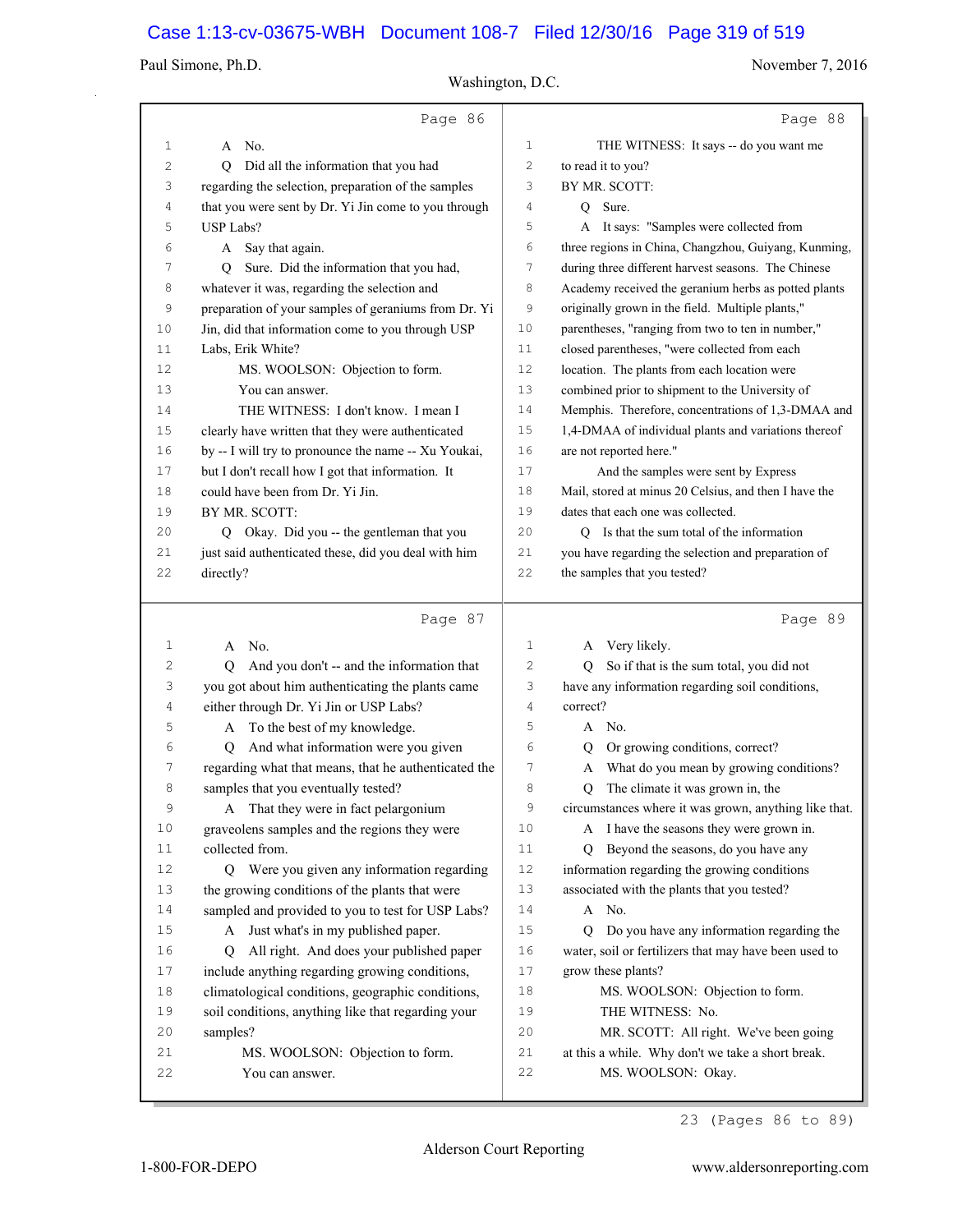Page 86

1 A No.

2 Q Did all the information that you had

3 regarding the selection, preparation of the samples

4 that you were sent by Dr. Yi Jin come to you through

5 USP Labs?

6 A Say that again.

7 Q Sure. Did the information that you had,

8 whatever it was, regarding the selection and

9 preparation of your samples of geraniums from Dr. Yi

10 Jin, did that information come to you through USP

11 Labs, Erik White?

12 MS. WOOLSON: Objection to form.

13 You can answer.

14 THE WITNESS: I don't know. I mean I

15 clearly have written that they were authenticated

16 by -- I will try to pronounce the name -- Xu Youkai,

17 but I don't recall how I got that information. It

18 could have been from Dr. Yi Jin.

19 BY MR. SCOTT:

20 Q Okay. Did you -- the gentleman that you

21 just said authenticated these, did you deal with him

22 directly?

Page 87

1 A No.

2 Q And you don't -- and the information that

3 you got about him authenticating the plants came

4 either through Dr. Yi Jin or USP Labs?

5 A To the best of my knowledge.

6 Q And what information were you given

7 regarding what that means, that he authenticated the

8 samples that you eventually tested?

9 A That they were in fact pelargonium

10 graveolens samples and the regions they were

11 collected from.

12 Q Were you given any information regarding

13 the growing conditions of the plants that were

14 sampled and provided to you to test for USP Labs?

15 A Just what's in my published paper.

16 Q All right. And does your published paper

17 include anything regarding growing conditions,

18 climatological conditions, geographic conditions,

19 soil conditions, anything like that regarding your

20 samples?

21 MS. WOOLSON: Objection to form.

22 You can answer.

Page 88

1 THE WITNESS: It says -- do you want me

2 to read it to you?

3 BY MR. SCOTT:

4 Q Sure.

5 A It says: "Samples were collected from

6 three regions in China, Changzhou, Guiyang, Kunming,

7 during three different harvest seasons. The Chinese

8 Academy received the geranium herbs as potted plants

9 originally grown in the field. Multiple plants,"

10 parentheses, "ranging from two to ten in number,"

11 closed parentheses, "were collected from each

12 location. The plants from each location were

13 combined prior to shipment to the University of

14 Memphis. Therefore, concentrations of 1,3-DMAA and

15 1,4-DMAA of individual plants and variations thereof

16 are not reported here."

17 And the samples were sent by Express

18 Mail, stored at minus 20 Celsius, and then I have the

19 dates that each one was collected.

20 Q Is that the sum total of the information

21 you have regarding the selection and preparation of

22 the samples that you tested?

Page 89

1 A Very likely.

2 Q So if that is the sum total, you did not

3 have any information regarding soil conditions,

4 correct?

5 A No.

6 Q Or growing conditions, correct?

7 A What do you mean by growing conditions?

8 Q The climate it was grown in, the

9 circumstances where it was grown, anything like that.

10 A I have the seasons they were grown in.

11 Q Beyond the seasons, do you have any

12 information regarding the growing conditions

13 associated with the plants that you tested?

14 A No.

15 Q Do you have any information regarding the

16 water, soil or fertilizers that may have been used to

17 grow these plants?

18 MS. WOOLSON: Objection to form.

19 THE WITNESS: No.

20 MR. SCOTT: All right. We've been going

21 at this a while. Why don't we take a short break.

22 MS. WOOLSON: Okay.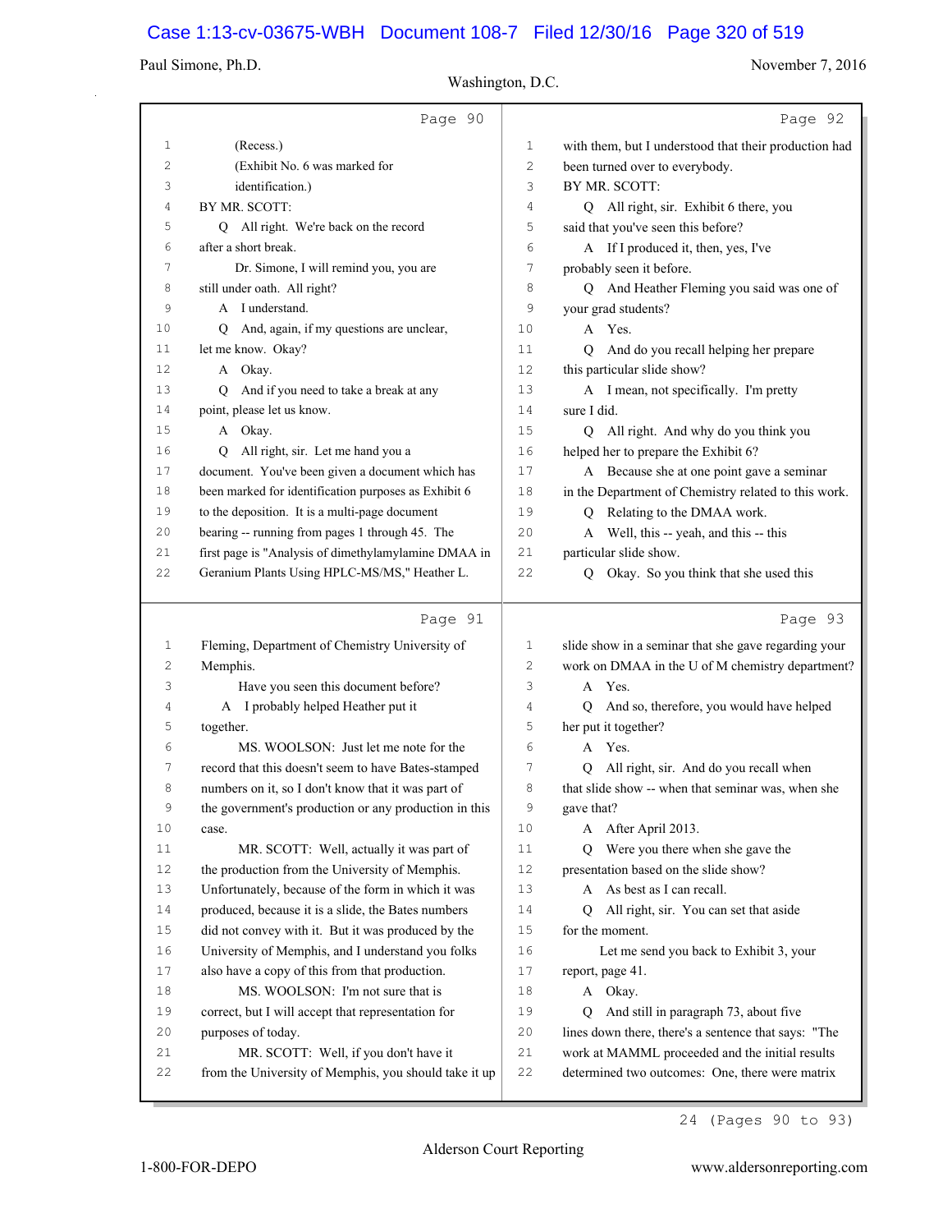Page 90

1 (Recess.)
2 (Exhibit No. 6 was marked for
3 identification.)
4 BY MR. SCOTT:
5 Q All right. We're back on the record
6 after a short break.
7 Dr. Simone, I will remind you, you are
8 still under oath. All right?
9 A I understand.
10 Q And, again, if my questions are unclear,
11 let me know. Okay?
12 A Okay.
13 Q And if you need to take a break at any
14 point, please let us know.
15 A Okay.
16 Q All right, sir. Let me hand you a
17 document. You've been given a document which has
18 been marked for identification purposes as Exhibit 6
19 to the deposition. It is a multi-page document
20 bearing -- running from pages 1 through 45. The
21 first page is "Analysis of dimethylamylamine DMAA in
22 Geranium Plants Using HPLC-MS/MS," Heather L.

Page 91

1 Fleming, Department of Chemistry University of
2 Memphis.
3 Have you seen this document before?
4 A I probably helped Heather put it
5 together.
6 MS. WOOLSON: Just let me note for the
7 record that this doesn't seem to have Bates-stamped
8 numbers on it, so I don't know that it was part of
9 the government's production or any production in this
10 case.
11 MR. SCOTT: Well, actually it was part of
12 the production from the University of Memphis.
13 Unfortunately, because of the form in which it was
14 produced, because it is a slide, the Bates numbers
15 did not convey with it. But it was produced by the
16 University of Memphis, and I understand you folks
17 also have a copy of this from that production.
18 MS. WOOLSON: I'm not sure that is
19 correct, but I will accept that representation for
20 purposes of today.
21 MR. SCOTT: Well, if you don't have it
22 from the University of Memphis, you should take it up

Page 92

1 with them, but I understood that their production had
2 been turned over to everybody.
3 BY MR. SCOTT:
4 Q All right, sir. Exhibit 6 there, you
5 said that you've seen this before?
6 A If I produced it, then, yes, I've
7 probably seen it before.
8 Q And Heather Fleming you said was one of
9 your grad students?
10 A Yes.
11 Q And do you recall helping her prepare
12 this particular slide show?
13 A I mean, not specifically. I'm pretty
14 sure I did.
15 Q All right. And why do you think you
16 helped her to prepare the Exhibit 6?
17 A Because she at one point gave a seminar
18 in the Department of Chemistry related to this work.
19 Q Relating to the DMAA work.
20 A Well, this -- yeah, and this -- this
21 particular slide show.
22 Q Okay. So you think that she used this

Page 93

1 slide show in a seminar that she gave regarding your
2 work on DMAA in the U of M chemistry department?
3 A Yes.
4 Q And so, therefore, you would have helped
5 her put it together?
6 A Yes.
7 Q All right, sir. And do you recall when
8 that slide show -- when that seminar was, when she
9 gave that?
10 A After April 2013.
11 Q Were you there when she gave the
12 presentation based on the slide show?
13 A As best as I can recall.
14 Q All right, sir. You can set that aside
15 for the moment.
16 Let me send you back to Exhibit 3, your
17 report, page 41.
18 A Okay.
19 Q And still in paragraph 73, about five
20 lines down there, there's a sentence that says: "The
21 work at MAMML proceeded and the initial results
22 determined two outcomes: One, there were matrix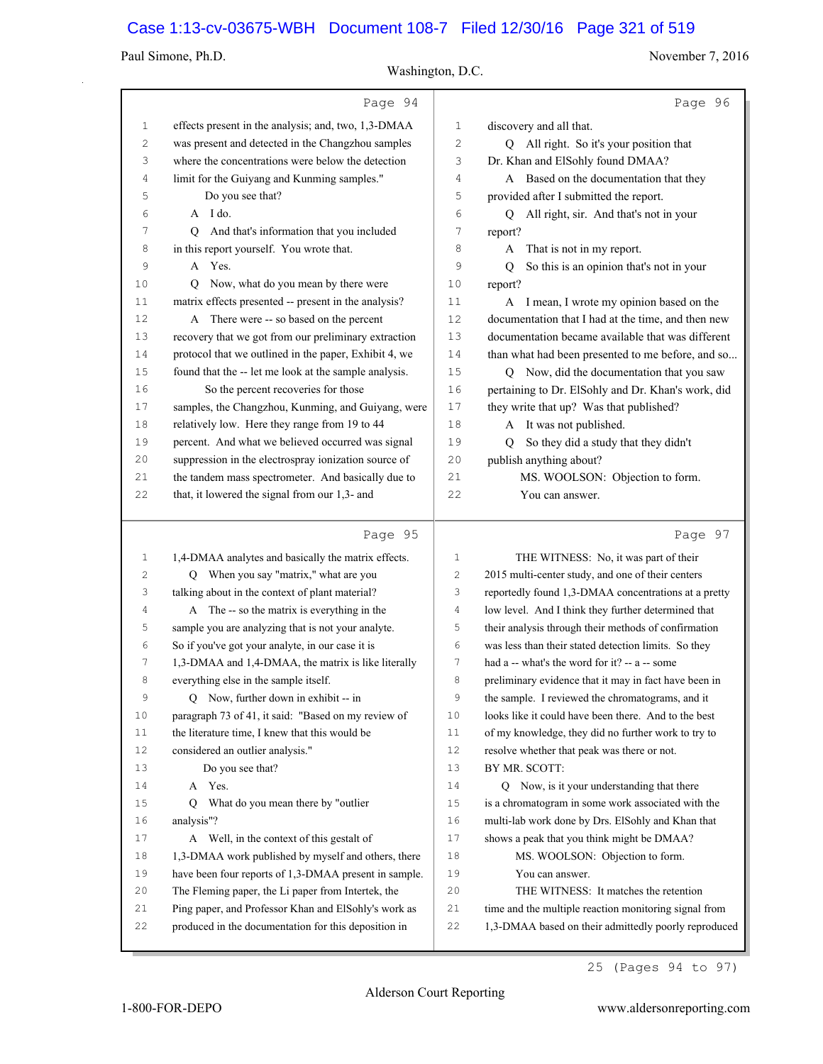Page 94

1 effects present in the analysis; and, two, 1,3-DMAA
2 was present and detected in the Changzhou samples
3 where the concentrations were below the detection
4 limit for the Guiyang and Kunming samples."
5 Do you see that?
6 A I do.
7 Q And that's information that you included
8 in this report yourself. You wrote that.
9 A Yes.
10 Q Now, what do you mean by there were
11 matrix effects presented -- present in the analysis?
12 A There were -- so based on the percent
13 recovery that we got from our preliminary extraction
14 protocol that we outlined in the paper, Exhibit 4, we
15 found that the -- let me look at the sample analysis.
16 So the percent recoveries for those
17 samples, the Changzhou, Kunming, and Guiyang, were
18 relatively low. Here they range from 19 to 44
19 percent. And what we believed occurred was signal
20 suppression in the electrospray ionization source of
21 the tandem mass spectrometer. And basically due to
22 that, it lowered the signal from our 1,3- and

Page 95

1 1,4-DMAA analytes and basically the matrix effects.
2 Q When you say "matrix," what are you
3 talking about in the context of plant material?
4 A The -- so the matrix is everything in the
5 sample you are analyzing that is not your analyte.
6 So if you've got your analyte, in our case it is
7 1,3-DMAA and 1,4-DMAA, the matrix is like literally
8 everything else in the sample itself.
9 Q Now, further down in exhibit -- in
10 paragraph 73 of 41, it said: "Based on my review of
11 the literature time, I knew that this would be
12 considered an outlier analysis."
13 Do you see that?
14 A Yes.
15 Q What do you mean there by "outlier
16 analysis"?
17 A Well, in the context of this gestalt of
18 1,3-DMAA work published by myself and others, there
19 have been four reports of 1,3-DMAA present in sample.
20 The Fleming paper, the Li paper from Intertek, the
21 Ping paper, and Professor Khan and ElSohly's work as
22 produced in the documentation for this deposition in

Page 96

1 discovery and all that.
2 Q All right. So it's your position that
3 Dr. Khan and ElSohly found DMAA?
4 A Based on the documentation that they
5 provided after I submitted the report.
6 Q All right, sir. And that's not in your
7 report?
8 A That is not in my report.
9 Q So this is an opinion that's not in your
10 report?
11 A I mean, I wrote my opinion based on the
12 documentation that I had at the time, and then new
13 documentation became available that was different
14 than what had been presented to me before, and so...
15 Q Now, did the documentation that you saw
16 pertaining to Dr. ElSohly and Dr. Khan's work, did
17 they write that up? Was that published?
18 A It was not published.
19 Q So they did a study that they didn't
20 publish anything about?
21 MS. WOOLSON: Objection to form.
22 You can answer.

Page 97

1 THE WITNESS: No, it was part of their
2 2015 multi-center study, and one of their centers
3 reportedly found 1,3-DMAA concentrations at a pretty
4 low level. And I think they further determined that
5 their analysis through their methods of confirmation
6 was less than their stated detection limits. So they
7 had a -- what's the word for it? -- a -- some
8 preliminary evidence that it may in fact have been in
9 the sample. I reviewed the chromatograms, and it
10 looks like it could have been there. And to the best
11 of my knowledge, they did no further work to try to
12 resolve whether that peak was there or not.
13 BY MR. SCOTT:
14 Q Now, is it your understanding that there
15 is a chromatogram in some work associated with the
16 multi-lab work done by Drs. ElSohly and Khan that
17 shows a peak that you think might be DMAA?
18 MS. WOOLSON: Objection to form.
19 You can answer.
20 THE WITNESS: It matches the retention
21 time and the multiple reaction monitoring signal from
22 1,3-DMAA based on their admittedly poorly reproduced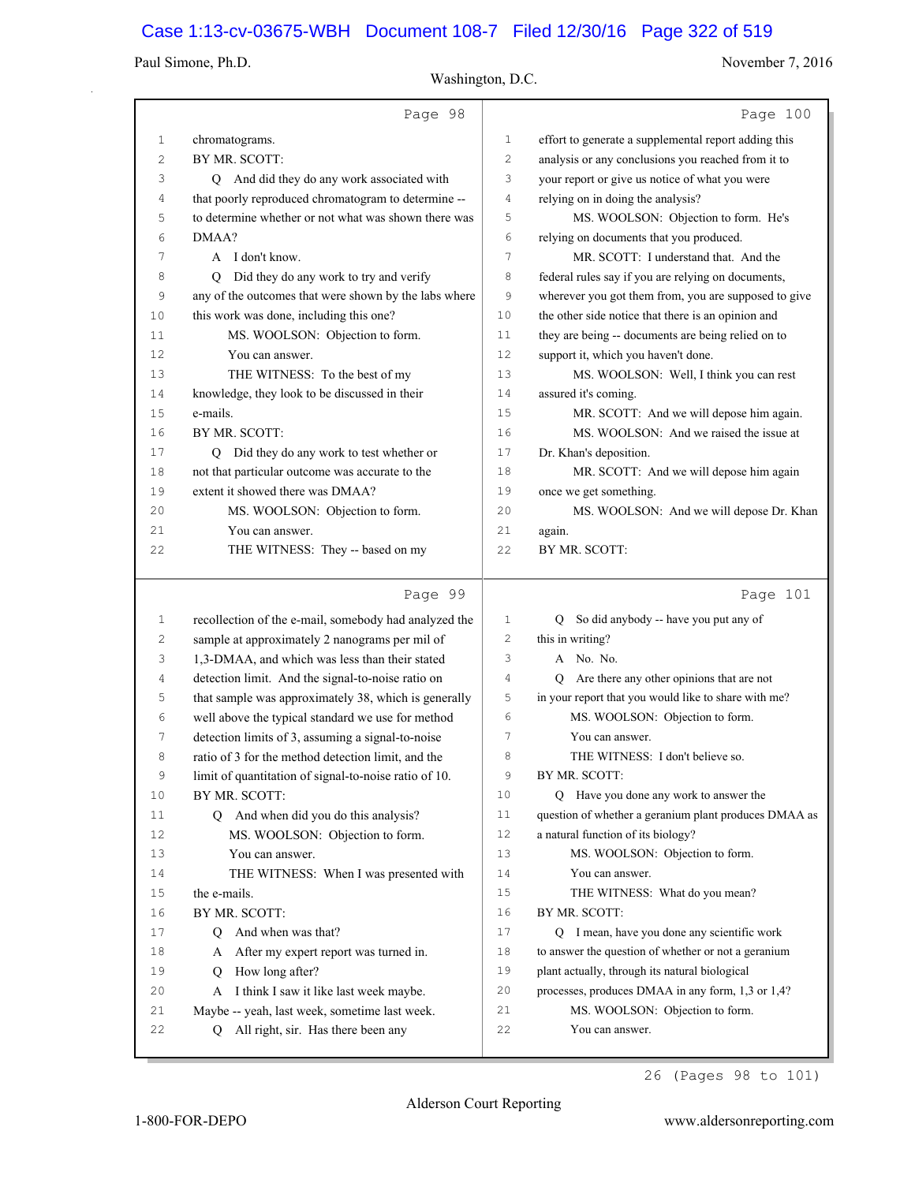Page 98

1 chromatograms.
2 BY MR. SCOTT:
3 Q And did they do any work associated with
4 that poorly reproduced chromatogram to determine --
5 to determine whether or not what was shown there was
6 DMAA?
7 A I don't know.
8 Q Did they do any work to try and verify
9 any of the outcomes that were shown by the labs where
10 this work was done, including this one?
11 MS. WOOLSON: Objection to form.
12 You can answer.
13 THE WITNESS: To the best of my
14 knowledge, they look to be discussed in their
15 e-mails.
16 BY MR. SCOTT:
17 Q Did they do any work to test whether or
18 not that particular outcome was accurate to the
19 extent it showed there was DMAA?
20 MS. WOOLSON: Objection to form.
21 You can answer.
22 THE WITNESS: They -- based on my

Page 99

1 recollection of the e-mail, somebody had analyzed the
2 sample at approximately 2 nanograms per mil of
3 1,3-DMAA, and which was less than their stated
4 detection limit. And the signal-to-noise ratio on
5 that sample was approximately 38, which is generally
6 well above the typical standard we use for method
7 detection limits of 3, assuming a signal-to-noise
8 ratio of 3 for the method detection limit, and the
9 limit of quantitation of signal-to-noise ratio of 10.
10 BY MR. SCOTT:
11 Q And when did you do this analysis?
12 MS. WOOLSON: Objection to form.
13 You can answer.
14 THE WITNESS: When I was presented with
15 the e-mails.
16 BY MR. SCOTT:
17 Q And when was that?
18 A After my expert report was turned in.
19 Q How long after?
20 A I think I saw it like last week maybe.
21 Maybe -- yeah, last week, sometime last week.
22 Q All right, sir. Has there been any

Page 100

1 effort to generate a supplemental report adding this
2 analysis or any conclusions you reached from it to
3 your report or give us notice of what you were
4 relying on in doing the analysis?
5 MS. WOOLSON: Objection to form. He's
6 relying on documents that you produced.
7 MR. SCOTT: I understand that. And the
8 federal rules say if you are relying on documents,
9 wherever you got them from, you are supposed to give
10 the other side notice that there is an opinion and
11 they are being -- documents are being relied on to
12 support it, which you haven't done.
13 MS. WOOLSON: Well, I think you can rest
14 assured it's coming.
15 MR. SCOTT: And we will depose him again.
16 MS. WOOLSON: And we raised the issue at
17 Dr. Khan's deposition.
18 MR. SCOTT: And we will depose him again
19 once we get something.
20 MS. WOOLSON: And we will depose Dr. Khan
21 again.
22 BY MR. SCOTT:

Page 101

1 Q So did anybody -- have you put any of
2 this in writing?
3 A No. No.
4 Q Are there any other opinions that are not
5 in your report that you would like to share with me?
6 MS. WOOLSON: Objection to form.
7 You can answer.
8 THE WITNESS: I don't believe so.
9 BY MR. SCOTT:
10 Q Have you done any work to answer the
11 question of whether a geranium plant produces DMAA as
12 a natural function of its biology?
13 MS. WOOLSON: Objection to form.
14 You can answer.
15 THE WITNESS: What do you mean?
16 BY MR. SCOTT:
17 Q I mean, have you done any scientific work
18 to answer the question of whether or not a geranium
19 plant actually, through its natural biological
20 processes, produces DMAA in any form, 1,3 or 1,4?
21 MS. WOOLSON: Objection to form.
22 You can answer.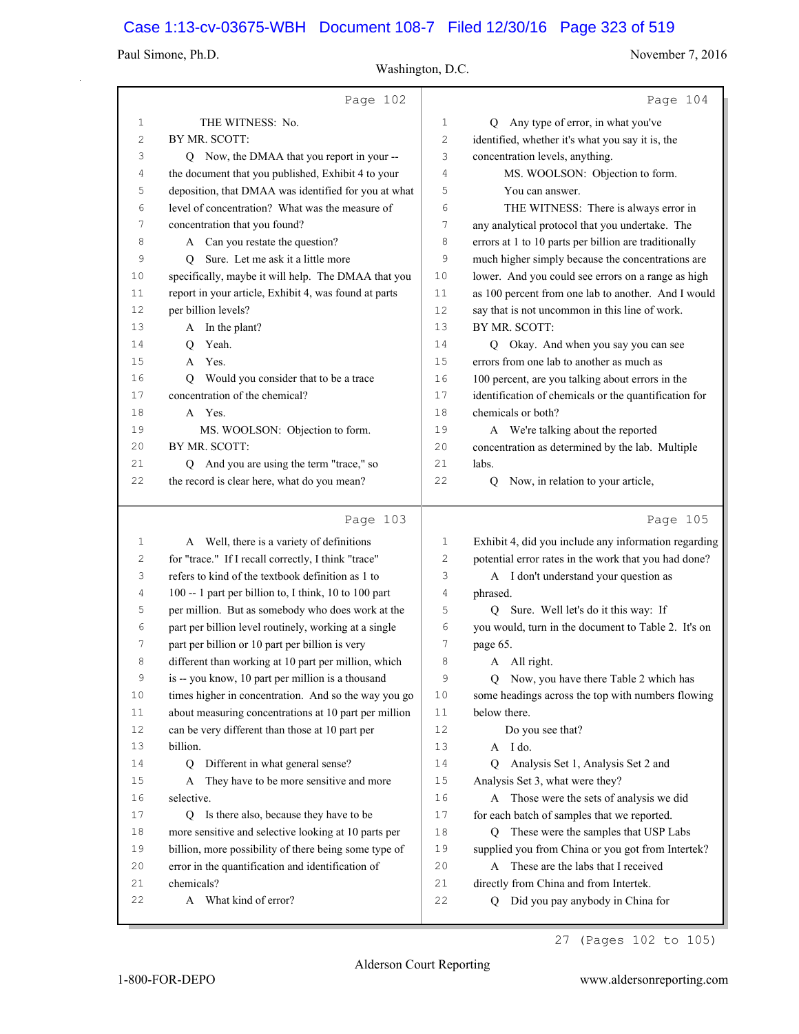Page 102

1 THE WITNESS: No.
2 BY MR. SCOTT:
3 Q Now, the DMAA that you report in your --
4 the document that you published, Exhibit 4 to your
5 deposition, that DMAA was identified for you at what
6 level of concentration? What was the measure of
7 concentration that you found?
8 A Can you restate the question?
9 Q Sure. Let me ask it a little more
10 specifically, maybe it will help. The DMAA that you
11 report in your article, Exhibit 4, was found at parts
12 per billion levels?
13 A In the plant?
14 Q Yeah.
15 A Yes.
16 Q Would you consider that to be a trace
17 concentration of the chemical?
18 A Yes.
19 MS. WOOLSON: Objection to form.
20 BY MR. SCOTT:
21 Q And you are using the term "trace," so
22 the record is clear here, what do you mean?

Page 103

1 A Well, there is a variety of definitions
2 for "trace." If I recall correctly, I think "trace"
3 refers to kind of the textbook definition as 1 to
4 100 -- 1 part per billion to, I think, 10 to 100 part
5 per million. But as somebody who does work at the
6 part per billion level routinely, working at a single
7 part per billion or 10 part per billion is very
8 different than working at 10 part per million, which
9 is -- you know, 10 part per million is a thousand
10 times higher in concentration. And so the way you go
11 about measuring concentrations at 10 part per million
12 can be very different than those at 10 part per
13 billion.
14 Q Different in what general sense?
15 A They have to be more sensitive and more
16 selective.
17 Q Is there also, because they have to be
18 more sensitive and selective looking at 10 parts per
19 billion, more possibility of there being some type of
20 error in the quantification and identification of
21 chemicals?
22 A What kind of error?

Page 104

1 Q Any type of error, in what you've
2 identified, whether it's what you say it is, the
3 concentration levels, anything.
4 MS. WOOLSON: Objection to form.
5 You can answer.
6 THE WITNESS: There is always error in
7 any analytical protocol that you undertake. The
8 errors at 1 to 10 parts per billion are traditionally
9 much higher simply because the concentrations are
10 lower. And you could see errors on a range as high
11 as 100 percent from one lab to another. And I would
12 say that is not uncommon in this line of work.
13 BY MR. SCOTT:
14 Q Okay. And when you say you can see
15 errors from one lab to another as much as
16 100 percent, are you talking about errors in the
17 identification of chemicals or the quantification for
18 chemicals or both?
19 A We're talking about the reported
20 concentration as determined by the lab. Multiple
21 labs.
22 Q Now, in relation to your article,

Page 105

1 Exhibit 4, did you include any information regarding
2 potential error rates in the work that you had done?
3 A I don't understand your question as
4 phrased.
5 Q Sure. Well let's do it this way: If
6 you would, turn in the document to Table 2. It's on
7 page 65.
8 A All right.
9 Q Now, you have there Table 2 which has
10 some headings across the top with numbers flowing
11 below there.
12 Do you see that?
13 A I do.
14 Q Analysis Set 1, Analysis Set 2 and
15 Analysis Set 3, what were they?
16 A Those were the sets of analysis we did
17 for each batch of samples that we reported.
18 Q These were the samples that USP Labs
19 supplied you from China or you got from Intertek?
20 A These are the labs that I received
21 directly from China and from Intertek.
22 Q Did you pay anybody in China for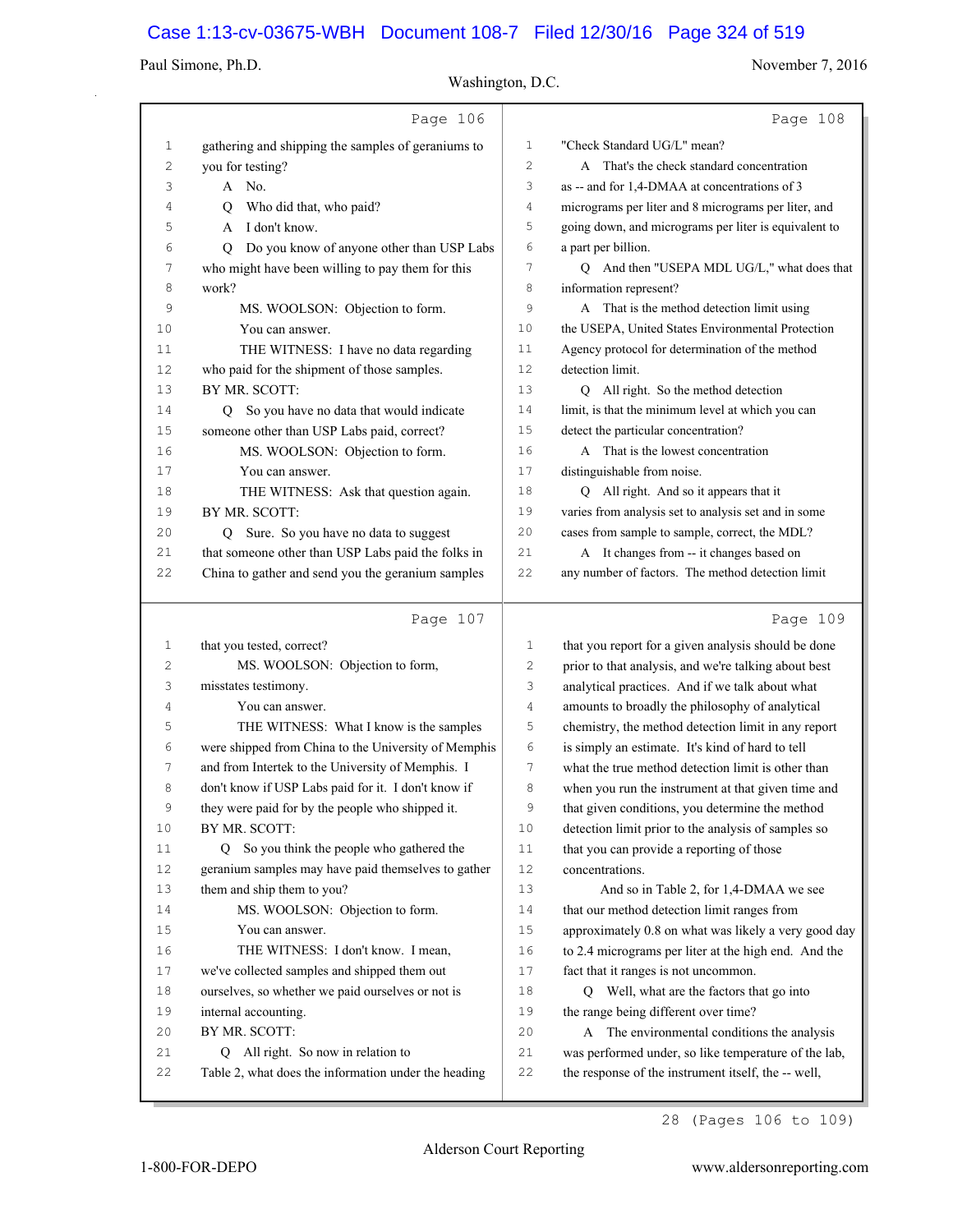Page 106

1 gathering and shipping the samples of geraniums to
2 you for testing?
3 A No.
4 Q Who did that, who paid?
5 A I don't know.
6 Q Do you know of anyone other than USP Labs
7 who might have been willing to pay them for this
8 work?
9 MS. WOOLSON: Objection to form.
10 You can answer.
11 THE WITNESS: I have no data regarding
12 who paid for the shipment of those samples.
13 BY MR. SCOTT:
14 Q So you have no data that would indicate
15 someone other than USP Labs paid, correct?
16 MS. WOOLSON: Objection to form.
17 You can answer.
18 THE WITNESS: Ask that question again.
19 BY MR. SCOTT:
20 Q Sure. So you have no data to suggest
21 that someone other than USP Labs paid the folks in
22 China to gather and send you the geranium samples

Page 107

1 that you tested, correct?
2 MS. WOOLSON: Objection to form,
3 misstates testimony.
4 You can answer.
5 THE WITNESS: What I know is the samples
6 were shipped from China to the University of Memphis
7 and from Intertek to the University of Memphis. I
8 don't know if USP Labs paid for it. I don't know if
9 they were paid for by the people who shipped it.
10 BY MR. SCOTT:
11 Q So you think the people who gathered the
12 geranium samples may have paid themselves to gather
13 them and ship them to you?
14 MS. WOOLSON: Objection to form.
15 You can answer.
16 THE WITNESS: I don't know. I mean,
17 we've collected samples and shipped them out
18 ourselves, so whether we paid ourselves or not is
19 internal accounting.
20 BY MR. SCOTT:
21 Q All right. So now in relation to
22 Table 2, what does the information under the heading

Page 108

1 "Check Standard UG/L" mean?
2 A That's the check standard concentration
3 as -- and for 1,4-DMAA at concentrations of 3
4 micrograms per liter and 8 micrograms per liter, and
5 going down, and micrograms per liter is equivalent to
6 a part per billion.
7 Q And then "USEPA MDL UG/L," what does that
8 information represent?
9 A That is the method detection limit using
10 the USEPA, United States Environmental Protection
11 Agency protocol for determination of the method
12 detection limit.
13 Q All right. So the method detection
14 limit, is that the minimum level at which you can
15 detect the particular concentration?
16 A That is the lowest concentration
17 distinguishable from noise.
18 Q All right. And so it appears that it
19 varies from analysis set to analysis set and in some
20 cases from sample to sample, correct, the MDL?
21 A It changes from -- it changes based on
22 any number of factors. The method detection limit

Page 109

1 that you report for a given analysis should be done
2 prior to that analysis, and we're talking about best
3 analytical practices. And if we talk about what
4 amounts to broadly the philosophy of analytical
5 chemistry, the method detection limit in any report
6 is simply an estimate. It's kind of hard to tell
7 what the true method detection limit is other than
8 when you run the instrument at that given time and
9 that given conditions, you determine the method
10 detection limit prior to the analysis of samples so
11 that you can provide a reporting of those
12 concentrations.
13 And so in Table 2, for 1,4-DMAA we see
14 that our method detection limit ranges from
15 approximately 0.8 on what was likely a very good day
16 to 2.4 micrograms per liter at the high end. And the
17 fact that it ranges is not uncommon.
18 Q Well, what are the factors that go into
19 the range being different over time?
20 A The environmental conditions the analysis
21 was performed under, so like temperature of the lab,
22 the response of the instrument itself, the -- well,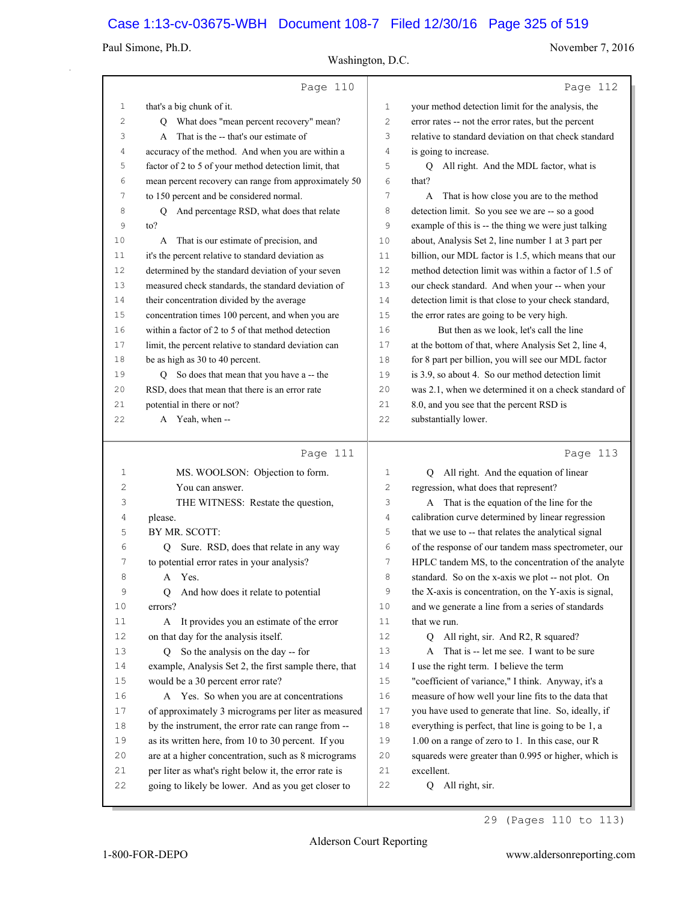Page 110

1 that's a big chunk of it.
2 Q What does "mean percent recovery" mean?
3 A That is the -- that's our estimate of
4 accuracy of the method. And when you are within a
5 factor of 2 to 5 of your method detection limit, that
6 mean percent recovery can range from approximately 50
7 to 150 percent and be considered normal.
8 Q And percentage RSD, what does that relate
9 to?
10 A That is our estimate of precision, and
11 it's the percent relative to standard deviation as
12 determined by the standard deviation of your seven
13 measured check standards, the standard deviation of
14 their concentration divided by the average
15 concentration times 100 percent, and when you are
16 within a factor of 2 to 5 of that method detection
17 limit, the percent relative to standard deviation can
18 be as high as 30 to 40 percent.
19 Q So does that mean that you have a -- the
20 RSD, does that mean that there is an error rate
21 potential in there or not?
22 A Yeah, when --

Page 111

1 MS. WOOLSON: Objection to form.
2 You can answer.
3 THE WITNESS: Restate the question,
4 please.
5 BY MR. SCOTT:
6 Q Sure. RSD, does that relate in any way
7 to potential error rates in your analysis?
8 A Yes.
9 Q And how does it relate to potential
10 errors?
11 A It provides you an estimate of the error
12 on that day for the analysis itself.
13 Q So the analysis on the day -- for
14 example, Analysis Set 2, the first sample there, that
15 would be a 30 percent error rate?
16 A Yes. So when you are at concentrations
17 of approximately 3 micrograms per liter as measured
18 by the instrument, the error rate can range from --
19 as its written here, from 10 to 30 percent. If you
20 are at a higher concentration, such as 8 micrograms
21 per liter as what's right below it, the error rate is
22 going to likely be lower. And as you get closer to

Page 112

1 your method detection limit for the analysis, the
2 error rates -- not the error rates, but the percent
3 relative to standard deviation on that check standard
4 is going to increase.
5 Q All right. And the MDL factor, what is
6 that?
7 A That is how close you are to the method
8 detection limit. So you see we are -- so a good
9 example of this is -- the thing we were just talking
10 about, Analysis Set 2, line number 1 at 3 part per
11 billion, our MDL factor is 1.5, which means that our
12 method detection limit was within a factor of 1.5 of
13 our check standard. And when your -- when your
14 detection limit is that close to your check standard,
15 the error rates are going to be very high.
16 But then as we look, let's call the line
17 at the bottom of that, where Analysis Set 2, line 4,
18 for 8 part per billion, you will see our MDL factor
19 is 3.9, so about 4. So our method detection limit
20 was 2.1, when we determined it on a check standard of
21 8.0, and you see that the percent RSD is
22 substantially lower.

Page 113

1 Q All right. And the equation of linear
2 regression, what does that represent?
3 A That is the equation of the line for the
4 calibration curve determined by linear regression
5 that we use to -- that relates the analytical signal
6 of the response of our tandem mass spectrometer, our
7 HPLC tandem MS, to the concentration of the analyte
8 standard. So on the x-axis we plot -- not plot. On
9 the X-axis is concentration, on the Y-axis is signal,
10 and we generate a line from a series of standards
11 that we run.
12 Q All right, sir. And R2, R squared?
13 A That is -- let me see. I want to be sure
14 I use the right term. I believe the term
15 "coefficient of variance," I think. Anyway, it's a
16 measure of how well your line fits to the data that
17 you have used to generate that line. So, ideally, if
18 everything is perfect, that line is going to be 1, a
19 1.00 on a range of zero to 1. In this case, our R
20 squareds were greater than 0.995 or higher, which is
21 excellent.
22 Q All right, sir.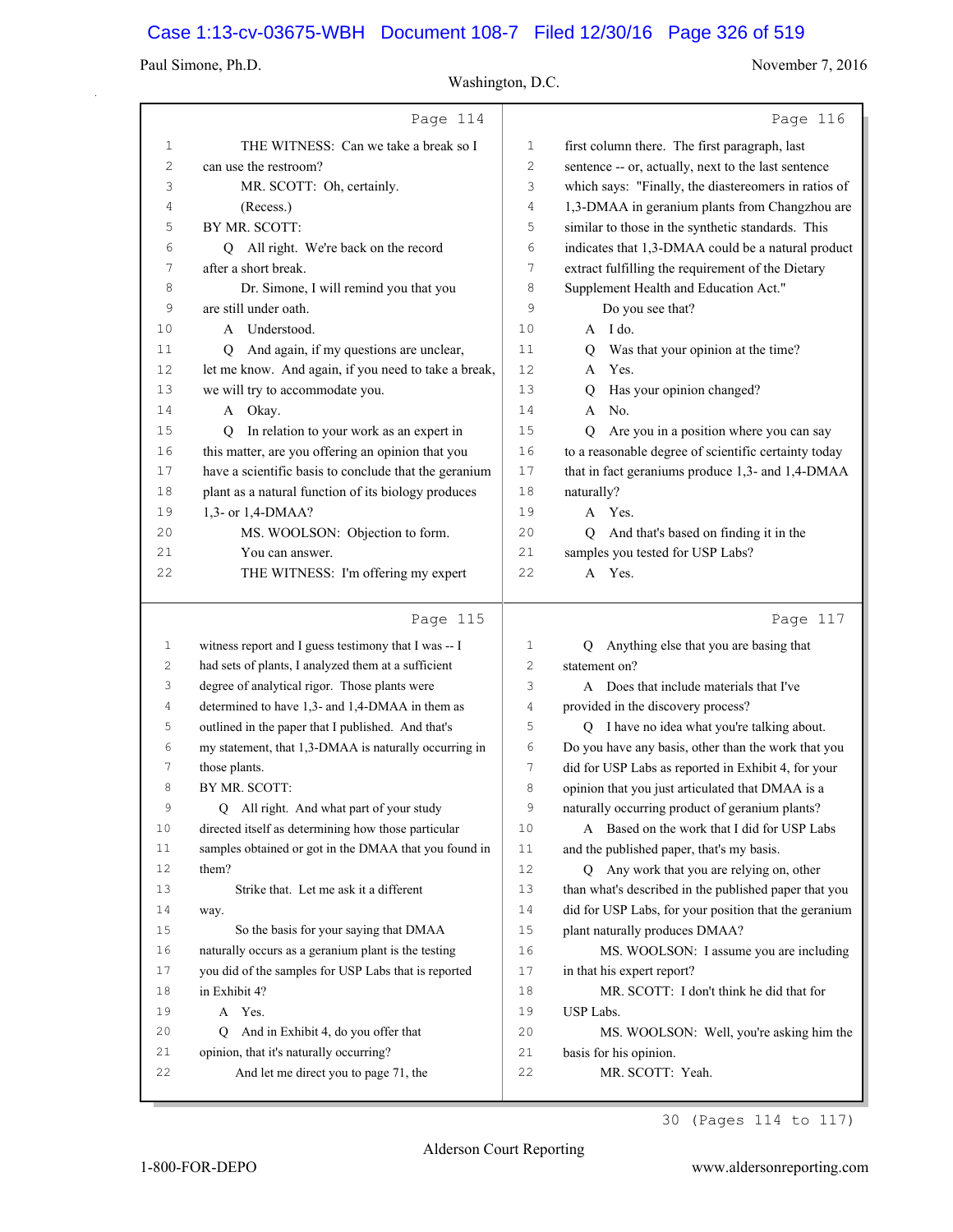Page 114

1 THE WITNESS: Can we take a break so I
2 can use the restroom?
3 MR. SCOTT: Oh, certainly.
4 (Recess.)
5 BY MR. SCOTT:
6 Q All right. We're back on the record
7 after a short break.
8 Dr. Simone, I will remind you that you
9 are still under oath.
10 A Understood.
11 Q And again, if my questions are unclear,
12 let me know. And again, if you need to take a break,
13 we will try to accommodate you.
14 A Okay.
15 Q In relation to your work as an expert in
16 this matter, are you offering an opinion that you
17 have a scientific basis to conclude that the geranium
18 plant as a natural function of its biology produces
19 1,3- or 1,4-DMAA?
20 MS. WOOLSON: Objection to form.
21 You can answer.
22 THE WITNESS: I'm offering my expert

Page 115

1 witness report and I guess testimony that I was -- I
2 had sets of plants, I analyzed them at a sufficient
3 degree of analytical rigor. Those plants were
4 determined to have 1,3- and 1,4-DMAA in them as
5 outlined in the paper that I published. And that's
6 my statement, that 1,3-DMAA is naturally occurring in
7 those plants.
8 BY MR. SCOTT:
9 Q All right. And what part of your study
10 directed itself as determining how those particular
11 samples obtained or got in the DMAA that you found in
12 them?
13 Strike that. Let me ask it a different
14 way.
15 So the basis for your saying that DMAA
16 naturally occurs as a geranium plant is the testing
17 you did of the samples for USP Labs that is reported
18 in Exhibit 4?
19 A Yes.
20 Q And in Exhibit 4, do you offer that
21 opinion, that it's naturally occurring?
22 And let me direct you to page 71, the

Page 116

1 first column there. The first paragraph, last
2 sentence -- or, actually, next to the last sentence
3 which says: "Finally, the diastereomers in ratios of
4 1,3-DMAA in geranium plants from Changzhou are
5 similar to those in the synthetic standards. This
6 indicates that 1,3-DMAA could be a natural product
7 extract fulfilling the requirement of the Dietary
8 Supplement Health and Education Act."
9 Do you see that?
10 A I do.
11 Q Was that your opinion at the time?
12 A Yes.
13 Q Has your opinion changed?
14 A No.
15 Q Are you in a position where you can say
16 to a reasonable degree of scientific certainty today
17 that in fact geraniums produce 1,3- and 1,4-DMAA
18 naturally?
19 A Yes.
20 Q And that's based on finding it in the
21 samples you tested for USP Labs?
22 A Yes.

Page 117

1 Q Anything else that you are basing that
2 statement on?
3 A Does that include materials that I've
4 provided in the discovery process?
5 Q I have no idea what you're talking about.
6 Do you have any basis, other than the work that you
7 did for USP Labs as reported in Exhibit 4, for your
8 opinion that you just articulated that DMAA is a
9 naturally occurring product of geranium plants?
10 A Based on the work that I did for USP Labs
11 and the published paper, that's my basis.
12 Q Any work that you are relying on, other
13 than what's described in the published paper that you
14 did for USP Labs, for your position that the geranium
15 plant naturally produces DMAA?
16 MS. WOOLSON: I assume you are including
17 in that his expert report?
18 MR. SCOTT: I don't think he did that for
19 USP Labs.
20 MS. WOOLSON: Well, you're asking him the
21 basis for his opinion.
22 MR. SCOTT: Yeah.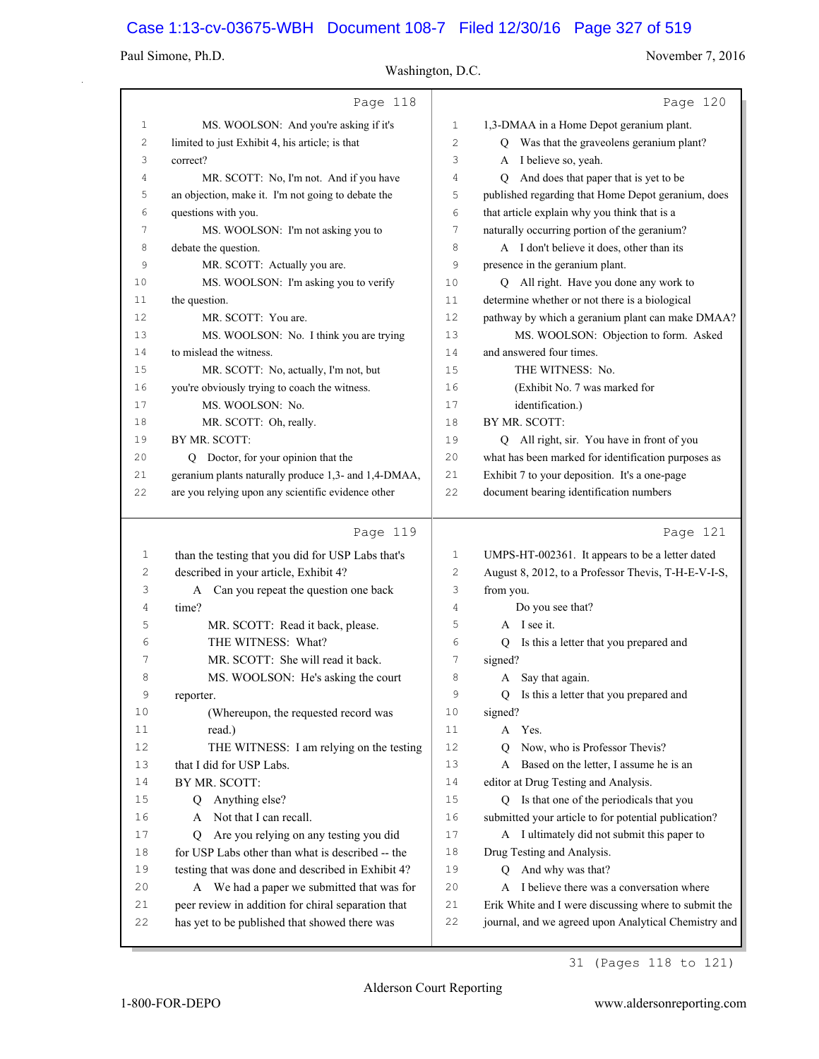Page 118

1 MS. WOOLSON: And you're asking if it's
2 limited to just Exhibit 4, his article; is that
3 correct?
4 MR. SCOTT: No, I'm not. And if you have
5 an objection, make it. I'm not going to debate the
6 questions with you.
7 MS. WOOLSON: I'm not asking you to
8 debate the question.
9 MR. SCOTT: Actually you are.
10 MS. WOOLSON: I'm asking you to verify
11 the question.
12 MR. SCOTT: You are.
13 MS. WOOLSON: No. I think you are trying
14 to mislead the witness.
15 MR. SCOTT: No, actually, I'm not, but
16 you're obviously trying to coach the witness.
17 MS. WOOLSON: No.
18 MR. SCOTT: Oh, really.
19 BY MR. SCOTT:
20 Q Doctor, for your opinion that the
21 geranium plants naturally produce 1,3- and 1,4-DMAA,
22 are you relying upon any scientific evidence other

Page 119

1 than the testing that you did for USP Labs that's
2 described in your article, Exhibit 4?
3 A Can you repeat the question one back
4 time?
5 MR. SCOTT: Read it back, please.
6 THE WITNESS: What?
7 MR. SCOTT: She will read it back.
8 MS. WOOLSON: He's asking the court
9 reporter.
10 (Whereupon, the requested record was
11 read.)
12 THE WITNESS: I am relying on the testing
13 that I did for USP Labs.
14 BY MR. SCOTT:
15 Q Anything else?
16 A Not that I can recall.
17 Q Are you relying on any testing you did
18 for USP Labs other than what is described -- the
19 testing that was done and described in Exhibit 4?
20 A We had a paper we submitted that was for
21 peer review in addition for chiral separation that
22 has yet to be published that showed there was

Page 120

1 1,3-DMAA in a Home Depot geranium plant.
2 Q Was that the graveolens geranium plant?
3 A I believe so, yeah.
4 Q And does that paper that is yet to be
5 published regarding that Home Depot geranium, does
6 that article explain why you think that is a
7 naturally occurring portion of the geranium?
8 A I don't believe it does, other than its
9 presence in the geranium plant.
10 Q All right. Have you done any work to
11 determine whether or not there is a biological
12 pathway by which a geranium plant can make DMAA?
13 MS. WOOLSON: Objection to form. Asked
14 and answered four times.
15 THE WITNESS: No.
16 (Exhibit No. 7 was marked for
17 identification.)
18 BY MR. SCOTT:
19 Q All right, sir. You have in front of you
20 what has been marked for identification purposes as
21 Exhibit 7 to your deposition. It's a one-page
22 document bearing identification numbers

Page 121

1 UMPS-HT-002361. It appears to be a letter dated
2 August 8, 2012, to a Professor Thevis, T-H-E-V-I-S,
3 from you.
4 Do you see that?
5 A I see it.
6 Q Is this a letter that you prepared and
7 signed?
8 A Say that again.
9 Q Is this a letter that you prepared and
10 signed?
11 A Yes.
12 Q Now, who is Professor Thevis?
13 A Based on the letter, I assume he is an
14 editor at Drug Testing and Analysis.
15 Q Is that one of the periodicals that you
16 submitted your article to for potential publication?
17 A I ultimately did not submit this paper to
18 Drug Testing and Analysis.
19 Q And why was that?
20 A I believe there was a conversation where
21 Erik White and I were discussing where to submit the
22 journal, and we agreed upon Analytical Chemistry and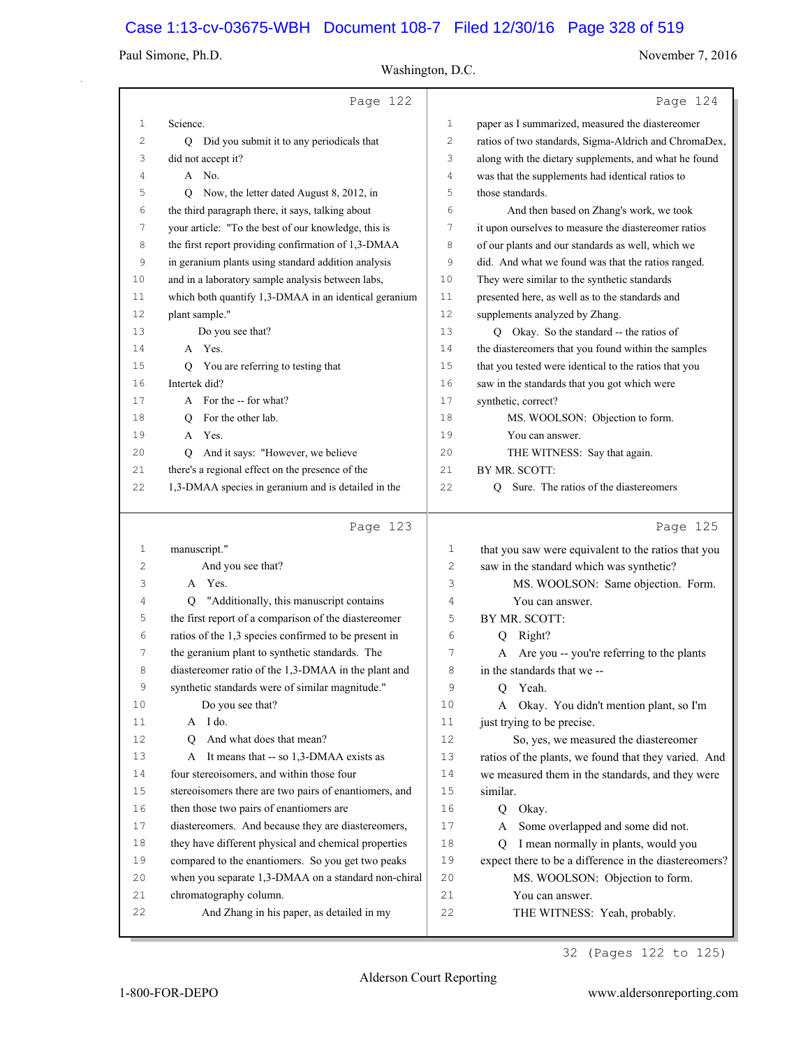Page 122

1 Science.
2 Q Did you submit it to any periodicals that
3 did not accept it?
4 A No.
5 Q Now, the letter dated August 8, 2012, in
6 the third paragraph there, it says, talking about
7 your article: "To the best of our knowledge, this is
8 the first report providing confirmation of 1,3-DMAA
9 in geranium plants using standard addition analysis
10 and in a laboratory sample analysis between labs,
11 which both quantify 1,3-DMAA in an identical geranium
12 plant sample."
13 Do you see that?
14 A Yes.
15 Q You are referring to testing that
16 Intertek did?
17 A For the -- for what?
18 Q For the other lab.
19 A Yes.
20 Q And it says: "However, we believe
21 there's a regional effect on the presence of the
22 1,3-DMAA species in geranium and is detailed in the

Page 123

1 manuscript."
2 And you see that?
3 A Yes.
4 Q "Additionally, this manuscript contains
5 the first report of a comparison of the diastereomer
6 ratios of the 1,3 species confirmed to be present in
7 the geranium plant to synthetic standards. The
8 diastereomer ratio of the 1,3-DMAA in the plant and
9 synthetic standards were of similar magnitude."
10 Do you see that?
11 A I do.
12 Q And what does that mean?
13 A It means that -- so 1,3-DMAA exists as
14 four stereoisomers, and within those four
15 stereoisomers there are two pairs of enantiomers, and
16 then those two pairs of enantiomers are
17 diastereomers. And because they are diastereomers,
18 they have different physical and chemical properties
19 compared to the enantiomers. So you get two peaks
20 when you separate 1,3-DMAA on a standard non-chiral
21 chromatography column.
22 And Zhang in his paper, as detailed in my

Page 124

1 paper as I summarized, measured the diastereomer
2 ratios of two standards, Sigma-Aldrich and ChromaDex,
3 along with the dietary supplements, and what he found
4 was that the supplements had identical ratios to
5 those standards.
6 And then based on Zhang's work, we took
7 it upon ourselves to measure the diastereomer ratios
8 of our plants and our standards as well, which we
9 did. And what we found was that the ratios ranged.
10 They were similar to the synthetic standards
11 presented here, as well as to the standards and
12 supplements analyzed by Zhang.
13 Q Okay. So the standard -- the ratios of
14 the diastereomers that you found within the samples
15 that you tested were identical to the ratios that you
16 saw in the standards that you got which were
17 synthetic, correct?
18 MS. WOOLSON: Objection to form.
19 You can answer.
20 THE WITNESS: Say that again.
21 BY MR. SCOTT:
22 Q Sure. The ratios of the diastereomers

Page 125

1 that you saw were equivalent to the ratios that you
2 saw in the standard which was synthetic?
3 MS. WOOLSON: Same objection. Form.
4 You can answer.
5 BY MR. SCOTT:
6 Q Right?
7 A Are you -- you're referring to the plants
8 in the standards that we --
9 Q Yeah.
10 A Okay. You didn't mention plant, so I'm
11 just trying to be precise.
12 So, yes, we measured the diastereomer
13 ratios of the plants, we found that they varied. And
14 we measured them in the standards, and they were
15 similar.
16 Q Okay.
17 A Some overlapped and some did not.
18 Q I mean normally in plants, would you
19 expect there to be a difference in the diastereomers?
20 MS. WOOLSON: Objection to form.
21 You can answer.
22 THE WITNESS: Yeah, probably.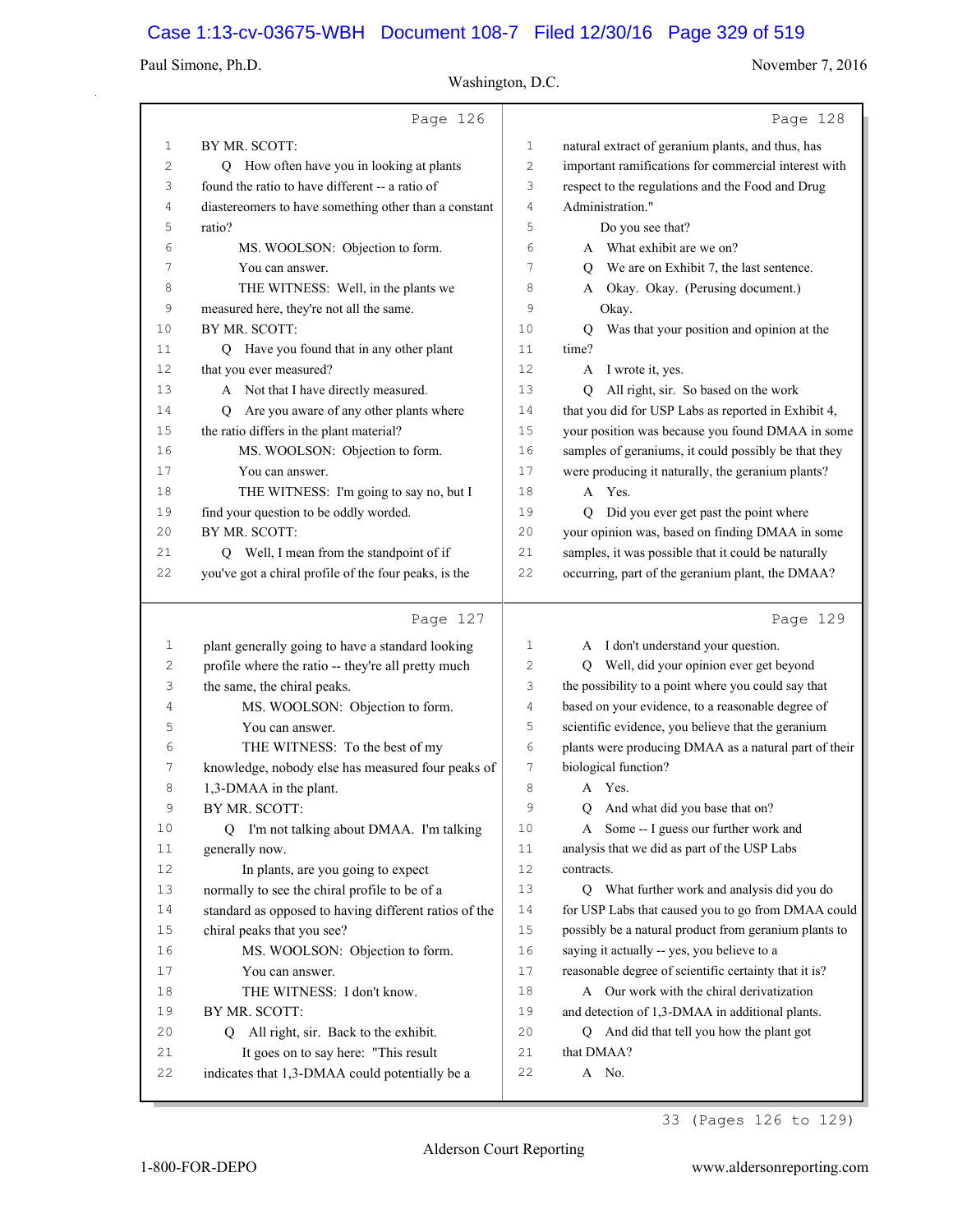Page 126

1 BY MR. SCOTT:
2 Q How often have you in looking at plants
3 found the ratio to have different -- a ratio of
4 diastereomers to have something other than a constant
5 ratio?
6 MS. WOOLSON: Objection to form.
7 You can answer.
8 THE WITNESS: Well, in the plants we
9 measured here, they're not all the same.
10 BY MR. SCOTT:
11 Q Have you found that in any other plant
12 that you ever measured?
13 A Not that I have directly measured.
14 Q Are you aware of any other plants where
15 the ratio differs in the plant material?
16 MS. WOOLSON: Objection to form.
17 You can answer.
18 THE WITNESS: I'm going to say no, but I
19 find your question to be oddly worded.
20 BY MR. SCOTT:
21 Q Well, I mean from the standpoint of if
22 you've got a chiral profile of the four peaks, is the

Page 127

1 plant generally going to have a standard looking
2 profile where the ratio -- they're all pretty much
3 the same, the chiral peaks.
4 MS. WOOLSON: Objection to form.
5 You can answer.
6 THE WITNESS: To the best of my
7 knowledge, nobody else has measured four peaks of
8 1,3-DMAA in the plant.
9 BY MR. SCOTT:
10 Q I'm not talking about DMAA. I'm talking
11 generally now.
12 In plants, are you going to expect
13 normally to see the chiral profile to be of a
14 standard as opposed to having different ratios of the
15 chiral peaks that you see?
16 MS. WOOLSON: Objection to form.
17 You can answer.
18 THE WITNESS: I don't know.
19 BY MR. SCOTT:
20 Q All right, sir. Back to the exhibit.
21 It goes on to say here: "This result
22 indicates that 1,3-DMAA could potentially be a

Page 128

1 natural extract of geranium plants, and thus, has
2 important ramifications for commercial interest with
3 respect to the regulations and the Food and Drug
4 Administration."
5 Do you see that?
6 A What exhibit are we on?
7 Q We are on Exhibit 7, the last sentence.
8 A Okay. Okay. (Perusing document.)
9 Okay.
10 Q Was that your position and opinion at the
11 time?
12 A I wrote it, yes.
13 Q All right, sir. So based on the work
14 that you did for USP Labs as reported in Exhibit 4,
15 your position was because you found DMAA in some
16 samples of geraniums, it could possibly be that they
17 were producing it naturally, the geranium plants?
18 A Yes.
19 Q Did you ever get past the point where
20 your opinion was, based on finding DMAA in some
21 samples, it was possible that it could be naturally
22 occurring, part of the geranium plant, the DMAA?

Page 129

1 A I don't understand your question.
2 Q Well, did your opinion ever get beyond
3 the possibility to a point where you could say that
4 based on your evidence, to a reasonable degree of
5 scientific evidence, you believe that the geranium
6 plants were producing DMAA as a natural part of their
7 biological function?
8 A Yes.
9 Q And what did you base that on?
10 A Some -- I guess our further work and
11 analysis that we did as part of the USP Labs
12 contracts.
13 Q What further work and analysis did you do
14 for USP Labs that caused you to go from DMAA could
15 possibly be a natural product from geranium plants to
16 saying it actually -- yes, you believe to a
17 reasonable degree of scientific certainty that it is?
18 A Our work with the chiral derivatization
19 and detection of 1,3-DMAA in additional plants.
20 Q And did that tell you how the plant got
21 that DMAA?
22 A No.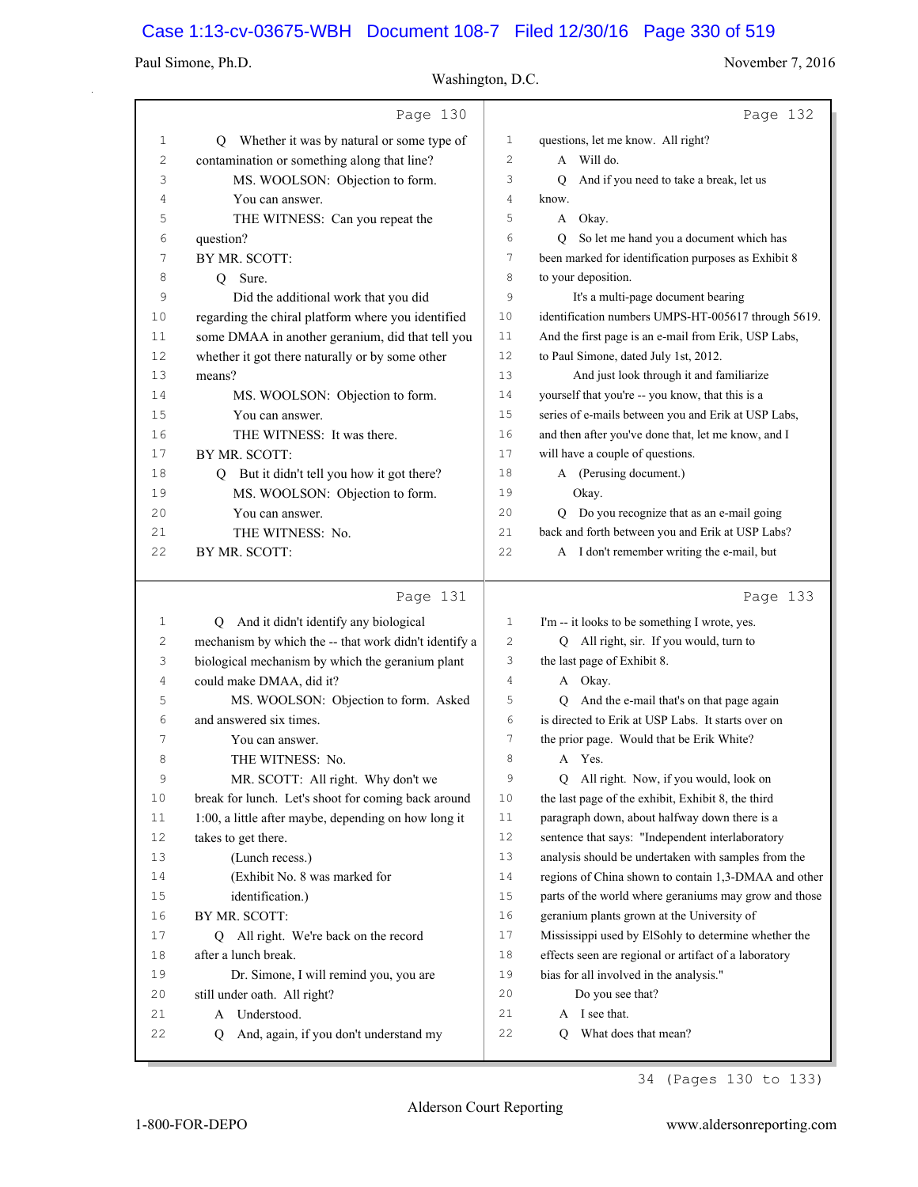Page 130

1 Q Whether it was by natural or some type of
2 contamination or something along that line?
3 MS. WOOLSON: Objection to form.
4 You can answer.
5 THE WITNESS: Can you repeat the
6 question?
7 BY MR. SCOTT:
8 Q Sure.
9 Did the additional work that you did
10 regarding the chiral platform where you identified
11 some DMAA in another geranium, did that tell you
12 whether it got there naturally or by some other
13 means?
14 MS. WOOLSON: Objection to form.
15 You can answer.
16 THE WITNESS: It was there.
17 BY MR. SCOTT:
18 Q But it didn't tell you how it got there?
19 MS. WOOLSON: Objection to form.
20 You can answer.
21 THE WITNESS: No.
22 BY MR. SCOTT:

Page 131

1 Q And it didn't identify any biological
2 mechanism by which the -- that work didn't identify a
3 biological mechanism by which the geranium plant
4 could make DMAA, did it?
5 MS. WOOLSON: Objection to form. Asked
6 and answered six times.
7 You can answer.
8 THE WITNESS: No.
9 MR. SCOTT: All right. Why don't we
10 break for lunch. Let's shoot for coming back around
11 1:00, a little after maybe, depending on how long it
12 takes to get there.
13 (Lunch recess.)
14 (Exhibit No. 8 was marked for
15 identification.)
16 BY MR. SCOTT:
17 Q All right. We're back on the record
18 after a lunch break.
19 Dr. Simone, I will remind you, you are
20 still under oath. All right?
21 A Understood.
22 Q And, again, if you don't understand my

Page 132

1 questions, let me know. All right?
2 A Will do.
3 Q And if you need to take a break, let us
4 know.
5 A Okay.
6 Q So let me hand you a document which has
7 been marked for identification purposes as Exhibit 8
8 to your deposition.
9 It's a multi-page document bearing
10 identification numbers UMPS-HT-005617 through 5619.
11 And the first page is an e-mail from Erik, USP Labs,
12 to Paul Simone, dated July 1st, 2012.
13 And just look through it and familiarize
14 yourself that you're -- you know, that this is a
15 series of e-mails between you and Erik at USP Labs,
16 and then after you've done that, let me know, and I
17 will have a couple of questions.
18 A (Perusing document.)
19 Okay.
20 Q Do you recognize that as an e-mail going
21 back and forth between you and Erik at USP Labs?
22 A I don't remember writing the e-mail, but

Page 133

1 I'm -- it looks to be something I wrote, yes.
2 Q All right, sir. If you would, turn to
3 the last page of Exhibit 8.
4 A Okay.
5 Q And the e-mail that's on that page again
6 is directed to Erik at USP Labs. It starts over on
7 the prior page. Would that be Erik White?
8 A Yes.
9 Q All right. Now, if you would, look on
10 the last page of the exhibit, Exhibit 8, the third
11 paragraph down, about halfway down there is a
12 sentence that says: "Independent interlaboratory
13 analysis should be undertaken with samples from the
14 regions of China shown to contain 1,3-DMAA and other
15 parts of the world where geraniums may grow and those
16 geranium plants grown at the University of
17 Mississippi used by ElSohly to determine whether the
18 effects seen are regional or artifact of a laboratory
19 bias for all involved in the analysis."
20 Do you see that?
21 A I see that.
22 Q What does that mean?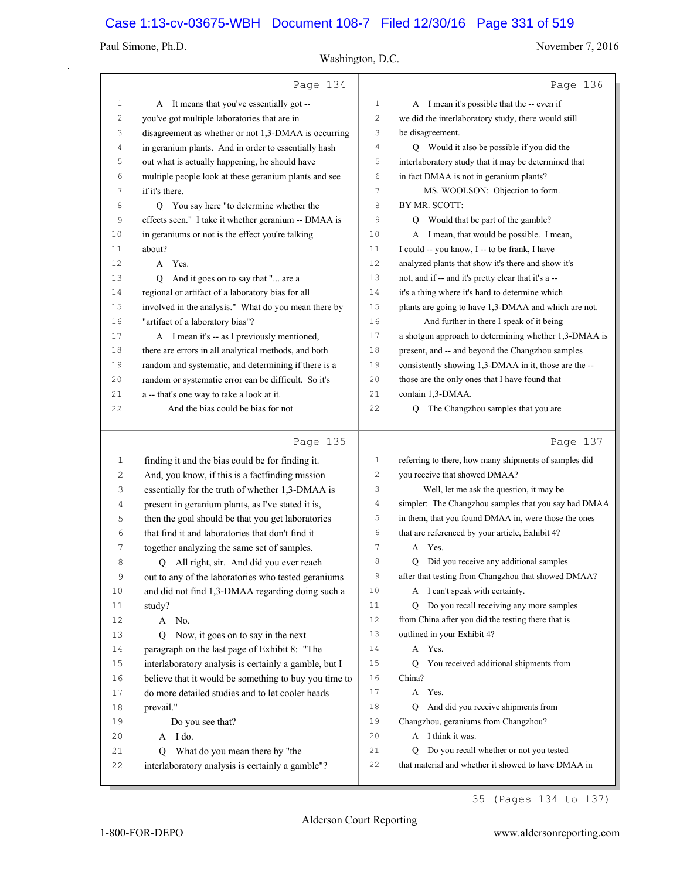Page 134

1 A It means that you've essentially got --
2 you've got multiple laboratories that are in
3 disagreement as whether or not 1,3-DMAA is occurring
4 in geranium plants. And in order to essentially hash
5 out what is actually happening, he should have
6 multiple people look at these geranium plants and see
7 if it's there.
8 Q You say here "to determine whether the
9 effects seen." I take it whether geranium -- DMAA is
10 in geraniums or not is the effect you're talking
11 about?
12 A Yes.
13 Q And it goes on to say that "... are a
14 regional or artifact of a laboratory bias for all
15 involved in the analysis." What do you mean there by
16 "artifact of a laboratory bias"?
17 A I mean it's -- as I previously mentioned,
18 there are errors in all analytical methods, and both
19 random and systematic, and determining if there is a
20 random or systematic error can be difficult. So it's
21 a -- that's one way to take a look at it.
22 And the bias could be bias for not

Page 135

1 finding it and the bias could be for finding it.
2 And, you know, if this is a factfinding mission
3 essentially for the truth of whether 1,3-DMAA is
4 present in geranium plants, as I've stated it is,
5 then the goal should be that you get laboratories
6 that find it and laboratories that don't find it
7 together analyzing the same set of samples.
8 Q All right, sir. And did you ever reach
9 out to any of the laboratories who tested geraniums
10 and did not find 1,3-DMAA regarding doing such a
11 study?
12 A No.
13 Q Now, it goes on to say in the next
14 paragraph on the last page of Exhibit 8: "The
15 interlaboratory analysis is certainly a gamble, but I
16 believe that it would be something to buy you time to
17 do more detailed studies and to let cooler heads
18 prevail."
19 Do you see that?
20 A I do.
21 Q What do you mean there by "the
22 interlaboratory analysis is certainly a gamble"?

Page 136

1 A I mean it's possible that the -- even if
2 we did the interlaboratory study, there would still
3 be disagreement.
4 Q Would it also be possible if you did the
5 interlaboratory study that it may be determined that
6 in fact DMAA is not in geranium plants?
7 MS. WOOLSON: Objection to form.
8 BY MR. SCOTT:
9 Q Would that be part of the gamble?
10 A I mean, that would be possible. I mean,
11 I could -- you know, I -- to be frank, I have
12 analyzed plants that show it's there and show it's
13 not, and if -- and it's pretty clear that it's a --
14 it's a thing where it's hard to determine which
15 plants are going to have 1,3-DMAA and which are not.
16 And further in there I speak of it being
17 a shotgun approach to determining whether 1,3-DMAA is
18 present, and -- and beyond the Changzhou samples
19 consistently showing 1,3-DMAA in it, those are the --
20 those are the only ones that I have found that
21 contain 1,3-DMAA.
22 Q The Changzhou samples that you are

Page 137

1 referring to there, how many shipments of samples did
2 you receive that showed DMAA?
3 Well, let me ask the question, it may be
4 simpler: The Changzhou samples that you say had DMAA
5 in them, that you found DMAA in, were those the ones
6 that are referenced by your article, Exhibit 4?
7 A Yes.
8 Q Did you receive any additional samples
9 after that testing from Changzhou that showed DMAA?
10 A I can't speak with certainty.
11 Q Do you recall receiving any more samples
12 from China after you did the testing there that is
13 outlined in your Exhibit 4?
14 A Yes.
15 Q You received additional shipments from
16 China?
17 A Yes.
18 Q And did you receive shipments from
19 Changzhou, geraniums from Changzhou?
20 A I think it was.
21 Q Do you recall whether or not you tested
22 that material and whether it showed to have DMAA in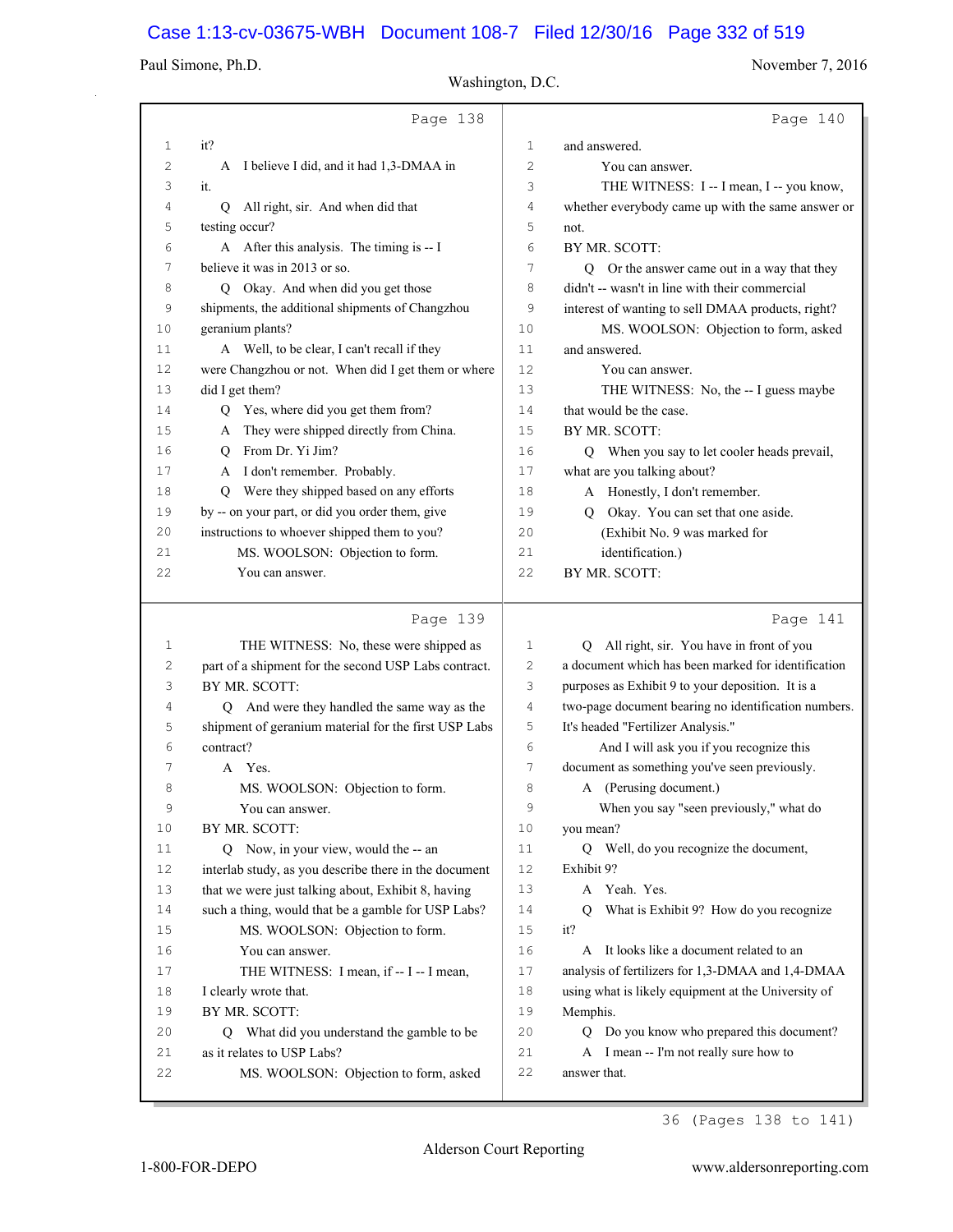Page 138

1 it?
2 A I believe I did, and it had 1,3-DMAA in
3 it.
4 Q All right, sir. And when did that
5 testing occur?
6 A After this analysis. The timing is -- I
7 believe it was in 2013 or so.
8 Q Okay. And when did you get those
9 shipments, the additional shipments of Changzhou
10 geranium plants?
11 A Well, to be clear, I can't recall if they
12 were Changzhou or not. When did I get them or where
13 did I get them?
14 Q Yes, where did you get them from?
15 A They were shipped directly from China.
16 Q From Dr. Yi Jim?
17 A I don't remember. Probably.
18 Q Were they shipped based on any efforts
19 by -- on your part, or did you order them, give
20 instructions to whoever shipped them to you?
21 MS. WOOLSON: Objection to form.
22 You can answer.

Page 139

1 THE WITNESS: No, these were shipped as
2 part of a shipment for the second USP Labs contract.
3 BY MR. SCOTT:
4 Q And were they handled the same way as the
5 shipment of geranium material for the first USP Labs
6 contract?
7 A Yes.
8 MS. WOOLSON: Objection to form.
9 You can answer.
10 BY MR. SCOTT:
11 Q Now, in your view, would the -- an
12 interlab study, as you describe there in the document
13 that we were just talking about, Exhibit 8, having
14 such a thing, would that be a gamble for USP Labs?
15 MS. WOOLSON: Objection to form.
16 You can answer.
17 THE WITNESS: I mean, if -- I -- I mean,
18 I clearly wrote that.
19 BY MR. SCOTT:
20 Q What did you understand the gamble to be
21 as it relates to USP Labs?
22 MS. WOOLSON: Objection to form, asked

Page 140

1 and answered.
2 You can answer.
3 THE WITNESS: I -- I mean, I -- you know,
4 whether everybody came up with the same answer or
5 not.
6 BY MR. SCOTT:
7 Q Or the answer came out in a way that they
8 didn't -- wasn't in line with their commercial
9 interest of wanting to sell DMAA products, right?
10 MS. WOOLSON: Objection to form, asked
11 and answered.
12 You can answer.
13 THE WITNESS: No, the -- I guess maybe
14 that would be the case.
15 BY MR. SCOTT:
16 Q When you say to let cooler heads prevail,
17 what are you talking about?
18 A Honestly, I don't remember.
19 Q Okay. You can set that one aside.
20 (Exhibit No. 9 was marked for
21 identification.)
22 BY MR. SCOTT:

Page 141

1 Q All right, sir. You have in front of you
2 a document which has been marked for identification
3 purposes as Exhibit 9 to your deposition. It is a
4 two-page document bearing no identification numbers.
5 It's headed "Fertilizer Analysis."
6 And I will ask you if you recognize this
7 document as something you've seen previously.
8 A (Perusing document.)
9 When you say "seen previously," what do
10 you mean?
11 Q Well, do you recognize the document,
12 Exhibit 9?
13 A Yeah. Yes.
14 Q What is Exhibit 9? How do you recognize
15 it?
16 A It looks like a document related to an
17 analysis of fertilizers for 1,3-DMAA and 1,4-DMAA
18 using what is likely equipment at the University of
19 Memphis.
20 Q Do you know who prepared this document?
21 A I mean -- I'm not really sure how to
22 answer that.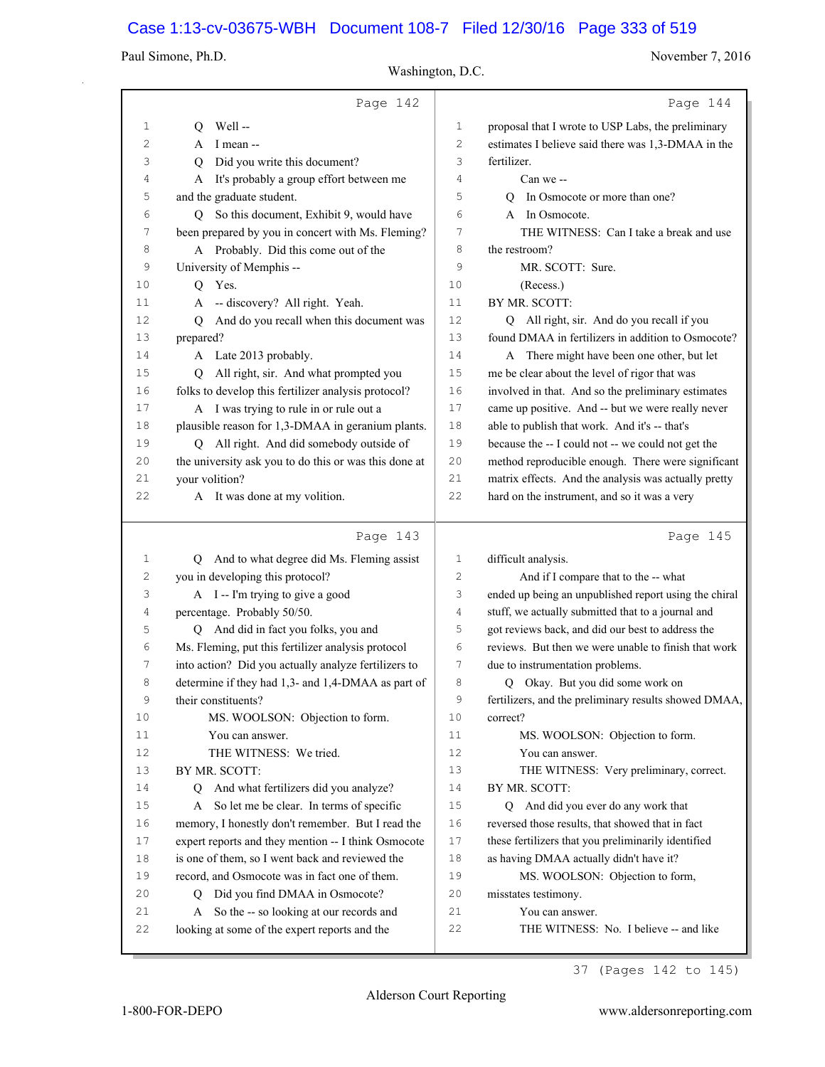Page 142

1 Q Well --
2 A I mean --
3 Q Did you write this document?
4 A It's probably a group effort between me
5 and the graduate student.
6 Q So this document, Exhibit 9, would have
7 been prepared by you in concert with Ms. Fleming?
8 A Probably. Did this come out of the
9 University of Memphis --
10 Q Yes.
11 A -- discovery? All right. Yeah.
12 Q And do you recall when this document was
13 prepared?
14 A Late 2013 probably.
15 Q All right, sir. And what prompted you
16 folks to develop this fertilizer analysis protocol?
17 A I was trying to rule in or rule out a
18 plausible reason for 1,3-DMAA in geranium plants.
19 Q All right. And did somebody outside of
20 the university ask you to do this or was this done at
21 your volition?
22 A It was done at my volition.

Page 143

1 Q And to what degree did Ms. Fleming assist
2 you in developing this protocol?
3 A I -- I'm trying to give a good
4 percentage. Probably 50/50.
5 Q And did in fact you folks, you and
6 Ms. Fleming, put this fertilizer analysis protocol
7 into action? Did you actually analyze fertilizers to
8 determine if they had 1,3- and 1,4-DMAA as part of
9 their constituents?
10 MS. WOOLSON: Objection to form.
11 You can answer.
12 THE WITNESS: We tried.
13 BY MR. SCOTT:
14 Q And what fertilizers did you analyze?
15 A So let me be clear. In terms of specific
16 memory, I honestly don't remember. But I read the
17 expert reports and they mention -- I think Osmocote
18 is one of them, so I went back and reviewed the
19 record, and Osmocote was in fact one of them.
20 Q Did you find DMAA in Osmocote?
21 A So the -- so looking at our records and
22 looking at some of the expert reports and the

Page 144

1 proposal that I wrote to USP Labs, the preliminary
2 estimates I believe said there was 1,3-DMAA in the
3 fertilizer.
4 Can we --
5 Q In Osmocote or more than one?
6 A In Osmocote.
7 THE WITNESS: Can I take a break and use
8 the restroom?
9 MR. SCOTT: Sure.
10 (Recess.)
11 BY MR. SCOTT:
12 Q All right, sir. And do you recall if you
13 found DMAA in fertilizers in addition to Osmocote?
14 A There might have been one other, but let
15 me be clear about the level of rigor that was
16 involved in that. And so the preliminary estimates
17 came up positive. And -- but we were really never
18 able to publish that work. And it's -- that's
19 because the -- I could not -- we could not get the
20 method reproducible enough. There were significant
21 matrix effects. And the analysis was actually pretty
22 hard on the instrument, and so it was a very

Page 145

1 difficult analysis.
2 And if I compare that to the -- what
3 ended up being an unpublished report using the chiral
4 stuff, we actually submitted that to a journal and
5 got reviews back, and did our best to address the
6 reviews. But then we were unable to finish that work
7 due to instrumentation problems.
8 Q Okay. But you did some work on
9 fertilizers, and the preliminary results showed DMAA,
10 correct?
11 MS. WOOLSON: Objection to form.
12 You can answer.
13 THE WITNESS: Very preliminary, correct.
14 BY MR. SCOTT:
15 Q And did you ever do any work that
16 reversed those results, that showed that in fact
17 these fertilizers that you preliminarily identified
18 as having DMAA actually didn't have it?
19 MS. WOOLSON: Objection to form,
20 misstates testimony.
21 You can answer.
22 THE WITNESS: No. I believe -- and like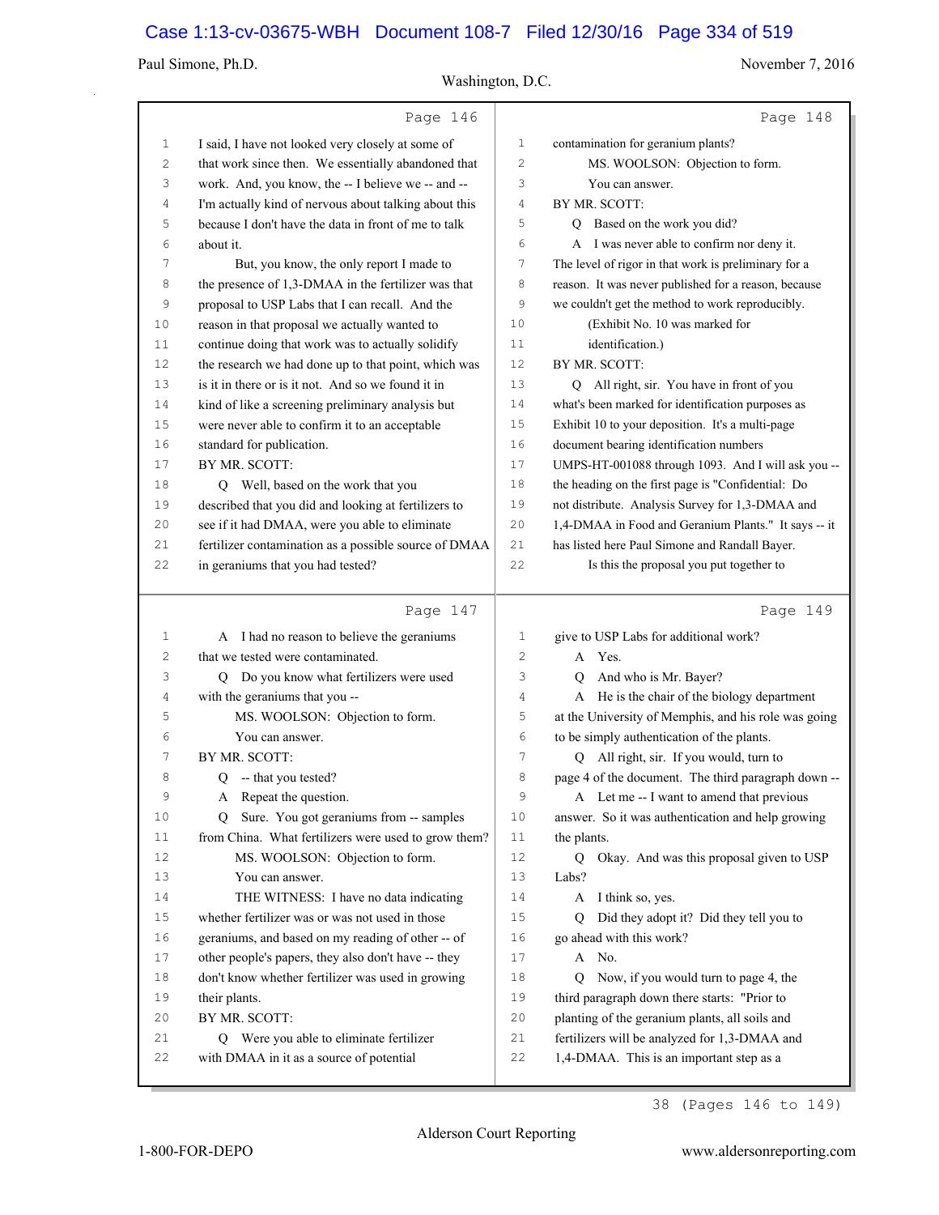Page 146

1 I said, I have not looked very closely at some of
2 that work since then. We essentially abandoned that
3 work. And, you know, the -- I believe we -- and --
4 I'm actually kind of nervous about talking about this
5 because I don't have the data in front of me to talk
6 about it.
7 But, you know, the only report I made to
8 the presence of 1,3-DMAA in the fertilizer was that
9 proposal to USP Labs that I can recall. And the
10 reason in that proposal we actually wanted to
11 continue doing that work was to actually solidify
12 the research we had done up to that point, which was
13 is it in there or is it not. And so we found it in
14 kind of like a screening preliminary analysis but
15 were never able to confirm it to an acceptable
16 standard for publication.
17 BY MR. SCOTT:
18 Q Well, based on the work that you
19 described that you did and looking at fertilizers to
20 see if it had DMAA, were you able to eliminate
21 fertilizer contamination as a possible source of DMAA
22 in geraniums that you had tested?

Page 147

1 A I had no reason to believe the geraniums
2 that we tested were contaminated.
3 Q Do you know what fertilizers were used
4 with the geraniums that you --
5 MS. WOOLSON: Objection to form.
6 You can answer.
7 BY MR. SCOTT:
8 Q -- that you tested?
9 A Repeat the question.
10 Q Sure. You got geraniums from -- samples
11 from China. What fertilizers were used to grow them?
12 MS. WOOLSON: Objection to form.
13 You can answer.
14 THE WITNESS: I have no data indicating
15 whether fertilizer was or was not used in those
16 geraniums, and based on my reading of other -- of
17 other people's papers, they also don't have -- they
18 don't know whether fertilizer was used in growing
19 their plants.
20 BY MR. SCOTT:
21 Q Were you able to eliminate fertilizer
22 with DMAA in it as a source of potential

Page 148

1 contamination for geranium plants?
2 MS. WOOLSON: Objection to form.
3 You can answer.
4 BY MR. SCOTT:
5 Q Based on the work you did?
6 A I was never able to confirm nor deny it.
7 The level of rigor in that work is preliminary for a
8 reason. It was never published for a reason, because
9 we couldn't get the method to work reproducibly.
10 (Exhibit No. 10 was marked for
11 identification.)
12 BY MR. SCOTT:
13 Q All right, sir. You have in front of you
14 what's been marked for identification purposes as
15 Exhibit 10 to your deposition. It's a multi-page
16 document bearing identification numbers
17 UMPS-HT-001088 through 1093. And I will ask you --
18 the heading on the first page is "Confidential: Do
19 not distribute. Analysis Survey for 1,3-DMAA and
20 1,4-DMAA in Food and Geranium Plants." It says -- it
21 has listed here Paul Simone and Randall Bayer.
22 Is this the proposal you put together to

Page 149

1 give to USP Labs for additional work?
2 A Yes.
3 Q And who is Mr. Bayer?
4 A He is the chair of the biology department
5 at the University of Memphis, and his role was going
6 to be simply authentication of the plants.
7 Q All right, sir. If you would, turn to
8 page 4 of the document. The third paragraph down --
9 A Let me -- I want to amend that previous
10 answer. So it was authentication and help growing
11 the plants.
12 Q Okay. And was this proposal given to USP
13 Labs?
14 A I think so, yes.
15 Q Did they adopt it? Did they tell you to
16 go ahead with this work?
17 A No.
18 Q Now, if you would turn to page 4, the
19 third paragraph down there starts: "Prior to
20 planting of the geranium plants, all soils and
21 fertilizers will be analyzed for 1,3-DMAA and
22 1,4-DMAA. This is an important step as a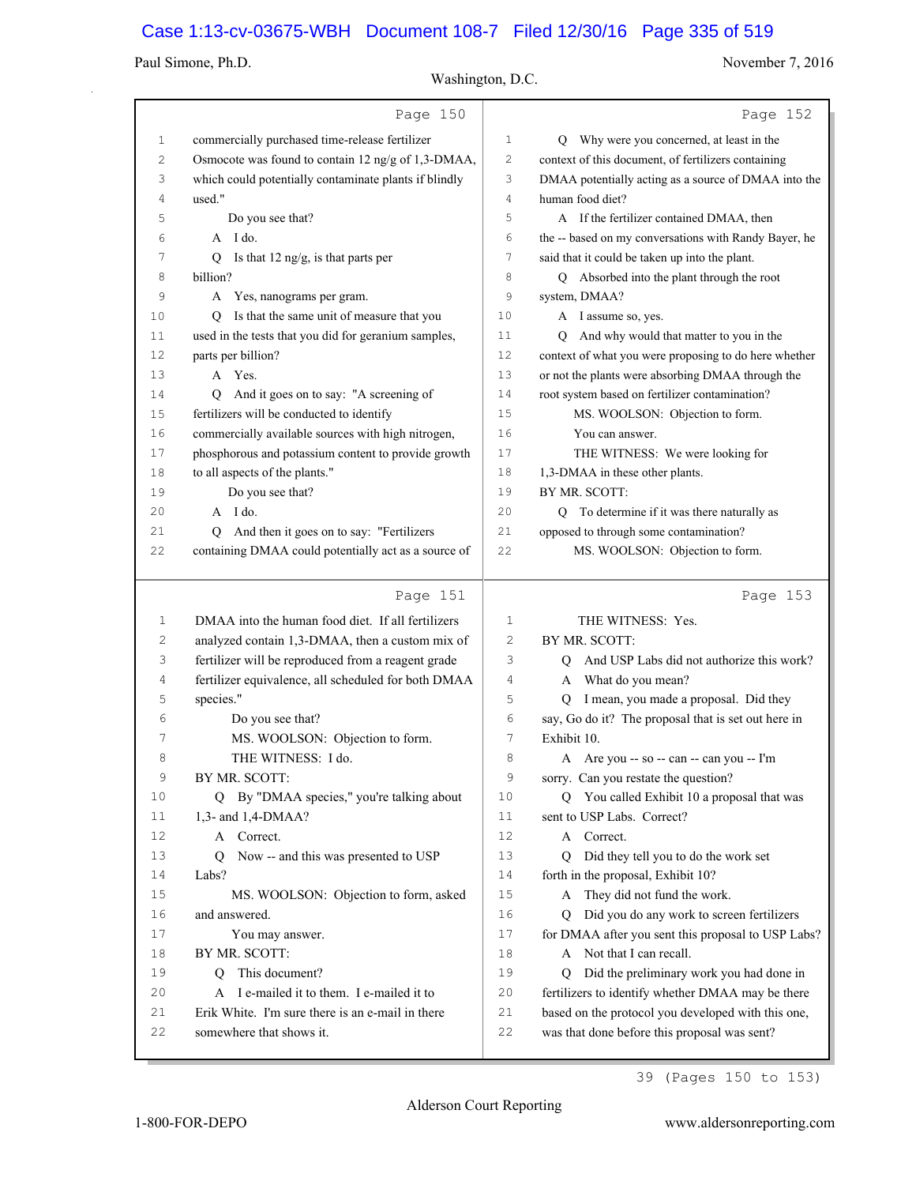Page 150

1 commercially purchased time-release fertilizer
2 Osmocote was found to contain 12 ng/g of 1,3-DMAA,
3 which could potentially contaminate plants if blindly
4 used."
5 Do you see that?
6 A I do.
7 Q Is that 12 ng/g, is that parts per
8 billion?
9 A Yes, nanograms per gram.
10 Q Is that the same unit of measure that you
11 used in the tests that you did for geranium samples,
12 parts per billion?
13 A Yes.
14 Q And it goes on to say: "A screening of
15 fertilizers will be conducted to identify
16 commercially available sources with high nitrogen,
17 phosphorous and potassium content to provide growth
18 to all aspects of the plants."
19 Do you see that?
20 A I do.
21 Q And then it goes on to say: "Fertilizers
22 containing DMAA could potentially act as a source of

Page 151

1 DMAA into the human food diet. If all fertilizers
2 analyzed contain 1,3-DMAA, then a custom mix of
3 fertilizer will be reproduced from a reagent grade
4 fertilizer equivalence, all scheduled for both DMAA
5 species."
6 Do you see that?
7 MS. WOOLSON: Objection to form.
8 THE WITNESS: I do.
9 BY MR. SCOTT:
10 Q By "DMAA species," you're talking about
11 1,3- and 1,4-DMAA?
12 A Correct.
13 Q Now -- and this was presented to USP
14 Labs?
15 MS. WOOLSON: Objection to form, asked
16 and answered.
17 You may answer.
18 BY MR. SCOTT:
19 Q This document?
20 A I e-mailed it to them. I e-mailed it to
21 Erik White. I'm sure there is an e-mail in there
22 somewhere that shows it.

Page 152

1 Q Why were you concerned, at least in the
2 context of this document, of fertilizers containing
3 DMAA potentially acting as a source of DMAA into the
4 human food diet?
5 A If the fertilizer contained DMAA, then
6 the -- based on my conversations with Randy Bayer, he
7 said that it could be taken up into the plant.
8 Q Absorbed into the plant through the root
9 system, DMAA?
10 A I assume so, yes.
11 Q And why would that matter to you in the
12 context of what you were proposing to do here whether
13 or not the plants were absorbing DMAA through the
14 root system based on fertilizer contamination?
15 MS. WOOLSON: Objection to form.
16 You can answer.
17 THE WITNESS: We were looking for
18 1,3-DMAA in these other plants.
19 BY MR. SCOTT:
20 Q To determine if it was there naturally as
21 opposed to through some contamination?
22 MS. WOOLSON: Objection to form.

Page 153

1 THE WITNESS: Yes.
2 BY MR. SCOTT:
3 Q And USP Labs did not authorize this work?
4 A What do you mean?
5 Q I mean, you made a proposal. Did they
6 say, Go do it? The proposal that is set out here in
7 Exhibit 10.
8 A Are you -- so -- can -- can you -- I'm
9 sorry. Can you restate the question?
10 Q You called Exhibit 10 a proposal that was
11 sent to USP Labs. Correct?
12 A Correct.
13 Q Did they tell you to do the work set
14 forth in the proposal, Exhibit 10?
15 A They did not fund the work.
16 Q Did you do any work to screen fertilizers
17 for DMAA after you sent this proposal to USP Labs?
18 A Not that I can recall.
19 Q Did the preliminary work you had done in
20 fertilizers to identify whether DMAA may be there
21 based on the protocol you developed with this one,
22 was that done before this proposal was sent?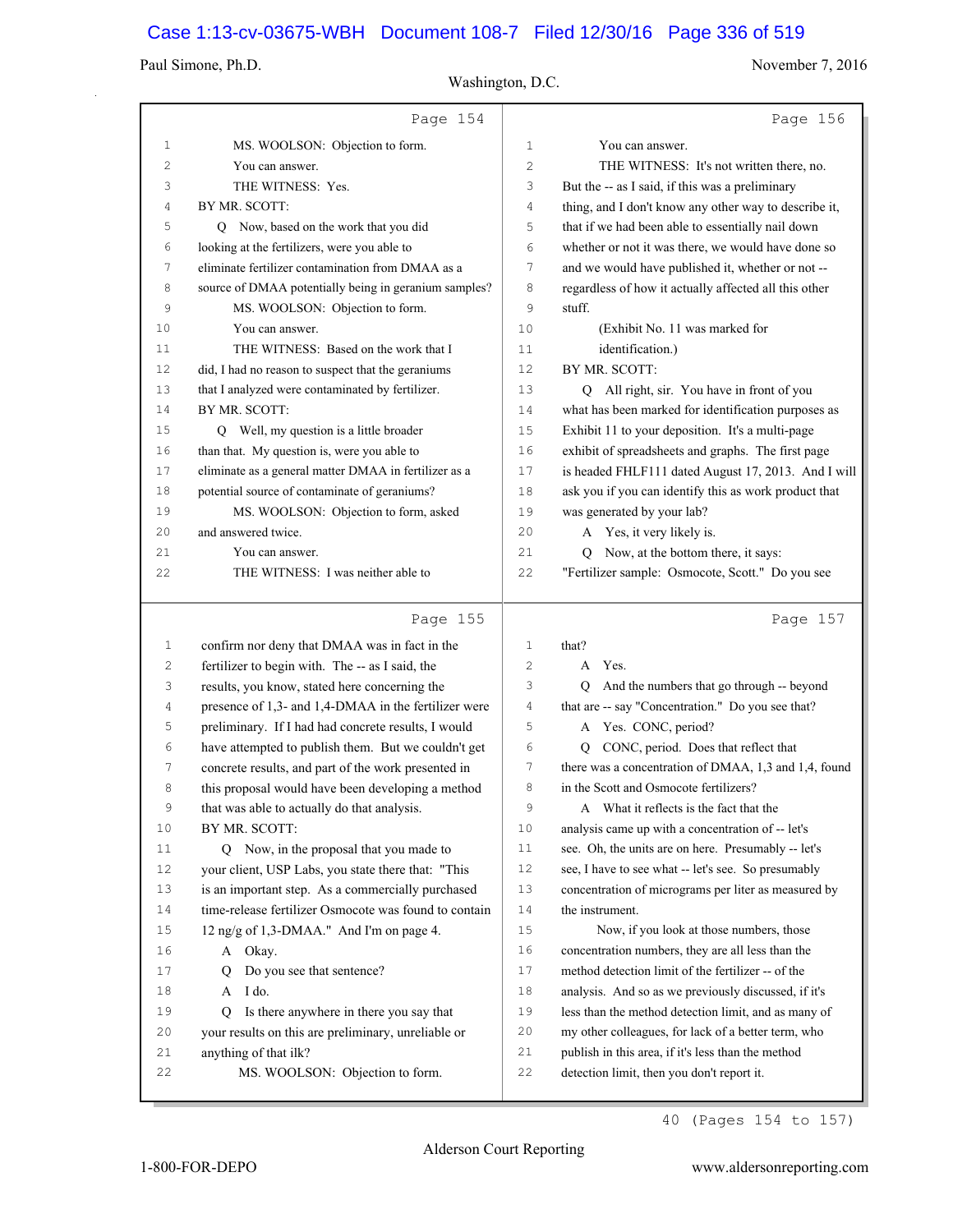Page 154

1 MS. WOOLSON: Objection to form.
2 You can answer.
3 THE WITNESS: Yes.
4 BY MR. SCOTT:
5 Q Now, based on the work that you did
6 looking at the fertilizers, were you able to
7 eliminate fertilizer contamination from DMAA as a
8 source of DMAA potentially being in geranium samples?
9 MS. WOOLSON: Objection to form.
10 You can answer.
11 THE WITNESS: Based on the work that I
12 did, I had no reason to suspect that the geraniums
13 that I analyzed were contaminated by fertilizer.
14 BY MR. SCOTT:
15 Q Well, my question is a little broader
16 than that. My question is, were you able to
17 eliminate as a general matter DMAA in fertilizer as a
18 potential source of contaminate of geraniums?
19 MS. WOOLSON: Objection to form, asked
20 and answered twice.
21 You can answer.
22 THE WITNESS: I was neither able to

Page 155

1 confirm nor deny that DMAA was in fact in the
2 fertilizer to begin with. The -- as I said, the
3 results, you know, stated here concerning the
4 presence of 1,3- and 1,4-DMAA in the fertilizer were
5 preliminary. If I had had concrete results, I would
6 have attempted to publish them. But we couldn't get
7 concrete results, and part of the work presented in
8 this proposal would have been developing a method
9 that was able to actually do that analysis.
10 BY MR. SCOTT:
11 Q Now, in the proposal that you made to
12 your client, USP Labs, you state there that: "This
13 is an important step. As a commercially purchased
14 time-release fertilizer Osmocote was found to contain
15 12 ng/g of 1,3-DMAA." And I'm on page 4.
16 A Okay.
17 Q Do you see that sentence?
18 A I do.
19 Q Is there anywhere in there you say that
20 your results on this are preliminary, unreliable or
21 anything of that ilk?
22 MS. WOOLSON: Objection to form.

Page 156

1 You can answer.
2 THE WITNESS: It's not written there, no.
3 But the -- as I said, if this was a preliminary
4 thing, and I don't know any other way to describe it,
5 that if we had been able to essentially nail down
6 whether or not it was there, we would have done so
7 and we would have published it, whether or not --
8 regardless of how it actually affected all this other
9 stuff.
10 (Exhibit No. 11 was marked for
11 identification.)
12 BY MR. SCOTT:
13 Q All right, sir. You have in front of you
14 what has been marked for identification purposes as
15 Exhibit 11 to your deposition. It's a multi-page
16 exhibit of spreadsheets and graphs. The first page
17 is headed FHLF111 dated August 17, 2013. And I will
18 ask you if you can identify this as work product that
19 was generated by your lab?
20 A Yes, it very likely is.
21 Q Now, at the bottom there, it says:
22 "Fertilizer sample: Osmocote, Scott." Do you see

Page 157

1 that?
2 A Yes.
3 Q And the numbers that go through -- beyond
4 that are -- say "Concentration." Do you see that?
5 A Yes. CONC, period?
6 Q CONC, period. Does that reflect that
7 there was a concentration of DMAA, 1,3 and 1,4, found
8 in the Scott and Osmocote fertilizers?
9 A What it reflects is the fact that the
10 analysis came up with a concentration of -- let's
11 see. Oh, the units are on here. Presumably -- let's
12 see, I have to see what -- let's see. So presumably
13 concentration of micrograms per liter as measured by
14 the instrument.
15 Now, if you look at those numbers, those
16 concentration numbers, they are all less than the
17 method detection limit of the fertilizer -- of the
18 analysis. And so as we previously discussed, if it's
19 less than the method detection limit, and as many of
20 my other colleagues, for lack of a better term, who
21 publish in this area, if it's less than the method
22 detection limit, then you don't report it.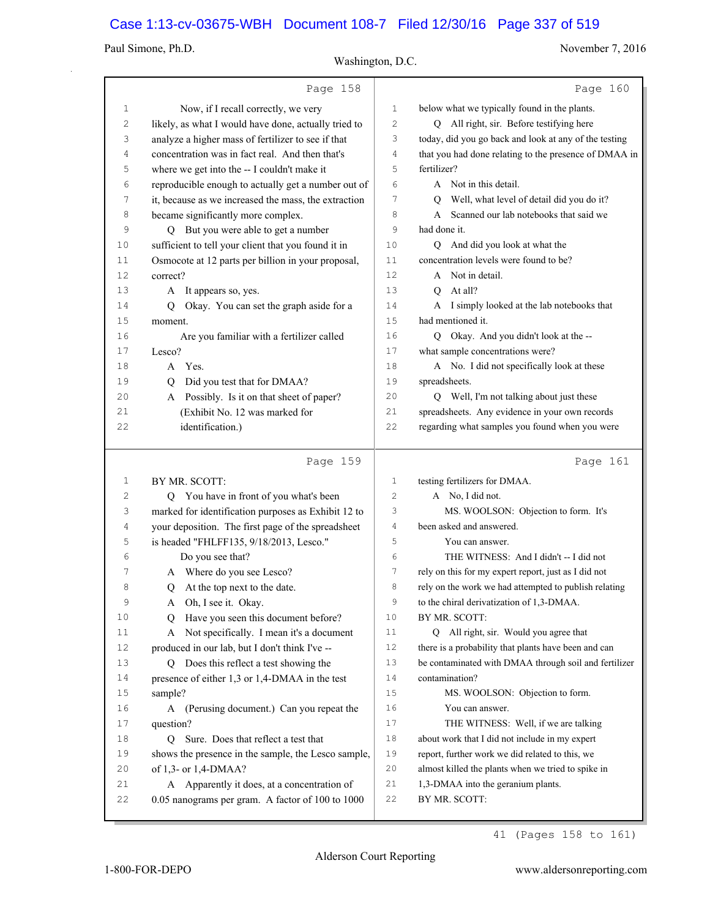Page 158

1 Now, if I recall correctly, we very
2 likely, as what I would have done, actually tried to
3 analyze a higher mass of fertilizer to see if that
4 concentration was in fact real. And then that's
5 where we get into the -- I couldn't make it
6 reproducible enough to actually get a number out of
7 it, because as we increased the mass, the extraction
8 became significantly more complex.
9 Q But you were able to get a number
10 sufficient to tell your client that you found it in
11 Osmocote at 12 parts per billion in your proposal,
12 correct?
13 A It appears so, yes.
14 Q Okay. You can set the graph aside for a
15 moment.
16 Are you familiar with a fertilizer called
17 Lesco?
18 A Yes.
19 Q Did you test that for DMAA?
20 A Possibly. Is it on that sheet of paper?
21 (Exhibit No. 12 was marked for
22 identification.)

Page 159

1 BY MR. SCOTT:
2 Q You have in front of you what's been
3 marked for identification purposes as Exhibit 12 to
4 your deposition. The first page of the spreadsheet
5 is headed "FHLFF135, 9/18/2013, Lesco."
6 Do you see that?
7 A Where do you see Lesco?
8 Q At the top next to the date.
9 A Oh, I see it. Okay.
10 Q Have you seen this document before?
11 A Not specifically. I mean it's a document
12 produced in our lab, but I don't think I've --
13 Q Does this reflect a test showing the
14 presence of either 1,3 or 1,4-DMAA in the test
15 sample?
16 A (Perusing document.) Can you repeat the
17 question?
18 Q Sure. Does that reflect a test that
19 shows the presence in the sample, the Lesco sample,
20 of 1,3- or 1,4-DMAA?
21 A Apparently it does, at a concentration of
22 0.05 nanograms per gram. A factor of 100 to 1000

Page 160

1 below what we typically found in the plants.
2 Q All right, sir. Before testifying here
3 today, did you go back and look at any of the testing
4 that you had done relating to the presence of DMAA in
5 fertilizer?
6 A Not in this detail.
7 Q Well, what level of detail did you do it?
8 A Scanned our lab notebooks that said we
9 had done it.
10 Q And did you look at what the
11 concentration levels were found to be?
12 A Not in detail.
13 Q At all?
14 A I simply looked at the lab notebooks that
15 had mentioned it.
16 Q Okay. And you didn't look at the --
17 what sample concentrations were?
18 A No. I did not specifically look at these
19 spreadsheets.
20 Q Well, I'm not talking about just these
21 spreadsheets. Any evidence in your own records
22 regarding what samples you found when you were

Page 161

1 testing fertilizers for DMAA.
2 A No, I did not.
3 MS. WOOLSON: Objection to form. It's
4 been asked and answered.
5 You can answer.
6 THE WITNESS: And I didn't -- I did not
7 rely on this for my expert report, just as I did not
8 rely on the work we had attempted to publish relating
9 to the chiral derivatization of 1,3-DMAA.
10 BY MR. SCOTT:
11 Q All right, sir. Would you agree that
12 there is a probability that plants have been and can
13 be contaminated with DMAA through soil and fertilizer
14 contamination?
15 MS. WOOLSON: Objection to form.
16 You can answer.
17 THE WITNESS: Well, if we are talking
18 about work that I did not include in my expert
19 report, further work we did related to this, we
20 almost killed the plants when we tried to spike in
21 1,3-DMAA into the geranium plants.
22 BY MR. SCOTT: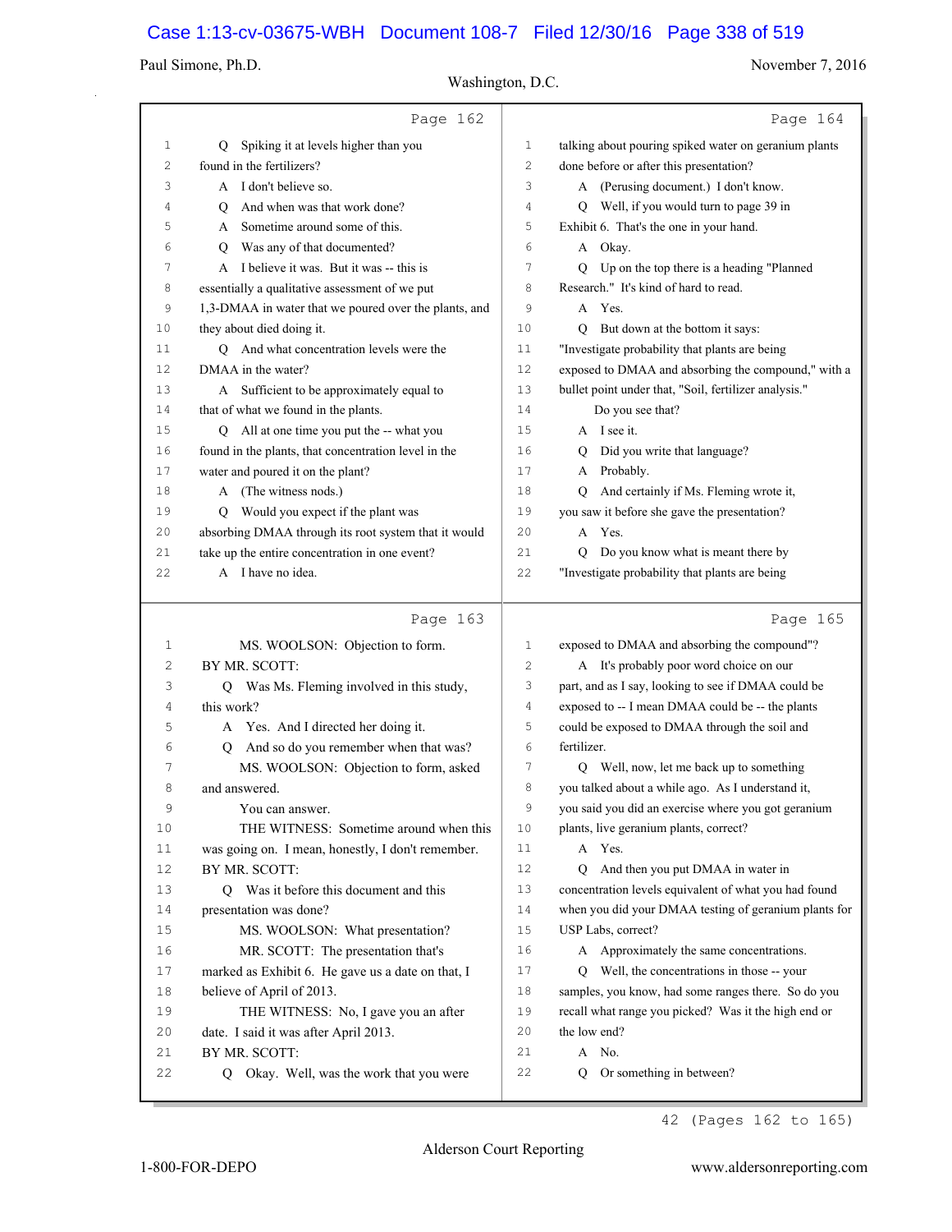Page 162

1 Q Spiking it at levels higher than you
2 found in the fertilizers?
3 A I don't believe so.
4 Q And when was that work done?
5 A Sometime around some of this.
6 Q Was any of that documented?
7 A I believe it was. But it was -- this is
8 essentially a qualitative assessment of we put
9 1,3-DMAA in water that we poured over the plants, and
10 they about died doing it.
11 Q And what concentration levels were the
12 DMAA in the water?
13 A Sufficient to be approximately equal to
14 that of what we found in the plants.
15 Q All at one time you put the -- what you
16 found in the plants, that concentration level in the
17 water and poured it on the plant?
18 A (The witness nods.)
19 Q Would you expect if the plant was
20 absorbing DMAA through its root system that it would
21 take up the entire concentration in one event?
22 A I have no idea.

Page 163

1 MS. WOOLSON: Objection to form.
2 BY MR. SCOTT:
3 Q Was Ms. Fleming involved in this study,
4 this work?
5 A Yes. And I directed her doing it.
6 Q And so do you remember when that was?
7 MS. WOOLSON: Objection to form, asked
8 and answered.
9 You can answer.
10 THE WITNESS: Sometime around when this
11 was going on. I mean, honestly, I don't remember.
12 BY MR. SCOTT:
13 Q Was it before this document and this
14 presentation was done?
15 MS. WOOLSON: What presentation?
16 MR. SCOTT: The presentation that's
17 marked as Exhibit 6. He gave us a date on that, I
18 believe of April of 2013.
19 THE WITNESS: No, I gave you an after
20 date. I said it was after April 2013.
21 BY MR. SCOTT:
22 Q Okay. Well, was the work that you were

Page 164

1 talking about pouring spiked water on geranium plants
2 done before or after this presentation?
3 A (Perusing document.) I don't know.
4 Q Well, if you would turn to page 39 in
5 Exhibit 6. That's the one in your hand.
6 A Okay.
7 Q Up on the top there is a heading "Planned
8 Research." It's kind of hard to read.
9 A Yes.
10 Q But down at the bottom it says:
11 "Investigate probability that plants are being
12 exposed to DMAA and absorbing the compound," with a
13 bullet point under that, "Soil, fertilizer analysis."
14 Do you see that?
15 A I see it.
16 Q Did you write that language?
17 A Probably.
18 Q And certainly if Ms. Fleming wrote it,
19 you saw it before she gave the presentation?
20 A Yes.
21 Q Do you know what is meant there by
22 "Investigate probability that plants are being

Page 165

1 exposed to DMAA and absorbing the compound"?
2 A It's probably poor word choice on our
3 part, and as I say, looking to see if DMAA could be
4 exposed to -- I mean DMAA could be -- the plants
5 could be exposed to DMAA through the soil and
6 fertilizer.
7 Q Well, now, let me back up to something
8 you talked about a while ago. As I understand it,
9 you said you did an exercise where you got geranium
10 plants, live geranium plants, correct?
11 A Yes.
12 Q And then you put DMAA in water in
13 concentration levels equivalent of what you had found
14 when you did your DMAA testing of geranium plants for
15 USP Labs, correct?
16 A Approximately the same concentrations.
17 Q Well, the concentrations in those -- your
18 samples, you know, had some ranges there. So do you
19 recall what range you picked? Was it the high end or
20 the low end?
21 A No.
22 Q Or something in between?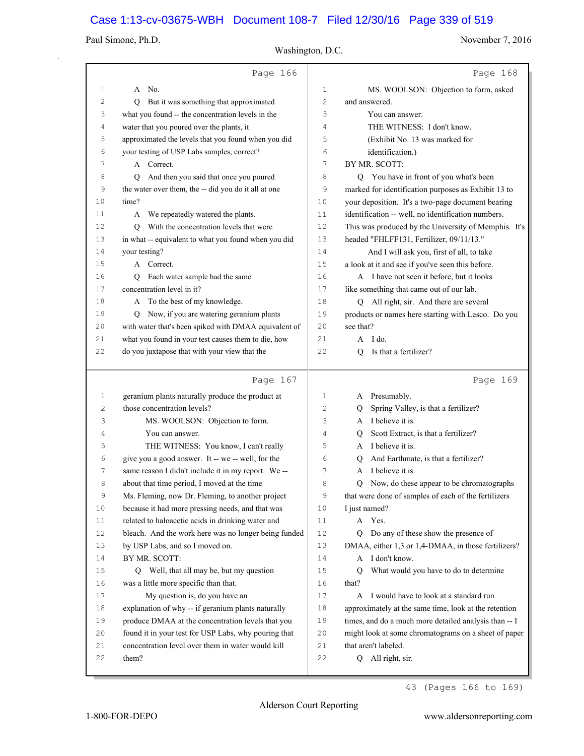Page 166

1 A No.
2 Q But it was something that approximated
3 what you found -- the concentration levels in the
4 water that you poured over the plants, it
5 approximated the levels that you found when you did
6 your testing of USP Labs samples, correct?
7 A Correct.
8 Q And then you said that once you poured
9 the water over them, the -- did you do it all at one
10 time?
11 A We repeatedly watered the plants.
12 Q With the concentration levels that were
13 in what -- equivalent to what you found when you did
14 your testing?
15 A Correct.
16 Q Each water sample had the same
17 concentration level in it?
18 A To the best of my knowledge.
19 Q Now, if you are watering geranium plants
20 with water that's been spiked with DMAA equivalent of
21 what you found in your test causes them to die, how
22 do you juxtapose that with your view that the

Page 167

1 geranium plants naturally produce the product at
2 those concentration levels?
3 MS. WOOLSON: Objection to form.
4 You can answer.
5 THE WITNESS: You know, I can't really
6 give you a good answer. It -- we -- well, for the
7 same reason I didn't include it in my report. We --
8 about that time period, I moved at the time
9 Ms. Fleming, now Dr. Fleming, to another project
10 because it had more pressing needs, and that was
11 related to haloacetic acids in drinking water and
12 bleach. And the work here was no longer being funded
13 by USP Labs, and so I moved on.
14 BY MR. SCOTT:
15 Q Well, that all may be, but my question
16 was a little more specific than that.
17 My question is, do you have an
18 explanation of why -- if geranium plants naturally
19 produce DMAA at the concentration levels that you
20 found it in your test for USP Labs, why pouring that
21 concentration level over them in water would kill
22 them?

Page 168

1 MS. WOOLSON: Objection to form, asked
2 and answered.
3 You can answer.
4 THE WITNESS: I don't know.
5 (Exhibit No. 13 was marked for
6 identification.)
7 BY MR. SCOTT:
8 Q You have in front of you what's been
9 marked for identification purposes as Exhibit 13 to
10 your deposition. It's a two-page document bearing
11 identification -- well, no identification numbers.
12 This was produced by the University of Memphis. It's
13 headed "FHLFF131, Fertilizer, 09/11/13."
14 And I will ask you, first of all, to take
15 a look at it and see if you've seen this before.
16 A I have not seen it before, but it looks
17 like something that came out of our lab.
18 Q All right, sir. And there are several
19 products or names here starting with Lesco. Do you
20 see that?
21 A I do.
22 Q Is that a fertilizer?

Page 169

1 A Presumably.
2 Q Spring Valley, is that a fertilizer?
3 A I believe it is.
4 Q Scott Extract, is that a fertilizer?
5 A I believe it is.
6 Q And Earthmate, is that a fertilizer?
7 A I believe it is.
8 Q Now, do these appear to be chromatographs
9 that were done of samples of each of the fertilizers
10 I just named?
11 A Yes.
12 Q Do any of these show the presence of
13 DMAA, either 1,3 or 1,4-DMAA, in those fertilizers?
14 A I don't know.
15 Q What would you have to do to determine
16 that?
17 A I would have to look at a standard run
18 approximately at the same time, look at the retention
19 times, and do a much more detailed analysis than -- I
20 might look at some chromatograms on a sheet of paper
21 that aren't labeled.
22 Q All right, sir.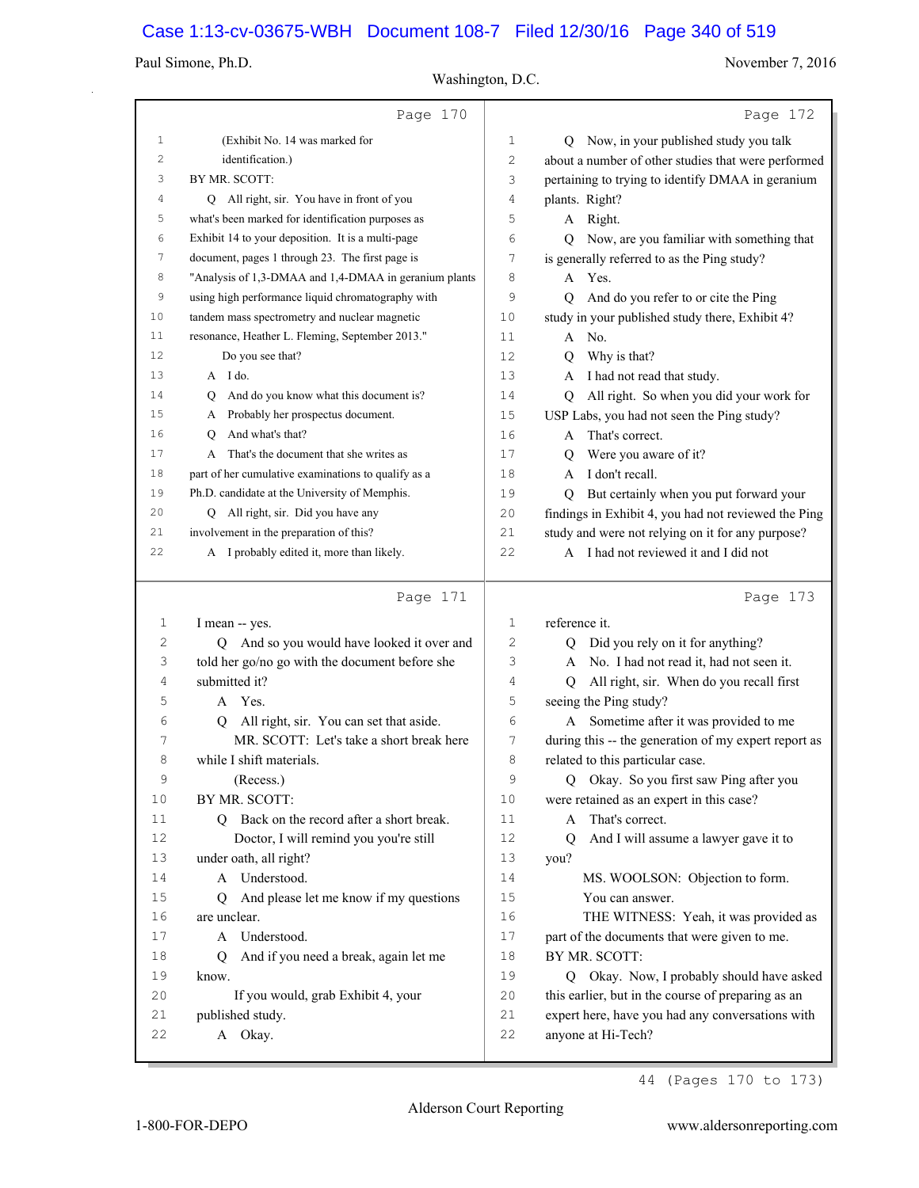Page 170

1 (Exhibit No. 14 was marked for
2 identification.)
3 BY MR. SCOTT:
4 Q All right, sir. You have in front of you
5 what's been marked for identification purposes as
6 Exhibit 14 to your deposition. It is a multi-page
7 document, pages 1 through 23. The first page is
8 "Analysis of 1,3-DMAA and 1,4-DMAA in geranium plants
9 using high performance liquid chromatography with
10 tandem mass spectrometry and nuclear magnetic
11 resonance, Heather L. Fleming, September 2013."
12 Do you see that?
13 A I do.
14 Q And do you know what this document is?
15 A Probably her prospectus document.
16 Q And what's that?
17 A That's the document that she writes as
18 part of her cumulative examinations to qualify as a
19 Ph.D. candidate at the University of Memphis.
20 Q All right, sir. Did you have any
21 involvement in the preparation of this?
22 A I probably edited it, more than likely.

Page 171

1 I mean -- yes.
2 Q And so you would have looked it over and
3 told her go/no go with the document before she
4 submitted it?
5 A Yes.
6 Q All right, sir. You can set that aside.
7 MR. SCOTT: Let's take a short break here
8 while I shift materials.
9 (Recess.)
10 BY MR. SCOTT:
11 Q Back on the record after a short break.
12 Doctor, I will remind you you're still
13 under oath, all right?
14 A Understood.
15 Q And please let me know if my questions
16 are unclear.
17 A Understood.
18 Q And if you need a break, again let me
19 know.
20 If you would, grab Exhibit 4, your
21 published study.
22 A Okay.

Page 172

1 Q Now, in your published study you talk
2 about a number of other studies that were performed
3 pertaining to trying to identify DMAA in geranium
4 plants. Right?
5 A Right.
6 Q Now, are you familiar with something that
7 is generally referred to as the Ping study?
8 A Yes.
9 Q And do you refer to or cite the Ping
10 study in your published study there, Exhibit 4?
11 A No.
12 Q Why is that?
13 A I had not read that study.
14 Q All right. So when you did your work for
15 USP Labs, you had not seen the Ping study?
16 A That's correct.
17 Q Were you aware of it?
18 A I don't recall.
19 Q But certainly when you put forward your
20 findings in Exhibit 4, you had not reviewed the Ping
21 study and were not relying on it for any purpose?
22 A I had not reviewed it and I did not

Page 173

1 reference it.
2 Q Did you rely on it for anything?
3 A No. I had not read it, had not seen it.
4 Q All right, sir. When do you recall first
5 seeing the Ping study?
6 A Sometime after it was provided to me
7 during this -- the generation of my expert report as
8 related to this particular case.
9 Q Okay. So you first saw Ping after you
10 were retained as an expert in this case?
11 A That's correct.
12 Q And I will assume a lawyer gave it to
13 you?
14 MS. WOOLSON: Objection to form.
15 You can answer.
16 THE WITNESS: Yeah, it was provided as
17 part of the documents that were given to me.
18 BY MR. SCOTT:
19 Q Okay. Now, I probably should have asked
20 this earlier, but in the course of preparing as an
21 expert here, have you had any conversations with
22 anyone at Hi-Tech?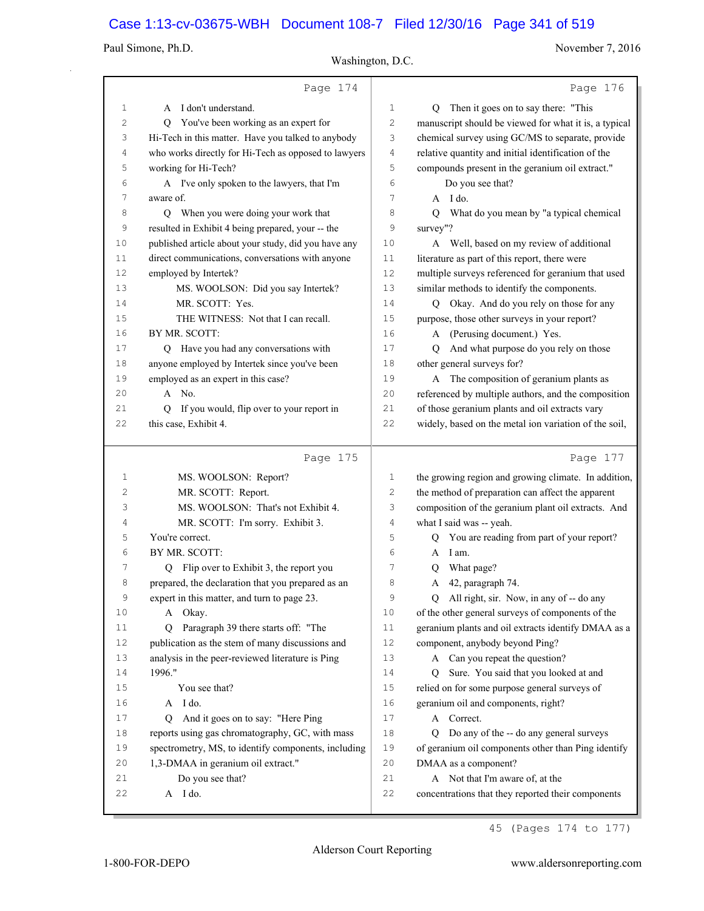Page 174

1 A I don't understand.
2 Q You've been working as an expert for
3 Hi-Tech in this matter. Have you talked to anybody
4 who works directly for Hi-Tech as opposed to lawyers
5 working for Hi-Tech?
6 A I've only spoken to the lawyers, that I'm
7 aware of.
8 Q When you were doing your work that
9 resulted in Exhibit 4 being prepared, your -- the
10 published article about your study, did you have any
11 direct communications, conversations with anyone
12 employed by Intertek?
13 MS. WOOLSON: Did you say Intertek?
14 MR. SCOTT: Yes.
15 THE WITNESS: Not that I can recall.
16 BY MR. SCOTT:
17 Q Have you had any conversations with
18 anyone employed by Intertek since you've been
19 employed as an expert in this case?
20 A No.
21 Q If you would, flip over to your report in
22 this case, Exhibit 4.

Page 175

1 MS. WOOLSON: Report?
2 MR. SCOTT: Report.
3 MS. WOOLSON: That's not Exhibit 4.
4 MR. SCOTT: I'm sorry. Exhibit 3.
5 You're correct.
6 BY MR. SCOTT:
7 Q Flip over to Exhibit 3, the report you
8 prepared, the declaration that you prepared as an
9 expert in this matter, and turn to page 23.
10 A Okay.
11 Q Paragraph 39 there starts off: "The
12 publication as the stem of many discussions and
13 analysis in the peer-reviewed literature is Ping
14 1996."
15 You see that?
16 A I do.
17 Q And it goes on to say: "Here Ping
18 reports using gas chromatography, GC, with mass
19 spectrometry, MS, to identify components, including
20 1,3-DMAA in geranium oil extract."
21 Do you see that?
22 A I do.

Page 176

1 Q Then it goes on to say there: "This
2 manuscript should be viewed for what it is, a typical
3 chemical survey using GC/MS to separate, provide
4 relative quantity and initial identification of the
5 compounds present in the geranium oil extract."
6 Do you see that?
7 A I do.
8 Q What do you mean by "a typical chemical
9 survey"?
10 A Well, based on my review of additional
11 literature as part of this report, there were
12 multiple surveys referenced for geranium that used
13 similar methods to identify the components.
14 Q Okay. And do you rely on those for any
15 purpose, those other surveys in your report?
16 A (Perusing document.) Yes.
17 Q And what purpose do you rely on those
18 other general surveys for?
19 A The composition of geranium plants as
20 referenced by multiple authors, and the composition
21 of those geranium plants and oil extracts vary
22 widely, based on the metal ion variation of the soil,

Page 177

1 the growing region and growing climate. In addition,
2 the method of preparation can affect the apparent
3 composition of the geranium plant oil extracts. And
4 what I said was -- yeah.
5 Q You are reading from part of your report?
6 A I am.
7 Q What page?
8 A 42, paragraph 74.
9 Q All right, sir. Now, in any of -- do any
10 of the other general surveys of components of the
11 geranium plants and oil extracts identify DMAA as a
12 component, anybody beyond Ping?
13 A Can you repeat the question?
14 Q Sure. You said that you looked at and
15 relied on for some purpose general surveys of
16 geranium oil and components, right?
17 A Correct.
18 Q Do any of the -- do any general surveys
19 of geranium oil components other than Ping identify
20 DMAA as a component?
21 A Not that I'm aware of, at the
22 concentrations that they reported their components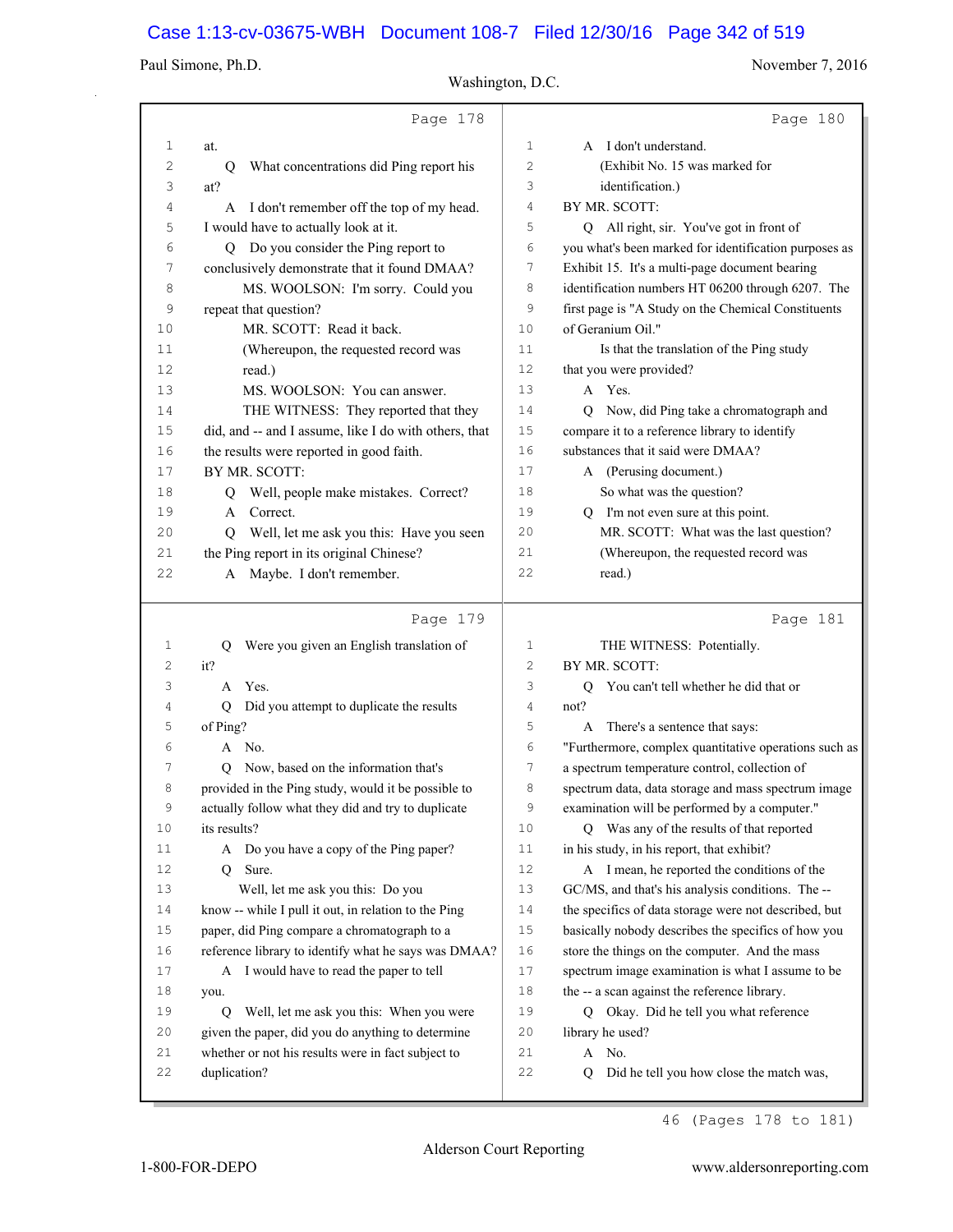Page 178

1 at.
2 Q What concentrations did Ping report his
3 at?
4 A I don't remember off the top of my head.
5 I would have to actually look at it.
6 Q Do you consider the Ping report to
7 conclusively demonstrate that it found DMAA?
8 MS. WOOLSON: I'm sorry. Could you
9 repeat that question?
10 MR. SCOTT: Read it back.
11 (Whereupon, the requested record was
12 read.)
13 MS. WOOLSON: You can answer.
14 THE WITNESS: They reported that they
15 did, and -- and I assume, like I do with others, that
16 the results were reported in good faith.
17 BY MR. SCOTT:
18 Q Well, people make mistakes. Correct?
19 A Correct.
20 Q Well, let me ask you this: Have you seen
21 the Ping report in its original Chinese?
22 A Maybe. I don't remember.

Page 179

1 Q Were you given an English translation of
2 it?
3 A Yes.
4 Q Did you attempt to duplicate the results
5 of Ping?
6 A No.
7 Q Now, based on the information that's
8 provided in the Ping study, would it be possible to
9 actually follow what they did and try to duplicate
10 its results?
11 A Do you have a copy of the Ping paper?
12 Q Sure.
13 Well, let me ask you this: Do you
14 know -- while I pull it out, in relation to the Ping
15 paper, did Ping compare a chromatograph to a
16 reference library to identify what he says was DMAA?
17 A I would have to read the paper to tell
18 you.
19 Q Well, let me ask you this: When you were
20 given the paper, did you do anything to determine
21 whether or not his results were in fact subject to
22 duplication?

Page 180

1 A I don't understand.
2 (Exhibit No. 15 was marked for
3 identification.)
4 BY MR. SCOTT:
5 Q All right, sir. You've got in front of
6 you what's been marked for identification purposes as
7 Exhibit 15. It's a multi-page document bearing
8 identification numbers HT 06200 through 6207. The
9 first page is "A Study on the Chemical Constituents
10 of Geranium Oil."
11 Is that the translation of the Ping study
12 that you were provided?
13 A Yes.
14 Q Now, did Ping take a chromatograph and
15 compare it to a reference library to identify
16 substances that it said were DMAA?
17 A (Perusing document.)
18 So what was the question?
19 Q I'm not even sure at this point.
20 MR. SCOTT: What was the last question?
21 (Whereupon, the requested record was
22 read.)

Page 181

1 THE WITNESS: Potentially.
2 BY MR. SCOTT:
3 Q You can't tell whether he did that or
4 not?
5 A There's a sentence that says:
6 "Furthermore, complex quantitative operations such as
7 a spectrum temperature control, collection of
8 spectrum data, data storage and mass spectrum image
9 examination will be performed by a computer."
10 Q Was any of the results of that reported
11 in his study, in his report, that exhibit?
12 A I mean, he reported the conditions of the
13 GC/MS, and that's his analysis conditions. The --
14 the specifics of data storage were not described, but
15 basically nobody describes the specifics of how you
16 store the things on the computer. And the mass
17 spectrum image examination is what I assume to be
18 the -- a scan against the reference library.
19 Q Okay. Did he tell you what reference
20 library he used?
21 A No.
22 Q Did he tell you how close the match was,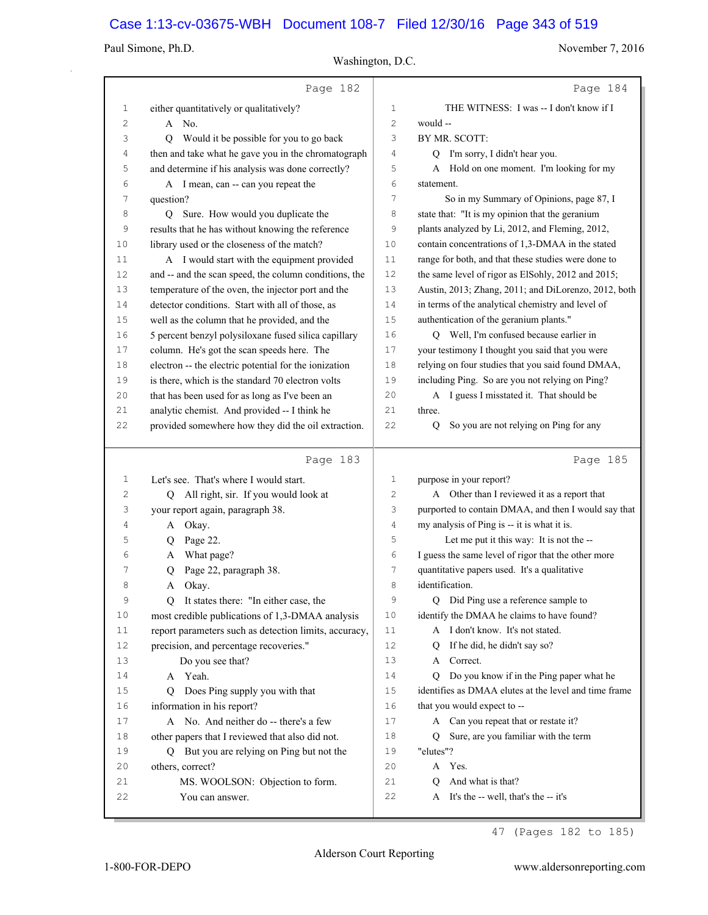Page 182

1 either quantitatively or qualitatively?
2 A No.
3 Q Would it be possible for you to go back
4 then and take what he gave you in the chromatograph
5 and determine if his analysis was done correctly?
6 A I mean, can -- can you repeat the
7 question?
8 Q Sure. How would you duplicate the
9 results that he has without knowing the reference
10 library used or the closeness of the match?
11 A I would start with the equipment provided
12 and -- and the scan speed, the column conditions, the
13 temperature of the oven, the injector port and the
14 detector conditions. Start with all of those, as
15 well as the column that he provided, and the
16 5 percent benzyl polysiloxane fused silica capillary
17 column. He's got the scan speeds here. The
18 electron -- the electric potential for the ionization
19 is there, which is the standard 70 electron volts
20 that has been used for as long as I've been an
21 analytic chemist. And provided -- I think he
22 provided somewhere how they did the oil extraction.

Page 183

1 Let's see. That's where I would start.
2 Q All right, sir. If you would look at
3 your report again, paragraph 38.
4 A Okay.
5 Q Page 22.
6 A What page?
7 Q Page 22, paragraph 38.
8 A Okay.
9 Q It states there: "In either case, the
10 most credible publications of 1,3-DMAA analysis
11 report parameters such as detection limits, accuracy,
12 precision, and percentage recoveries."
13 Do you see that?
14 A Yeah.
15 Q Does Ping supply you with that
16 information in his report?
17 A No. And neither do -- there's a few
18 other papers that I reviewed that also did not.
19 Q But you are relying on Ping but not the
20 others, correct?
21 MS. WOOLSON: Objection to form.
22 You can answer.

Page 184

1 THE WITNESS: I was -- I don't know if I
2 would --
3 BY MR. SCOTT:
4 Q I'm sorry, I didn't hear you.
5 A Hold on one moment. I'm looking for my
6 statement.
7 So in my Summary of Opinions, page 87, I
8 state that: "It is my opinion that the geranium
9 plants analyzed by Li, 2012, and Fleming, 2012,
10 contain concentrations of 1,3-DMAA in the stated
11 range for both, and that these studies were done to
12 the same level of rigor as ElSohly, 2012 and 2015;
13 Austin, 2013; Zhang, 2011; and DiLorenzo, 2012, both
14 in terms of the analytical chemistry and level of
15 authentication of the geranium plants."
16 Q Well, I'm confused because earlier in
17 your testimony I thought you said that you were
18 relying on four studies that you said found DMAA,
19 including Ping. So are you not relying on Ping?
20 A I guess I misstated it. That should be
21 three.
22 Q So you are not relying on Ping for any

Page 185

1 purpose in your report?
2 A Other than I reviewed it as a report that
3 purported to contain DMAA, and then I would say that
4 my analysis of Ping is -- it is what it is.
5 Let me put it this way: It is not the --
6 I guess the same level of rigor that the other more
7 quantitative papers used. It's a qualitative
8 identification.
9 Q Did Ping use a reference sample to
10 identify the DMAA he claims to have found?
11 A I don't know. It's not stated.
12 Q If he did, he didn't say so?
13 A Correct.
14 Q Do you know if in the Ping paper what he
15 identifies as DMAA elutes at the level and time frame
16 that you would expect to --
17 A Can you repeat that or restate it?
18 Q Sure, are you familiar with the term
19 "elutes"?
20 A Yes.
21 Q And what is that?
22 A It's the -- well, that's the -- it's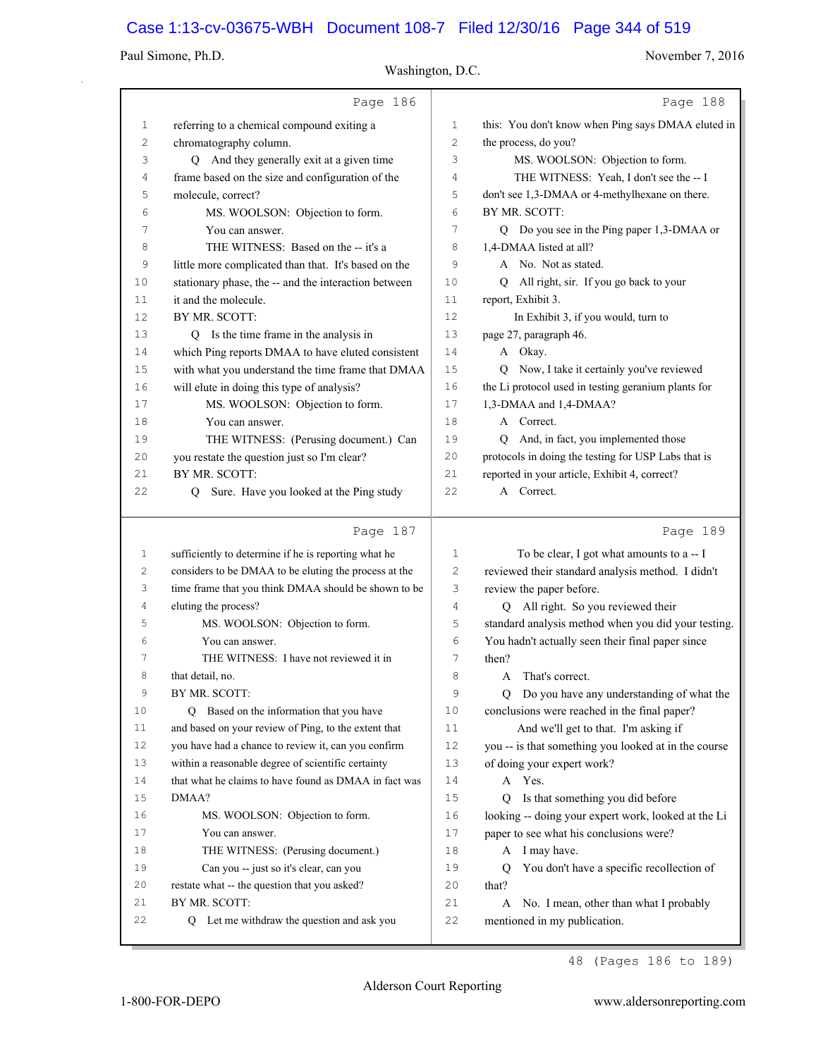Page 186

1 referring to a chemical compound exiting a
2 chromatography column.
3 Q And they generally exit at a given time
4 frame based on the size and configuration of the
5 molecule, correct?
6 MS. WOOLSON: Objection to form.
7 You can answer.
8 THE WITNESS: Based on the -- it's a
9 little more complicated than that. It's based on the
10 stationary phase, the -- and the interaction between
11 it and the molecule.
12 BY MR. SCOTT:
13 Q Is the time frame in the analysis in
14 which Ping reports DMAA to have eluted consistent
15 with what you understand the time frame that DMAA
16 will elute in doing this type of analysis?
17 MS. WOOLSON: Objection to form.
18 You can answer.
19 THE WITNESS: (Perusing document.) Can
20 you restate the question just so I'm clear?
21 BY MR. SCOTT:
22 Q Sure. Have you looked at the Ping study

Page 187

1 sufficiently to determine if he is reporting what he
2 considers to be DMAA to be eluting the process at the
3 time frame that you think DMAA should be shown to be
4 eluting the process?
5 MS. WOOLSON: Objection to form.
6 You can answer.
7 THE WITNESS: I have not reviewed it in
8 that detail, no.
9 BY MR. SCOTT:
10 Q Based on the information that you have
11 and based on your review of Ping, to the extent that
12 you have had a chance to review it, can you confirm
13 within a reasonable degree of scientific certainty
14 that what he claims to have found as DMAA in fact was
15 DMAA?
16 MS. WOOLSON: Objection to form.
17 You can answer.
18 THE WITNESS: (Perusing document.)
19 Can you -- just so it's clear, can you
20 restate what -- the question that you asked?
21 BY MR. SCOTT:
22 Q Let me withdraw the question and ask you

Page 188

1 this: You don't know when Ping says DMAA eluted in
2 the process, do you?
3 MS. WOOLSON: Objection to form.
4 THE WITNESS: Yeah, I don't see the -- I
5 don't see 1,3-DMAA or 4-methylhexane on there.
6 BY MR. SCOTT:
7 Q Do you see in the Ping paper 1,3-DMAA or
8 1,4-DMAA listed at all?
9 A No. Not as stated.
10 Q All right, sir. If you go back to your
11 report, Exhibit 3.
12 In Exhibit 3, if you would, turn to
13 page 27, paragraph 46.
14 A Okay.
15 Q Now, I take it certainly you've reviewed
16 the Li protocol used in testing geranium plants for
17 1,3-DMAA and 1,4-DMAA?
18 A Correct.
19 Q And, in fact, you implemented those
20 protocols in doing the testing for USP Labs that is
21 reported in your article, Exhibit 4, correct?
22 A Correct.

Page 189

1 To be clear, I got what amounts to a -- I
2 reviewed their standard analysis method. I didn't
3 review the paper before.
4 Q All right. So you reviewed their
5 standard analysis method when you did your testing.
6 You hadn't actually seen their final paper since
7 then?
8 A That's correct.
9 Q Do you have any understanding of what the
10 conclusions were reached in the final paper?
11 And we'll get to that. I'm asking if
12 you -- is that something you looked at in the course
13 of doing your expert work?
14 A Yes.
15 Q Is that something you did before
16 looking -- doing your expert work, looked at the Li
17 paper to see what his conclusions were?
18 A I may have.
19 Q You don't have a specific recollection of
20 that?
21 A No. I mean, other than what I probably
22 mentioned in my publication.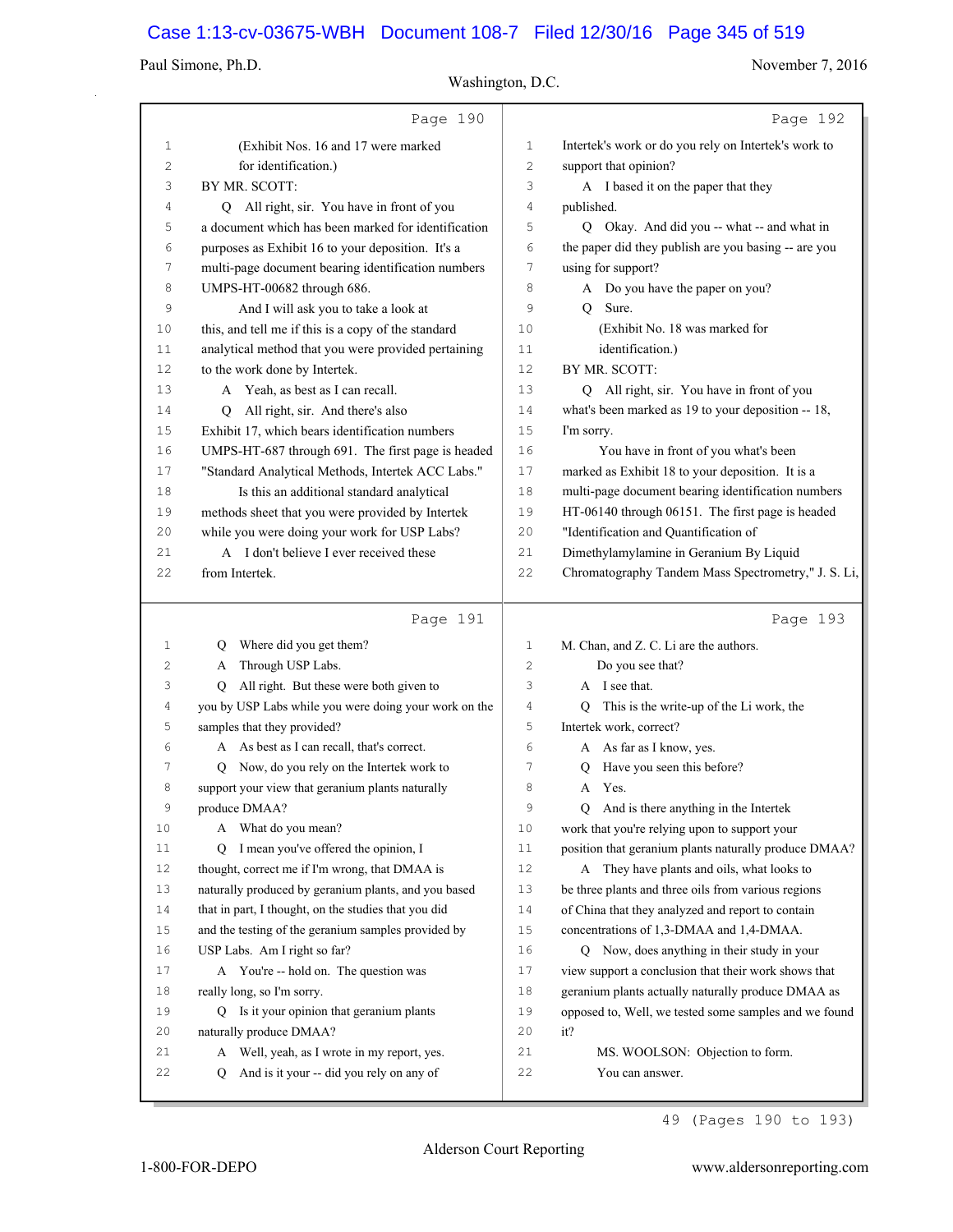Page 190

1 (Exhibit Nos. 16 and 17 were marked
2 for identification.)
3 BY MR. SCOTT:
4 Q All right, sir. You have in front of you
5 a document which has been marked for identification
6 purposes as Exhibit 16 to your deposition. It's a
7 multi-page document bearing identification numbers
8 UMPS-HT-00682 through 686.
9 And I will ask you to take a look at
10 this, and tell me if this is a copy of the standard
11 analytical method that you were provided pertaining
12 to the work done by Intertek.
13 A Yeah, as best as I can recall.
14 Q All right, sir. And there's also
15 Exhibit 17, which bears identification numbers
16 UMPS-HT-687 through 691. The first page is headed
17 "Standard Analytical Methods, Intertek ACC Labs."
18 Is this an additional standard analytical
19 methods sheet that you were provided by Intertek
20 while you were doing your work for USP Labs?
21 A I don't believe I ever received these
22 from Intertek.

Page 191

1 Q Where did you get them?
2 A Through USP Labs.
3 Q All right. But these were both given to
4 you by USP Labs while you were doing your work on the
5 samples that they provided?
6 A As best as I can recall, that's correct.
7 Q Now, do you rely on the Intertek work to
8 support your view that geranium plants naturally
9 produce DMAA?
10 A What do you mean?
11 Q I mean you've offered the opinion, I
12 thought, correct me if I'm wrong, that DMAA is
13 naturally produced by geranium plants, and you based
14 that in part, I thought, on the studies that you did
15 and the testing of the geranium samples provided by
16 USP Labs. Am I right so far?
17 A You're -- hold on. The question was
18 really long, so I'm sorry.
19 Q Is it your opinion that geranium plants
20 naturally produce DMAA?
21 A Well, yeah, as I wrote in my report, yes.
22 Q And is it your -- did you rely on any of

Page 192

1 Intertek's work or do you rely on Intertek's work to
2 support that opinion?
3 A I based it on the paper that they
4 published.
5 Q Okay. And did you -- what -- and what in
6 the paper did they publish are you basing -- are you
7 using for support?
8 A Do you have the paper on you?
9 Q Sure.
10 (Exhibit No. 18 was marked for
11 identification.)
12 BY MR. SCOTT:
13 Q All right, sir. You have in front of you
14 what's been marked as 19 to your deposition -- 18,
15 I'm sorry.
16 You have in front of you what's been
17 marked as Exhibit 18 to your deposition. It is a
18 multi-page document bearing identification numbers
19 HT-06140 through 06151. The first page is headed
20 "Identification and Quantification of
21 Dimethylamylamine in Geranium By Liquid
22 Chromatography Tandem Mass Spectrometry," J. S. Li,

Page 193

1 M. Chan, and Z. C. Li are the authors.
2 Do you see that?
3 A I see that.
4 Q This is the write-up of the Li work, the
5 Intertek work, correct?
6 A As far as I know, yes.
7 Q Have you seen this before?
8 A Yes.
9 Q And is there anything in the Intertek
10 work that you're relying upon to support your
11 position that geranium plants naturally produce DMAA?
12 A They have plants and oils, what looks to
13 be three plants and three oils from various regions
14 of China that they analyzed and report to contain
15 concentrations of 1,3-DMAA and 1,4-DMAA.
16 Q Now, does anything in their study in your
17 view support a conclusion that their work shows that
18 geranium plants actually naturally produce DMAA as
19 opposed to, Well, we tested some samples and we found
20 it?
21 MS. WOOLSON: Objection to form.
22 You can answer.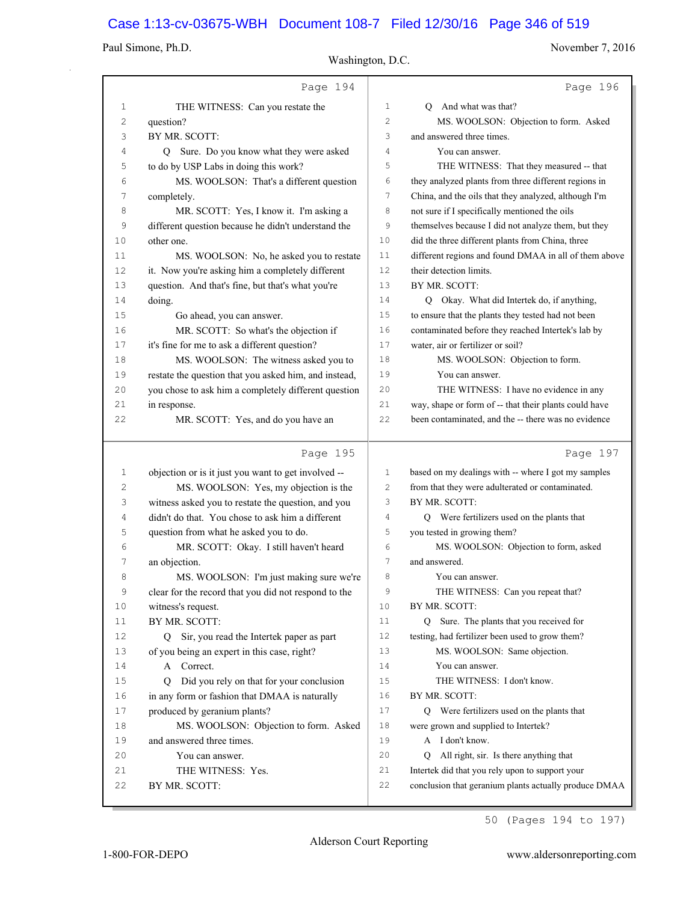Page 194

1 THE WITNESS: Can you restate the
2 question?
3 BY MR. SCOTT:
4 Q Sure. Do you know what they were asked
5 to do by USP Labs in doing this work?
6 MS. WOOLSON: That's a different question
7 completely.
8 MR. SCOTT: Yes, I know it. I'm asking a
9 different question because he didn't understand the
10 other one.
11 MS. WOOLSON: No, he asked you to restate
12 it. Now you're asking him a completely different
13 question. And that's fine, but that's what you're
14 doing.
15 Go ahead, you can answer.
16 MR. SCOTT: So what's the objection if
17 it's fine for me to ask a different question?
18 MS. WOOLSON: The witness asked you to
19 restate the question that you asked him, and instead,
20 you chose to ask him a completely different question
21 in response.
22 MR. SCOTT: Yes, and do you have an

Page 195

1 objection or is it just you want to get involved --
2 MS. WOOLSON: Yes, my objection is the
3 witness asked you to restate the question, and you
4 didn't do that. You chose to ask him a different
5 question from what he asked you to do.
6 MR. SCOTT: Okay. I still haven't heard
7 an objection.
8 MS. WOOLSON: I'm just making sure we're
9 clear for the record that you did not respond to the
10 witness's request.
11 BY MR. SCOTT:
12 Q Sir, you read the Intertek paper as part
13 of you being an expert in this case, right?
14 A Correct.
15 Q Did you rely on that for your conclusion
16 in any form or fashion that DMAA is naturally
17 produced by geranium plants?
18 MS. WOOLSON: Objection to form. Asked
19 and answered three times.
20 You can answer.
21 THE WITNESS: Yes.
22 BY MR. SCOTT:

Page 196

1 Q And what was that?
2 MS. WOOLSON: Objection to form. Asked
3 and answered three times.
4 You can answer.
5 THE WITNESS: That they measured -- that
6 they analyzed plants from three different regions in
7 China, and the oils that they analyzed, although I'm
8 not sure if I specifically mentioned the oils
9 themselves because I did not analyze them, but they
10 did the three different plants from China, three
11 different regions and found DMAA in all of them above
12 their detection limits.
13 BY MR. SCOTT:
14 Q Okay. What did Intertek do, if anything,
15 to ensure that the plants they tested had not been
16 contaminated before they reached Intertek's lab by
17 water, air or fertilizer or soil?
18 MS. WOOLSON: Objection to form.
19 You can answer.
20 THE WITNESS: I have no evidence in any
21 way, shape or form of -- that their plants could have
22 been contaminated, and the -- there was no evidence

Page 197

1 based on my dealings with -- where I got my samples
2 from that they were adulterated or contaminated.
3 BY MR. SCOTT:
4 Q Were fertilizers used on the plants that
5 you tested in growing them?
6 MS. WOOLSON: Objection to form, asked
7 and answered.
8 You can answer.
9 THE WITNESS: Can you repeat that?
10 BY MR. SCOTT:
11 Q Sure. The plants that you received for
12 testing, had fertilizer been used to grow them?
13 MS. WOOLSON: Same objection.
14 You can answer.
15 THE WITNESS: I don't know.
16 BY MR. SCOTT:
17 Q Were fertilizers used on the plants that
18 were grown and supplied to Intertek?
19 A I don't know.
20 Q All right, sir. Is there anything that
21 Intertek did that you rely upon to support your
22 conclusion that geranium plants actually produce DMAA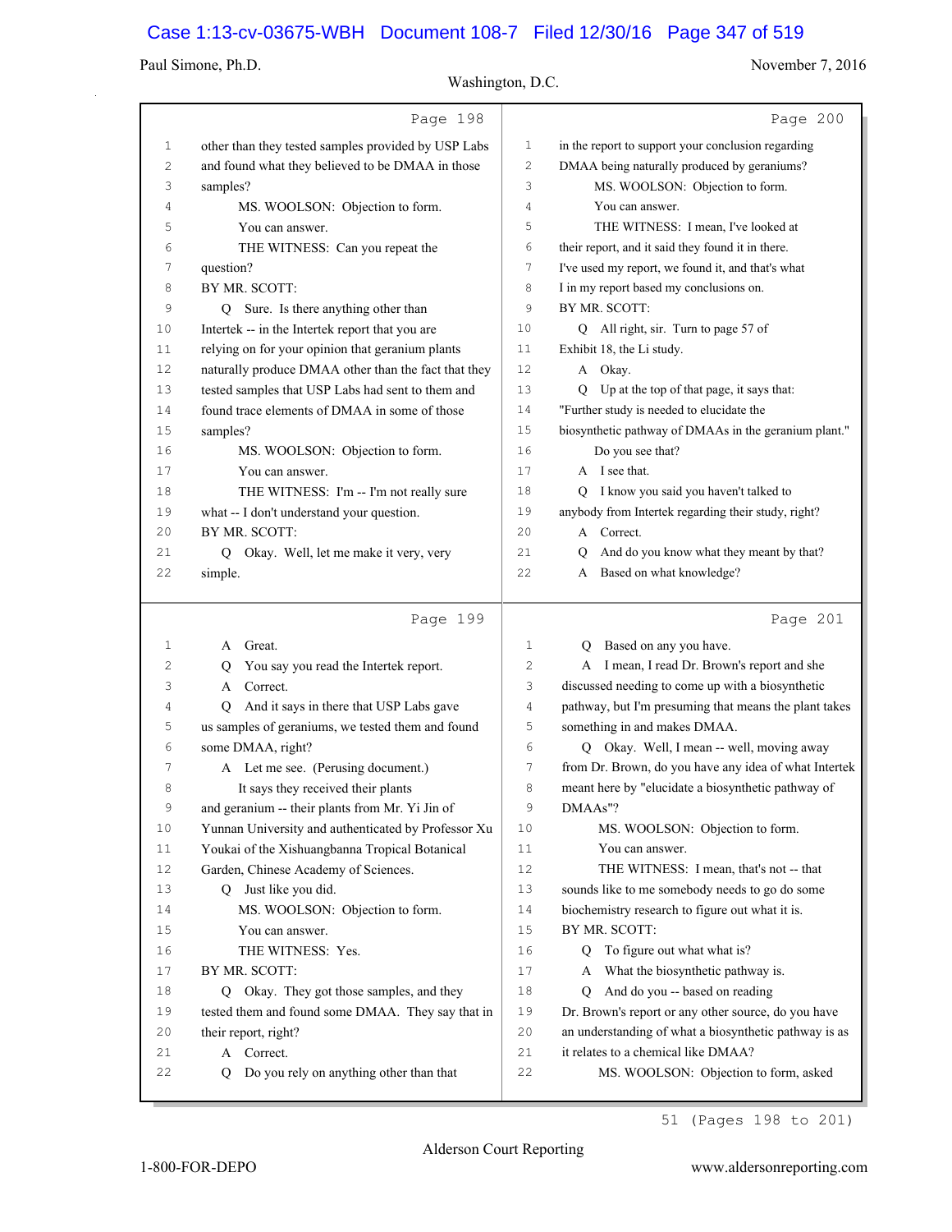Page 198

1 other than they tested samples provided by USP Labs
2 and found what they believed to be DMAA in those
3 samples?
4 MS. WOOLSON: Objection to form.
5 You can answer.
6 THE WITNESS: Can you repeat the
7 question?
8 BY MR. SCOTT:
9 Q Sure. Is there anything other than
10 Intertek -- in the Intertek report that you are
11 relying on for your opinion that geranium plants
12 naturally produce DMAA other than the fact that they
13 tested samples that USP Labs had sent to them and
14 found trace elements of DMAA in some of those
15 samples?
16 MS. WOOLSON: Objection to form.
17 You can answer.
18 THE WITNESS: I'm -- I'm not really sure
19 what -- I don't understand your question.
20 BY MR. SCOTT:
21 Q Okay. Well, let me make it very, very
22 simple.

Page 199

1 A Great.
2 Q You say you read the Intertek report.
3 A Correct.
4 Q And it says in there that USP Labs gave
5 us samples of geraniums, we tested them and found
6 some DMAA, right?
7 A Let me see. (Perusing document.)
8 It says they received their plants
9 and geranium -- their plants from Mr. Yi Jin of
10 Yunnan University and authenticated by Professor Xu
11 Youkai of the Xishuangbanna Tropical Botanical
12 Garden, Chinese Academy of Sciences.
13 Q Just like you did.
14 MS. WOOLSON: Objection to form.
15 You can answer.
16 THE WITNESS: Yes.
17 BY MR. SCOTT:
18 Q Okay. They got those samples, and they
19 tested them and found some DMAA. They say that in
20 their report, right?
21 A Correct.
22 Q Do you rely on anything other than that

Page 200

1 in the report to support your conclusion regarding
2 DMAA being naturally produced by geraniums?
3 MS. WOOLSON: Objection to form.
4 You can answer.
5 THE WITNESS: I mean, I've looked at
6 their report, and it said they found it in there.
7 I've used my report, we found it, and that's what
8 I in my report based my conclusions on.
9 BY MR. SCOTT:
10 Q All right, sir. Turn to page 57 of
11 Exhibit 18, the Li study.
12 A Okay.
13 Q Up at the top of that page, it says that:
14 "Further study is needed to elucidate the
15 biosynthetic pathway of DMAAs in the geranium plant."
16 Do you see that?
17 A I see that.
18 Q I know you said you haven't talked to
19 anybody from Intertek regarding their study, right?
20 A Correct.
21 Q And do you know what they meant by that?
22 A Based on what knowledge?

Page 201

1 Q Based on any you have.
2 A I mean, I read Dr. Brown's report and she
3 discussed needing to come up with a biosynthetic
4 pathway, but I'm presuming that means the plant takes
5 something in and makes DMAA.
6 Q Okay. Well, I mean -- well, moving away
7 from Dr. Brown, do you have any idea of what Intertek
8 meant here by "elucidate a biosynthetic pathway of
9 DMAAs"?
10 MS. WOOLSON: Objection to form.
11 You can answer.
12 THE WITNESS: I mean, that's not -- that
13 sounds like to me somebody needs to go do some
14 biochemistry research to figure out what it is.
15 BY MR. SCOTT:
16 Q To figure out what what is?
17 A What the biosynthetic pathway is.
18 Q And do you -- based on reading
19 Dr. Brown's report or any other source, do you have
20 an understanding of what a biosynthetic pathway is as
21 it relates to a chemical like DMAA?
22 MS. WOOLSON: Objection to form, asked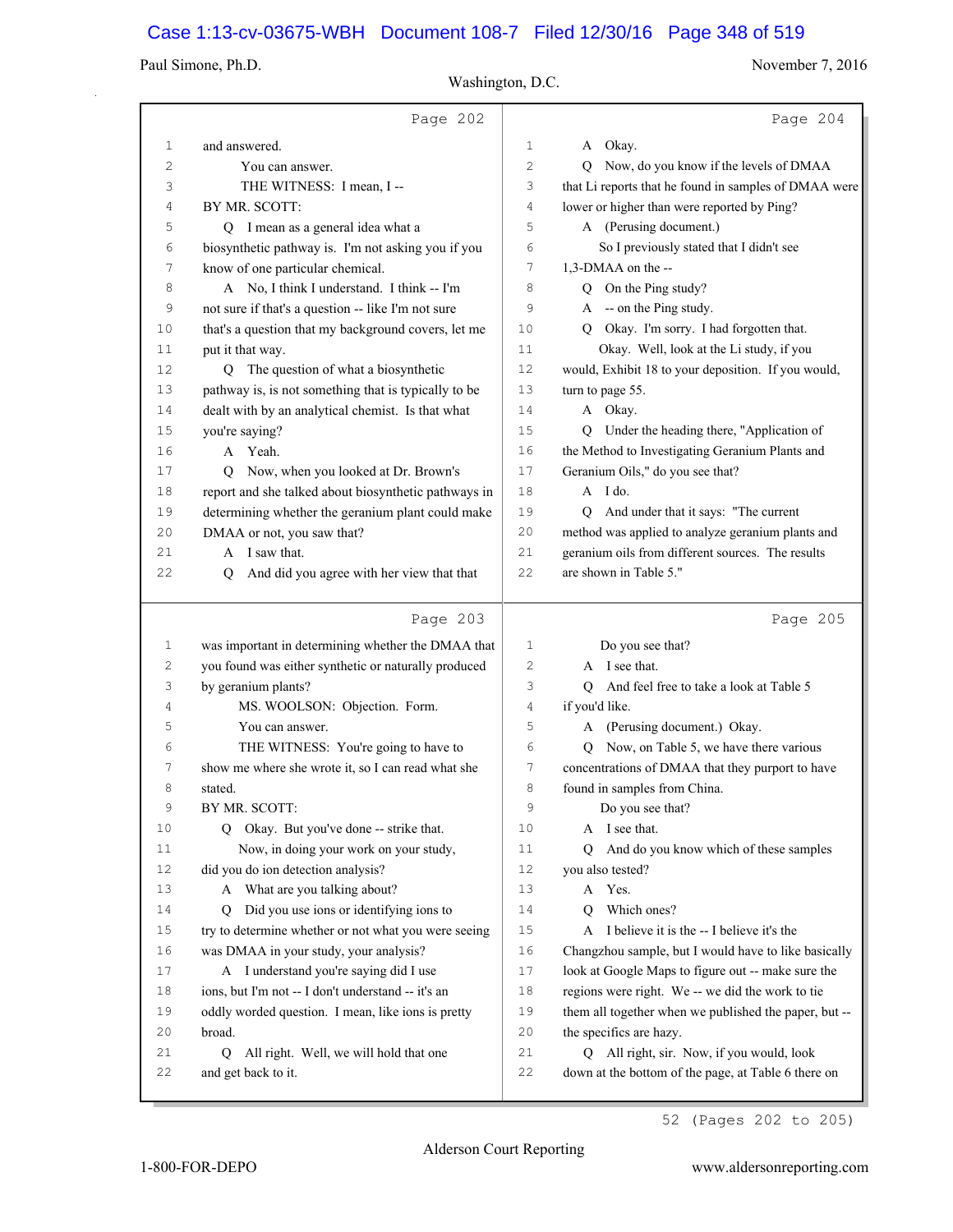Page 202

1 and answered.
2 You can answer.
3 THE WITNESS: I mean, I --
4 BY MR. SCOTT:
5 Q I mean as a general idea what a
6 biosynthetic pathway is. I'm not asking you if you
7 know of one particular chemical.
8 A No, I think I understand. I think -- I'm
9 not sure if that's a question -- like I'm not sure
10 that's a question that my background covers, let me
11 put it that way.
12 Q The question of what a biosynthetic
13 pathway is, is not something that is typically to be
14 dealt with by an analytical chemist. Is that what
15 you're saying?
16 A Yeah.
17 Q Now, when you looked at Dr. Brown's
18 report and she talked about biosynthetic pathways in
19 determining whether the geranium plant could make
20 DMAA or not, you saw that?
21 A I saw that.
22 Q And did you agree with her view that that

Page 203

1 was important in determining whether the DMAA that
2 you found was either synthetic or naturally produced
3 by geranium plants?
4 MS. WOOLSON: Objection. Form.
5 You can answer.
6 THE WITNESS: You're going to have to
7 show me where she wrote it, so I can read what she
8 stated.
9 BY MR. SCOTT:
10 Q Okay. But you've done -- strike that.
11 Now, in doing your work on your study,
12 did you do ion detection analysis?
13 A What are you talking about?
14 Q Did you use ions or identifying ions to
15 try to determine whether or not what you were seeing
16 was DMAA in your study, your analysis?
17 A I understand you're saying did I use
18 ions, but I'm not -- I don't understand -- it's an
19 oddly worded question. I mean, like ions is pretty
20 broad.
21 Q All right. Well, we will hold that one
22 and get back to it.

Page 204

1 A Okay.
2 Q Now, do you know if the levels of DMAA
3 that Li reports that he found in samples of DMAA were
4 lower or higher than were reported by Ping?
5 A (Perusing document.)
6 So I previously stated that I didn't see
7 1,3-DMAA on the --
8 Q On the Ping study?
9 A -- on the Ping study.
10 Q Okay. I'm sorry. I had forgotten that.
11 Okay. Well, look at the Li study, if you
12 would, Exhibit 18 to your deposition. If you would,
13 turn to page 55.
14 A Okay.
15 Q Under the heading there, "Application of
16 the Method to Investigating Geranium Plants and
17 Geranium Oils," do you see that?
18 A I do.
19 Q And under that it says: "The current
20 method was applied to analyze geranium plants and
21 geranium oils from different sources. The results
22 are shown in Table 5."

Page 205

1 Do you see that?
2 A I see that.
3 Q And feel free to take a look at Table 5
4 if you'd like.
5 A (Perusing document.) Okay.
6 Q Now, on Table 5, we have there various
7 concentrations of DMAA that they purport to have
8 found in samples from China.
9 Do you see that?
10 A I see that.
11 Q And do you know which of these samples
12 you also tested?
13 A Yes.
14 Q Which ones?
15 A I believe it is the -- I believe it's the
16 Changzhou sample, but I would have to like basically
17 look at Google Maps to figure out -- make sure the
18 regions were right. We -- we did the work to tie
19 them all together when we published the paper, but --
20 the specifics are hazy.
21 Q All right, sir. Now, if you would, look
22 down at the bottom of the page, at Table 6 there on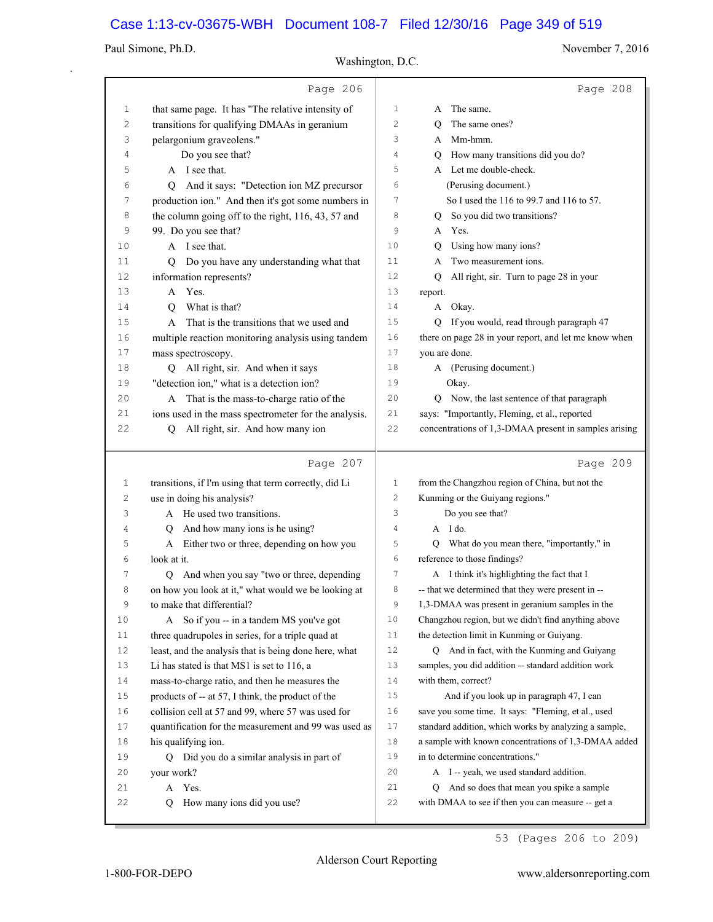**Page 206**

1 that same page. It has "The relative intensity of
2 transitions for qualifying DMAAs in geranium
3 pelargonium graveolens."
4 Do you see that?
5 A I see that.
6 Q And it says: "Detection ion MZ precursor
7 production ion." And then it's got some numbers in
8 the column going off to the right, 116, 43, 57 and
9 99. Do you see that?
10 A I see that.
11 Q Do you have any understanding what that
12 information represents?
13 A Yes.
14 Q What is that?
15 A That is the transitions that we used and
16 multiple reaction monitoring analysis using tandem
17 mass spectroscopy.
18 Q All right, sir. And when it says
19 "detection ion," what is a detection ion?
20 A That is the mass-to-charge ratio of the
21 ions used in the mass spectrometer for the analysis.
22 Q All right, sir. And how many ion

**Page 207**

1 transitions, if I'm using that term correctly, did Li
2 use in doing his analysis?
3 A He used two transitions.
4 Q And how many ions is he using?
5 A Either two or three, depending on how you
6 look at it.
7 Q And when you say "two or three, depending
8 on how you look at it," what would we be looking at
9 to make that differential?
10 A So if you -- in a tandem MS you've got
11 three quadrupoles in series, for a triple quad at
12 least, and the analysis that is being done here, what
13 Li has stated is that MS1 is set to 116, a
14 mass-to-charge ratio, and then he measures the
15 products of -- at 57, I think, the product of the
16 collision cell at 57 and 99, where 57 was used for
17 quantification for the measurement and 99 was used as
18 his qualifying ion.
19 Q Did you do a similar analysis in part of
20 your work?
21 A Yes.
22 Q How many ions did you use?

**Page 208**

1 A The same.
2 Q The same ones?
3 A Mm-hmm.
4 Q How many transitions did you do?
5 A Let me double-check.
6 (Perusing document.)
7 So I used the 116 to 99.7 and 116 to 57.
8 Q So you did two transitions?
9 A Yes.
10 Q Using how many ions?
11 A Two measurement ions.
12 Q All right, sir. Turn to page 28 in your
13 report.
14 A Okay.
15 Q If you would, read through paragraph 47
16 there on page 28 in your report, and let me know when
17 you are done.
18 A (Perusing document.)
19 Okay.
20 Q Now, the last sentence of that paragraph
21 says: "Importantly, Fleming, et al., reported
22 concentrations of 1,3-DMAA present in samples arising

**Page 209**

1 from the Changzhou region of China, but not the
2 Kunming or the Guiyang regions."
3 Do you see that?
4 A I do.
5 Q What do you mean there, "importantly," in
6 reference to those findings?
7 A I think it's highlighting the fact that I
8 -- that we determined that they were present in --
9 1,3-DMAA was present in geranium samples in the
10 Changzhou region, but we didn't find anything above
11 the detection limit in Kunming or Guiyang.
12 Q And in fact, with the Kunming and Guiyang
13 samples, you did addition -- standard addition work
14 with them, correct?
15 And if you look up in paragraph 47, I can
16 save you some time. It says: "Fleming, et al., used
17 standard addition, which works by analyzing a sample,
18 a sample with known concentrations of 1,3-DMAA added
19 in to determine concentrations."
20 A I -- yeah, we used standard addition.
21 Q And so does that mean you spike a sample
22 with DMAA to see if then you can measure -- get a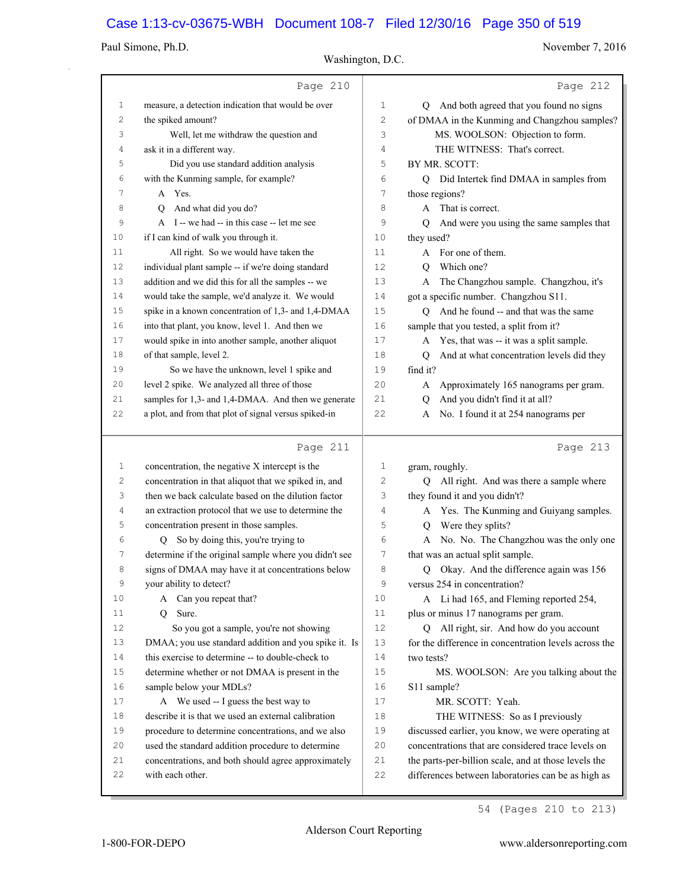Page 210

1 measure, a detection indication that would be over
2 the spiked amount?
3 Well, let me withdraw the question and
4 ask it in a different way.
5 Did you use standard addition analysis
6 with the Kunming sample, for example?
7 A Yes.
8 Q And what did you do?
9 A I -- we had -- in this case -- let me see
10 if I can kind of walk you through it.
11 All right. So we would have taken the
12 individual plant sample -- if we're doing standard
13 addition and we did this for all the samples -- we
14 would take the sample, we'd analyze it. We would
15 spike in a known concentration of 1,3- and 1,4-DMAA
16 into that plant, you know, level 1. And then we
17 would spike in into another sample, another aliquot
18 of that sample, level 2.
19 So we have the unknown, level 1 spike and
20 level 2 spike. We analyzed all three of those
21 samples for 1,3- and 1,4-DMAA. And then we generate
22 a plot, and from that plot of signal versus spiked-in

Page 211

1 concentration, the negative X intercept is the
2 concentration in that aliquot that we spiked in, and
3 then we back calculate based on the dilution factor
4 an extraction protocol that we use to determine the
5 concentration present in those samples.
6 Q So by doing this, you're trying to
7 determine if the original sample where you didn't see
8 signs of DMAA may have it at concentrations below
9 your ability to detect?
10 A Can you repeat that?
11 Q Sure.
12 So you got a sample, you're not showing
13 DMAA; you use standard addition and you spike it. Is
14 this exercise to determine -- to double-check to
15 determine whether or not DMAA is present in the
16 sample below your MDLs?
17 A We used -- I guess the best way to
18 describe it is that we used an external calibration
19 procedure to determine concentrations, and we also
20 used the standard addition procedure to determine
21 concentrations, and both should agree approximately
22 with each other.

Page 212

1 Q And both agreed that you found no signs
2 of DMAA in the Kunming and Changzhou samples?
3 MS. WOOLSON: Objection to form.
4 THE WITNESS: That's correct.
5 BY MR. SCOTT:
6 Q Did Intertek find DMAA in samples from
7 those regions?
8 A That is correct.
9 Q And were you using the same samples that
10 they used?
11 A For one of them.
12 Q Which one?
13 A The Changzhou sample. Changzhou, it's
14 got a specific number. Changzhou S11.
15 Q And he found -- and that was the same
16 sample that you tested, a split from it?
17 A Yes, that was -- it was a split sample.
18 Q And at what concentration levels did they
19 find it?
20 A Approximately 165 nanograms per gram.
21 Q And you didn't find it at all?
22 A No. I found it at 254 nanograms per

Page 213

1 gram, roughly.
2 Q All right. And was there a sample where
3 they found it and you didn't?
4 A Yes. The Kunming and Guiyang samples.
5 Q Were they splits?
6 A No. No. The Changzhou was the only one
7 that was an actual split sample.
8 Q Okay. And the difference again was 156
9 versus 254 in concentration?
10 A Li had 165, and Fleming reported 254,
11 plus or minus 17 nanograms per gram.
12 Q All right, sir. And how do you account
13 for the difference in concentration levels across the
14 two tests?
15 MS. WOOLSON: Are you talking about the
16 S11 sample?
17 MR. SCOTT: Yeah.
18 THE WITNESS: So as I previously
19 discussed earlier, you know, we were operating at
20 concentrations that are considered trace levels on
21 the parts-per-billion scale, and at those levels the
22 differences between laboratories can be as high as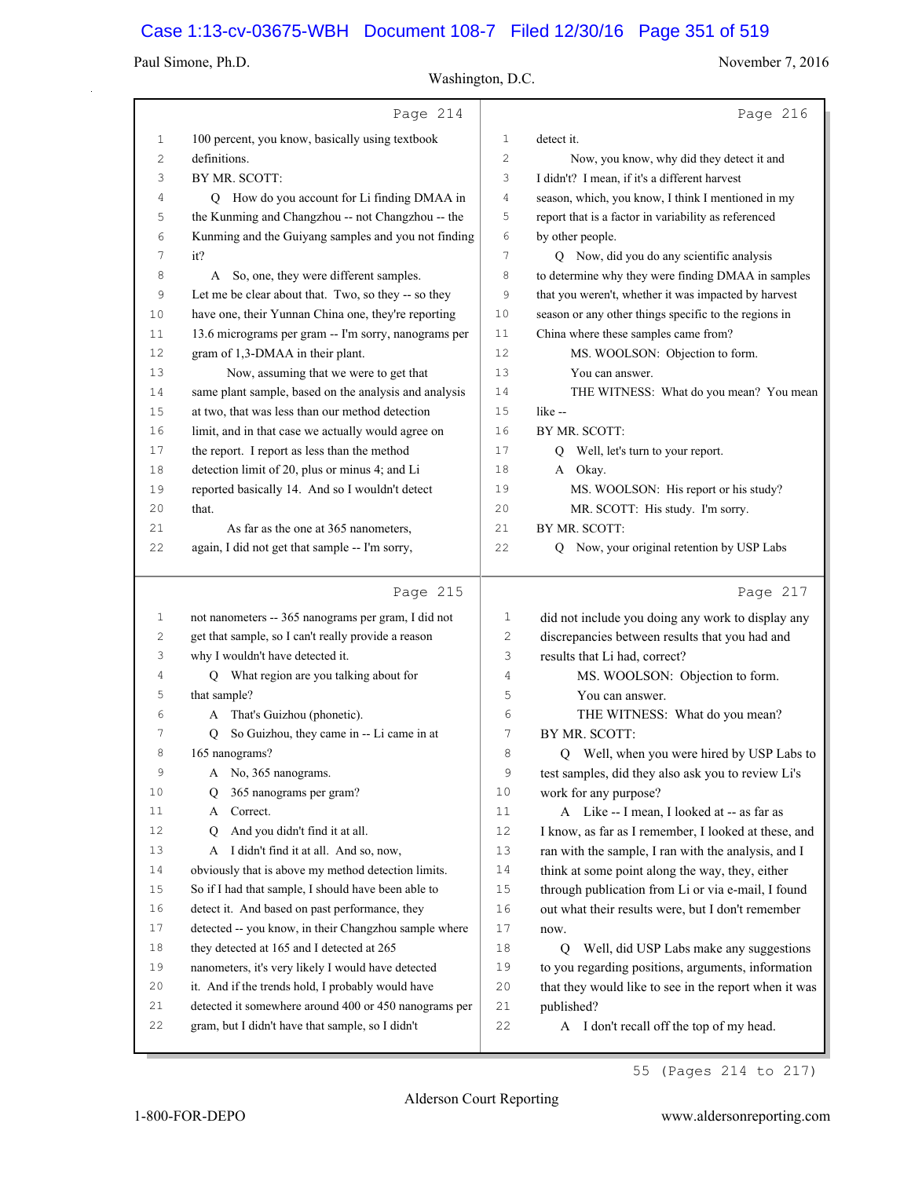Page 214

1 100 percent, you know, basically using textbook
2 definitions.
3 BY MR. SCOTT:
4 Q How do you account for Li finding DMAA in
5 the Kunming and Changzhou -- not Changzhou -- the
6 Kunming and the Guiyang samples and you not finding
7 it?
8 A So, one, they were different samples.
9 Let me be clear about that. Two, so they -- so they
10 have one, their Yunnan China one, they're reporting
11 13.6 micrograms per gram -- I'm sorry, nanograms per
12 gram of 1,3-DMAA in their plant.
13 Now, assuming that we were to get that
14 same plant sample, based on the analysis and analysis
15 at two, that was less than our method detection
16 limit, and in that case we actually would agree on
17 the report. I report as less than the method
18 detection limit of 20, plus or minus 4; and Li
19 reported basically 14. And so I wouldn't detect
20 that.
21 As far as the one at 365 nanometers,
22 again, I did not get that sample -- I'm sorry,

Page 215

1 not nanometers -- 365 nanograms per gram, I did not
2 get that sample, so I can't really provide a reason
3 why I wouldn't have detected it.
4 Q What region are you talking about for
5 that sample?
6 A That's Guizhou (phonetic).
7 Q So Guizhou, they came in -- Li came in at
8 165 nanograms?
9 A No, 365 nanograms.
10 Q 365 nanograms per gram?
11 A Correct.
12 Q And you didn't find it at all.
13 A I didn't find it at all. And so, now,
14 obviously that is above my method detection limits.
15 So if I had that sample, I should have been able to
16 detect it. And based on past performance, they
17 detected -- you know, in their Changzhou sample where
18 they detected at 165 and I detected at 265
19 nanometers, it's very likely I would have detected
20 it. And if the trends hold, I probably would have
21 detected it somewhere around 400 or 450 nanograms per
22 gram, but I didn't have that sample, so I didn't

Page 216

1 detect it.
2 Now, you know, why did they detect it and
3 I didn't? I mean, if it's a different harvest
4 season, which, you know, I think I mentioned in my
5 report that is a factor in variability as referenced
6 by other people.
7 Q Now, did you do any scientific analysis
8 to determine why they were finding DMAA in samples
9 that you weren't, whether it was impacted by harvest
10 season or any other things specific to the regions in
11 China where these samples came from?
12 MS. WOOLSON: Objection to form.
13 You can answer.
14 THE WITNESS: What do you mean? You mean
15 like --
16 BY MR. SCOTT:
17 Q Well, let's turn to your report.
18 A Okay.
19 MS. WOOLSON: His report or his study?
20 MR. SCOTT: His study. I'm sorry.
21 BY MR. SCOTT:
22 Q Now, your original retention by USP Labs

Page 217

1 did not include you doing any work to display any
2 discrepancies between results that you had and
3 results that Li had, correct?
4 MS. WOOLSON: Objection to form.
5 You can answer.
6 THE WITNESS: What do you mean?
7 BY MR. SCOTT:
8 Q Well, when you were hired by USP Labs to
9 test samples, did they also ask you to review Li's
10 work for any purpose?
11 A Like -- I mean, I looked at -- as far as
12 I know, as far as I remember, I looked at these, and
13 ran with the sample, I ran with the analysis, and I
14 think at some point along the way, they, either
15 through publication from Li or via e-mail, I found
16 out what their results were, but I don't remember
17 now.
18 Q Well, did USP Labs make any suggestions
19 to you regarding positions, arguments, information
20 that they would like to see in the report when it was
21 published?
22 A I don't recall off the top of my head.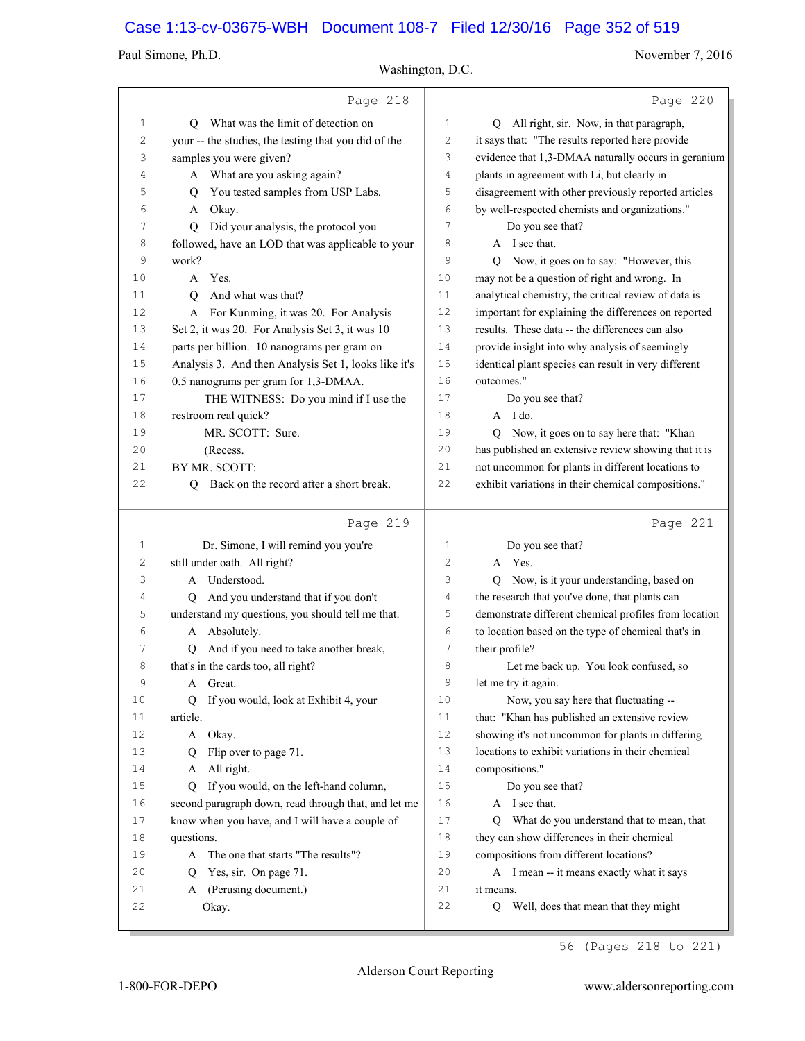Page 218

1 Q What was the limit of detection on
2 your -- the studies, the testing that you did of the
3 samples you were given?
4 A What are you asking again?
5 Q You tested samples from USP Labs.
6 A Okay.
7 Q Did your analysis, the protocol you
8 followed, have an LOD that was applicable to your
9 work?
10 A Yes.
11 Q And what was that?
12 A For Kunming, it was 20. For Analysis
13 Set 2, it was 20. For Analysis Set 3, it was 10
14 parts per billion. 10 nanograms per gram on
15 Analysis 3. And then Analysis Set 1, looks like it's
16 0.5 nanograms per gram for 1,3-DMAA.
17 THE WITNESS: Do you mind if I use the
18 restroom real quick?
19 MR. SCOTT: Sure.
20 (Recess.
21 BY MR. SCOTT:
22 Q Back on the record after a short break.

Page 219

1 Dr. Simone, I will remind you you're
2 still under oath. All right?
3 A Understood.
4 Q And you understand that if you don't
5 understand my questions, you should tell me that.
6 A Absolutely.
7 Q And if you need to take another break,
8 that's in the cards too, all right?
9 A Great.
10 Q If you would, look at Exhibit 4, your
11 article.
12 A Okay.
13 Q Flip over to page 71.
14 A All right.
15 Q If you would, on the left-hand column,
16 second paragraph down, read through that, and let me
17 know when you have, and I will have a couple of
18 questions.
19 A The one that starts "The results"?
20 Q Yes, sir. On page 71.
21 A (Perusing document.)
22 Okay.

Page 220

1 Q All right, sir. Now, in that paragraph,
2 it says that: "The results reported here provide
3 evidence that 1,3-DMAA naturally occurs in geranium
4 plants in agreement with Li, but clearly in
5 disagreement with other previously reported articles
6 by well-respected chemists and organizations."
7 Do you see that?
8 A I see that.
9 Q Now, it goes on to say: "However, this
10 may not be a question of right and wrong. In
11 analytical chemistry, the critical review of data is
12 important for explaining the differences on reported
13 results. These data -- the differences can also
14 provide insight into why analysis of seemingly
15 identical plant species can result in very different
16 outcomes."
17 Do you see that?
18 A I do.
19 Q Now, it goes on to say here that: "Khan
20 has published an extensive review showing that it is
21 not uncommon for plants in different locations to
22 exhibit variations in their chemical compositions."

Page 221

1 Do you see that?
2 A Yes.
3 Q Now, is it your understanding, based on
4 the research that you've done, that plants can
5 demonstrate different chemical profiles from location
6 to location based on the type of chemical that's in
7 their profile?
8 Let me back up. You look confused, so
9 let me try it again.
10 Now, you say here that fluctuating --
11 that: "Khan has published an extensive review
12 showing it's not uncommon for plants in differing
13 locations to exhibit variations in their chemical
14 compositions."
15 Do you see that?
16 A I see that.
17 Q What do you understand that to mean, that
18 they can show differences in their chemical
19 compositions from different locations?
20 A I mean -- it means exactly what it says
21 it means.
22 Q Well, does that mean that they might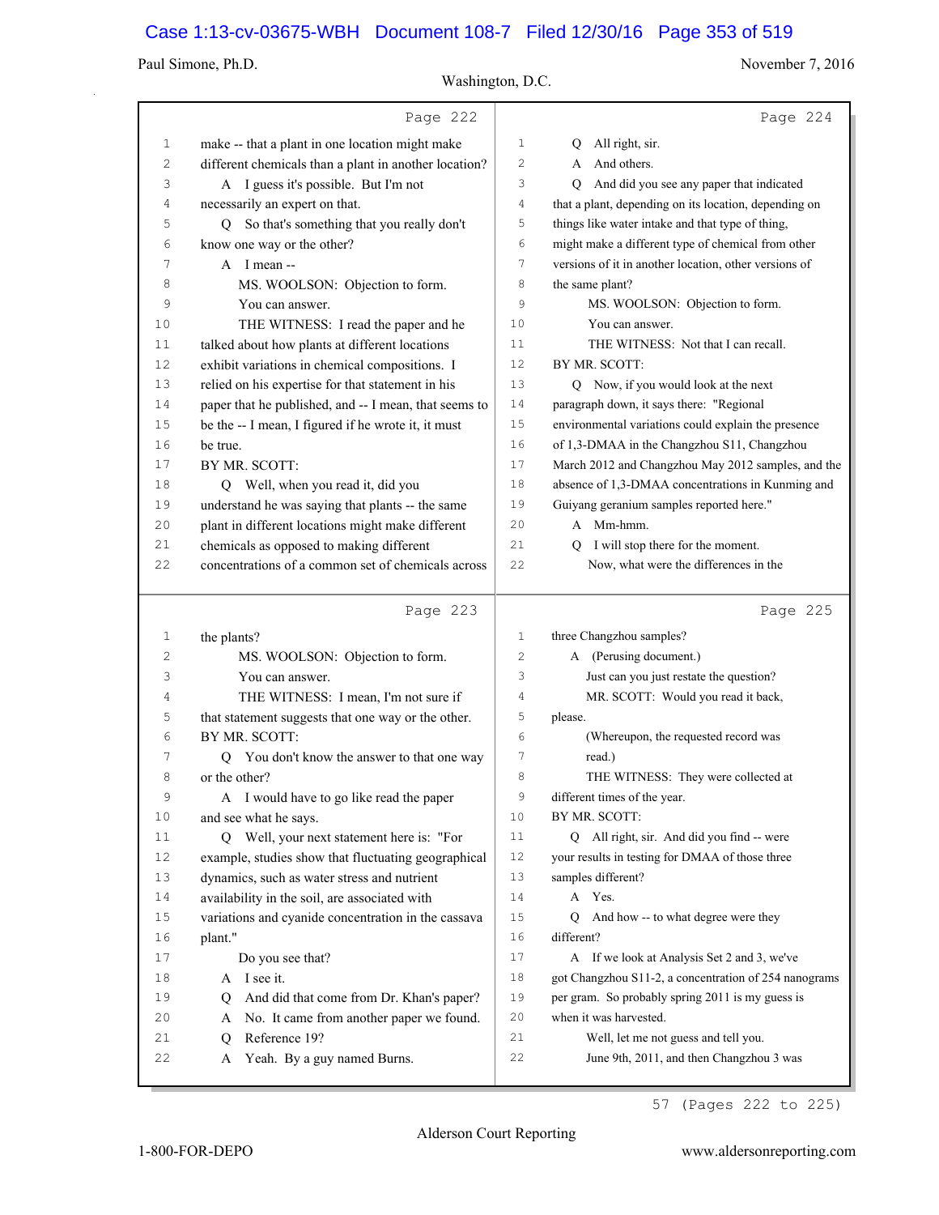Page 222

make -- that a plant in one location might make different chemicals than a plant in another location?

A I guess it's possible. But I'm not necessarily an expert on that.

Q So that's something that you really don't know one way or the other?

A I mean --

MS. WOOLSON: Objection to form.

You can answer.

THE WITNESS: I read the paper and he talked about how plants at different locations exhibit variations in chemical compositions. I relied on his expertise for that statement in his paper that he published, and -- I mean, that seems to be the -- I mean, I figured if he wrote it, it must be true.

BY MR. SCOTT:

Q Well, when you read it, did you understand he was saying that plants -- the same plant in different locations might make different chemicals as opposed to making different concentrations of a common set of chemicals across

Page 223

the plants?

MS. WOOLSON: Objection to form.

You can answer.

THE WITNESS: I mean, I'm not sure if that statement suggests that one way or the other.

BY MR. SCOTT:

Q You don't know the answer to that one way or the other?

A I would have to go like read the paper and see what he says.

Q Well, your next statement here is: "For example, studies show that fluctuating geographical dynamics, such as water stress and nutrient availability in the soil, are associated with variations and cyanide concentration in the cassava plant."

Do you see that?

A I see it.

Q And did that come from Dr. Khan's paper?

A No. It came from another paper we found.

Q Reference 19?

A Yeah. By a guy named Burns.

Page 224

Q All right, sir.

A And others.

Q And did you see any paper that indicated that a plant, depending on its location, depending on things like water intake and that type of thing, might make a different type of chemical from other versions of it in another location, other versions of the same plant?

MS. WOOLSON: Objection to form.

You can answer.

THE WITNESS: Not that I can recall.

BY MR. SCOTT:

Q Now, if you would look at the next paragraph down, it says there: "Regional environmental variations could explain the presence of 1,3-DMAA in the Changzhou S11, Changzhou March 2012 and Changzhou May 2012 samples, and the absence of 1,3-DMAA concentrations in Kunming and Guiyang geranium samples reported here."

A Mm-hmm.

Q I will stop there for the moment.

Now, what were the differences in the

Page 225

three Changzhou samples?

A (Perusing document.)

Just can you just restate the question?

MR. SCOTT: Would you read it back, please.

(Whereupon, the requested record was read.)

THE WITNESS: They were collected at different times of the year.

BY MR. SCOTT:

Q All right, sir. And did you find -- were your results in testing for DMAA of those three samples different?

A Yes.

Q And how -- to what degree were they different?

A If we look at Analysis Set 2 and 3, we've got Changzhou S11-2, a concentration of 254 nanograms per gram. So probably spring 2011 is my guess is when it was harvested.

Well, let me not guess and tell you.

June 9th, 2011, and then Changzhou 3 was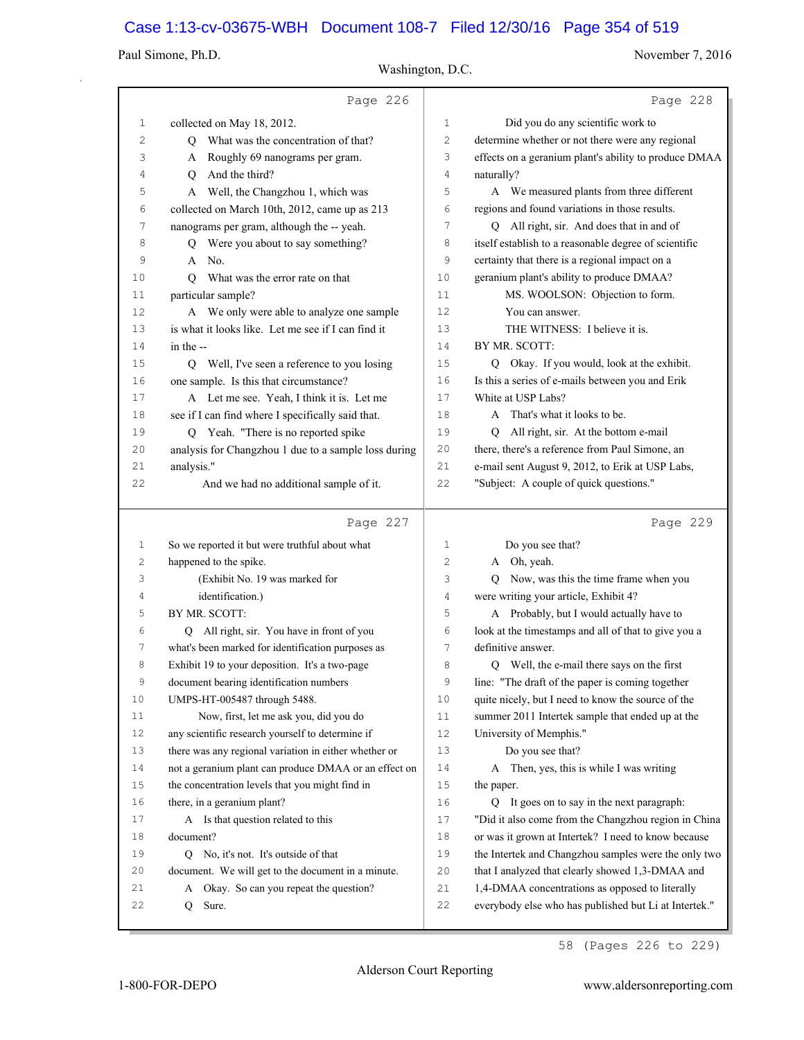Page 226

1 collected on May 18, 2012.
2 Q What was the concentration of that?
3 A Roughly 69 nanograms per gram.
4 Q And the third?
5 A Well, the Changzhou 1, which was
6 collected on March 10th, 2012, came up as 213
7 nanograms per gram, although the -- yeah.
8 Q Were you about to say something?
9 A No.
10 Q What was the error rate on that
11 particular sample?
12 A We only were able to analyze one sample
13 is what it looks like. Let me see if I can find it
14 in the --
15 Q Well, I've seen a reference to you losing
16 one sample. Is this that circumstance?
17 A Let me see. Yeah, I think it is. Let me
18 see if I can find where I specifically said that.
19 Q Yeah. "There is no reported spike
20 analysis for Changzhou 1 due to a sample loss during
21 analysis."
22 And we had no additional sample of it.

Page 227

1 So we reported it but were truthful about what
2 happened to the spike.
3 (Exhibit No. 19 was marked for
4 identification.)
5 BY MR. SCOTT:
6 Q All right, sir. You have in front of you
7 what's been marked for identification purposes as
8 Exhibit 19 to your deposition. It's a two-page
9 document bearing identification numbers
10 UMPS-HT-005487 through 5488.
11 Now, first, let me ask you, did you do
12 any scientific research yourself to determine if
13 there was any regional variation in either whether or
14 not a geranium plant can produce DMAA or an effect on
15 the concentration levels that you might find in
16 there, in a geranium plant?
17 A Is that question related to this
18 document?
19 Q No, it's not. It's outside of that
20 document. We will get to the document in a minute.
21 A Okay. So can you repeat the question?
22 Q Sure.

Page 228

1 Did you do any scientific work to
2 determine whether or not there were any regional
3 effects on a geranium plant's ability to produce DMAA
4 naturally?
5 A We measured plants from three different
6 regions and found variations in those results.
7 Q All right, sir. And does that in and of
8 itself establish to a reasonable degree of scientific
9 certainty that there is a regional impact on a
10 geranium plant's ability to produce DMAA?
11 MS. WOOLSON: Objection to form.
12 You can answer.
13 THE WITNESS: I believe it is.
14 BY MR. SCOTT:
15 Q Okay. If you would, look at the exhibit.
16 Is this a series of e-mails between you and Erik
17 White at USP Labs?
18 A That's what it looks to be.
19 Q All right, sir. At the bottom e-mail
20 there, there's a reference from Paul Simone, an
21 e-mail sent August 9, 2012, to Erik at USP Labs,
22 "Subject: A couple of quick questions."

Page 229

1 Do you see that?
2 A Oh, yeah.
3 Q Now, was this the time frame when you
4 were writing your article, Exhibit 4?
5 A Probably, but I would actually have to
6 look at the timestamps and all of that to give you a
7 definitive answer.
8 Q Well, the e-mail there says on the first
9 line: "The draft of the paper is coming together
10 quite nicely, but I need to know the source of the
11 summer 2011 Intertek sample that ended up at the
12 University of Memphis."
13 Do you see that?
14 A Then, yes, this is while I was writing
15 the paper.
16 Q It goes on to say in the next paragraph:
17 "Did it also come from the Changzhou region in China
18 or was it grown at Intertek? I need to know because
19 the Intertek and Changzhou samples were the only two
20 that I analyzed that clearly showed 1,3-DMAA and
21 1,4-DMAA concentrations as opposed to literally
22 everybody else who has published but Li at Intertek."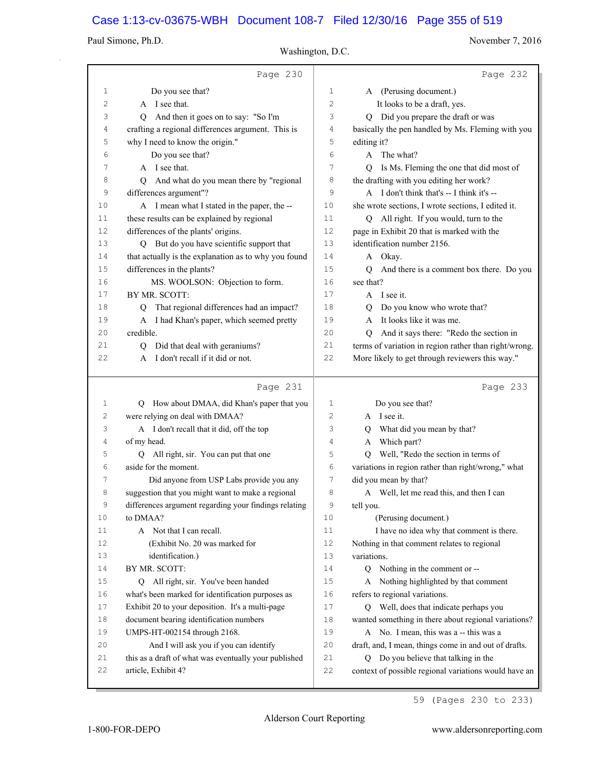Page 230

1 Do you see that?
2 A I see that.
3 Q And then it goes on to say: "So I'm
4 crafting a regional differences argument. This is
5 why I need to know the origin."
6 Do you see that?
7 A I see that.
8 Q And what do you mean there by "regional
9 differences argument"?
10 A I mean what I stated in the paper, the --
11 these results can be explained by regional
12 differences of the plants' origins.
13 Q But do you have scientific support that
14 that actually is the explanation as to why you found
15 differences in the plants?
16 MS. WOOLSON: Objection to form.
17 BY MR. SCOTT:
18 Q That regional differences had an impact?
19 A I had Khan's paper, which seemed pretty
20 credible.
21 Q Did that deal with geraniums?
22 A I don't recall if it did or not.

Page 231

1 Q How about DMAA, did Khan's paper that you
2 were relying on deal with DMAA?
3 A I don't recall that it did, off the top
4 of my head.
5 Q All right, sir. You can put that one
6 aside for the moment.
7 Did anyone from USP Labs provide you any
8 suggestion that you might want to make a regional
9 differences argument regarding your findings relating
10 to DMAA?
11 A Not that I can recall.
12 (Exhibit No. 20 was marked for
13 identification.)
14 BY MR. SCOTT:
15 Q All right, sir. You've been handed
16 what's been marked for identification purposes as
17 Exhibit 20 to your deposition. It's a multi-page
18 document bearing identification numbers
19 UMPS-HT-002154 through 2168.
20 And I will ask you if you can identify
21 this as a draft of what was eventually your published
22 article, Exhibit 4?

Page 232

1 A (Perusing document.)
2 It looks to be a draft, yes.
3 Q Did you prepare the draft or was
4 basically the pen handled by Ms. Fleming with you
5 editing it?
6 A The what?
7 Q Is Ms. Fleming the one that did most of
8 the drafting with you editing her work?
9 A I don't think that's -- I think it's --
10 she wrote sections, I wrote sections, I edited it.
11 Q All right. If you would, turn to the
12 page in Exhibit 20 that is marked with the
13 identification number 2156.
14 A Okay.
15 Q And there is a comment box there. Do you
16 see that?
17 A I see it.
18 Q Do you know who wrote that?
19 A It looks like it was me.
20 Q And it says there: "Redo the section in
21 terms of variation in region rather than right/wrong.
22 More likely to get through reviewers this way."

Page 233

1 Do you see that?
2 A I see it.
3 Q What did you mean by that?
4 A Which part?
5 Q Well, "Redo the section in terms of
6 variations in region rather than right/wrong," what
7 did you mean by that?
8 A Well, let me read this, and then I can
9 tell you.
10 (Perusing document.)
11 I have no idea why that comment is there.
12 Nothing in that comment relates to regional
13 variations.
14 Q Nothing in the comment or --
15 A Nothing highlighted by that comment
16 refers to regional variations.
17 Q Well, does that indicate perhaps you
18 wanted something in there about regional variations?
19 A No. I mean, this was a -- this was a
20 draft, and, I mean, things come in and out of drafts.
21 Q Do you believe that talking in the
22 context of possible regional variations would have an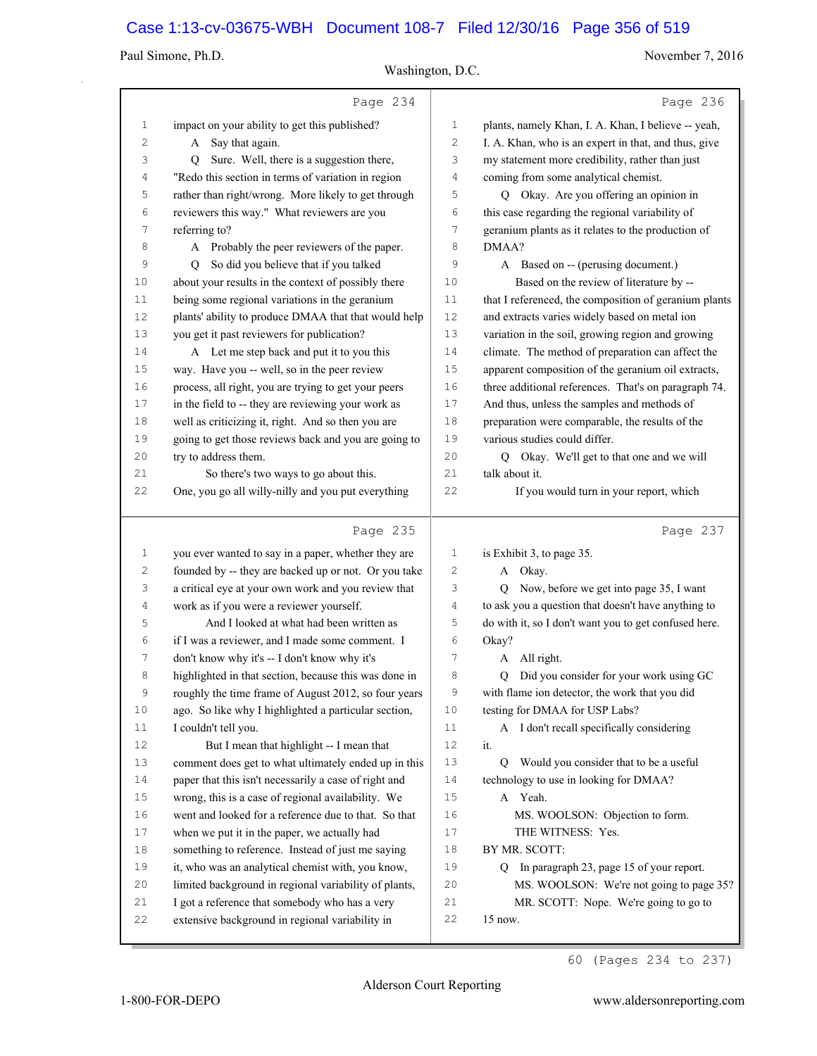Paul Simone, Ph.D. — November 7, 2016 — Washington, D.C.

Page 234

1 impact on your ability to get this published?
2 A Say that again.
3 Q Sure. Well, there is a suggestion there,
4 "Redo this section in terms of variation in region
5 rather than right/wrong. More likely to get through
6 reviewers this way." What reviewers are you
7 referring to?
8 A Probably the peer reviewers of the paper.
9 Q So did you believe that if you talked
10 about your results in the context of possibly there
11 being some regional variations in the geranium
12 plants' ability to produce DMAA that that would help
13 you get it past reviewers for publication?
14 A Let me step back and put it to you this
15 way. Have you -- well, so in the peer review
16 process, all right, you are trying to get your peers
17 in the field to -- they are reviewing your work as
18 well as criticizing it, right. And so then you are
19 going to get those reviews back and you are going to
20 try to address them.
21 So there's two ways to go about this.
22 One, you go all willy-nilly and you put everything

Page 235

1 you ever wanted to say in a paper, whether they are
2 founded by -- they are backed up or not. Or you take
3 a critical eye at your own work and you review that
4 work as if you were a reviewer yourself.
5 And I looked at what had been written as
6 if I was a reviewer, and I made some comment. I
7 don't know why it's -- I don't know why it's
8 highlighted in that section, because this was done in
9 roughly the time frame of August 2012, so four years
10 ago. So like why I highlighted a particular section,
11 I couldn't tell you.
12 But I mean that highlight -- I mean that
13 comment does get to what ultimately ended up in this
14 paper that this isn't necessarily a case of right and
15 wrong, this is a case of regional availability. We
16 went and looked for a reference due to that. So that
17 when we put it in the paper, we actually had
18 something to reference. Instead of just me saying
19 it, who was an analytical chemist with, you know,
20 limited background in regional variability of plants,
21 I got a reference that somebody who has a very
22 extensive background in regional variability in

Page 236

1 plants, namely Khan, I. A. Khan, I believe -- yeah,
2 I. A. Khan, who is an expert in that, and thus, give
3 my statement more credibility, rather than just
4 coming from some analytical chemist.
5 Q Okay. Are you offering an opinion in
6 this case regarding the regional variability of
7 geranium plants as it relates to the production of
8 DMAA?
9 A Based on -- (perusing document.)
10 Based on the review of literature by --
11 that I referenced, the composition of geranium plants
12 and extracts varies widely based on metal ion
13 variation in the soil, growing region and growing
14 climate. The method of preparation can affect the
15 apparent composition of the geranium oil extracts,
16 three additional references. That's on paragraph 74.
17 And thus, unless the samples and methods of
18 preparation were comparable, the results of the
19 various studies could differ.
20 Q Okay. We'll get to that one and we will
21 talk about it.
22 If you would turn in your report, which

Page 237

1 is Exhibit 3, to page 35.
2 A Okay.
3 Q Now, before we get into page 35, I want
4 to ask you a question that doesn't have anything to
5 do with it, so I don't want you to get confused here.
6 Okay?
7 A All right.
8 Q Did you consider for your work using GC
9 with flame ion detector, the work that you did
10 testing for DMAA for USP Labs?
11 A I don't recall specifically considering
12 it.
13 Q Would you consider that to be a useful
14 technology to use in looking for DMAA?
15 A Yeah.
16 MS. WOOLSON: Objection to form.
17 THE WITNESS: Yes.
18 BY MR. SCOTT:
19 Q In paragraph 23, page 15 of your report.
20 MS. WOOLSON: We're not going to page 35?
21 MR. SCOTT: Nope. We're going to go to
22 15 now.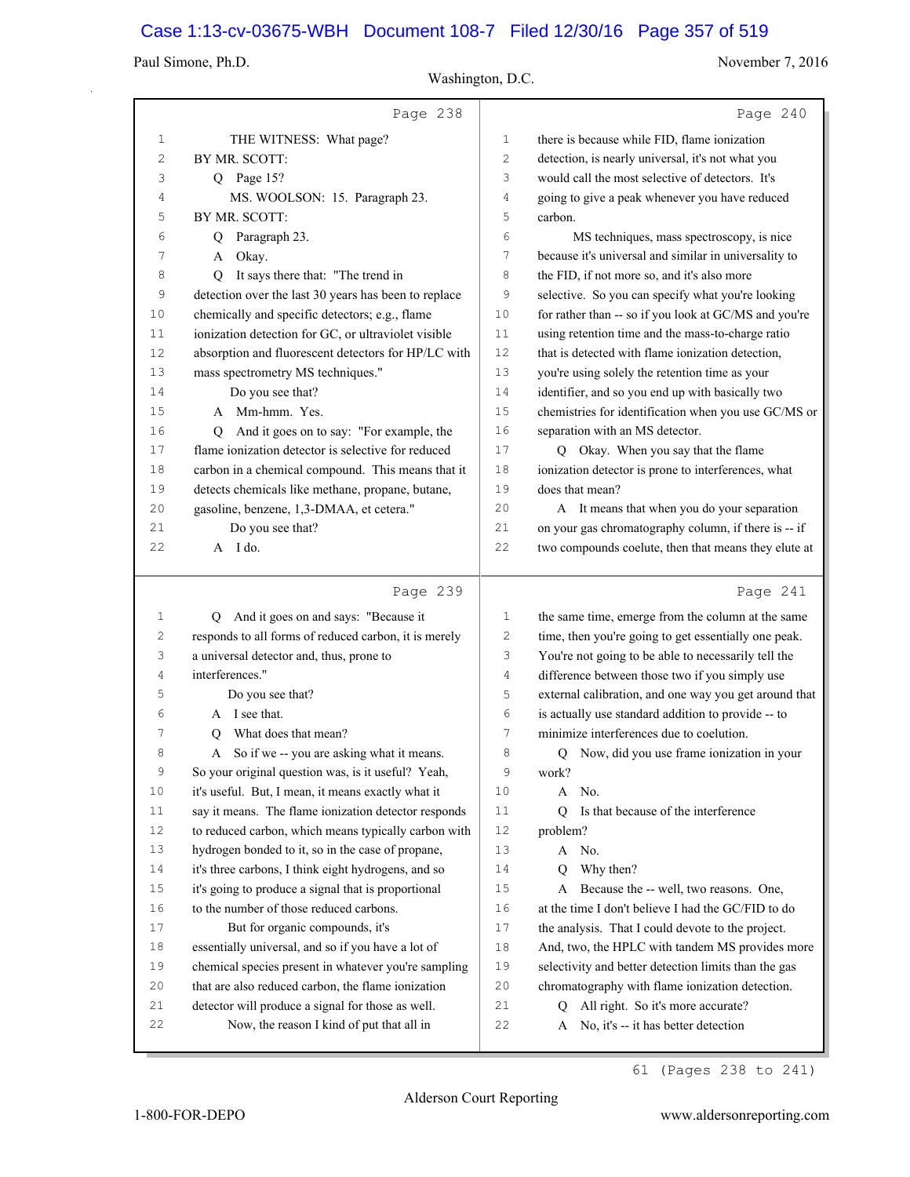Page 238

THE WITNESS: What page?

BY MR. SCOTT:

Q Page 15?

MS. WOOLSON: 15. Paragraph 23.

BY MR. SCOTT:

Q Paragraph 23.

A Okay.

Q It says there that: "The trend in detection over the last 30 years has been to replace chemically and specific detectors; e.g., flame ionization detection for GC, or ultraviolet visible absorption and fluorescent detectors for HP/LC with mass spectrometry MS techniques."

Do you see that?

A Mm-hmm. Yes.

Q And it goes on to say: "For example, the flame ionization detector is selective for reduced carbon in a chemical compound. This means that it detects chemicals like methane, propane, butane, gasoline, benzene, 1,3-DMAA, et cetera."

Do you see that?

A I do.

Page 239

Q And it goes on and says: "Because it responds to all forms of reduced carbon, it is merely a universal detector and, thus, prone to interferences."

Do you see that?

A I see that.

Q What does that mean?

A So if we -- you are asking what it means. So your original question was, is it useful? Yeah, it's useful. But, I mean, it means exactly what it say it means. The flame ionization detector responds to reduced carbon, which means typically carbon with hydrogen bonded to it, so in the case of propane, it's three carbons, I think eight hydrogens, and so it's going to produce a signal that is proportional to the number of those reduced carbons.

But for organic compounds, it's essentially universal, and so if you have a lot of chemical species present in whatever you're sampling that are also reduced carbon, the flame ionization detector will produce a signal for those as well.

Now, the reason I kind of put that all in

Page 240

there is because while FID, flame ionization detection, is nearly universal, it's not what you would call the most selective of detectors. It's going to give a peak whenever you have reduced carbon.

MS techniques, mass spectroscopy, is nice because it's universal and similar in universality to the FID, if not more so, and it's also more selective. So you can specify what you're looking for rather than -- so if you look at GC/MS and you're using retention time and the mass-to-charge ratio that is detected with flame ionization detection, you're using solely the retention time as your identifier, and so you end up with basically two chemistries for identification when you use GC/MS or separation with an MS detector.

Q Okay. When you say that the flame ionization detector is prone to interferences, what does that mean?

A It means that when you do your separation on your gas chromatography column, if there is -- if two compounds coelute, then that means they elute at

Page 241

the same time, emerge from the column at the same time, then you're going to get essentially one peak. You're not going to be able to necessarily tell the difference between those two if you simply use external calibration, and one way you get around that is actually use standard addition to provide -- to minimize interferences due to coelution.

Q Now, did you use frame ionization in your work?

A No.

Q Is that because of the interference problem?

A No.

Q Why then?

A Because the -- well, two reasons. One, at the time I don't believe I had the GC/FID to do the analysis. That I could devote to the project. And, two, the HPLC with tandem MS provides more selectivity and better detection limits than the gas chromatography with flame ionization detection.

Q All right. So it's more accurate?

A No, it's -- it has better detection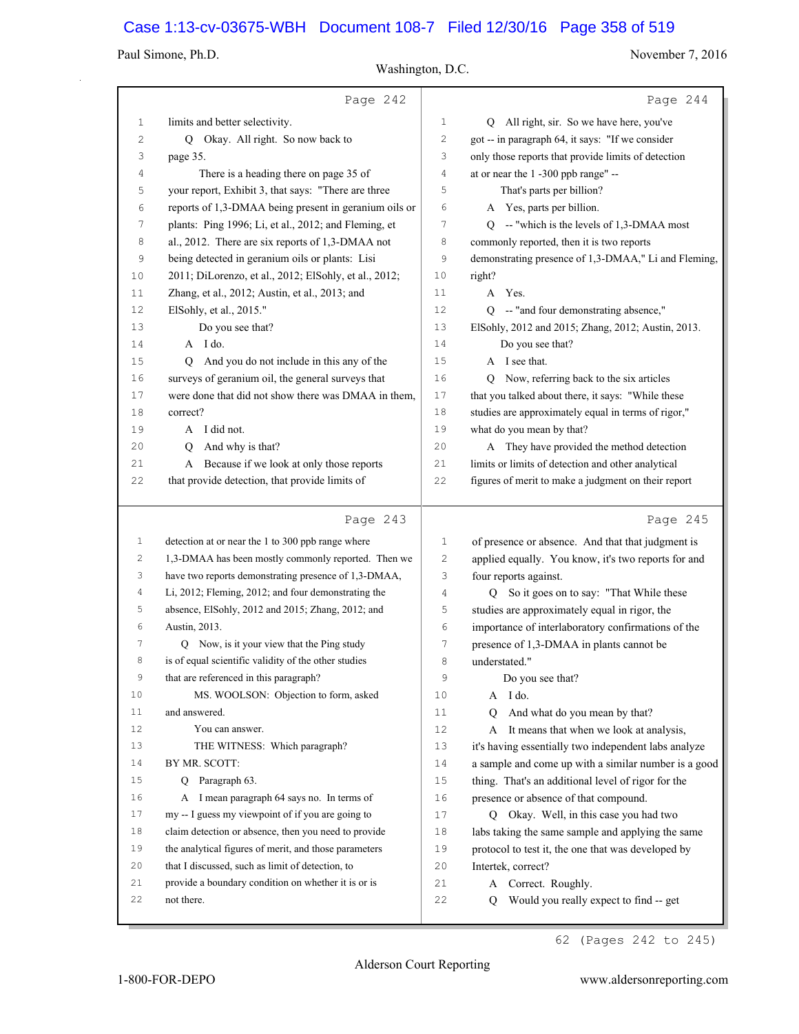Page 242

1 limits and better selectivity.
2 Q Okay. All right. So now back to
3 page 35.
4 There is a heading there on page 35 of
5 your report, Exhibit 3, that says: "There are three
6 reports of 1,3-DMAA being present in geranium oils or
7 plants: Ping 1996; Li, et al., 2012; and Fleming, et
8 al., 2012. There are six reports of 1,3-DMAA not
9 being detected in geranium oils or plants: Lisi
10 2011; DiLorenzo, et al., 2012; ElSohly, et al., 2012;
11 Zhang, et al., 2012; Austin, et al., 2013; and
12 ElSohly, et al., 2015."
13 Do you see that?
14 A I do.
15 Q And you do not include in this any of the
16 surveys of geranium oil, the general surveys that
17 were done that did not show there was DMAA in them,
18 correct?
19 A I did not.
20 Q And why is that?
21 A Because if we look at only those reports
22 that provide detection, that provide limits of

Page 243

1 detection at or near the 1 to 300 ppb range where
2 1,3-DMAA has been mostly commonly reported. Then we
3 have two reports demonstrating presence of 1,3-DMAA,
4 Li, 2012; Fleming, 2012; and four demonstrating the
5 absence, ElSohly, 2012 and 2015; Zhang, 2012; and
6 Austin, 2013.
7 Q Now, is it your view that the Ping study
8 is of equal scientific validity of the other studies
9 that are referenced in this paragraph?
10 MS. WOOLSON: Objection to form, asked
11 and answered.
12 You can answer.
13 THE WITNESS: Which paragraph?
14 BY MR. SCOTT:
15 Q Paragraph 63.
16 A I mean paragraph 64 says no. In terms of
17 my -- I guess my viewpoint of if you are going to
18 claim detection or absence, then you need to provide
19 the analytical figures of merit, and those parameters
20 that I discussed, such as limit of detection, to
21 provide a boundary condition on whether it is or is
22 not there.

Page 244

1 Q All right, sir. So we have here, you've
2 got -- in paragraph 64, it says: "If we consider
3 only those reports that provide limits of detection
4 at or near the 1 -300 ppb range" --
5 That's parts per billion?
6 A Yes, parts per billion.
7 Q -- "which is the levels of 1,3-DMAA most
8 commonly reported, then it is two reports
9 demonstrating presence of 1,3-DMAA," Li and Fleming,
10 right?
11 A Yes.
12 Q -- "and four demonstrating absence,"
13 ElSohly, 2012 and 2015; Zhang, 2012; Austin, 2013.
14 Do you see that?
15 A I see that.
16 Q Now, referring back to the six articles
17 that you talked about there, it says: "While these
18 studies are approximately equal in terms of rigor,"
19 what do you mean by that?
20 A They have provided the method detection
21 limits or limits of detection and other analytical
22 figures of merit to make a judgment on their report

Page 245

1 of presence or absence. And that that judgment is
2 applied equally. You know, it's two reports for and
3 four reports against.
4 Q So it goes on to say: "That While these
5 studies are approximately equal in rigor, the
6 importance of interlaboratory confirmations of the
7 presence of 1,3-DMAA in plants cannot be
8 understated."
9 Do you see that?
10 A I do.
11 Q And what do you mean by that?
12 A It means that when we look at analysis,
13 it's having essentially two independent labs analyze
14 a sample and come up with a similar number is a good
15 thing. That's an additional level of rigor for the
16 presence or absence of that compound.
17 Q Okay. Well, in this case you had two
18 labs taking the same sample and applying the same
19 protocol to test it, the one that was developed by
20 Intertek, correct?
21 A Correct. Roughly.
22 Q Would you really expect to find -- get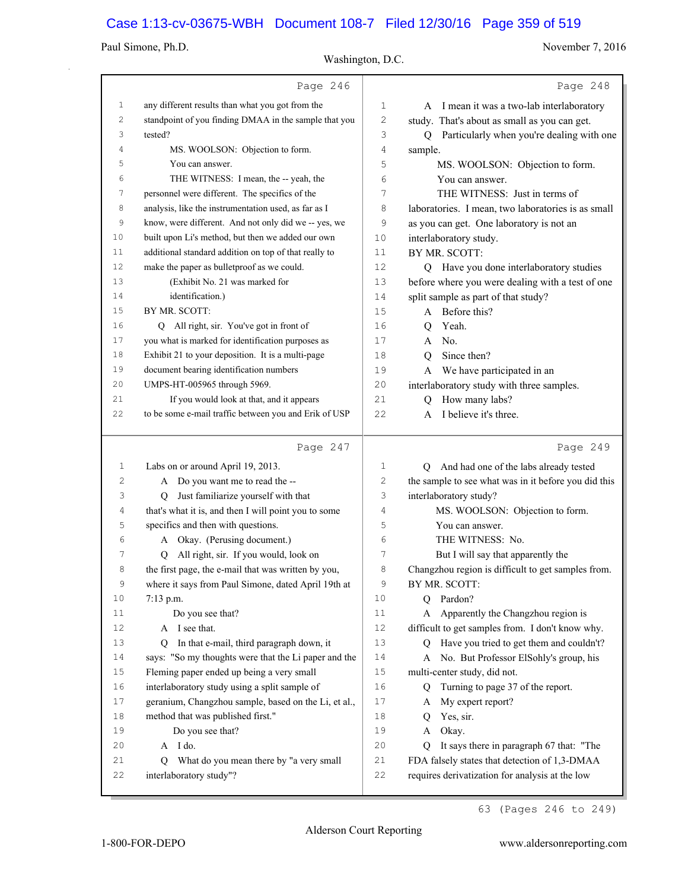Page 246

1 any different results than what you got from the
2 standpoint of you finding DMAA in the sample that you
3 tested?
4 MS. WOOLSON: Objection to form.
5 You can answer.
6 THE WITNESS: I mean, the -- yeah, the
7 personnel were different. The specifics of the
8 analysis, like the instrumentation used, as far as I
9 know, were different. And not only did we -- yes, we
10 built upon Li's method, but then we added our own
11 additional standard addition on top of that really to
12 make the paper as bulletproof as we could.
13 (Exhibit No. 21 was marked for
14 identification.)
15 BY MR. SCOTT:
16 Q All right, sir. You've got in front of
17 you what is marked for identification purposes as
18 Exhibit 21 to your deposition. It is a multi-page
19 document bearing identification numbers
20 UMPS-HT-005965 through 5969.
21 If you would look at that, and it appears
22 to be some e-mail traffic between you and Erik of USP

Page 247

1 Labs on or around April 19, 2013.
2 A Do you want me to read the --
3 Q Just familiarize yourself with that
4 that's what it is, and then I will point you to some
5 specifics and then with questions.
6 A Okay. (Perusing document.)
7 Q All right, sir. If you would, look on
8 the first page, the e-mail that was written by you,
9 where it says from Paul Simone, dated April 19th at
10 7:13 p.m.
11 Do you see that?
12 A I see that.
13 Q In that e-mail, third paragraph down, it
14 says: "So my thoughts were that the Li paper and the
15 Fleming paper ended up being a very small
16 interlaboratory study using a split sample of
17 geranium, Changzhou sample, based on the Li, et al.,
18 method that was published first."
19 Do you see that?
20 A I do.
21 Q What do you mean there by "a very small
22 interlaboratory study"?

Page 248

1 A I mean it was a two-lab interlaboratory
2 study. That's about as small as you can get.
3 Q Particularly when you're dealing with one
4 sample.
5 MS. WOOLSON: Objection to form.
6 You can answer.
7 THE WITNESS: Just in terms of
8 laboratories. I mean, two laboratories is as small
9 as you can get. One laboratory is not an
10 interlaboratory study.
11 BY MR. SCOTT:
12 Q Have you done interlaboratory studies
13 before where you were dealing with a test of one
14 split sample as part of that study?
15 A Before this?
16 Q Yeah.
17 A No.
18 Q Since then?
19 A We have participated in an
20 interlaboratory study with three samples.
21 Q How many labs?
22 A I believe it's three.

Page 249

1 Q And had one of the labs already tested
2 the sample to see what was in it before you did this
3 interlaboratory study?
4 MS. WOOLSON: Objection to form.
5 You can answer.
6 THE WITNESS: No.
7 But I will say that apparently the
8 Changzhou region is difficult to get samples from.
9 BY MR. SCOTT:
10 Q Pardon?
11 A Apparently the Changzhou region is
12 difficult to get samples from. I don't know why.
13 Q Have you tried to get them and couldn't?
14 A No. But Professor ElSohly's group, his
15 multi-center study, did not.
16 Q Turning to page 37 of the report.
17 A My expert report?
18 Q Yes, sir.
19 A Okay.
20 Q It says there in paragraph 67 that: "The
21 FDA falsely states that detection of 1,3-DMAA
22 requires derivatization for analysis at the low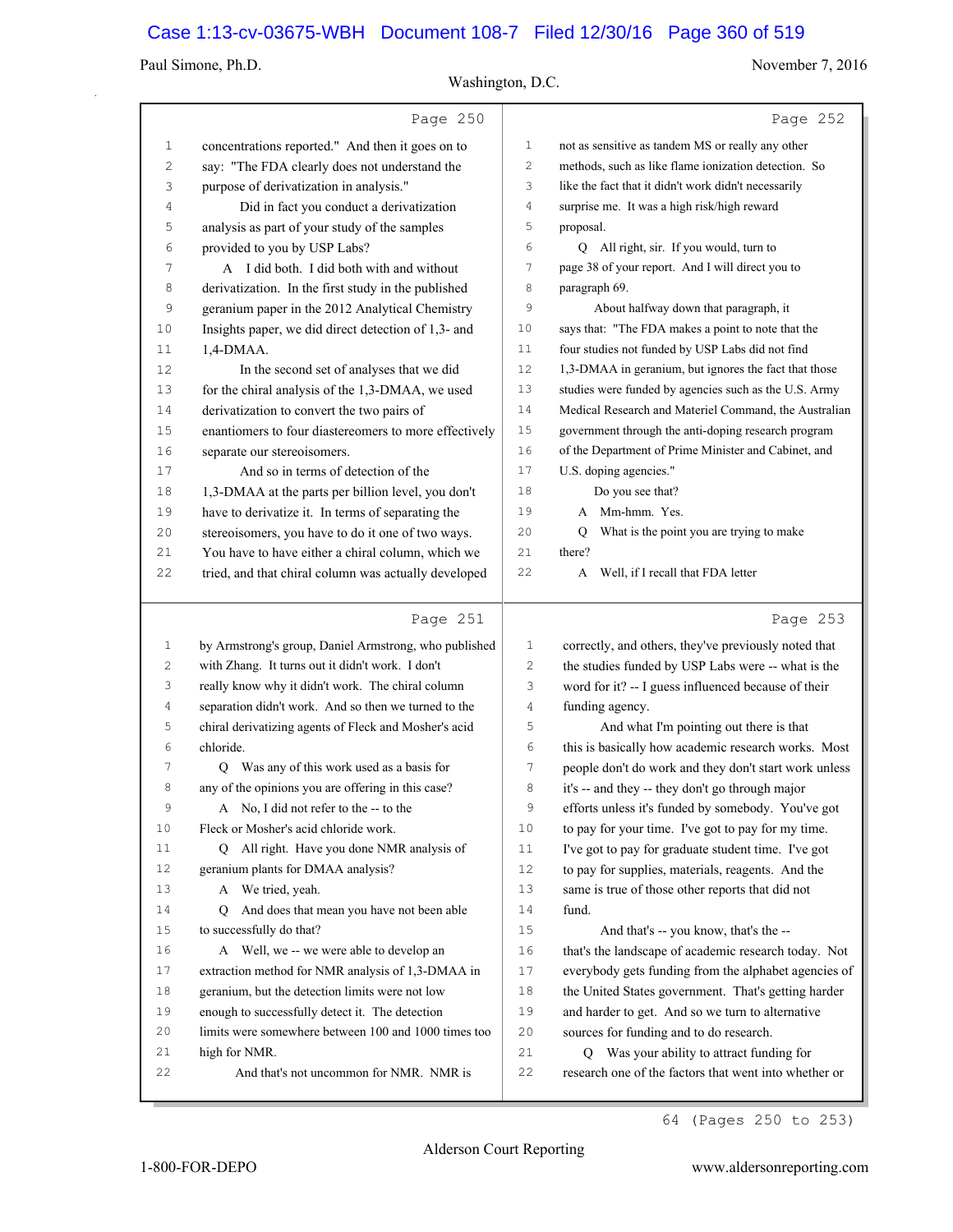Page 250

1 concentrations reported." And then it goes on to
2 say: "The FDA clearly does not understand the
3 purpose of derivatization in analysis."
4 Did in fact you conduct a derivatization
5 analysis as part of your study of the samples
6 provided to you by USP Labs?
7 A I did both. I did both with and without
8 derivatization. In the first study in the published
9 geranium paper in the 2012 Analytical Chemistry
10 Insights paper, we did direct detection of 1,3- and
11 1,4-DMAA.
12 In the second set of analyses that we did
13 for the chiral analysis of the 1,3-DMAA, we used
14 derivatization to convert the two pairs of
15 enantiomers to four diastereomers to more effectively
16 separate our stereoisomers.
17 And so in terms of detection of the
18 1,3-DMAA at the parts per billion level, you don't
19 have to derivatize it. In terms of separating the
20 stereoisomers, you have to do it one of two ways.
21 You have to have either a chiral column, which we
22 tried, and that chiral column was actually developed

Page 251

1 by Armstrong's group, Daniel Armstrong, who published
2 with Zhang. It turns out it didn't work. I don't
3 really know why it didn't work. The chiral column
4 separation didn't work. And so then we turned to the
5 chiral derivatizing agents of Fleck and Mosher's acid
6 chloride.
7 Q Was any of this work used as a basis for
8 any of the opinions you are offering in this case?
9 A No, I did not refer to the -- to the
10 Fleck or Mosher's acid chloride work.
11 Q All right. Have you done NMR analysis of
12 geranium plants for DMAA analysis?
13 A We tried, yeah.
14 Q And does that mean you have not been able
15 to successfully do that?
16 A Well, we -- we were able to develop an
17 extraction method for NMR analysis of 1,3-DMAA in
18 geranium, but the detection limits were not low
19 enough to successfully detect it. The detection
20 limits were somewhere between 100 and 1000 times too
21 high for NMR.
22 And that's not uncommon for NMR. NMR is

Page 252

1 not as sensitive as tandem MS or really any other
2 methods, such as like flame ionization detection. So
3 like the fact that it didn't work didn't necessarily
4 surprise me. It was a high risk/high reward
5 proposal.
6 Q All right, sir. If you would, turn to
7 page 38 of your report. And I will direct you to
8 paragraph 69.
9 About halfway down that paragraph, it
10 says that: "The FDA makes a point to note that the
11 four studies not funded by USP Labs did not find
12 1,3-DMAA in geranium, but ignores the fact that those
13 studies were funded by agencies such as the U.S. Army
14 Medical Research and Materiel Command, the Australian
15 government through the anti-doping research program
16 of the Department of Prime Minister and Cabinet, and
17 U.S. doping agencies."
18 Do you see that?
19 A Mm-hmm. Yes.
20 Q What is the point you are trying to make
21 there?
22 A Well, if I recall that FDA letter

Page 253

1 correctly, and others, they've previously noted that
2 the studies funded by USP Labs were -- what is the
3 word for it? -- I guess influenced because of their
4 funding agency.
5 And what I'm pointing out there is that
6 this is basically how academic research works. Most
7 people don't do work and they don't start work unless
8 it's -- and they -- they don't go through major
9 efforts unless it's funded by somebody. You've got
10 to pay for your time. I've got to pay for my time.
11 I've got to pay for graduate student time. I've got
12 to pay for supplies, materials, reagents. And the
13 same is true of those other reports that did not
14 fund.
15 And that's -- you know, that's the --
16 that's the landscape of academic research today. Not
17 everybody gets funding from the alphabet agencies of
18 the United States government. That's getting harder
19 and harder to get. And so we turn to alternative
20 sources for funding and to do research.
21 Q Was your ability to attract funding for
22 research one of the factors that went into whether or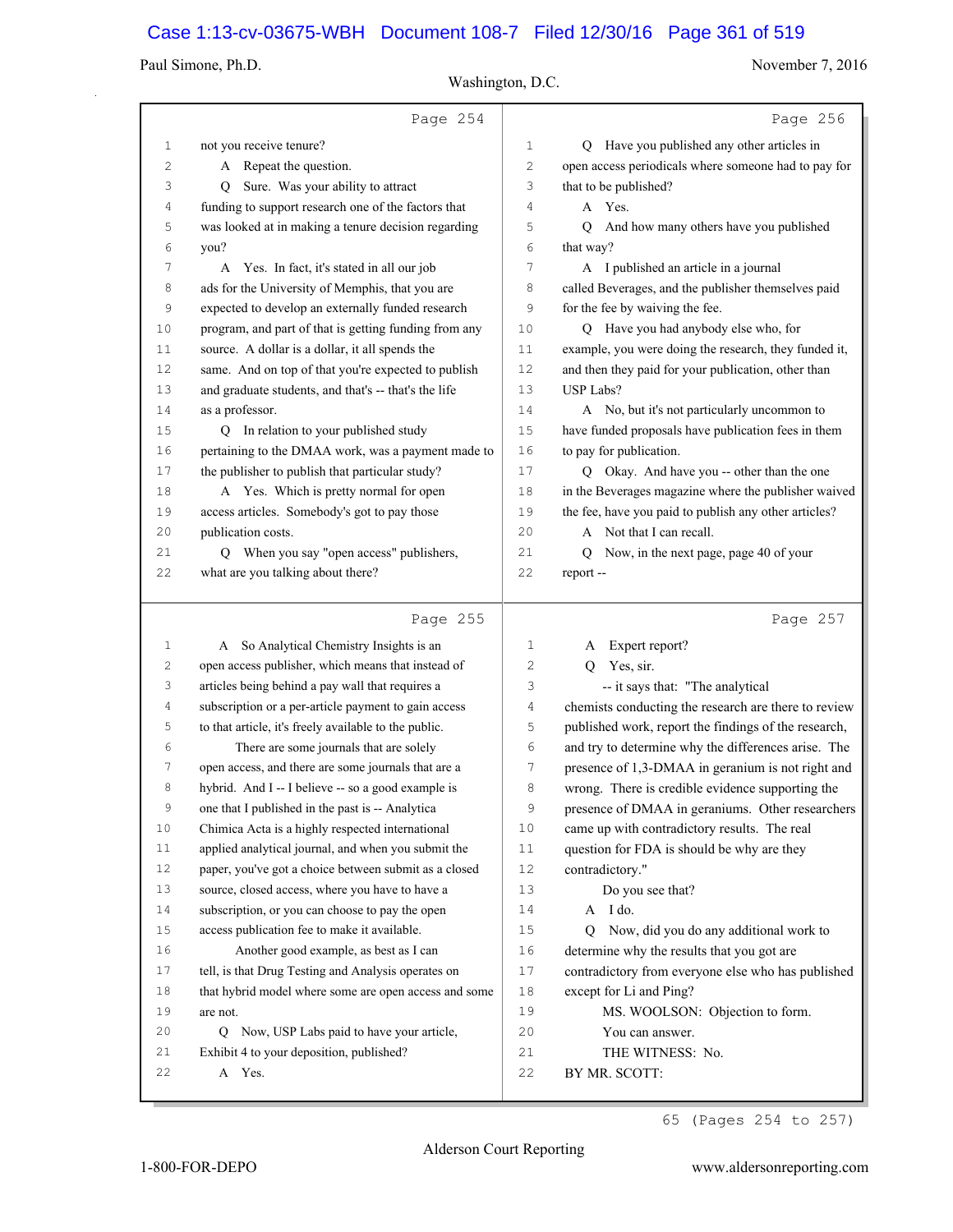Page 254

1 not you receive tenure?
2 A Repeat the question.
3 Q Sure. Was your ability to attract
4 funding to support research one of the factors that
5 was looked at in making a tenure decision regarding
6 you?
7 A Yes. In fact, it's stated in all our job
8 ads for the University of Memphis, that you are
9 expected to develop an externally funded research
10 program, and part of that is getting funding from any
11 source. A dollar is a dollar, it all spends the
12 same. And on top of that you're expected to publish
13 and graduate students, and that's -- that's the life
14 as a professor.
15 Q In relation to your published study
16 pertaining to the DMAA work, was a payment made to
17 the publisher to publish that particular study?
18 A Yes. Which is pretty normal for open
19 access articles. Somebody's got to pay those
20 publication costs.
21 Q When you say "open access" publishers,
22 what are you talking about there?

Page 255

1 A So Analytical Chemistry Insights is an
2 open access publisher, which means that instead of
3 articles being behind a pay wall that requires a
4 subscription or a per-article payment to gain access
5 to that article, it's freely available to the public.
6 There are some journals that are solely
7 open access, and there are some journals that are a
8 hybrid. And I -- I believe -- so a good example is
9 one that I published in the past is -- Analytica
10 Chimica Acta is a highly respected international
11 applied analytical journal, and when you submit the
12 paper, you've got a choice between submit as a closed
13 source, closed access, where you have to have a
14 subscription, or you can choose to pay the open
15 access publication fee to make it available.
16 Another good example, as best as I can
17 tell, is that Drug Testing and Analysis operates on
18 that hybrid model where some are open access and some
19 are not.
20 Q Now, USP Labs paid to have your article,
21 Exhibit 4 to your deposition, published?
22 A Yes.

Page 256

1 Q Have you published any other articles in
2 open access periodicals where someone had to pay for
3 that to be published?
4 A Yes.
5 Q And how many others have you published
6 that way?
7 A I published an article in a journal
8 called Beverages, and the publisher themselves paid
9 for the fee by waiving the fee.
10 Q Have you had anybody else who, for
11 example, you were doing the research, they funded it,
12 and then they paid for your publication, other than
13 USP Labs?
14 A No, but it's not particularly uncommon to
15 have funded proposals have publication fees in them
16 to pay for publication.
17 Q Okay. And have you -- other than the one
18 in the Beverages magazine where the publisher waived
19 the fee, have you paid to publish any other articles?
20 A Not that I can recall.
21 Q Now, in the next page, page 40 of your
22 report --

Page 257

1 A Expert report?
2 Q Yes, sir.
3 -- it says that: "The analytical
4 chemists conducting the research are there to review
5 published work, report the findings of the research,
6 and try to determine why the differences arise. The
7 presence of 1,3-DMAA in geranium is not right and
8 wrong. There is credible evidence supporting the
9 presence of DMAA in geraniums. Other researchers
10 came up with contradictory results. The real
11 question for FDA is should be why are they
12 contradictory."
13 Do you see that?
14 A I do.
15 Q Now, did you do any additional work to
16 determine why the results that you got are
17 contradictory from everyone else who has published
18 except for Li and Ping?
19 MS. WOOLSON: Objection to form.
20 You can answer.
21 THE WITNESS: No.
22 BY MR. SCOTT: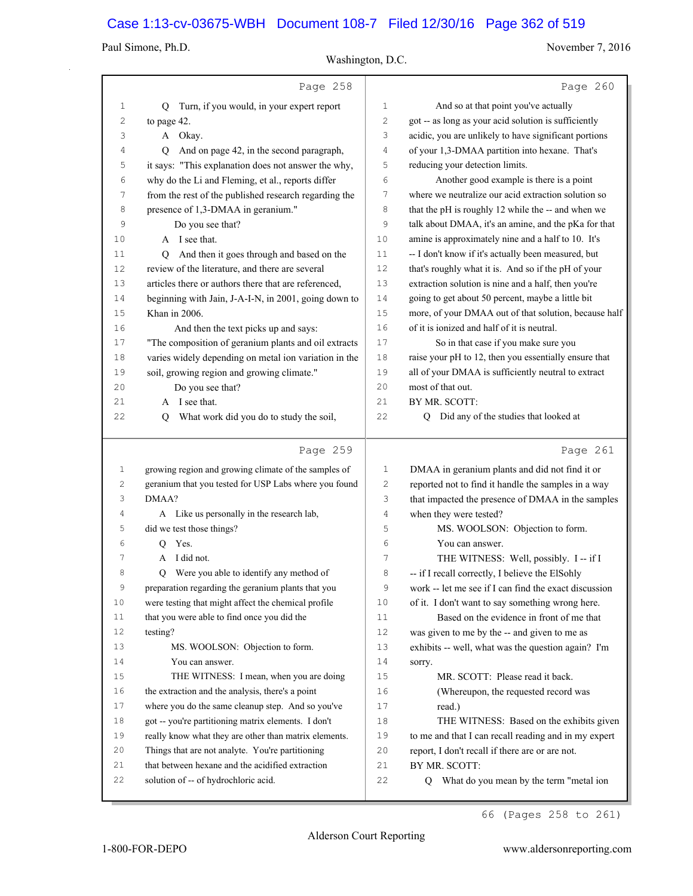Page 258

1 Q Turn, if you would, in your expert report
2 to page 42.
3 A Okay.
4 Q And on page 42, in the second paragraph,
5 it says: "This explanation does not answer the why,
6 why do the Li and Fleming, et al., reports differ
7 from the rest of the published research regarding the
8 presence of 1,3-DMAA in geranium."
9 Do you see that?
10 A I see that.
11 Q And then it goes through and based on the
12 review of the literature, and there are several
13 articles there or authors there that are referenced,
14 beginning with Jain, J-A-I-N, in 2001, going down to
15 Khan in 2006.
16 And then the text picks up and says:
17 "The composition of geranium plants and oil extracts
18 varies widely depending on metal ion variation in the
19 soil, growing region and growing climate."
20 Do you see that?
21 A I see that.
22 Q What work did you do to study the soil,

Page 259

1 growing region and growing climate of the samples of
2 geranium that you tested for USP Labs where you found
3 DMAA?
4 A Like us personally in the research lab,
5 did we test those things?
6 Q Yes.
7 A I did not.
8 Q Were you able to identify any method of
9 preparation regarding the geranium plants that you
10 were testing that might affect the chemical profile
11 that you were able to find once you did the
12 testing?
13 MS. WOOLSON: Objection to form.
14 You can answer.
15 THE WITNESS: I mean, when you are doing
16 the extraction and the analysis, there's a point
17 where you do the same cleanup step. And so you've
18 got -- you're partitioning matrix elements. I don't
19 really know what they are other than matrix elements.
20 Things that are not analyte. You're partitioning
21 that between hexane and the acidified extraction
22 solution of -- of hydrochloric acid.

Page 260

1 And so at that point you've actually
2 got -- as long as your acid solution is sufficiently
3 acidic, you are unlikely to have significant portions
4 of your 1,3-DMAA partition into hexane. That's
5 reducing your detection limits.
6 Another good example is there is a point
7 where we neutralize our acid extraction solution so
8 that the pH is roughly 12 while the -- and when we
9 talk about DMAA, it's an amine, and the pKa for that
10 amine is approximately nine and a half to 10. It's
11 -- I don't know if it's actually been measured, but
12 that's roughly what it is. And so if the pH of your
13 extraction solution is nine and a half, then you're
14 going to get about 50 percent, maybe a little bit
15 more, of your DMAA out of that solution, because half
16 of it is ionized and half of it is neutral.
17 So in that case if you make sure you
18 raise your pH to 12, then you essentially ensure that
19 all of your DMAA is sufficiently neutral to extract
20 most of that out.
21 BY MR. SCOTT:
22 Q Did any of the studies that looked at

Page 261

1 DMAA in geranium plants and did not find it or
2 reported not to find it handle the samples in a way
3 that impacted the presence of DMAA in the samples
4 when they were tested?
5 MS. WOOLSON: Objection to form.
6 You can answer.
7 THE WITNESS: Well, possibly. I -- if I
8 -- if I recall correctly, I believe the ElSohly
9 work -- let me see if I can find the exact discussion
10 of it. I don't want to say something wrong here.
11 Based on the evidence in front of me that
12 was given to me by the -- and given to me as
13 exhibits -- well, what was the question again? I'm
14 sorry.
15 MR. SCOTT: Please read it back.
16 (Whereupon, the requested record was
17 read.)
18 THE WITNESS: Based on the exhibits given
19 to me and that I can recall reading and in my expert
20 report, I don't recall if there are or are not.
21 BY MR. SCOTT:
22 Q What do you mean by the term "metal ion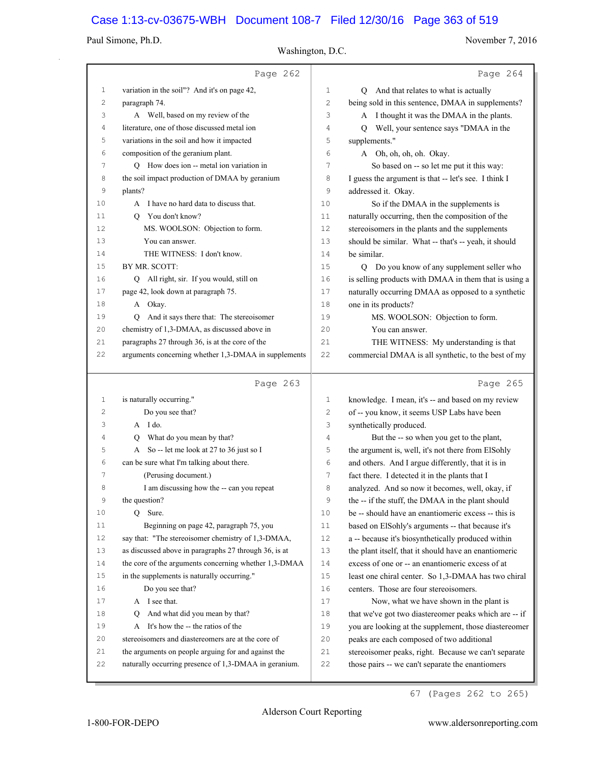Page 262

1 variation in the soil"? And it's on page 42,
2 paragraph 74.
3 A Well, based on my review of the
4 literature, one of those discussed metal ion
5 variations in the soil and how it impacted
6 composition of the geranium plant.
7 Q How does ion -- metal ion variation in
8 the soil impact production of DMAA by geranium
9 plants?
10 A I have no hard data to discuss that.
11 Q You don't know?
12 MS. WOOLSON: Objection to form.
13 You can answer.
14 THE WITNESS: I don't know.
15 BY MR. SCOTT:
16 Q All right, sir. If you would, still on
17 page 42, look down at paragraph 75.
18 A Okay.
19 Q And it says there that: The stereoisomer
20 chemistry of 1,3-DMAA, as discussed above in
21 paragraphs 27 through 36, is at the core of the
22 arguments concerning whether 1,3-DMAA in supplements

Page 263

1 is naturally occurring."
2 Do you see that?
3 A I do.
4 Q What do you mean by that?
5 A So -- let me look at 27 to 36 just so I
6 can be sure what I'm talking about there.
7 (Perusing document.)
8 I am discussing how the -- can you repeat
9 the question?
10 Q Sure.
11 Beginning on page 42, paragraph 75, you
12 say that: "The stereoisomer chemistry of 1,3-DMAA,
13 as discussed above in paragraphs 27 through 36, is at
14 the core of the arguments concerning whether 1,3-DMAA
15 in the supplements is naturally occurring."
16 Do you see that?
17 A I see that.
18 Q And what did you mean by that?
19 A It's how the -- the ratios of the
20 stereoisomers and diastereomers are at the core of
21 the arguments on people arguing for and against the
22 naturally occurring presence of 1,3-DMAA in geranium.

Page 264

1 Q And that relates to what is actually
2 being sold in this sentence, DMAA in supplements?
3 A I thought it was the DMAA in the plants.
4 Q Well, your sentence says "DMAA in the
5 supplements."
6 A Oh, oh, oh, oh. Okay.
7 So based on -- so let me put it this way:
8 I guess the argument is that -- let's see. I think I
9 addressed it. Okay.
10 So if the DMAA in the supplements is
11 naturally occurring, then the composition of the
12 stereoisomers in the plants and the supplements
13 should be similar. What -- that's -- yeah, it should
14 be similar.
15 Q Do you know of any supplement seller who
16 is selling products with DMAA in them that is using a
17 naturally occurring DMAA as opposed to a synthetic
18 one in its products?
19 MS. WOOLSON: Objection to form.
20 You can answer.
21 THE WITNESS: My understanding is that
22 commercial DMAA is all synthetic, to the best of my

Page 265

1 knowledge. I mean, it's -- and based on my review
2 of -- you know, it seems USP Labs have been
3 synthetically produced.
4 But the -- so when you get to the plant,
5 the argument is, well, it's not there from ElSohly
6 and others. And I argue differently, that it is in
7 fact there. I detected it in the plants that I
8 analyzed. And so now it becomes, well, okay, if
9 the -- if the stuff, the DMAA in the plant should
10 be -- should have an enantiomeric excess -- this is
11 based on ElSohly's arguments -- that because it's
12 a -- because it's biosynthetically produced within
13 the plant itself, that it should have an enantiomeric
14 excess of one or -- an enantiomeric excess of at
15 least one chiral center. So 1,3-DMAA has two chiral
16 centers. Those are four stereoisomers.
17 Now, what we have shown in the plant is
18 that we've got two diastereomer peaks which are -- if
19 you are looking at the supplement, those diastereomer
20 peaks are each composed of two additional
21 stereoisomer peaks, right. Because we can't separate
22 those pairs -- we can't separate the enantiomers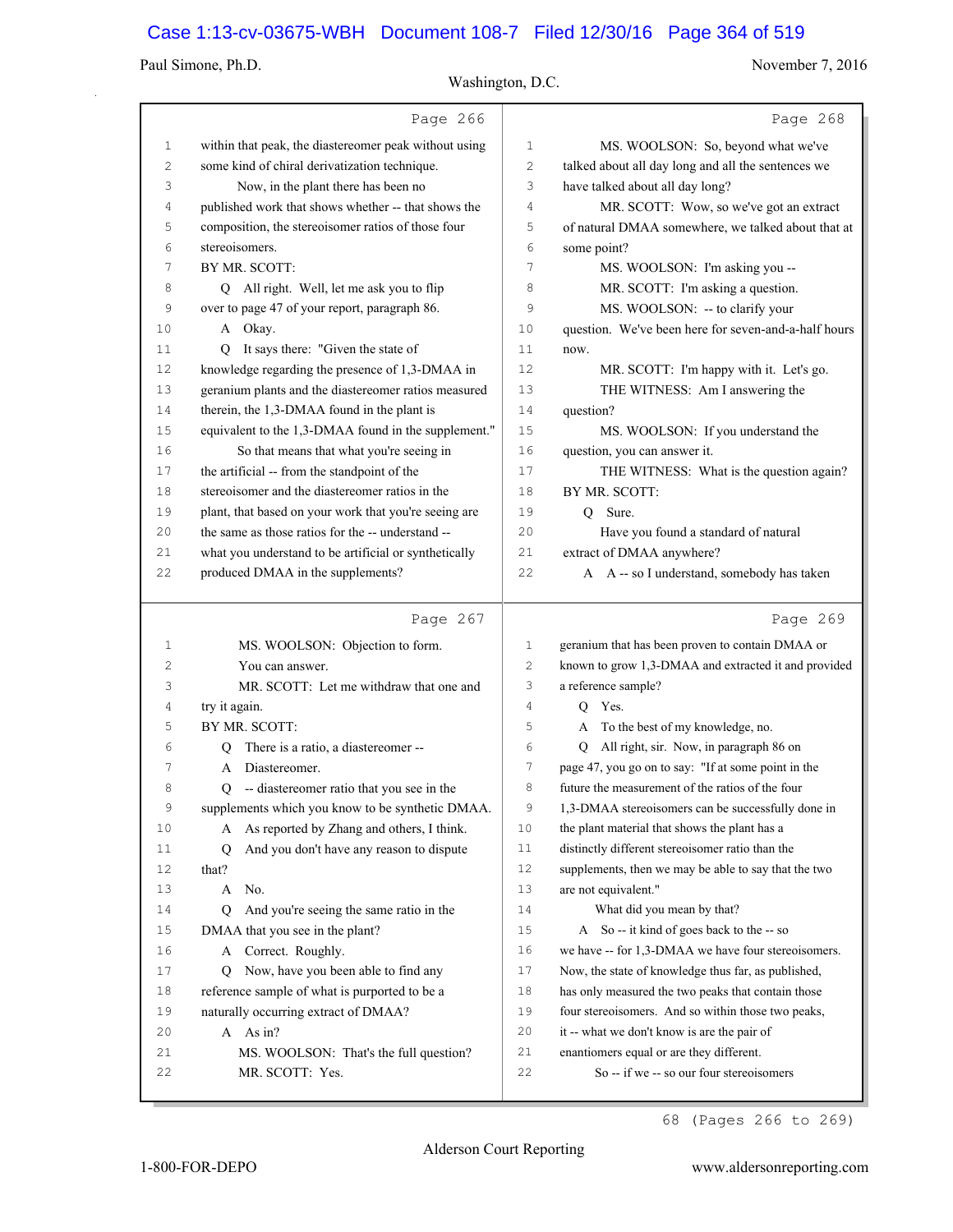Page 266

1 within that peak, the diastereomer peak without using
2 some kind of chiral derivatization technique.
3 Now, in the plant there has been no
4 published work that shows whether -- that shows the
5 composition, the stereoisomer ratios of those four
6 stereoisomers.
7 BY MR. SCOTT:
8 Q All right. Well, let me ask you to flip
9 over to page 47 of your report, paragraph 86.
10 A Okay.
11 Q It says there: "Given the state of
12 knowledge regarding the presence of 1,3-DMAA in
13 geranium plants and the diastereomer ratios measured
14 therein, the 1,3-DMAA found in the plant is
15 equivalent to the 1,3-DMAA found in the supplement."
16 So that means that what you're seeing in
17 the artificial -- from the standpoint of the
18 stereoisomer and the diastereomer ratios in the
19 plant, that based on your work that you're seeing are
20 the same as those ratios for the -- understand --
21 what you understand to be artificial or synthetically
22 produced DMAA in the supplements?

Page 267

1 MS. WOOLSON: Objection to form.
2 You can answer.
3 MR. SCOTT: Let me withdraw that one and
4 try it again.
5 BY MR. SCOTT:
6 Q There is a ratio, a diastereomer --
7 A Diastereomer.
8 Q -- diastereomer ratio that you see in the
9 supplements which you know to be synthetic DMAA.
10 A As reported by Zhang and others, I think.
11 Q And you don't have any reason to dispute
12 that?
13 A No.
14 Q And you're seeing the same ratio in the
15 DMAA that you see in the plant?
16 A Correct. Roughly.
17 Q Now, have you been able to find any
18 reference sample of what is purported to be a
19 naturally occurring extract of DMAA?
20 A As in?
21 MS. WOOLSON: That's the full question?
22 MR. SCOTT: Yes.

Page 268

1 MS. WOOLSON: So, beyond what we've
2 talked about all day long and all the sentences we
3 have talked about all day long?
4 MR. SCOTT: Wow, so we've got an extract
5 of natural DMAA somewhere, we talked about that at
6 some point?
7 MS. WOOLSON: I'm asking you --
8 MR. SCOTT: I'm asking a question.
9 MS. WOOLSON: -- to clarify your
10 question. We've been here for seven-and-a-half hours
11 now.
12 MR. SCOTT: I'm happy with it. Let's go.
13 THE WITNESS: Am I answering the
14 question?
15 MS. WOOLSON: If you understand the
16 question, you can answer it.
17 THE WITNESS: What is the question again?
18 BY MR. SCOTT:
19 Q Sure.
20 Have you found a standard of natural
21 extract of DMAA anywhere?
22 A A -- so I understand, somebody has taken

Page 269

1 geranium that has been proven to contain DMAA or
2 known to grow 1,3-DMAA and extracted it and provided
3 a reference sample?
4 Q Yes.
5 A To the best of my knowledge, no.
6 Q All right, sir. Now, in paragraph 86 on
7 page 47, you go on to say: "If at some point in the
8 future the measurement of the ratios of the four
9 1,3-DMAA stereoisomers can be successfully done in
10 the plant material that shows the plant has a
11 distinctly different stereoisomer ratio than the
12 supplements, then we may be able to say that the two
13 are not equivalent."
14 What did you mean by that?
15 A So -- it kind of goes back to the -- so
16 we have -- for 1,3-DMAA we have four stereoisomers.
17 Now, the state of knowledge thus far, as published,
18 has only measured the two peaks that contain those
19 four stereoisomers. And so within those two peaks,
20 it -- what we don't know is are the pair of
21 enantiomers equal or are they different.
22 So -- if we -- so our four stereoisomers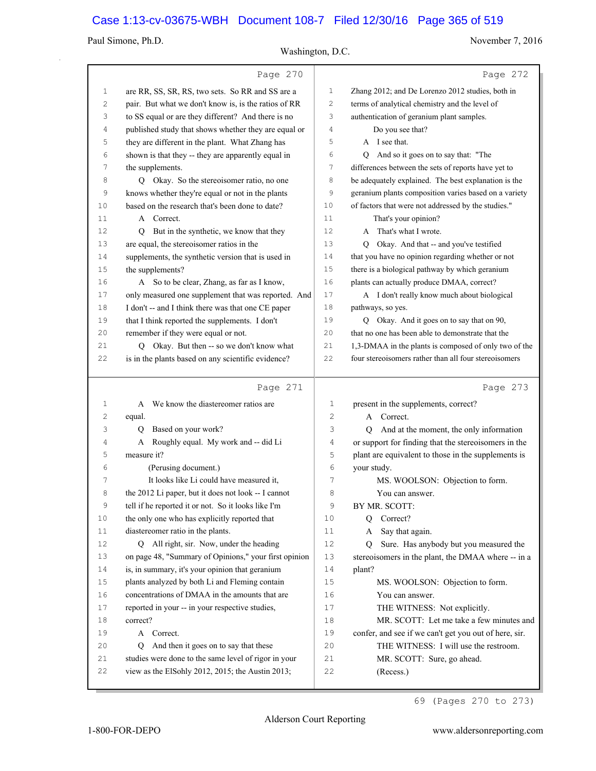Page 270

1 are RR, SS, SR, RS, two sets. So RR and SS are a
2 pair. But what we don't know is, is the ratios of RR
3 to SS equal or are they different? And there is no
4 published study that shows whether they are equal or
5 they are different in the plant. What Zhang has
6 shown is that they -- they are apparently equal in
7 the supplements.
8 Q Okay. So the stereoisomer ratio, no one
9 knows whether they're equal or not in the plants
10 based on the research that's been done to date?
11 A Correct.
12 Q But in the synthetic, we know that they
13 are equal, the stereoisomer ratios in the
14 supplements, the synthetic version that is used in
15 the supplements?
16 A So to be clear, Zhang, as far as I know,
17 only measured one supplement that was reported. And
18 I don't -- and I think there was that one CE paper
19 that I think reported the supplements. I don't
20 remember if they were equal or not.
21 Q Okay. But then -- so we don't know what
22 is in the plants based on any scientific evidence?

Page 271

1 A We know the diastereomer ratios are
2 equal.
3 Q Based on your work?
4 A Roughly equal. My work and -- did Li
5 measure it?
6 (Perusing document.)
7 It looks like Li could have measured it,
8 the 2012 Li paper, but it does not look -- I cannot
9 tell if he reported it or not. So it looks like I'm
10 the only one who has explicitly reported that
11 diastereomer ratio in the plants.
12 Q All right, sir. Now, under the heading
13 on page 48, "Summary of Opinions," your first opinion
14 is, in summary, it's your opinion that geranium
15 plants analyzed by both Li and Fleming contain
16 concentrations of DMAA in the amounts that are
17 reported in your -- in your respective studies,
18 correct?
19 A Correct.
20 Q And then it goes on to say that these
21 studies were done to the same level of rigor in your
22 view as the ElSohly 2012, 2015; the Austin 2013;

Page 272

1 Zhang 2012; and De Lorenzo 2012 studies, both in
2 terms of analytical chemistry and the level of
3 authentication of geranium plant samples.
4 Do you see that?
5 A I see that.
6 Q And so it goes on to say that: "The
7 differences between the sets of reports have yet to
8 be adequately explained. The best explanation is the
9 geranium plants composition varies based on a variety
10 of factors that were not addressed by the studies."
11 That's your opinion?
12 A That's what I wrote.
13 Q Okay. And that -- and you've testified
14 that you have no opinion regarding whether or not
15 there is a biological pathway by which geranium
16 plants can actually produce DMAA, correct?
17 A I don't really know much about biological
18 pathways, so yes.
19 Q Okay. And it goes on to say that on 90,
20 that no one has been able to demonstrate that the
21 1,3-DMAA in the plants is composed of only two of the
22 four stereoisomers rather than all four stereoisomers

Page 273

1 present in the supplements, correct?
2 A Correct.
3 Q And at the moment, the only information
4 or support for finding that the stereoisomers in the
5 plant are equivalent to those in the supplements is
6 your study.
7 MS. WOOLSON: Objection to form.
8 You can answer.
9 BY MR. SCOTT:
10 Q Correct?
11 A Say that again.
12 Q Sure. Has anybody but you measured the
13 stereoisomers in the plant, the DMAA where -- in a
14 plant?
15 MS. WOOLSON: Objection to form.
16 You can answer.
17 THE WITNESS: Not explicitly.
18 MR. SCOTT: Let me take a few minutes and
19 confer, and see if we can't get you out of here, sir.
20 THE WITNESS: I will use the restroom.
21 MR. SCOTT: Sure, go ahead.
22 (Recess.)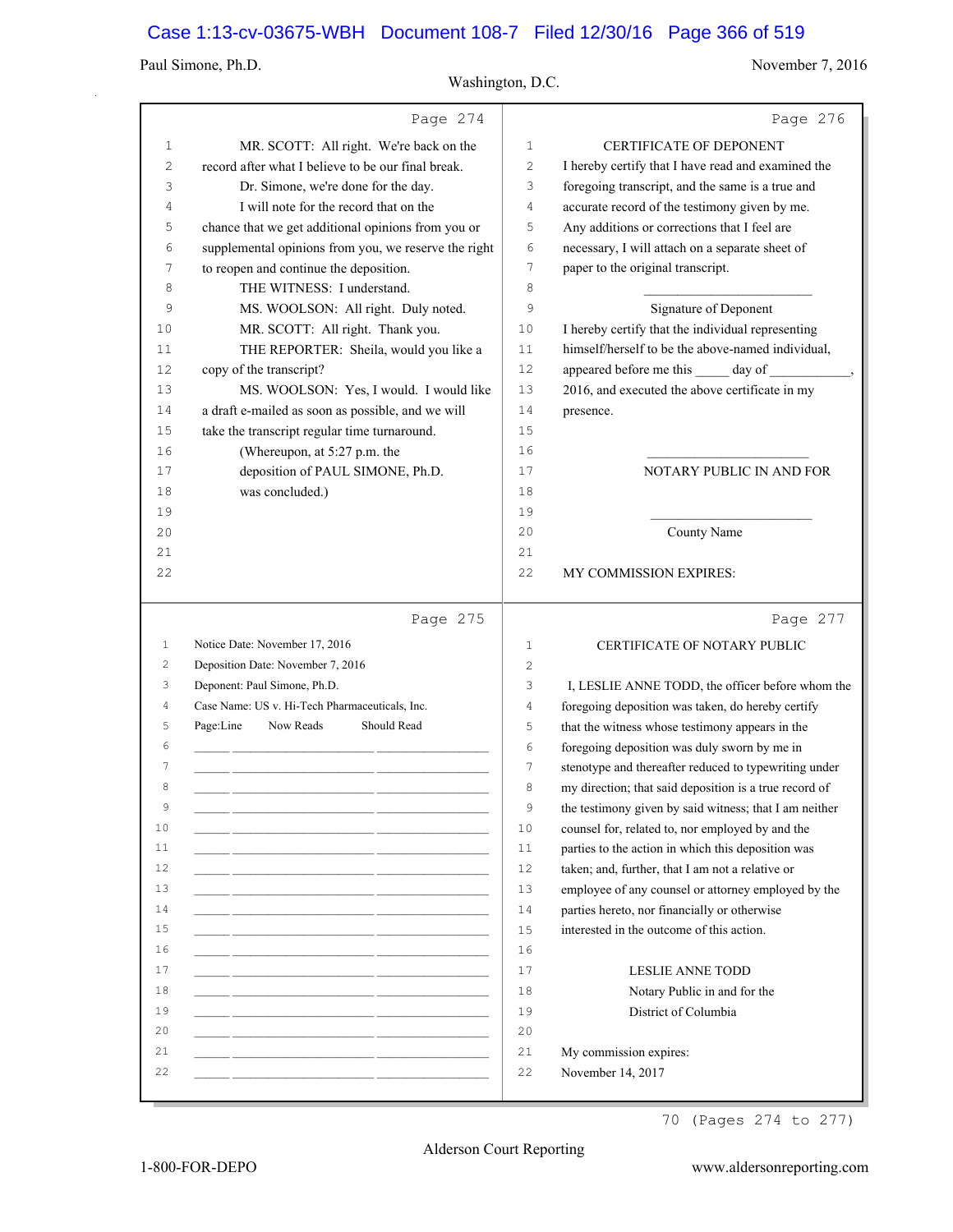Page 274

1 MR. SCOTT: All right. We're back on the
2 record after what I believe to be our final break.
3 Dr. Simone, we're done for the day.
4 I will note for the record that on the
5 chance that we get additional opinions from you or
6 supplemental opinions from you, we reserve the right
7 to reopen and continue the deposition.
8 THE WITNESS: I understand.
9 MS. WOOLSON: All right. Duly noted.
10 MR. SCOTT: All right. Thank you.
11 THE REPORTER: Sheila, would you like a
12 copy of the transcript?
13 MS. WOOLSON: Yes, I would. I would like
14 a draft e-mailed as soon as possible, and we will
15 take the transcript regular time turnaround.
16 (Whereupon, at 5:27 p.m. the
17 deposition of PAUL SIMONE, Ph.D.
18 was concluded.)
19
20
21
22

Page 275

1 Notice Date: November 17, 2016
2 Deposition Date: November 7, 2016
3 Deponent: Paul Simone, Ph.D.
4 Case Name: US v. Hi-Tech Pharmaceuticals, Inc.
5 Page:Line Now Reads Should Read
6 ______ ____________________ ________________
7 ______ ____________________ ________________
8 ______ ____________________ ________________
9 ______ ____________________ ________________
10 ______ ____________________ ________________
11 ______ ____________________ ________________
12 ______ ____________________ ________________
13 ______ ____________________ ________________
14 ______ ____________________ ________________
15 ______ ____________________ ________________
16 ______ ____________________ ________________
17 ______ ____________________ ________________
18 ______ ____________________ ________________
19 ______ ____________________ ________________
20 ______ ____________________ ________________
21 ______ ____________________ ________________
22 ______ ____________________ ________________

Page 276

1 CERTIFICATE OF DEPONENT
2 I hereby certify that I have read and examined the
3 foregoing transcript, and the same is a true and
4 accurate record of the testimony given by me.
5 Any additions or corrections that I feel are
6 necessary, I will attach on a separate sheet of
7 paper to the original transcript.
8 ________________________
9 Signature of Deponent
10 I hereby certify that the individual representing
11 himself/herself to be the above-named individual,
12 appeared before me this _____ day of ___________,
13 2016, and executed the above certificate in my
14 presence.
15
16 ________________________
17 NOTARY PUBLIC IN AND FOR
18
19 ________________________
20 County Name
21
22 MY COMMISSION EXPIRES:

Page 277

1 CERTIFICATE OF NOTARY PUBLIC
2
3 I, LESLIE ANNE TODD, the officer before whom the
4 foregoing deposition was taken, do hereby certify
5 that the witness whose testimony appears in the
6 foregoing deposition was duly sworn by me in
7 stenotype and thereafter reduced to typewriting under
8 my direction; that said deposition is a true record of
9 the testimony given by said witness; that I am neither
10 counsel for, related to, nor employed by and the
11 parties to the action in which this deposition was
12 taken; and, further, that I am not a relative or
13 employee of any counsel or attorney employed by the
14 parties hereto, nor financially or otherwise
15 interested in the outcome of this action.
16
17 LESLIE ANNE TODD
18 Notary Public in and for the
19 District of Columbia
20
21 My commission expires:
22 November 14, 2017

70 (Pages 274 to 277)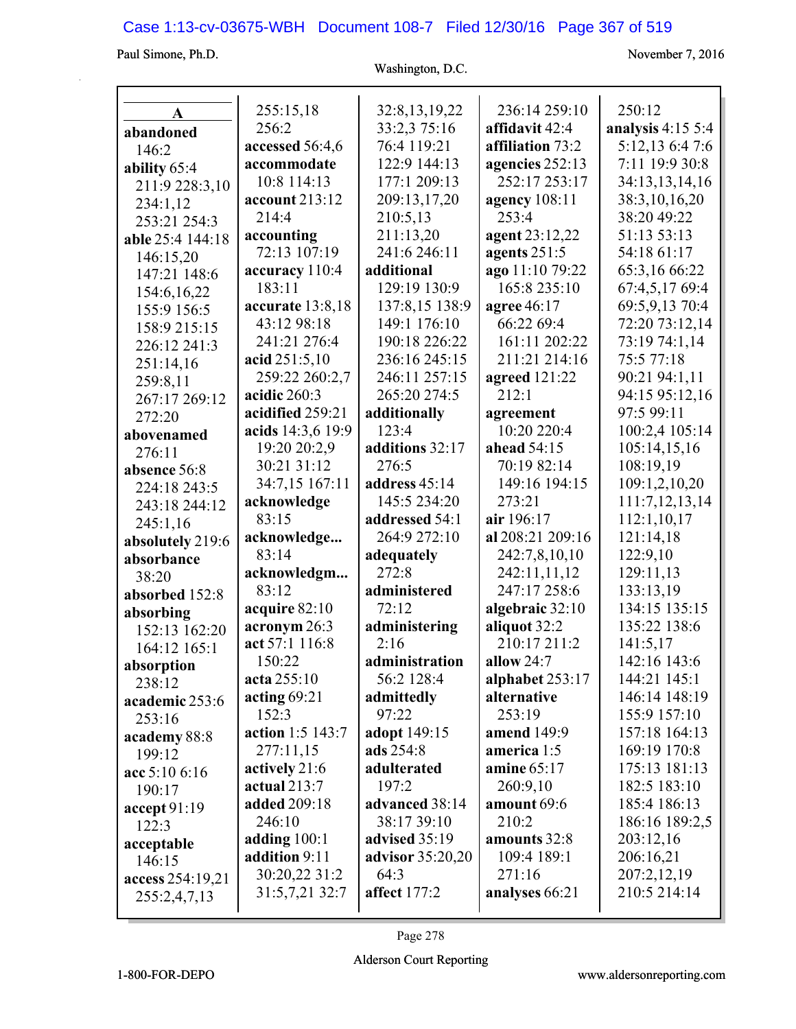## A

**abandoned** 146:2
**ability** 65:4 211:9 228:3,10 234:1,12 253:21 254:3
**able** 25:4 144:18 146:15,20 147:21 148:6 154:6,16,22 155:9 156:5 158:9 215:15 226:12 241:3 251:14,16 259:8,11 267:17 269:12 272:20
**abovenamed** 276:11
**absence** 56:8 224:18 243:5 243:18 244:12 245:1,16
**absolutely** 219:6
**absorbance** 38:20
**absorbed** 152:8
**absorbing** 152:13 162:20 164:12 165:1
**absorption** 238:12
**academic** 253:6 253:16
**academy** 88:8 199:12
**acc** 5:10 6:16 190:17
**accept** 91:19 122:3
**acceptable** 146:15
**access** 254:19,21 255:2,4,7,13 255:15,18 256:2
**accessed** 56:4,6
**accommodate** 10:8 114:13
**account** 213:12 214:4
**accounting** 72:13 107:19
**accuracy** 110:4 183:11
**accurate** 13:8,18 43:12 98:18 241:21 276:4
**acid** 251:5,10 259:22 260:2,7
**acidic** 260:3
**acidified** 259:21
**acids** 14:3,6 19:9 19:20 20:2,9 30:21 31:12 34:7,15 167:11
**acknowledge** 83:15
**acknowledge...** 83:14
**acknowledgm...** 83:12
**acquire** 82:10
**acronym** 26:3
**act** 57:1 116:8 150:22
**acta** 255:10
**acting** 69:21 152:3
**action** 1:5 143:7 277:11,15
**actively** 21:6
**actual** 213:7
**added** 209:18 246:10
**adding** 100:1
**addition** 9:11 30:20,22 31:2 31:5,7,21 32:7 32:8,13,19,22 33:2,3 75:16 76:4 119:21 122:9 144:13 177:1 209:13 209:13,17,20 210:5,13 211:13,20 241:6 246:11
**additional** 129:19 130:9 137:8,15 138:9 149:1 176:10 190:18 226:22 236:16 245:15 246:11 257:15 265:20 274:5
**additionally** 123:4
**additions** 32:17 276:5
**address** 45:14 145:5 234:20
**addressed** 54:1 264:9 272:10
**adequately** 272:8
**administered** 72:12
**administering** 2:16
**administration** 56:2 128:4
**admittedly** 97:22
**adopt** 149:15
**ads** 254:8
**adulterated** 197:2
**advanced** 38:14 38:17 39:10
**advised** 35:19
**advisor** 35:20,20 64:3
**affect** 177:2 236:14 259:10
**affidavit** 42:4
**affiliation** 73:2
**agencies** 252:13 252:17 253:17
**agency** 108:11 253:4
**agent** 23:12,22
**agents** 251:5
**ago** 11:10 79:22 165:8 235:10
**agree** 46:17 66:22 69:4 161:11 202:22 211:21 214:16
**agreed** 121:22 212:1
**agreement** 10:20 220:4
**ahead** 54:15 70:19 82:14 149:16 194:15 273:21
**air** 196:17
**al** 208:21 209:16 242:7,8,10,10 242:11,11,12 247:17 258:6
**algebraic** 32:10
**aliquot** 32:2 210:17 211:2
**allow** 24:7
**alphabet** 253:17
**alternative** 253:19
**amend** 149:9
**america** 1:5
**amine** 65:17 260:9,10
**amount** 69:6 210:2
**amounts** 32:8 109:4 189:1 271:16
**analyses** 66:21 250:12
**analysis** 4:15 5:4 5:12,13 6:4 7:6 7:11 19:9 30:8 34:13,13,14,16 38:3,10,16,20 38:20 49:22 51:13 53:13 54:18 61:17 65:3,16 66:22 67:4,5,17 69:4 69:5,9,13 70:4 72:20 73:12,14 73:19 74:1,14 75:5 77:18 90:21 94:1,11 94:15 95:12,16 97:5 99:11 100:2,4 105:14 105:14,15,16 108:19,19 109:1,2,10,20 111:7,12,13,14 112:1,10,17 121:14,18 122:9,10 129:11,13 133:13,19 134:15 135:15 135:22 138:6 141:5,17 142:16 143:6 144:21 145:1 146:14 148:19 155:9 157:10 157:18 164:13 169:19 170:8 175:13 181:13 182:5 183:10 185:4 186:13 186:16 189:2,5 203:12,16 206:16,21 207:2,12,19 210:5 214:14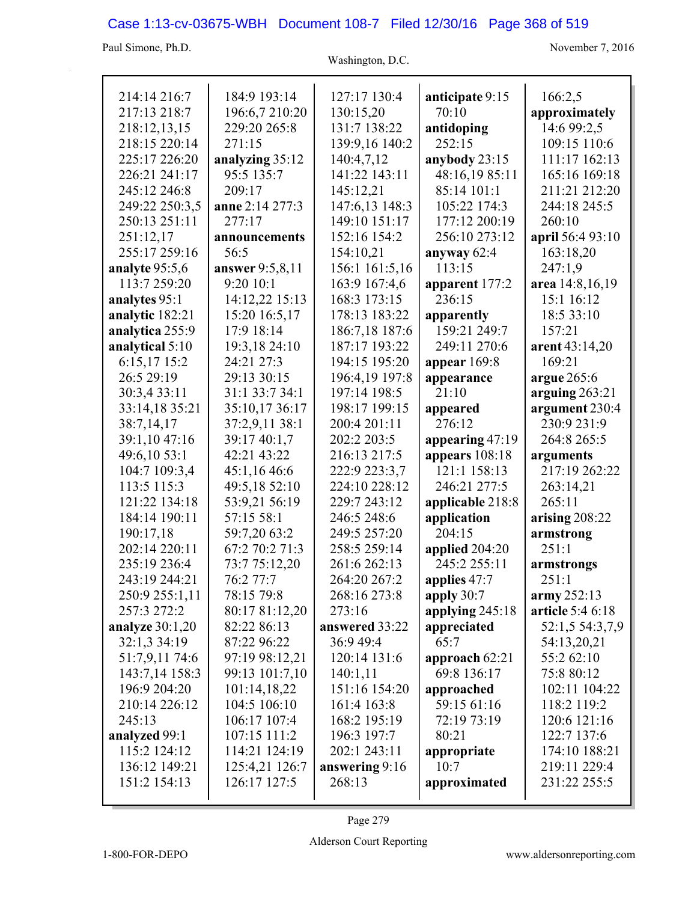214:14 216:7
217:13 218:7
218:12,13,15
218:15 220:14
225:17 226:20
226:21 241:17
245:12 246:8
249:22 250:3,5
250:13 251:11
251:12,17
255:17 259:16
**analyte** 95:5,6
113:7 259:20
**analytes** 95:1
**analytic** 182:21
**analytica** 255:9
**analytical** 5:10
6:15,17 15:2
26:5 29:19
30:3,4 33:11
33:14,18 35:21
38:7,14,17
39:1,10 47:16
49:6,10 53:1
104:7 109:3,4
113:5 115:3
121:22 134:18
184:14 190:11
190:17,18
202:14 220:11
235:19 236:4
243:19 244:21
250:9 255:1,11
257:3 272:2
**analyze** 30:1,20
32:1,3 34:19
51:7,9,11 74:6
143:7,14 158:3
196:9 204:20
210:14 226:12
245:13
**analyzed** 99:1
115:2 124:12
136:12 149:21
151:2 154:13

184:9 193:14
196:6,7 210:20
229:20 265:8
271:15
**analyzing** 35:12
95:5 135:7
209:17
**anne** 2:14 277:3
277:17
**announcements**
56:5
**answer** 9:5,8,11
9:20 10:1
14:12,22 15:13
15:20 16:5,17
17:9 18:14
19:3,18 24:10
24:21 27:3
29:13 30:15
31:1 33:7 34:1
35:10,17 36:17
37:2,9,11 38:1
39:17 40:1,7
42:21 43:22
45:1,16 46:6
49:5,18 52:10
53:9,21 56:19
57:15 58:1
59:7,20 63:2
67:2 70:2 71:3
73:7 75:12,20
76:2 77:7
78:15 79:8
80:17 81:12,20
82:22 86:13
87:22 96:22
97:19 98:12,21
99:13 101:7,10
101:14,18,22
104:5 106:10
106:17 107:4
107:15 111:2
114:21 124:19
125:4,21 126:7
126:17 127:5

127:17 130:4
130:15,20
131:7 138:22
139:9,16 140:2
140:4,7,12
141:22 143:11
145:12,21
147:6,13 148:3
149:10 151:17
152:16 154:2
154:10,21
156:1 161:5,16
163:9 167:4,6
168:3 173:15
178:13 183:22
186:7,18 187:6
187:17 193:22
194:15 195:20
196:4,19 197:8
197:14 198:5
198:17 199:15
200:4 201:11
202:2 203:5
216:13 217:5
222:9 223:3,7
224:10 228:12
229:7 243:12
246:5 248:6
249:5 257:20
258:5 259:14
261:6 262:13
264:20 267:2
268:16 273:8
273:16
**answered** 33:22
36:9 49:4
120:14 131:6
140:1,11
151:16 154:20
161:4 163:8
168:2 195:19
196:3 197:7
202:1 243:11
**answering** 9:16
268:13

**anticipate** 9:15
70:10
**antidoping**
252:15
**anybody** 23:15
48:16,19 85:11
85:14 101:1
105:22 174:3
177:12 200:19
256:10 273:12
**anyway** 62:4
113:15
**apparent** 177:2
236:15
**apparently**
159:21 249:7
249:11 270:6
**appear** 169:8
**appearance**
21:10
**appeared**
276:12
**appearing** 47:19
**appears** 108:18
121:1 158:13
246:21 277:5
**applicable** 218:8
**application**
204:15
**applied** 204:20
245:2 255:11
**applies** 47:7
**apply** 30:7
**applying** 245:18
**appreciated**
65:7
**approach** 62:21
69:8 136:17
**approached**
59:15 61:16
72:19 73:19
80:21
**appropriate**
10:7
**approximated**

166:2,5
**approximately**
14:6 99:2,5
109:15 110:6
111:17 162:13
165:16 169:18
211:21 212:20
244:18 245:5
260:10
**april** 56:4 93:10
163:18,20
247:1,9
**area** 14:8,16,19
15:1 16:12
18:5 33:10
157:21
**arent** 43:14,20
169:21
**argue** 265:6
**arguing** 263:21
**argument** 230:4
230:9 231:9
264:8 265:5
**arguments**
217:19 262:22
263:14,21
265:11
**arising** 208:22
**armstrong**
251:1
**armstrongs**
251:1
**army** 252:13
**article** 5:4 6:18
52:1,5 54:3,7,9
54:13,20,21
55:2 62:10
75:8 80:12
102:11 104:22
118:2 119:2
120:6 121:16
122:7 137:6
174:10 188:21
219:11 229:4
231:22 255:5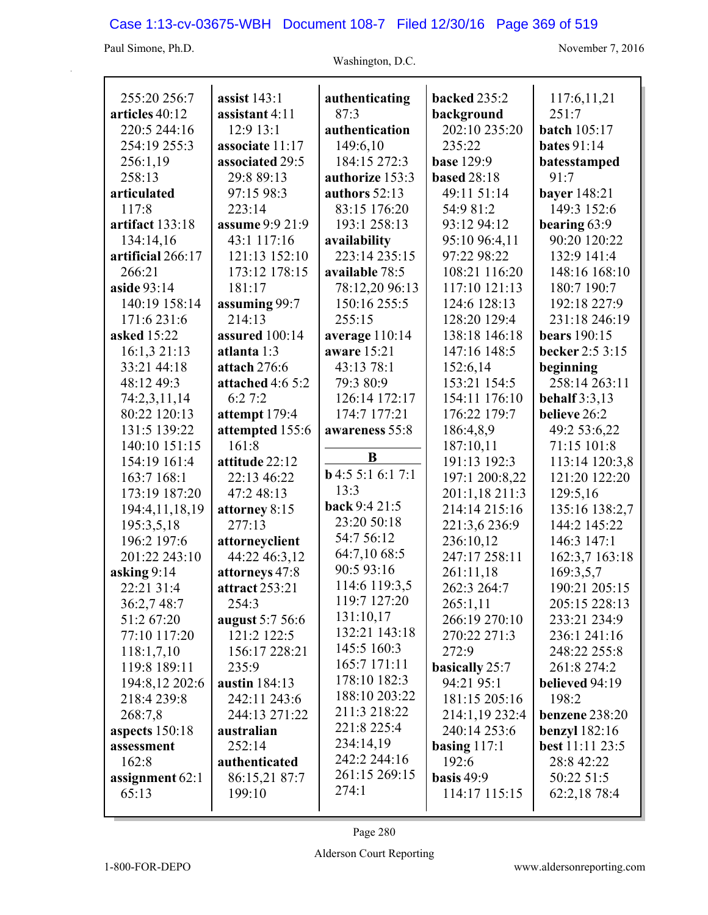255:20 256:7
**articles** 40:12
220:5 244:16
254:19 255:3
256:1,19
258:13
**articulated**
117:8
**artifact** 133:18
134:14,16
**artificial** 266:17
266:21
**aside** 93:14
140:19 158:14
171:6 231:6
**asked** 15:22
16:1,3 21:13
33:21 44:18
48:12 49:3
74:2,3,11,14
80:22 120:13
131:5 139:22
140:10 151:15
154:19 161:4
163:7 168:1
173:19 187:20
194:4,11,18,19
195:3,5,18
196:2 197:6
201:22 243:10
**asking** 9:14
22:21 31:4
36:2,7 48:7
51:2 67:20
77:10 117:20
118:1,7,10
119:8 189:11
194:8,12 202:6
218:4 239:8
268:7,8
**aspects** 150:18
**assessment**
162:8
**assignment** 62:1
65:13

**assist** 143:1
**assistant** 4:11
12:9 13:1
**associate** 11:17
**associated** 29:5
29:8 89:13
97:15 98:3
223:14
**assume** 9:9 21:9
43:1 117:16
121:13 152:10
173:12 178:15
181:17
**assuming** 99:7
214:13
**assured** 100:14
**atlanta** 1:3
**attach** 276:6
**attached** 4:6 5:2
6:2 7:2
**attempt** 179:4
**attempted** 155:6
161:8
**attitude** 22:12
22:13 46:22
47:2 48:13
**attorney** 8:15
277:13
**attorneyclient**
44:22 46:3,12
**attorneys** 47:8
**attract** 253:21
254:3
**august** 5:7 56:6
121:2 122:5
156:17 228:21
235:9
**austin** 184:13
242:11 243:6
244:13 271:22
**australian**
252:14
**authenticated**
86:15,21 87:7
199:10

**authenticating**
87:3
**authentication**
149:6,10
184:15 272:3
**authorize** 153:3
**authors** 52:13
83:15 176:20
193:1 258:13
**availability**
223:14 235:15
**available** 78:5
78:12,20 96:13
150:16 255:5
255:15
**average** 110:14
**aware** 15:21
43:13 78:1
79:3 80:9
126:14 172:17
174:7 177:21
**awareness** 55:8

**B**

**b** 4:5 5:1 6:1 7:1
13:3
**back** 9:4 21:5
23:20 50:18
54:7 56:12
64:7,10 68:5
90:5 93:16
114:6 119:3,5
119:7 127:20
131:10,17
132:21 143:18
145:5 160:3
165:7 171:11
178:10 182:3
188:10 203:22
211:3 218:22
221:8 225:4
234:14,19
242:2 244:16
261:15 269:15
274:1

**backed** 235:2
**background**
202:10 235:20
235:22
**base** 129:9
**based** 28:18
49:11 51:14
54:9 81:2
93:12 94:12
95:10 96:4,11
97:22 98:22
108:21 116:20
117:10 121:13
124:6 128:13
128:20 129:4
138:18 146:18
147:16 148:5
152:6,14
153:21 154:5
154:11 176:10
176:22 179:7
186:4,8,9
187:10,11
191:13 192:3
197:1 200:8,22
201:1,18 211:3
214:14 215:16
221:3,6 236:9
236:10,12
247:17 258:11
261:11,18
262:3 264:7
265:1,11
266:19 270:10
270:22 271:3
272:9
**basically** 25:7
94:21 95:1
181:15 205:16
214:1,19 232:4
240:14 253:6
**basing** 117:1
192:6
**basis** 49:9
114:17 115:15

117:6,11,21
251:7
**batch** 105:17
**bates** 91:14
**batesstamped**
91:7
**bayer** 148:21
149:3 152:6
**bearing** 63:9
90:20 120:22
132:9 141:4
148:16 168:10
180:7 190:7
192:18 227:9
231:18 246:19
**bears** 190:15
**becker** 2:5 3:15
**beginning**
258:14 263:11
**behalf** 3:3,13
**believe** 26:2
49:2 53:6,22
71:15 101:8
113:14 120:3,8
121:20 122:20
129:5,16
135:16 138:2,7
144:2 145:22
146:3 147:1
162:3,7 163:18
169:3,5,7
190:21 205:15
205:15 228:13
233:21 234:9
236:1 241:16
248:22 255:8
261:8 274:2
**believed** 94:19
198:2
**benzene** 238:20
**benzyl** 182:16
**best** 11:11 23:5
28:8 42:22
50:22 51:5
62:2,18 78:4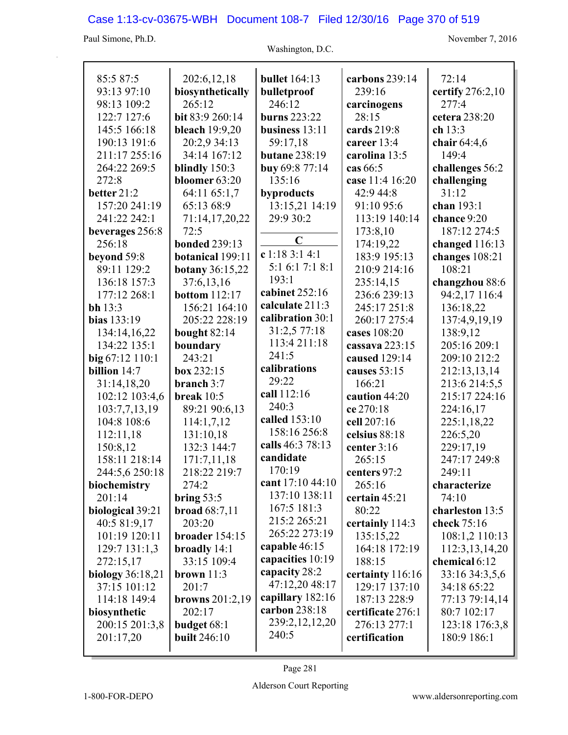85:5 87:5
93:13 97:10
98:13 109:2
122:7 127:6
145:5 166:18
190:13 191:6
211:17 255:16
264:22 269:5
272:8

**better** 21:2
157:20 241:19
241:22 242:1

**beverages** 256:8
256:18

**beyond** 59:8
89:11 129:2
136:18 157:3
177:12 268:1

**bh** 13:3

**bias** 133:19
134:14,16,22
134:22 135:1

**big** 67:12 110:1

**billion** 14:7
31:14,18,20
102:12 103:4,6
103:7,7,13,19
104:8 108:6
112:11,18
150:8,12
158:11 218:14
244:5,6 250:18

**biochemistry**
201:14

**biological** 39:21
40:5 81:9,17
101:19 120:11
129:7 131:1,3
272:15,17

**biology** 36:18,21
37:15 101:12
114:18 149:4

**biosynthetic**
200:15 201:3,8
201:17,20
202:6,12,18

**biosynthetically**
265:12

**bit** 83:9 260:14

**bleach** 19:9,20
20:2,9 34:13
34:14 167:12

**blindly** 150:3

**bloomer** 63:20
64:11 65:1,7
65:13 68:9
71:14,17,20,22
72:5

**bonded** 239:13

**botanical** 199:11

**botany** 36:15,22
37:6,13,16

**bottom** 112:17
156:21 164:10
205:22 228:19

**bought** 82:14

**boundary**
243:21

**box** 232:15

**branch** 3:7

**break** 10:5
89:21 90:6,13
114:1,7,12
131:10,18
132:3 144:7
171:7,11,18
218:22 219:7
274:2

**bring** 53:5

**broad** 68:7,11
203:20

**broader** 154:15

**broadly** 14:1
33:15 109:4

**brown** 11:3
201:7

**browns** 201:2,19
202:17

**budget** 68:1

**built** 246:10

**bullet** 164:13

**bulletproof**
246:12

**burns** 223:22

**business** 13:11
59:17,18

**butane** 238:19

**buy** 69:8 77:14
135:16

**byproducts**
13:15,21 14:19
29:9 30:2

## C

**c** 1:18 3:1 4:1
5:1 6:1 7:1 8:1
193:1

**cabinet** 252:16

**calculate** 211:3

**calibration** 30:1
31:2,5 77:18
113:4 211:18
241:5

**calibrations**
29:22

**call** 112:16
240:3

**called** 153:10
158:16 256:8

**calls** 46:3 78:13

**candidate**
170:19

**cant** 17:10 44:10
137:10 138:11
167:5 181:3
215:2 265:21
265:22 273:19

**capable** 46:15

**capacities** 10:19

**capacity** 28:2
47:12,20 48:17

**capillary** 182:16

**carbon** 238:18
239:2,12,12,20
240:5

**carbons** 239:14
239:16

**carcinogens**
28:15

**cards** 219:8

**career** 13:4

**carolina** 13:5

**cas** 66:5

**case** 11:4 16:20
42:9 44:8
91:10 95:6
113:19 140:14
173:8,10
174:19,22
183:9 195:13
210:9 214:16
235:14,15
236:6 239:13
245:17 251:8
260:17 275:4

**cases** 108:20

**cassava** 223:15

**caused** 129:14

**causes** 53:15
166:21

**caution** 44:20

**ce** 270:18

**cell** 207:16

**celsius** 88:18

**center** 3:16
265:15

**centers** 97:2
265:16

**certain** 45:21
80:22

**certainly** 114:3
135:15,22
164:18 172:19
188:15

**certainty** 116:16
129:17 137:10
187:13 228:9

**certificate** 276:1
276:13 277:1

**certification**
72:14

**certify** 276:2,10
277:4

**cetera** 238:20

**ch** 13:3

**chair** 64:4,6
149:4

**challenges** 56:2

**challenging**
31:12

**chan** 193:1

**chance** 9:20
187:12 274:5

**changed** 116:13

**changes** 108:21
108:21

**changzhou** 88:6
94:2,17 116:4
136:18,22
137:4,9,19,19
138:9,12
205:16 209:1
209:10 212:2
212:13,13,14
213:6 214:5,5
215:17 224:16
224:16,17
225:1,18,22
226:5,20
229:17,19
247:17 249:8
249:11

**characterize**
74:10

**charleston** 13:5

**check** 75:16
108:1,2 110:13
112:3,13,14,20

**chemical** 6:12
33:16 34:3,5,6
34:18 65:22
77:13 79:14,14
80:7 102:17
123:18 176:3,8
180:9 186:1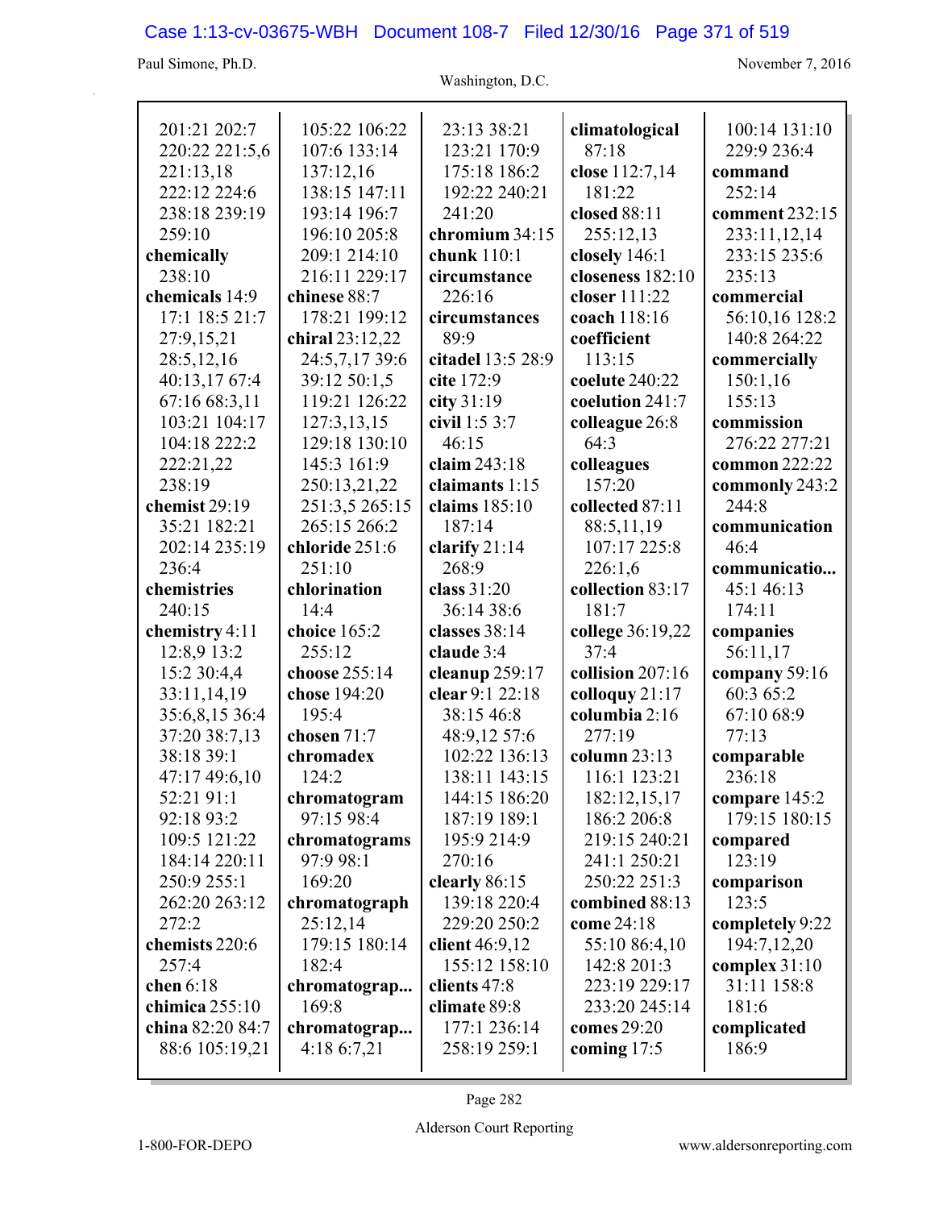201:21 202:7
220:22 221:5,6
221:13,18
222:12 224:6
238:18 239:19
259:10
**chemically**
238:10
**chemicals** 14:9
17:1 18:5 21:7
27:9,15,21
28:5,12,16
40:13,17 67:4
67:16 68:3,11
103:21 104:17
104:18 222:2
222:21,22
238:19
**chemist** 29:19
35:21 182:21
202:14 235:19
236:4
**chemistries**
240:15
**chemistry** 4:11
12:8,9 13:2
15:2 30:4,4
33:11,14,19
35:6,8,15 36:4
37:20 38:7,13
38:18 39:1
47:17 49:6,10
52:21 91:1
92:18 93:2
109:5 121:22
184:14 220:11
250:9 255:1
262:20 263:12
272:2
**chemists** 220:6
257:4
**chen** 6:18
**chimica** 255:10
**china** 82:20 84:7
88:6 105:19,21

105:22 106:22
107:6 133:14
137:12,16
138:15 147:11
193:14 196:7
196:10 205:8
209:1 214:10
216:11 229:17
**chinese** 88:7
178:21 199:12
**chiral** 23:12,22
24:5,7,17 39:6
39:12 50:1,5
119:21 126:22
127:3,13,15
129:18 130:10
145:3 161:9
250:13,21,22
251:3,5 265:15
265:15 266:2
**chloride** 251:6
251:10
**chlorination**
14:4
**choice** 165:2
255:12
**choose** 255:14
**chose** 194:20
195:4
**chosen** 71:7
**chromadex**
124:2
**chromatogram**
97:15 98:4
**chromatograms**
97:9 98:1
169:20
**chromatograph**
25:12,14
179:15 180:14
182:4
**chromatograp...**
169:8
**chromatograp...**
4:18 6:7,21

23:13 38:21
123:21 170:9
175:18 186:2
192:22 240:21
241:20
**chromium** 34:15
**chunk** 110:1
**circumstance**
226:16
**circumstances**
89:9
**citadel** 13:5 28:9
**cite** 172:9
**city** 31:19
**civil** 1:5 3:7
46:15
**claim** 243:18
**claimants** 1:15
**claims** 185:10
187:14
**clarify** 21:14
268:9
**class** 31:20
36:14 38:6
**classes** 38:14
**claude** 3:4
**cleanup** 259:17
**clear** 9:1 22:18
38:15 46:8
48:9,12 57:6
102:22 136:13
138:11 143:15
144:15 186:20
187:19 189:1
195:9 214:9
270:16
**clearly** 86:15
139:18 220:4
229:20 250:2
**client** 46:9,12
155:12 158:10
**clients** 47:8
**climate** 89:8
177:1 236:14
258:19 259:1

**climatological**
87:18
**close** 112:7,14
181:22
**closed** 88:11
255:12,13
**closely** 146:1
**closeness** 182:10
**closer** 111:22
**coach** 118:16
**coefficient**
113:15
**coelute** 240:22
**coelution** 241:7
**colleague** 26:8
64:3
**colleagues**
157:20
**collected** 87:11
88:5,11,19
107:17 225:8
226:1,6
**collection** 83:17
181:7
**college** 36:19,22
37:4
**collision** 207:16
**colloquy** 21:17
**columbia** 2:16
277:19
**column** 23:13
116:1 123:21
182:12,15,17
186:2 206:8
219:15 240:21
241:1 250:21
250:22 251:3
**combined** 88:13
**come** 24:18
55:10 86:4,10
142:8 201:3
223:19 229:17
233:20 245:14
**comes** 29:20
**coming** 17:5

100:14 131:10
229:9 236:4
**command**
252:14
**comment** 232:15
233:11,12,14
233:15 235:6
235:13
**commercial**
56:10,16 128:2
140:8 264:22
**commercially**
150:1,16
155:13
**commission**
276:22 277:21
**common** 222:22
**commonly** 243:2
244:8
**communication**
46:4
**communicatio...**
45:1 46:13
174:11
**companies**
56:11,17
**company** 59:16
60:3 65:2
67:10 68:9
77:13
**comparable**
236:18
**compare** 145:2
179:15 180:15
**compared**
123:19
**comparison**
123:5
**completely** 9:22
194:7,12,20
**complex** 31:10
31:11 158:8
181:6
**complicated**
186:9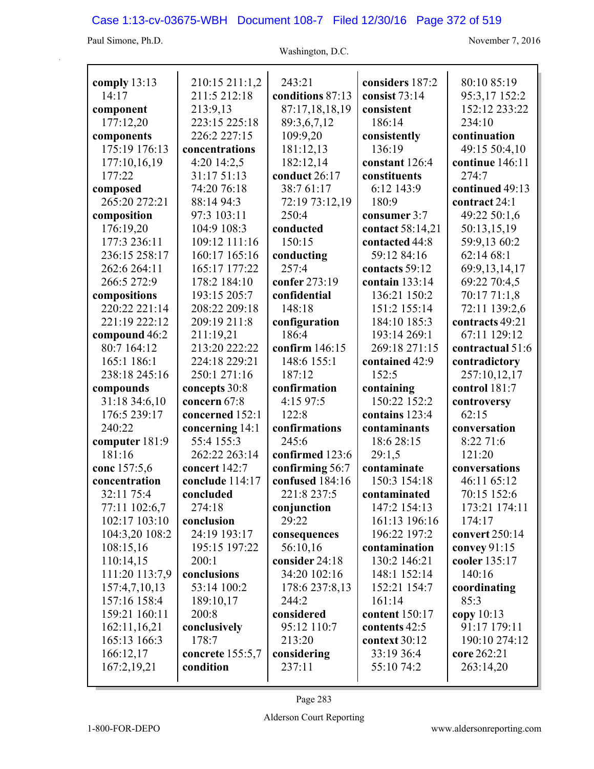**comply** 13:13 14:17
**component** 177:12,20
**components** 175:19 176:13 177:10,16,19 177:22
**composed** 265:20 272:21
**composition** 176:19,20 177:3 236:11 236:15 258:17 262:6 264:11 266:5 272:9
**compositions** 220:22 221:14 221:19 222:12
**compound** 46:2 80:7 164:12 165:1 186:1 238:18 245:16
**compounds** 31:18 34:6,10 176:5 239:17 240:22
**computer** 181:9 181:16
**conc** 157:5,6
**concentration** 32:11 75:4 77:11 102:6,7 102:17 103:10 104:3,20 108:2 108:15,16 110:14,15 111:20 113:7,9 157:4,7,10,13 157:16 158:4 159:21 160:11 162:11,16,21 165:13 166:3 166:12,17 167:2,19,21 210:15 211:1,2 211:5 212:18 213:9,13 223:15 225:18 226:2 227:15
**concentrations** 4:20 14:2,5 31:17 51:13 74:20 76:18 88:14 94:3 97:3 103:11 104:9 108:3 109:12 111:16 160:17 165:16 165:17 177:22 178:2 184:10 193:15 205:7 208:22 209:18 209:19 211:8 211:19,21 213:20 222:22 224:18 229:21 250:1 271:16
**concepts** 30:8
**concern** 67:8
**concerned** 152:1
**concerning** 14:1 55:4 155:3 262:22 263:14
**concert** 142:7
**conclude** 114:17
**concluded** 274:18
**conclusion** 24:19 193:17 195:15 197:22 200:1
**conclusions** 53:14 100:2 189:10,17 200:8
**conclusively** 178:7
**concrete** 155:5,7
**condition** 243:21
**conditions** 87:13 87:17,18,18,19 89:3,6,7,12 109:9,20 181:12,13 182:12,14
**conduct** 26:17 38:7 61:17 72:19 73:12,19 250:4
**conducted** 150:15
**conducting** 257:4
**confer** 273:19
**confidential** 148:18
**configuration** 186:4
**confirm** 146:15 148:6 155:1 187:12
**confirmation** 4:15 97:5 122:8
**confirmations** 245:6
**confirmed** 123:6
**confirming** 56:7
**confused** 184:16 221:8 237:5
**conjunction** 29:22
**consequences** 56:10,16
**consider** 24:18 34:20 102:16 178:6 237:8,13 244:2
**considered** 95:12 110:7 213:20
**considering** 237:11
**considers** 187:2
**consist** 73:14
**consistent** 186:14
**consistently** 136:19
**constant** 126:4
**constituents** 6:12 143:9 180:9
**consumer** 3:7
**contact** 58:14,21
**contacted** 44:8 59:12 84:16
**contacts** 59:12
**contain** 133:14 136:21 150:2 151:2 155:14 184:10 185:3 193:14 269:1 269:18 271:15
**contained** 42:9 152:5
**containing** 150:22 152:2
**contains** 123:4
**contaminants** 18:6 28:15 29:1,5
**contaminate** 150:3 154:18
**contaminated** 147:2 154:13 161:13 196:16 196:22 197:2
**contamination** 130:2 146:21 148:1 152:14 152:21 154:7 161:14
**content** 150:17
**contents** 42:5
**context** 30:12 33:19 36:4 55:10 74:2 80:10 85:19 95:3,17 152:2 152:12 233:22 234:10
**continuation** 49:15 50:4,10
**continue** 146:11 274:7
**continued** 49:13
**contract** 24:1 49:22 50:1,6 50:13,15,19 59:9,13 60:2 62:14 68:1 69:9,13,14,17 69:22 70:4,5 70:17 71:1,8 72:11 139:2,6
**contracts** 49:21 67:11 129:12
**contractual** 51:6
**contradictory** 257:10,12,17
**control** 181:7
**controversy** 62:15
**conversation** 8:22 71:6 121:20
**conversations** 46:11 65:12 70:15 152:6 173:21 174:11 174:17
**convert** 250:14
**convey** 91:15
**cooler** 135:17 140:16
**coordinating** 85:3
**copy** 10:13 91:17 179:11 190:10 274:12
**core** 262:21 263:14,20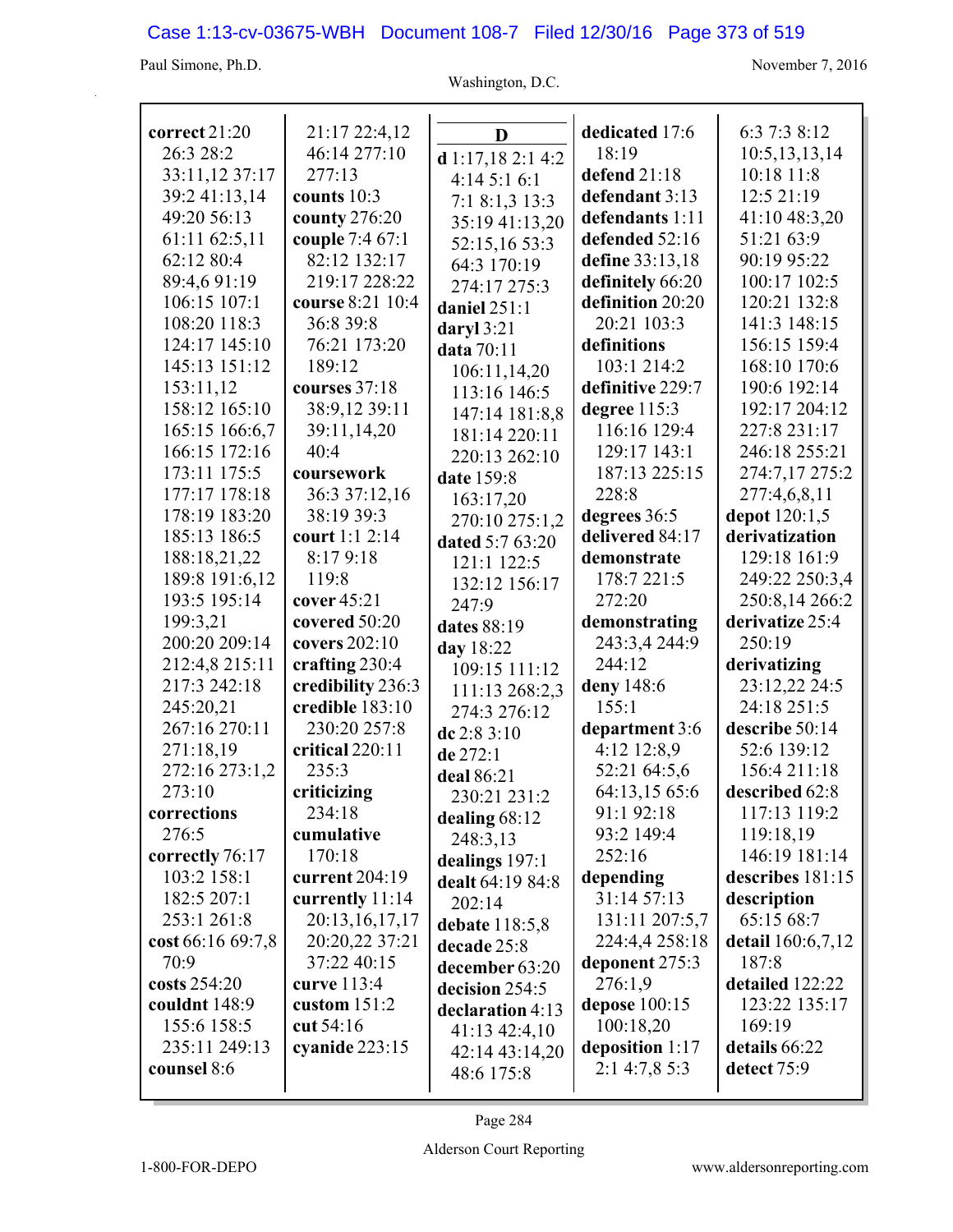**correct** 21:20 26:3 28:2 33:11,12 37:17 39:2 41:13,14 49:20 56:13 61:11 62:5,11 62:12 80:4 89:4,6 91:19 106:15 107:1 108:20 118:3 124:17 145:10 145:13 151:12 153:11,12 158:12 165:10 165:15 166:6,7 166:15 172:16 173:11 175:5 177:17 178:18 178:19 183:20 185:13 186:5 188:18,21,22 189:8 191:6,12 193:5 195:14 199:3,21 200:20 209:14 212:4,8 215:11 217:3 242:18 245:20,21 267:16 270:11 271:18,19 272:16 273:1,2 273:10
**corrections** 276:5
**correctly** 76:17 103:2 158:1 182:5 207:1 253:1 261:8
**cost** 66:16 69:7,8 70:9
**costs** 254:20
**couldnt** 148:9 155:6 158:5 235:11 249:13
**counsel** 8:6 21:17 22:4,12 46:14 277:10 277:13
**counts** 10:3
**county** 276:20
**couple** 7:4 67:1 82:12 132:17 219:17 228:22
**course** 8:21 10:4 36:8 39:8 76:21 173:20 189:12
**courses** 37:18 38:9,12 39:11 39:11,14,20 40:4
**coursework** 36:3 37:12,16 38:19 39:3
**court** 1:1 2:14 8:17 9:18 119:8
**cover** 45:21
**covered** 50:20
**covers** 202:10
**crafting** 230:4
**credibility** 236:3
**credible** 183:10 230:20 257:8
**critical** 220:11 235:3
**criticizing** 234:18
**cumulative** 170:18
**current** 204:19
**currently** 11:14 20:13,16,17,17 20:20,22 37:21 37:22 40:15
**curve** 113:4
**custom** 151:2
**cut** 54:16
**cyanide** 223:15

**D**

**d** 1:17,18 2:1 4:2 4:14 5:1 6:1 7:1 8:1,3 13:3 35:19 41:13,20 52:15,16 53:3 64:3 170:19 274:17 275:3
**daniel** 251:1
**daryl** 3:21
**data** 70:11 106:11,14,20 113:16 146:5 147:14 181:8,8 181:14 220:11 220:13 262:10
**date** 159:8 163:17,20 270:10 275:1,2
**dated** 5:7 63:20 121:1 122:5 132:12 156:17 247:9
**dates** 88:19
**day** 18:22 109:15 111:12 111:13 268:2,3 274:3 276:12
**dc** 2:8 3:10
**de** 272:1
**deal** 86:21 230:21 231:2
**dealing** 68:12 248:3,13
**dealings** 197:1
**dealt** 64:19 84:8 202:14
**debate** 118:5,8
**decade** 25:8
**december** 63:20
**decision** 254:5
**declaration** 4:13 41:13 42:4,10 42:14 43:14,20 48:6 175:8
**dedicated** 17:6 18:19
**defend** 21:18
**defendant** 3:13
**defendants** 1:11
**defended** 52:16
**define** 33:13,18
**definitely** 66:20
**definition** 20:20 20:21 103:3
**definitions** 103:1 214:2
**definitive** 229:7
**degree** 115:3 116:16 129:4 129:17 143:1 187:13 225:15 228:8
**degrees** 36:5
**delivered** 84:17
**demonstrate** 178:7 221:5 272:20
**demonstrating** 243:3,4 244:9 244:12
**deny** 148:6 155:1
**department** 3:6 4:12 12:8,9 52:21 64:5,6 64:13,15 65:6 91:1 92:18 93:2 149:4 252:16
**depending** 31:14 57:13 131:11 207:5,7 224:4,4 258:18
**deponent** 275:3 276:1,9
**depose** 100:15 100:18,20
**deposition** 1:17 2:1 4:7,8 5:3 6:3 7:3 8:12 10:5,13,13,14 10:18 11:8 12:5 21:19 41:10 48:3,20 51:21 63:9 90:19 95:22 100:17 102:5 120:21 132:8 141:3 148:15 156:15 159:4 168:10 170:6 190:6 192:14 192:17 204:12 227:8 231:17 246:18 255:21 274:7,17 275:2 277:4,6,8,11
**depot** 120:1,5
**derivatization** 129:18 161:9 249:22 250:3,4 250:8,14 266:2
**derivatize** 25:4 250:19
**derivatizing** 23:12,22 24:5 24:18 251:5
**describe** 50:14 52:6 139:12 156:4 211:18
**described** 62:8 117:13 119:2 119:18,19 146:19 181:14
**describes** 181:15
**description** 65:15 68:7
**detail** 160:6,7,12 187:8
**detailed** 122:22 123:22 135:17 169:19
**details** 66:22
**detect** 75:9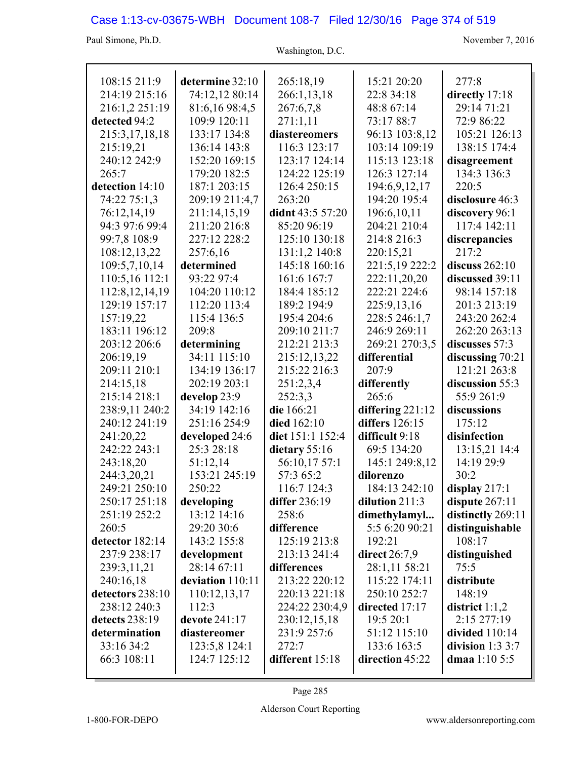108:15 211:9 214:19 215:16 216:1,2 251:19
**detected** 94:2 215:3,17,18,18 215:19,21 240:12 242:9 265:7
**detection** 14:10 74:22 75:1,3 76:12,14,19 94:3 97:6 99:4 99:7,8 108:9 108:12,13,22 109:5,7,10,14 110:5,16 112:1 112:8,12,14,19 129:19 157:17 157:19,22 183:11 196:12 203:12 206:6 206:19,19 209:11 210:1 214:15,18 215:14 218:1 238:9,11 240:2 240:12 241:19 241:20,22 242:22 243:1 243:18,20 244:3,20,21 249:21 250:10 250:17 251:18 251:19 252:2 260:5
**detector** 182:14 237:9 238:17 239:3,11,21 240:16,18
**detectors** 238:10 238:12 240:3
**detects** 238:19
**determination** 33:16 34:2 66:3 108:11
**determine** 32:10 74:12,12 80:14 81:6,16 98:4,5 109:9 120:11 133:17 134:8 136:14 143:8 152:20 169:15 179:20 182:5 187:1 203:15 209:19 211:4,7 211:14,15,19 211:20 216:8 227:12 228:2 257:6,16
**determined** 93:22 97:4 104:20 110:12 112:20 113:4 115:4 136:5 209:8
**determining** 34:11 115:10 134:19 136:17 202:19 203:1
**develop** 23:9 34:19 142:16 251:16 254:9
**developed** 24:6 25:3 28:18 51:12,14 153:21 245:19 250:22
**developing** 13:12 14:16 29:20 30:6 143:2 155:8
**development** 28:14 67:11
**deviation** 110:11 110:12,13,17 112:3
**devote** 241:17
**diastereomer** 123:5,8 124:1 124:7 125:12 265:18,19 266:1,13,18 267:6,7,8 271:1,11
**diastereomers** 116:3 123:17 123:17 124:14 124:22 125:19 126:4 250:15 263:20
**didnt** 43:5 57:20 85:20 96:19 125:10 130:18 131:1,2 140:8 145:18 160:16 161:6 167:7 184:4 185:12 189:2 194:9 195:4 204:6 209:10 211:7 212:21 213:3 215:12,13,22 215:22 216:3 251:2,3,4 252:3,3
**die** 166:21
**died** 162:10
**diet** 151:1 152:4
**dietary** 55:16 56:10,17 57:1 57:3 65:2 116:7 124:3
**differ** 236:19 258:6
**difference** 125:19 213:8 213:13 241:4
**differences** 213:22 220:12 220:13 221:18 224:22 230:4,9 230:12,15,18 231:9 257:6 272:7
**different** 15:18 15:21 20:20 22:8 34:18 48:8 67:14 73:17 88:7 96:13 103:8,12 103:14 109:19 115:13 123:18 126:3 127:14 194:6,9,12,17 194:20 195:4 196:6,10,11 204:21 210:4 214:8 216:3 220:15,21 221:5,19 222:2 222:11,20,20 222:21 224:6 225:9,13,16 228:5 246:1,7 246:9 269:11 269:21 270:3,5
**differential** 207:9
**differently** 265:6
**differing** 221:12
**differs** 126:15
**difficult** 9:18 69:5 134:20 145:1 249:8,12
**dilorenzo** 184:13 242:10
**dilution** 211:3
**dimethylamyl...** 5:5 6:20 90:21 192:21
**direct** 26:7,9 28:1,11 58:21 115:22 174:11 250:10 252:7
**directed** 17:17 19:5 20:1 51:12 115:10 133:6 163:5
**direction** 45:22 277:8
**directly** 17:18 29:14 71:21 72:9 86:22 105:21 126:13 138:15 174:4
**disagreement** 134:3 136:3 220:5
**disclosure** 46:3
**discovery** 96:1 117:4 142:11
**discrepancies** 217:2
**discuss** 262:10
**discussed** 39:11 98:14 157:18 201:3 213:19 243:20 262:4 262:20 263:13
**discusses** 57:3
**discussing** 70:21 121:21 263:8
**discussion** 55:3 55:9 261:9
**discussions** 175:12
**disinfection** 13:15,21 14:4 14:19 29:9 30:2
**display** 217:1
**dispute** 267:11
**distinctly** 269:11
**distinguishable** 108:17
**distinguished** 75:5
**distribute** 148:19
**district** 1:1,2 2:15 277:19
**divided** 110:14
**division** 1:3 3:7
**dmaa** 1:10 5:5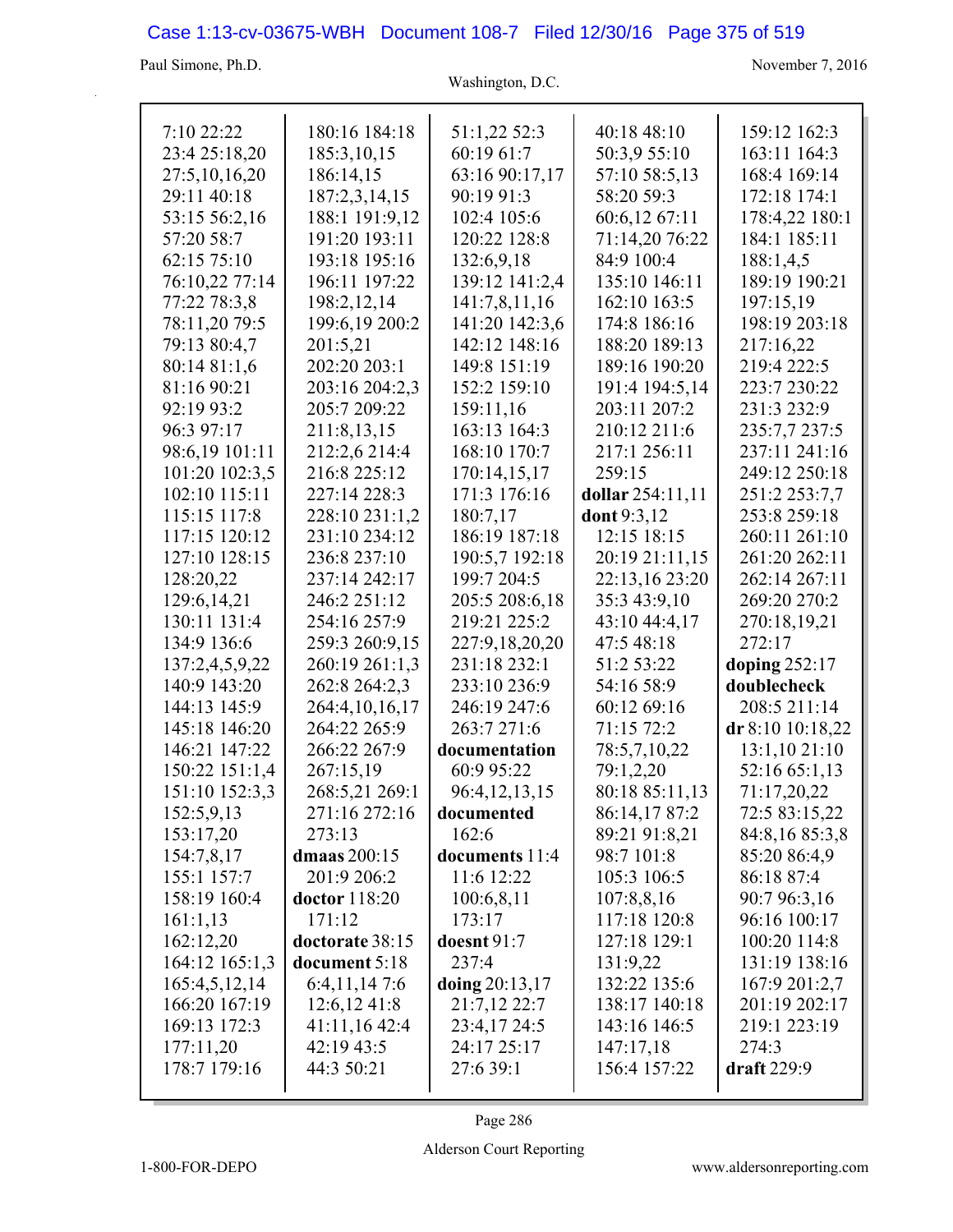7:10 22:22
23:4 25:18,20
27:5,10,16,20
29:11 40:18
53:15 56:2,16
57:20 58:7
62:15 75:10
76:10,22 77:14
77:22 78:3,8
78:11,20 79:5
79:13 80:4,7
80:14 81:1,6
81:16 90:21
92:19 93:2
96:3 97:17
98:6,19 101:11
101:20 102:3,5
102:10 115:11
115:15 117:8
117:15 120:12
127:10 128:15
128:20,22
129:6,14,21
130:11 131:4
134:9 136:6
137:2,4,5,9,22
140:9 143:20
144:13 145:9
145:18 146:20
146:21 147:22
150:22 151:1,4
151:10 152:3,3
152:5,9,13
153:17,20
154:7,8,17
155:1 157:7
158:19 160:4
161:1,13
162:12,20
164:12 165:1,3
165:4,5,12,14
166:20 167:19
169:13 172:3
177:11,20
178:7 179:16
180:16 184:18
185:3,10,15
186:14,15
187:2,3,14,15
188:1 191:9,12
191:20 193:11
193:18 195:16
196:11 197:22
198:2,12,14
199:6,19 200:2
201:5,21
202:20 203:1
203:16 204:2,3
205:7 209:22
211:8,13,15
212:2,6 214:4
216:8 225:12
227:14 228:3
228:10 231:1,2
231:10 234:12
236:8 237:10
237:14 242:17
246:2 251:12
254:16 257:9
259:3 260:9,15
260:19 261:1,3
262:8 264:2,3
264:4,10,16,17
264:22 265:9
266:22 267:9
267:15,19
268:5,21 269:1
271:16 272:16
273:13

**dmaas** 200:15
201:9 206:2

**doctor** 118:20
171:12

**doctorate** 38:15

**document** 5:18
6:4,11,14 7:6
12:6,12 41:8
41:11,16 42:4
42:19 43:5
44:3 50:21
51:1,22 52:3
60:19 61:7
63:16 90:17,17
90:19 91:3
102:4 105:6
120:22 128:8
132:6,9,18
139:12 141:2,4
141:7,8,11,16
141:20 142:3,6
142:12 148:16
149:8 151:19
152:2 159:10
159:11,16
163:13 164:3
168:10 170:7
170:14,15,17
171:3 176:16
180:7,17
186:19 187:18
190:5,7 192:18
199:7 204:5
205:5 208:6,18
219:21 225:2
227:9,18,20,20
231:18 232:1
233:10 236:9
246:19 247:6
263:7 271:6

**documentation**
60:9 95:22
96:4,12,13,15

**documented**
162:6

**documents** 11:4
11:6 12:22
100:6,8,11
173:17

**doesnt** 91:7
237:4

**doing** 20:13,17
21:7,12 22:7
23:4,17 24:5
24:17 25:17
27:6 39:1
40:18 48:10
50:3,9 55:10
57:10 58:5,13
58:20 59:3
60:6,12 67:11
71:14,20 76:22
84:9 100:4
135:10 146:11
162:10 163:5
174:8 186:16
188:20 189:13
189:16 190:20
191:4 194:5,14
203:11 207:2
210:12 211:6
217:1 256:11
259:15

**dollar** 254:11,11

**dont** 9:3,12
12:15 18:15
20:19 21:11,15
22:13,16 23:20
35:3 43:9,10
43:10 44:4,17
47:5 48:18
51:2 53:22
54:16 58:9
60:12 69:16
71:15 72:2
78:5,7,10,22
79:1,2,20
80:18 85:11,13
86:14,17 87:2
89:21 91:8,21
98:7 101:8
105:3 106:5
107:8,8,16
117:18 120:8
127:18 129:1
131:9,22
132:22 135:6
138:17 140:18
143:16 146:5
147:17,18
156:4 157:22
159:12 162:3
163:11 164:3
168:4 169:14
172:18 174:1
178:4,22 180:1
184:1 185:11
188:1,4,5
189:19 190:21
197:15,19
198:19 203:18
217:16,22
219:4 222:5
223:7 230:22
231:3 232:9
235:7,7 237:5
237:11 241:16
249:12 250:18
251:2 253:7,7
253:8 259:18
260:11 261:10
261:20 262:11
262:14 267:11
269:20 270:2
270:18,19,21
272:17

**doping** 252:17

**doublecheck**
208:5 211:14

**dr** 8:10 10:18,22
13:1,10 21:10
52:16 65:1,13
71:17,20,22
72:5 83:15,22
84:8,16 85:3,8
85:20 86:4,9
86:18 87:4
90:7 96:3,16
96:16 100:17
100:20 114:8
131:19 138:16
167:9 201:2,7
201:19 202:17
219:1 223:19
274:3

**draft** 229:9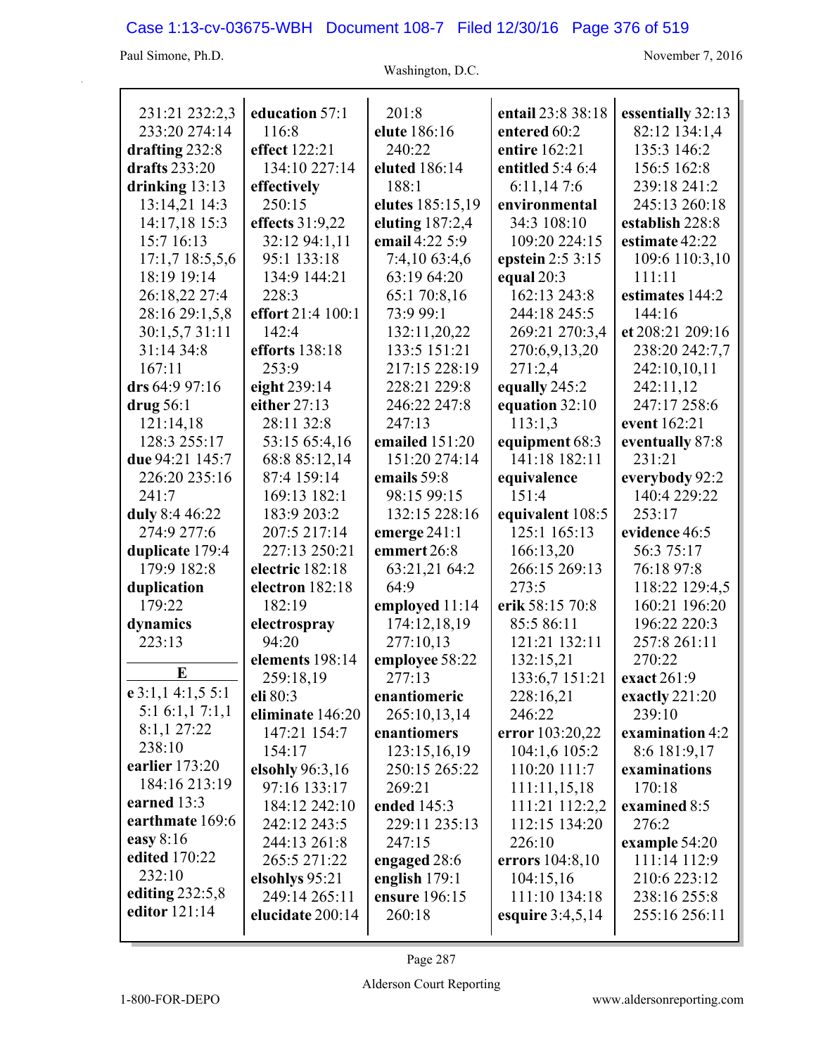231:21 232:2,3
233:20 274:14
**drafting** 232:8
**drafts** 233:20
**drinking** 13:13
13:14,21 14:3
14:17,18 15:3
15:7 16:13
17:1,7 18:5,5,6
18:19 19:14
26:18,22 27:4
28:16 29:1,5,8
30:1,5,7 31:11
31:14 34:8
167:11
**drs** 64:9 97:16
**drug** 56:1
121:14,18
128:3 255:17
**due** 94:21 145:7
226:20 235:16
241:7
**duly** 8:4 46:22
274:9 277:6
**duplicate** 179:4
179:9 182:8
**duplication**
179:22
**dynamics**
223:13

**E**

**e** 3:1,1 4:1,5 5:1
5:1 6:1,1 7:1,1
8:1,1 27:22
238:10
**earlier** 173:20
184:16 213:19
**earned** 13:3
**earthmate** 169:6
**easy** 8:16
**edited** 170:22
232:10
**editing** 232:5,8
**editor** 121:14

**education** 57:1
116:8
**effect** 122:21
134:10 227:14
**effectively**
250:15
**effects** 31:9,22
32:12 94:1,11
95:1 133:18
134:9 144:21
228:3
**effort** 21:4 100:1
142:4
**efforts** 138:18
253:9
**eight** 239:14
**either** 27:13
28:11 32:8
53:15 65:4,16
68:8 85:12,14
87:4 159:14
169:13 182:1
183:9 203:2
207:5 217:14
227:13 250:21
**electric** 182:18
**electron** 182:18
182:19
**electrospray**
94:20
**elements** 198:14
259:18,19
**eli** 80:3
**eliminate** 146:20
147:21 154:7
154:17
**elsohly** 96:3,16
97:16 133:17
184:12 242:10
242:12 243:5
244:13 261:8
265:5 271:22
**elsohlys** 95:21
249:14 265:11
**elucidate** 200:14

201:8
**elute** 186:16
240:22
**eluted** 186:14
188:1
**elutes** 185:15,19
**eluting** 187:2,4
**email** 4:22 5:9
7:4,10 63:4,6
63:19 64:20
65:1 70:8,16
73:9 99:1
132:11,20,22
133:5 151:21
217:15 228:19
228:21 229:8
246:22 247:8
247:13
**emailed** 151:20
151:20 274:14
**emails** 59:8
98:15 99:15
132:15 228:16
**emerge** 241:1
**emmert** 26:8
63:21,21 64:2
64:9
**employed** 11:14
174:12,18,19
277:10,13
**employee** 58:22
277:13
**enantiomeric**
265:10,13,14
**enantiomers**
123:15,16,19
250:15 265:22
269:21
**ended** 145:3
229:11 235:13
247:15
**engaged** 28:6
**english** 179:1
**ensure** 196:15
260:18

**entail** 23:8 38:18
**entered** 60:2
**entire** 162:21
**entitled** 5:4 6:4
6:11,14 7:6
**environmental**
34:3 108:10
109:20 224:15
**epstein** 2:5 3:15
**equal** 20:3
162:13 243:8
244:18 245:5
269:21 270:3,4
270:6,9,13,20
271:2,4
**equally** 245:2
**equation** 32:10
113:1,3
**equipment** 68:3
141:18 182:11
**equivalence**
151:4
**equivalent** 108:5
125:1 165:13
166:13,20
266:15 269:13
273:5
**erik** 58:15 70:8
85:5 86:11
121:21 132:11
132:15,21
133:6,7 151:21
228:16,21
246:22
**error** 103:20,22
104:1,6 105:2
110:20 111:7
111:11,15,18
111:21 112:2,2
112:15 134:20
226:10
**errors** 104:8,10
104:15,16
111:10 134:18
**esquire** 3:4,5,14

**essentially** 32:13
82:12 134:1,4
135:3 146:2
156:5 162:8
239:18 241:2
245:13 260:18
**establish** 228:8
**estimate** 42:22
109:6 110:3,10
111:11
**estimates** 144:2
144:16
**et** 208:21 209:16
238:20 242:7,7
242:10,10,11
242:11,12
247:17 258:6
**event** 162:21
**eventually** 87:8
231:21
**everybody** 92:2
140:4 229:22
253:17
**evidence** 46:5
56:3 75:17
76:18 97:8
118:22 129:4,5
160:21 196:20
196:22 220:3
257:8 261:11
270:22
**exact** 261:9
**exactly** 221:20
239:10
**examination** 4:2
8:6 181:9,17
**examinations**
170:18
**examined** 8:5
276:2
**example** 54:20
111:14 112:9
210:6 223:12
238:16 255:8
255:16 256:11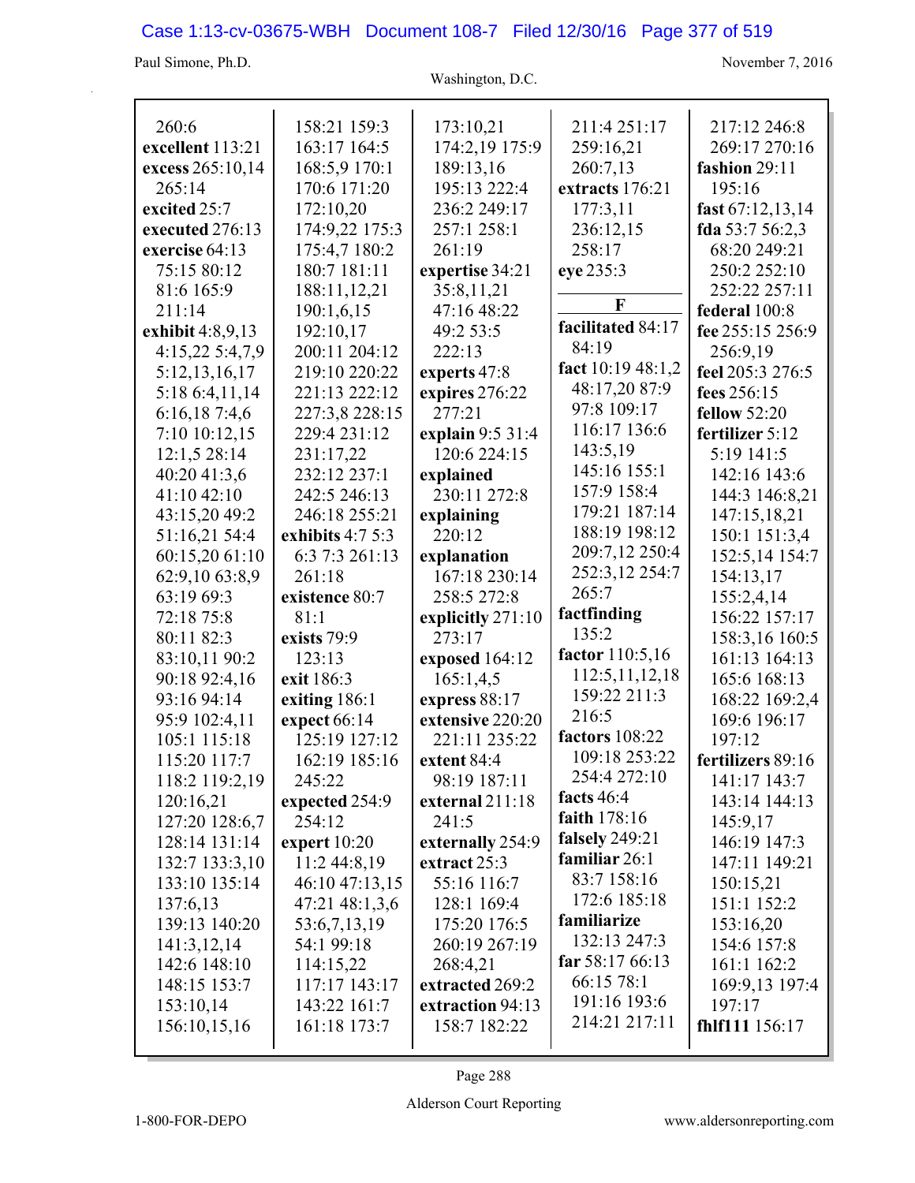260:6
**excellent** 113:21
**excess** 265:10,14 265:14
**excited** 25:7
**executed** 276:13
**exercise** 64:13 75:15 80:12 81:6 165:9 211:14
**exhibit** 4:8,9,13 4:15,22 5:4,7,9 5:12,13,16,17 5:18 6:4,11,14 6:16,18 7:4,6 7:10 10:12,15 12:1,5 28:14 40:20 41:3,6 41:10 42:10 43:15,20 49:2 51:16,21 54:4 60:15,20 61:10 62:9,10 63:8,9 63:19 69:3 72:18 75:8 80:11 82:3 83:10,11 90:2 90:18 92:4,16 93:16 94:14 95:9 102:4,11 105:1 115:18 115:20 117:7 118:2 119:2,19 120:16,21 127:20 128:6,7 128:14 131:14 132:7 133:3,10 133:10 135:14 137:6,13 139:13 140:20 141:3,12,14 142:6 148:10 148:15 153:7 153:10,14 156:10,15,16 158:21 159:3 163:17 164:5 168:5,9 170:1 170:6 171:20 172:10,20 174:9,22 175:3 175:4,7 180:2 180:7 181:11 188:11,12,21 190:1,6,15 192:10,17 200:11 204:12 219:10 220:22 221:13 222:12 227:3,8 228:15 229:4 231:12 231:17,22 232:12 237:1 242:5 246:13 246:18 255:21
**exhibits** 4:7 5:3 6:3 7:3 261:13 261:18
**existence** 80:7 81:1
**exists** 79:9 123:13
**exit** 186:3
**exiting** 186:1
**expect** 66:14 125:19 127:12 162:19 185:16 245:22
**expected** 254:9 254:12
**expert** 10:20 11:2 44:8,19 46:10 47:13,15 47:21 48:1,3,6 53:6,7,13,19 54:1 99:18 114:15,22 117:17 143:17 143:22 161:7 161:18 173:7 173:10,21 174:2,19 175:9 189:13,16 195:13 222:4 236:2 249:17 257:1 258:1 261:19
**expertise** 34:21 35:8,11,21 47:16 48:22 49:2 53:5 222:13
**experts** 47:8
**expires** 276:22 277:21
**explain** 9:5 31:4 120:6 224:15
**explained** 230:11 272:8
**explaining** 220:12
**explanation** 167:18 230:14 258:5 272:8
**explicitly** 271:10 273:17
**exposed** 164:12 165:1,4,5
**express** 88:17
**extensive** 220:20 221:11 235:22
**extent** 84:4 98:19 187:11
**external** 211:18 241:5
**externally** 254:9
**extract** 25:3 55:16 116:7 128:1 169:4 175:20 176:5 260:19 267:19 268:4,21
**extracted** 269:2
**extraction** 94:13 158:7 182:22 211:4 251:17 259:16,21 260:7,13
**extracts** 176:21 177:3,11 236:12,15 258:17
**eye** 235:3

## F

**facilitated** 84:17 84:19
**fact** 10:19 48:1,2 48:17,20 87:9 97:8 109:17 116:17 136:6 143:5,19 145:16 155:1 157:9 158:4 179:21 187:14 188:19 198:12 209:7,12 250:4 252:3,12 254:7 265:7
**factfinding** 135:2
**factor** 110:5,16 112:5,11,12,18 159:22 211:3 216:5
**factors** 108:22 109:18 253:22 254:4 272:10
**facts** 46:4
**faith** 178:16
**falsely** 249:21
**familiar** 26:1 83:7 158:16 172:6 185:18
**familiarize** 132:13 247:3
**far** 58:17 66:13 66:15 78:1 191:16 193:6 214:21 217:11 217:12 246:8 269:17 270:16
**fashion** 29:11 195:16
**fast** 67:12,13,14
**fda** 53:7 56:2,3 68:20 249:21 250:2 252:10 252:22 257:11
**federal** 100:8
**fee** 255:15 256:9 256:9,19
**feel** 205:3 276:5
**fees** 256:15
**fellow** 52:20
**fertilizer** 5:12 5:19 141:5 142:16 143:6 144:3 146:8,21 147:15,18,21 150:1 151:3,4 152:5,14 154:7 154:13,17 155:2,4,14 156:22 157:17 158:3,16 160:5 161:13 164:13 165:6 168:13 168:22 169:2,4 169:6 196:17 197:12
**fertilizers** 89:16 141:17 143:7 143:14 144:13 145:9,17 146:19 147:3 147:11 149:21 150:15,21 151:1 152:2 153:16,20 154:6 157:8 161:1 162:2 169:9,13 197:4 197:17
**fhlf111** 156:17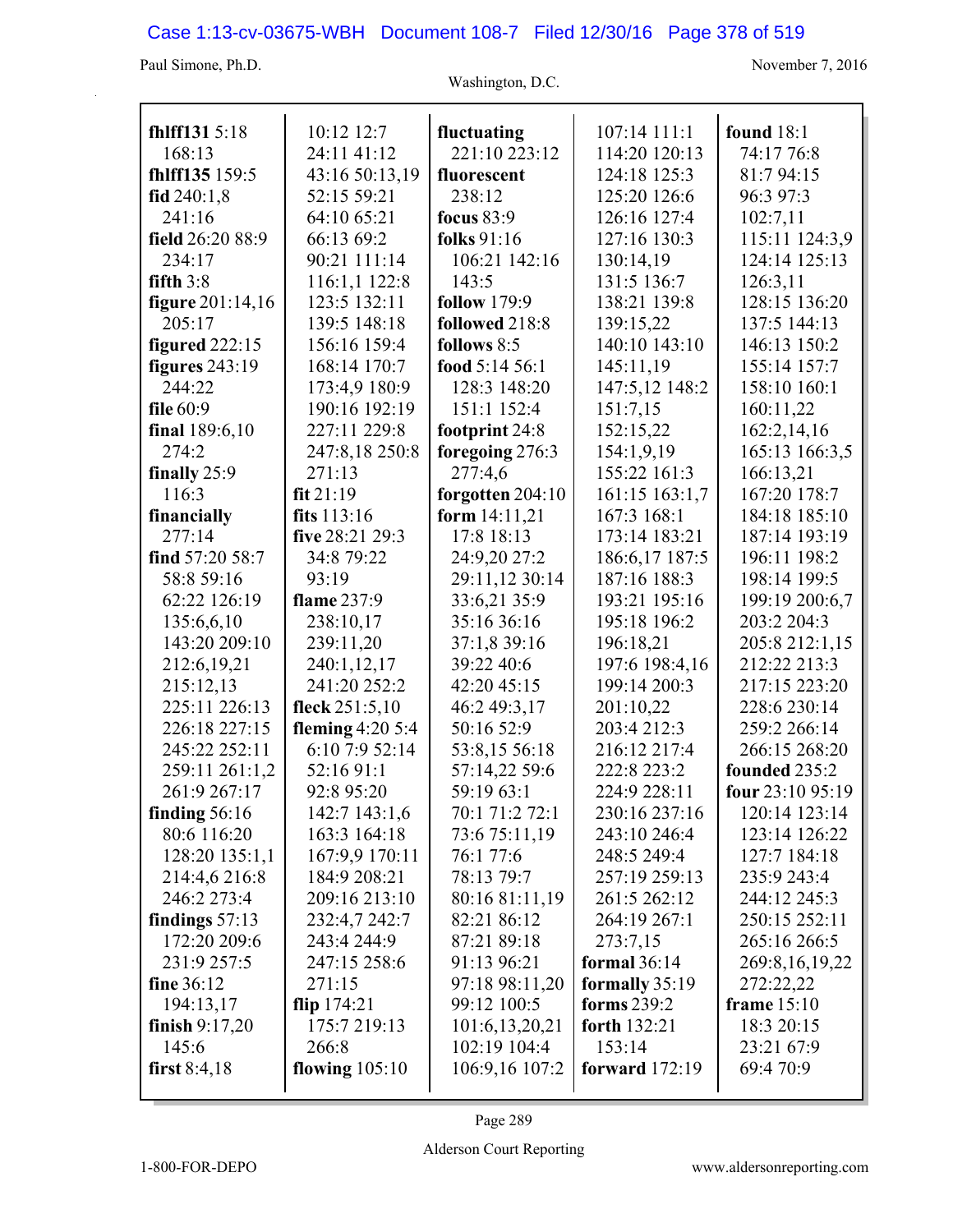**fhlff131** 5:18 168:13
**fhlff135** 159:5
**fid** 240:1,8 241:16
**field** 26:20 88:9 234:17
**fifth** 3:8
**figure** 201:14,16 205:17
**figured** 222:15
**figures** 243:19 244:22
**file** 60:9
**final** 189:6,10 274:2
**finally** 25:9 116:3
**financially** 277:14
**find** 57:20 58:7 58:8 59:16 62:22 126:19 135:6,6,10 143:20 209:10 212:6,19,21 215:12,13 225:11 226:13 226:18 227:15 245:22 252:11 259:11 261:1,2 261:9 267:17
**finding** 56:16 80:6 116:20 128:20 135:1,1 214:4,6 216:8 246:2 273:4
**findings** 57:13 172:20 209:6 231:9 257:5
**fine** 36:12 194:13,17
**finish** 9:17,20 145:6
**first** 8:4,18 10:12 12:7 24:11 41:12 43:16 50:13,19 52:15 59:21 64:10 65:21 66:13 69:2 90:21 111:14 116:1,1 122:8 123:5 132:11 139:5 148:18 156:16 159:4 168:14 170:7 173:4,9 180:9 190:16 192:19 227:11 229:8 247:8,18 250:8 271:13
**fit** 21:19
**fits** 113:16
**five** 28:21 29:3 34:8 79:22 93:19
**flame** 237:9 238:10,17 239:11,20 240:1,12,17 241:20 252:2
**fleck** 251:5,10
**fleming** 4:20 5:4 6:10 7:9 52:14 52:16 91:1 92:8 95:20 142:7 143:1,6 163:3 164:18 167:9,9 170:11 184:9 208:21 209:16 213:10 232:4,7 242:7 243:4 244:9 247:15 258:6 271:15
**flip** 174:21 175:7 219:13 266:8
**flowing** 105:10
**fluctuating** 221:10 223:12
**fluorescent** 238:12
**focus** 83:9
**folks** 91:16 106:21 142:16 143:5
**follow** 179:9
**followed** 218:8
**follows** 8:5
**food** 5:14 56:1 128:3 148:20 151:1 152:4
**footprint** 24:8
**foregoing** 276:3 277:4,6
**forgotten** 204:10
**form** 14:11,21 17:8 18:13 24:9,20 27:2 29:11,12 30:14 33:6,21 35:9 35:16 36:16 37:1,8 39:16 39:22 40:6 42:20 45:15 46:2 49:3,17 50:16 52:9 53:8,15 56:18 57:14,22 59:6 59:19 63:1 70:1 71:2 72:1 73:6 75:11,19 76:1 77:6 78:13 79:7 80:16 81:11,19 82:21 86:12 87:21 89:18 91:13 96:21 97:18 98:11,20 99:12 100:5 101:6,13,20,21 102:19 104:4 106:9,16 107:2 107:14 111:1 114:20 120:13 124:18 125:3 125:20 126:6 126:16 127:4 127:16 130:3 130:14,19 131:5 136:7 138:21 139:8 139:15,22 140:10 143:10 145:11,19 147:5,12 148:2 151:7,15 152:15,22 154:1,9,19 155:22 161:3 161:15 163:1,7 167:3 168:1 173:14 183:21 186:6,17 187:5 187:16 188:3 193:21 195:16 195:18 196:2 196:18,21 197:6 198:4,16 199:14 200:3 201:10,22 203:4 212:3 216:12 217:4 222:8 223:2 224:9 228:11 230:16 237:16 243:10 246:4 248:5 249:4 257:19 259:13 261:5 262:12 264:19 267:1 273:7,15
**formal** 36:14
**formally** 35:19
**forms** 239:2
**forth** 132:21 153:14
**forward** 172:19
**found** 18:1 74:17 76:8 81:7 94:15 96:3 97:3 102:7,11 115:11 124:3,9 124:14 125:13 126:3,11 128:15 136:20 137:5 144:13 146:13 150:2 155:14 157:7 158:10 160:1 160:11,22 162:2,14,16 165:13 166:3,5 166:13,21 167:20 178:7 184:18 185:10 187:14 193:19 196:11 198:2 198:14 199:5 199:19 200:6,7 203:2 204:3 205:8 212:1,15 212:22 213:3 217:15 223:20 228:6 230:14 259:2 266:14 266:15 268:20
**founded** 235:2
**four** 23:10 95:19 120:14 123:14 123:14 126:22 127:7 184:18 235:9 243:4 244:12 245:3 250:15 252:11 265:16 266:5 269:8,16,19,22 272:22,22
**frame** 15:10 18:3 20:15 23:21 67:9 69:4 70:9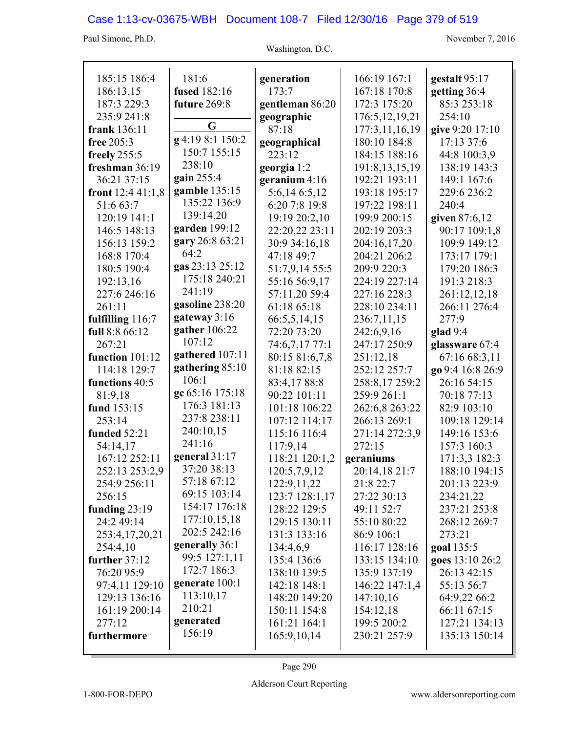185:15 186:4
186:13,15
187:3 229:3
235:9 241:8
**frank** 136:11
**free** 205:3
**freely** 255:5
**freshman** 36:19
36:21 37:15
**front** 12:4 41:1,8
51:6 63:7
120:19 141:1
146:5 148:13
156:13 159:2
168:8 170:4
180:5 190:4
192:13,16
227:6 246:16
261:11
**fulfilling** 116:7
**full** 8:8 66:12
267:21
**function** 101:12
114:18 129:7
**functions** 40:5
81:9,18
**fund** 153:15
253:14
**funded** 52:21
54:14,17
167:12 252:11
252:13 253:2,9
254:9 256:11
256:15
**funding** 23:19
24:2 49:14
253:4,17,20,21
254:4,10
**further** 37:12
76:20 95:9
97:4,11 129:10
129:13 136:16
161:19 200:14
277:12
**furthermore**
181:6
**fused** 182:16
**future** 269:8

## G

**g** 4:19 8:1 150:2
150:7 155:15
238:10
**gain** 255:4
**gamble** 135:15
135:22 136:9
139:14,20
**garden** 199:12
**gary** 26:8 63:21
64:2
**gas** 23:13 25:12
175:18 240:21
241:19
**gasoline** 238:20
**gateway** 3:16
**gather** 106:22
107:12
**gathered** 107:11
**gathering** 85:10
106:1
**gc** 65:16 175:18
176:3 181:13
237:8 238:11
240:10,15
241:16
**general** 31:17
37:20 38:13
57:18 67:12
69:15 103:14
154:17 176:18
177:10,15,18
202:5 242:16
**generally** 36:1
99:5 127:1,11
172:7 186:3
**generate** 100:1
113:10,17
210:21
**generated**
156:19
**generation**
173:7
**gentleman** 86:20
**geographic**
87:18
**geographical**
223:12
**georgia** 1:2
**geranium** 4:16
5:6,14 6:5,12
6:20 7:8 19:8
19:19 20:2,10
22:20,22 23:11
30:9 34:16,18
47:18 49:7
51:7,9,14 55:5
55:16 56:9,17
57:11,20 59:4
61:18 65:18
66:5,5,14,15
72:20 73:20
74:6,7,17 77:1
80:15 81:6,7,8
81:18 82:15
83:4,17 88:8
90:22 101:11
101:18 106:22
107:12 114:17
115:16 116:4
117:9,14
118:21 120:1,2
120:5,7,9,12
122:9,11,22
123:7 128:1,17
128:22 129:5
129:15 130:11
131:3 133:16
134:4,6,9
135:4 136:6
138:10 139:5
142:18 148:1
148:20 149:20
150:11 154:8
161:21 164:1
165:9,10,14
166:19 167:1
167:18 170:8
172:3 175:20
176:5,12,19,21
177:3,11,16,19
180:10 184:8
184:15 188:16
191:8,13,15,19
192:21 193:11
193:18 195:17
197:22 198:11
199:9 200:15
202:19 203:3
204:16,17,20
204:21 206:2
209:9 220:3
224:19 227:14
227:16 228:3
228:10 234:11
236:7,11,15
242:6,9,16
247:17 250:9
251:12,18
252:12 257:7
258:8,17 259:2
259:9 261:1
262:6,8 263:22
266:13 269:1
271:14 272:3,9
272:15
**geraniums**
20:14,18 21:7
21:8 22:7
27:22 30:13
49:11 52:7
55:10 80:22
86:9 106:1
116:17 128:16
133:15 134:10
135:9 137:19
146:22 147:1,4
147:10,16
154:12,18
199:5 200:2
230:21 257:9
**gestalt** 95:17
**getting** 36:4
85:3 253:18
254:10
**give** 9:20 17:10
17:13 37:6
44:8 100:3,9
138:19 143:3
149:1 167:6
229:6 236:2
240:4
**given** 87:6,12
90:17 109:1,8
109:9 149:12
173:17 179:1
179:20 186:3
191:3 218:3
261:12,12,18
266:11 276:4
277:9
**glad** 9:4
**glassware** 67:4
67:16 68:3,11
**go** 9:4 16:8 26:9
26:16 54:15
70:18 77:13
82:9 103:10
109:18 129:14
149:16 153:6
157:3 160:3
171:3,3 182:3
188:10 194:15
201:13 223:9
234:21,22
237:21 253:8
268:12 269:7
273:21
**goal** 135:5
**goes** 13:10 26:2
26:13 42:15
55:13 56:7
64:9,22 66:2
66:11 67:15
127:21 134:13
135:13 150:14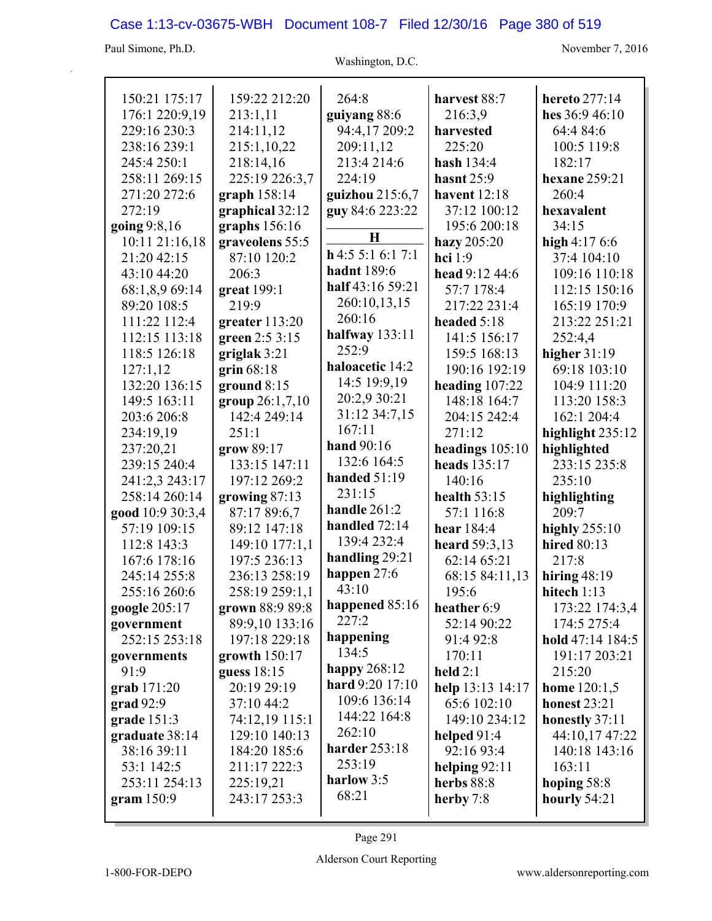150:21 175:17 176:1 220:9,19 229:16 230:3 238:16 239:1 245:4 250:1 258:11 269:15 271:20 272:6 272:19

**going** 9:8,16 10:11 21:16,18 21:20 42:15 43:10 44:20 68:1,8,9 69:14 89:20 108:5 111:22 112:4 112:15 113:18 118:5 126:18 127:1,12 132:20 136:15 149:5 163:11 203:6 206:8 234:19,19 237:20,21 239:15 240:4 241:2,3 243:17 258:14 260:14

**good** 10:9 30:3,4 57:19 109:15 112:8 143:3 167:6 178:16 245:14 255:8 255:16 260:6

**google** 205:17

**government** 252:15 253:18

**governments** 91:9

**grab** 171:20

**grad** 92:9

**grade** 151:3

**graduate** 38:14 38:16 39:11 53:1 142:5 253:11 254:13

**gram** 150:9

159:22 212:20 213:1,11 214:11,12 215:1,10,22 218:14,16 225:19 226:3,7

**graph** 158:14

**graphical** 32:12

**graphs** 156:16

**graveolens** 55:5 87:10 120:2 206:3

**great** 199:1 219:9

**greater** 113:20

**green** 2:5 3:15

**griglak** 3:21

**grin** 68:18

**ground** 8:15

**group** 26:1,7,10 142:4 249:14 251:1

**grow** 89:17 133:15 147:11 197:12 269:2

**growing** 87:13 87:17 89:6,7 89:12 147:18 149:10 177:1,1 197:5 236:13 236:13 258:19 258:19 259:1,1

**grown** 88:9 89:8 89:9,10 133:16 197:18 229:18

**growth** 150:17

**guess** 18:15 20:19 29:19 37:10 44:2 74:12,19 115:1 129:10 140:13 184:20 185:6 211:17 222:3 225:19,21 243:17 253:3

264:8

**guiyang** 88:6 94:4,17 209:2 209:11,12 213:4 214:6 224:19

**guizhou** 215:6,7

**guy** 84:6 223:22

## H

**h** 4:5 5:1 6:1 7:1

**hadnt** 189:6

**half** 43:16 59:21 260:10,13,15 260:16

**halfway** 133:11 252:9

**haloacetic** 14:2 14:5 19:9,19 20:2,9 30:21 31:12 34:7,15 167:11

**hand** 90:16 132:6 164:5

**handed** 51:19 231:15

**handle** 261:2

**handled** 72:14 139:4 232:4

**handling** 29:21

**happen** 27:6 43:10

**happened** 85:16 227:2

**happening** 134:5

**happy** 268:12

**hard** 9:20 17:10 109:6 136:14 144:22 164:8 262:10

**harder** 253:18 253:19

**harlow** 3:5 68:21

**harvest** 88:7 216:3,9

**harvested** 225:20

**hash** 134:4

**hasnt** 25:9

**havent** 12:18 37:12 100:12 195:6 200:18

**hazy** 205:20

**hci** 1:9

**head** 9:12 44:6 57:7 178:4 217:22 231:4

**headed** 5:18 141:5 156:17 159:5 168:13 190:16 192:19

**heading** 107:22 148:18 164:7 204:15 242:4 271:12

**headings** 105:10

**heads** 135:17 140:16

**health** 53:15 57:1 116:8

**hear** 184:4

**heard** 59:3,13 62:14 65:21 68:15 84:11,13 195:6

**heather** 6:9 52:14 90:22 91:4 92:8 170:11

**held** 2:1

**help** 13:13 14:17 65:6 102:10 149:10 234:12

**helped** 91:4 92:16 93:4

**helping** 92:11

**herbs** 88:8

**herby** 7:8

**hereto** 277:14

**hes** 36:9 46:10 64:4 84:6 100:5 119:8 182:17

**hexane** 259:21 260:4

**hexavalent** 34:15

**high** 4:17 6:6 37:4 104:10 109:16 110:18 112:15 150:16 165:19 170:9 213:22 251:21 252:4,4

**higher** 31:19 69:18 103:10 104:9 111:20 113:20 158:3 162:1 204:4

**highlight** 235:12

**highlighted** 233:15 235:8 235:10

**highlighting** 209:7

**highly** 255:10

**hired** 80:13 217:8

**hiring** 48:19

**hitech** 1:13 173:22 174:3,4 174:5 275:4

**hold** 47:14 184:5 191:17 203:21 215:20

**home** 120:1,5

**honest** 23:21

**honestly** 37:11 44:10,17 47:22 140:18 143:16 163:11

**hoping** 58:8

**hourly** 54:21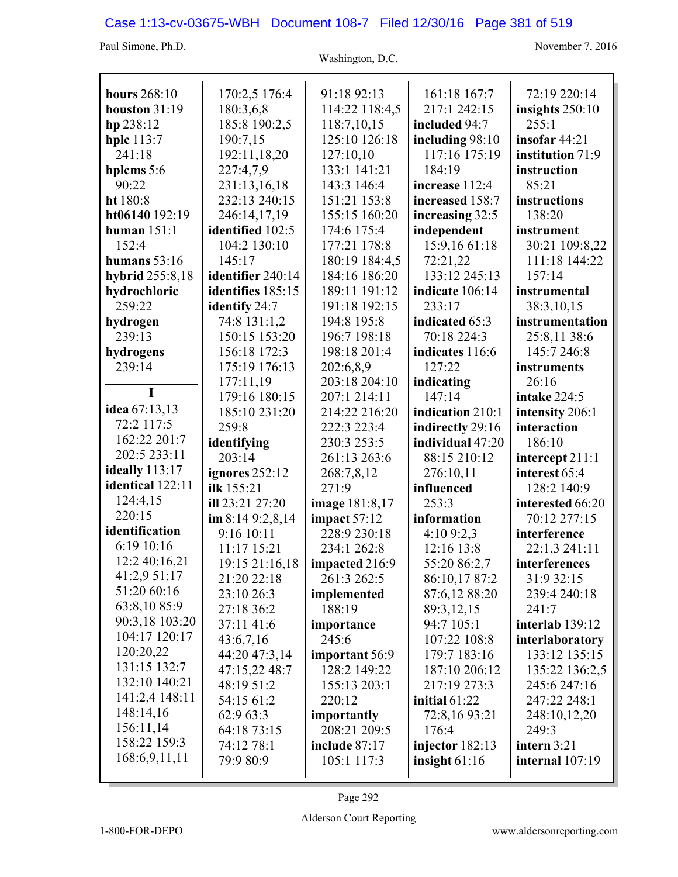**hours** 268:10
**houston** 31:19
**hp** 238:12
**hplc** 113:7 241:18
**hplcms** 5:6 90:22
**ht** 180:8
**ht06140** 192:19
**human** 151:1 152:4
**humans** 53:16
**hybrid** 255:8,18
**hydrochloric** 259:22
**hydrogen** 239:13
**hydrogens** 239:14

**I**

**idea** 67:13,13 72:2 117:5 162:22 201:7 202:5 233:11
**ideally** 113:17
**identical** 122:11 124:4,15 220:15
**identification** 6:19 10:16 12:2 40:16,21 41:2,9 51:17 51:20 60:16 63:8,10 85:9 90:3,18 103:20 104:17 120:17 120:20,22 131:15 132:7 132:10 140:21 141:2,4 148:11 148:14,16 156:11,14 158:22 159:3 168:6,9,11,11 170:2,5 176:4 180:3,6,8 185:8 190:2,5 190:7,15 192:11,18,20 227:4,7,9 231:13,16,18 232:13 240:15 246:14,17,19
**identified** 102:5 104:2 130:10 145:17
**identifier** 240:14
**identifies** 185:15
**identify** 24:7 74:8 131:1,2 150:15 153:20 156:18 172:3 175:19 176:13 177:11,19 179:16 180:15 185:10 231:20 259:8
**identifying** 203:14
**ignores** 252:12
**ilk** 155:21
**ill** 23:21 27:20
**im** 8:14 9:2,8,14 9:16 10:11 11:17 15:21 19:15 21:16,18 21:20 22:18 23:10 26:3 27:18 36:2 37:11 41:6 43:6,7,16 44:20 47:3,14 47:15,22 48:7 48:19 51:2 54:15 61:2 62:9 63:3 64:18 73:15 74:12 78:1 79:9 80:9 91:18 92:13 114:22 118:4,5 118:7,10,15 125:10 126:18 127:10,10 133:1 141:21 143:3 146:4 151:21 153:8 155:15 160:20 174:6 175:4 177:21 178:8 180:19 184:4,5 184:16 186:20 189:11 191:12 191:18 192:15 194:8 195:8 196:7 198:18 198:18 201:4 202:6,8,9 203:18 204:10 207:1 214:11 214:22 216:20 222:3 223:4 230:3 253:5 261:13 263:6 268:7,8,12 271:9
**image** 181:8,17
**impact** 57:12 228:9 230:18 234:1 262:8
**impacted** 216:9 261:3 262:5
**implemented** 188:19
**importance** 245:6
**important** 56:9 128:2 149:22 155:13 203:1 220:12
**importantly** 208:21 209:5
**include** 87:17 105:1 117:3 161:18 167:7 217:1 242:15
**included** 94:7
**including** 98:10 117:16 175:19 184:19
**increase** 112:4
**increased** 158:7
**increasing** 32:5
**independent** 15:9,16 61:18 72:21,22 133:12 245:13
**indicate** 106:14 233:17
**indicated** 65:3 70:18 224:3
**indicates** 116:6 127:22
**indicating** 147:14
**indication** 210:1
**indirectly** 29:16
**individual** 47:20 88:15 210:12 276:10,11
**influenced** 253:3
**information** 4:10 9:2,3 12:16 13:8 55:20 86:2,7 86:10,17 87:2 87:6,12 88:20 89:3,12,15 94:7 105:1 107:22 108:8 179:7 183:16 187:10 206:12 217:19 273:3
**initial** 61:22 72:8,16 93:21 176:4
**injector** 182:13
**insight** 61:16 72:19 220:14
**insights** 250:10 255:1
**insofar** 44:21
**institution** 71:9
**instruction** 85:21
**instructions** 138:20
**instrument** 30:21 109:8,22 111:18 144:22 157:14
**instrumental** 38:3,10,15
**instrumentation** 25:8,11 38:6 145:7 246:8
**instruments** 26:16
**intake** 224:5
**intensity** 206:1
**interaction** 186:10
**intercept** 211:1
**interest** 65:4 128:2 140:9
**interested** 66:20 70:12 277:15
**interference** 22:1,3 241:11
**interferences** 31:9 32:15 239:4 240:18 241:7
**interlab** 139:12
**interlaboratory** 133:12 135:15 135:22 136:2,5 245:6 247:16 247:22 248:1 248:10,12,20 249:3
**intern** 3:21
**internal** 107:19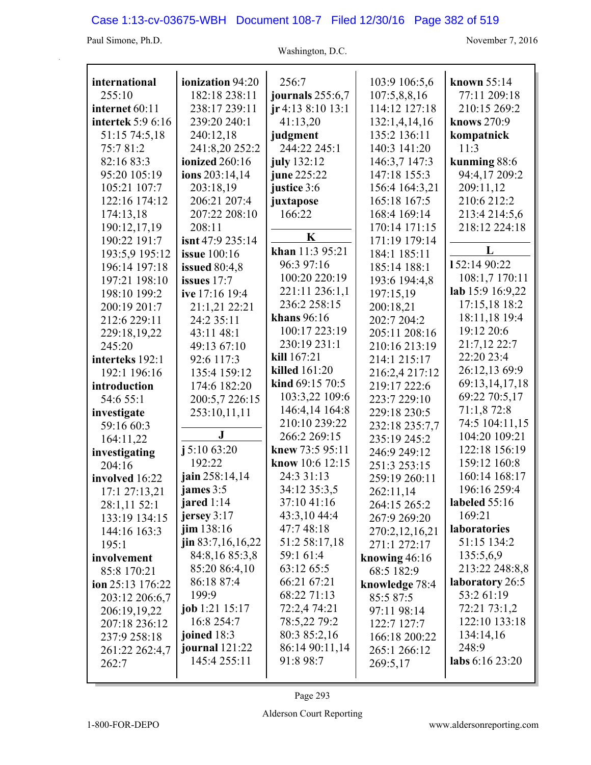**international** 255:10
**internet** 60:11
**intertek** 5:9 6:16 51:15 74:5,18 75:7 81:2 82:16 83:3 95:20 105:19 105:21 107:7 122:16 174:12 174:13,18 190:12,17,19 190:22 191:7 193:5,9 195:12 196:14 197:18 197:21 198:10 198:10 199:2 200:19 201:7 212:6 229:11 229:18,19,22 245:20
**interteks** 192:1 192:1 196:16
**introduction** 54:6 55:1
**investigate** 59:16 60:3 164:11,22
**investigating** 204:16
**involved** 16:22 17:1 27:13,21 28:1,11 52:1 133:19 134:15 144:16 163:3 195:1
**involvement** 85:8 170:21
**ion** 25:13 176:22 203:12 206:6,7 206:19,19,22 207:18 236:12 237:9 258:18 261:22 262:4,7 262:7
**ionization** 94:20 182:18 238:11 238:17 239:11 239:20 240:1 240:12,18 241:8,20 252:2
**ionized** 260:16
**ions** 203:14,14 203:18,19 206:21 207:4 207:22 208:10 208:11
**isnt** 47:9 235:14
**issue** 100:16
**issued** 80:4,8
**issues** 17:7
**ive** 17:16 19:4 21:1,21 22:21 24:2 35:11 43:11 48:1 49:13 67:10 92:6 117:3 135:4 159:12 174:6 182:20 200:5,7 226:15 253:10,11,11

## J

**j** 5:10 63:20 192:22
**jain** 258:14,14
**james** 3:5
**jared** 1:14
**jersey** 3:17
**jim** 138:16
**jin** 83:7,16,16,22 84:8,16 85:3,8 85:20 86:4,10 86:18 87:4 199:9
**job** 1:21 15:17 16:8 254:7
**joined** 18:3
**journal** 121:22 145:4 255:11 256:7
**journals** 255:6,7
**jr** 4:13 8:10 13:1 41:13,20
**judgment** 244:22 245:1
**july** 132:12
**june** 225:22
**justice** 3:6
**juxtapose** 166:22

## K

**khan** 11:3 95:21 96:3 97:16 100:20 220:19 221:11 236:1,1 236:2 258:15
**khans** 96:16 100:17 223:19 230:19 231:1
**kill** 167:21
**killed** 161:20
**kind** 69:15 70:5 103:3,22 109:6 146:4,14 164:8 210:10 239:22 266:2 269:15
**knew** 73:5 95:11
**know** 10:6 12:15 24:3 31:13 34:12 35:3,5 37:10 41:16 43:3,10 44:4 47:7 48:18 51:2 58:17,18 59:1 61:4 63:12 65:5 66:21 67:21 68:22 71:13 72:2,4 74:21 78:5,22 79:2 80:3 85:2,16 86:14 90:11,14 91:8 98:7 103:9 106:5,6 107:5,8,8,16 114:12 127:18 132:1,4,14,16 135:2 136:11 140:3 141:20 146:3,7 147:3 147:18 155:3 156:4 164:3,21 165:18 167:5 168:4 169:14 170:14 171:15 171:19 179:14 184:1 185:11 185:14 188:1 193:6 194:4,8 197:15,19 200:18,21 202:7 204:2 205:11 208:16 210:16 213:19 214:1 215:17 216:2,4 217:12 219:17 222:6 223:7 229:10 229:18 230:5 232:18 235:7,7 235:19 245:2 246:9 249:12 251:3 253:15 259:19 260:11 262:11,14 264:15 265:2 267:9 269:20 270:2,12,16,21 271:1 272:17
**knowing** 46:16 68:5 182:9
**knowledge** 78:4 85:5 87:5 97:11 98:14 122:7 127:7 166:18 200:22 265:1 266:12 269:5,17
**known** 55:14 77:11 209:18 210:15 269:2
**knows** 270:9
**kompatnick** 11:3
**kunming** 88:6 94:4,17 209:2 209:11,12 210:6 212:2 213:4 214:5,6 218:12 224:18

## L

**l** 52:14 90:22 108:1,7 170:11
**lab** 15:9 16:9,22 17:15,18 18:2 18:11,18 19:4 19:12 20:6 21:7,12 22:7 22:20 23:4 26:12,13 69:9 69:13,14,17,18 69:22 70:5,17 71:1,8 72:8 74:5 104:11,15 104:20 109:21 122:18 156:19 159:12 160:8 160:14 168:17 196:16 259:4
**labeled** 55:16 169:21
**laboratories** 51:15 134:2 135:5,6,9 213:22 248:8,8
**laboratory** 26:5 53:2 61:19 72:21 73:1,2 122:10 133:18 134:14,16 248:9
**labs** 6:16 23:20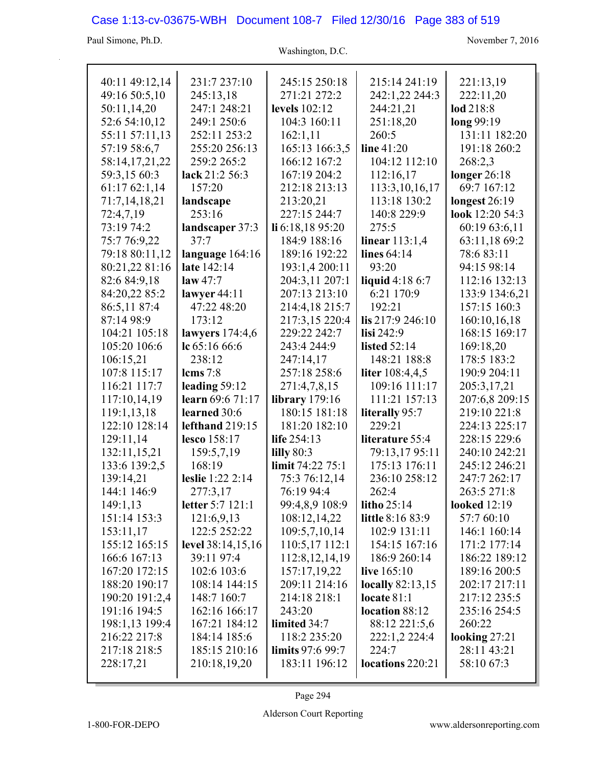40:11 49:12,14
49:16 50:5,10
50:11,14,20
52:6 54:10,12
55:11 57:11,13
57:19 58:6,7
58:14,17,21,22
59:3,15 60:3
61:17 62:1,14
71:7,14,18,21
72:4,7,19
73:19 74:2
75:7 76:9,22
79:18 80:11,12
80:21,22 81:16
82:6 84:9,18
84:20,22 85:2
86:5,11 87:4
87:14 98:9
104:21 105:18
105:20 106:6
106:15,21
107:8 115:17
116:21 117:7
117:10,14,19
119:1,13,18
122:10 128:14
129:11,14
132:11,15,21
133:6 139:2,5
139:14,21
144:1 146:9
149:1,13
151:14 153:3
153:11,17
155:12 165:15
166:6 167:13
167:20 172:15
188:20 190:17
190:20 191:2,4
191:16 194:5
198:1,13 199:4
216:22 217:8
217:18 218:5
228:17,21

231:7 237:10
245:13,18
247:1 248:21
249:1 250:6
252:11 253:2
255:20 256:13
259:2 265:2
**lack** 21:2 56:3
157:20
**landscape**
253:16
**landscaper** 37:3
37:7
**language** 164:16
**late** 142:14
**law** 47:7
**lawyer** 44:11
47:22 48:20
173:12
**lawyers** 174:4,6
**lc** 65:16 66:6
238:12
**lcms** 7:8
**leading** 59:12
**learn** 69:6 71:17
**learned** 30:6
**lefthand** 219:15
**lesco** 158:17
159:5,7,19
168:19
**leslie** 1:22 2:14
277:3,17
**letter** 5:7 121:1
121:6,9,13
122:5 252:22
**level** 38:14,15,16
39:11 97:4
102:6 103:6
108:14 144:15
148:7 160:7
162:16 166:17
167:21 184:12
184:14 185:6
185:15 210:16
210:18,19,20

245:15 250:18
271:21 272:2
**levels** 102:12
104:3 160:11
162:1,11
165:13 166:3,5
166:12 167:2
167:19 204:2
212:18 213:13
213:20,21
227:15 244:7
**li** 6:18,18 95:20
184:9 188:16
189:16 192:22
193:1,4 200:11
204:3,11 207:1
207:13 213:10
214:4,18 215:7
217:3,15 220:4
229:22 242:7
243:4 244:9
247:14,17
257:18 258:6
271:4,7,8,15
**library** 179:16
180:15 181:18
181:20 182:10
**life** 254:13
**lilly** 80:3
**limit** 74:22 75:1
75:3 76:12,14
76:19 94:4
99:4,8,9 108:9
108:12,14,22
109:5,7,10,14
110:5,17 112:1
112:8,12,14,19
157:17,19,22
209:11 214:16
214:18 218:1
243:20
**limited** 34:7
118:2 235:20
**limits** 97:6 99:7
183:11 196:12

215:14 241:19
242:1,22 244:3
244:21,21
251:18,20
260:5
**line** 41:20
104:12 112:10
112:16,17
113:3,10,16,17
113:18 130:2
140:8 229:9
275:5
**linear** 113:1,4
**lines** 64:14
93:20
**liquid** 4:18 6:7
6:21 170:9
192:21
**lis** 217:9 246:10
**lisi** 242:9
**listed** 52:14
148:21 188:8
**liter** 108:4,4,5
109:16 111:17
111:21 157:13
**literally** 95:7
229:21
**literature** 55:4
79:13,17 95:11
175:13 176:11
236:10 258:12
262:4
**litho** 25:14
**little** 8:16 83:9
102:9 131:11
154:15 167:16
186:9 260:14
**live** 165:10
**locally** 82:13,15
**locate** 81:1
**location** 88:12
88:12 221:5,6
222:1,2 224:4
224:7
**locations** 220:21

221:13,19
222:11,20
**lod** 218:8
**long** 99:19
131:11 182:20
191:18 260:2
268:2,3
**longer** 26:18
69:7 167:12
**longest** 26:19
**look** 12:20 54:3
60:19 63:6,11
63:11,18 69:2
78:6 83:11
94:15 98:14
112:16 132:13
133:9 134:6,21
157:15 160:3
160:10,16,18
168:15 169:17
169:18,20
178:5 183:2
190:9 204:11
205:3,17,21
207:6,8 209:15
219:10 221:8
224:13 225:17
228:15 229:6
240:10 242:21
245:12 246:21
247:7 262:17
263:5 271:8
**looked** 12:19
57:7 60:10
146:1 160:14
171:2 177:14
186:22 189:12
189:16 200:5
202:17 217:11
217:12 235:5
235:16 254:5
260:22
**looking** 27:21
28:11 43:21
58:10 67:3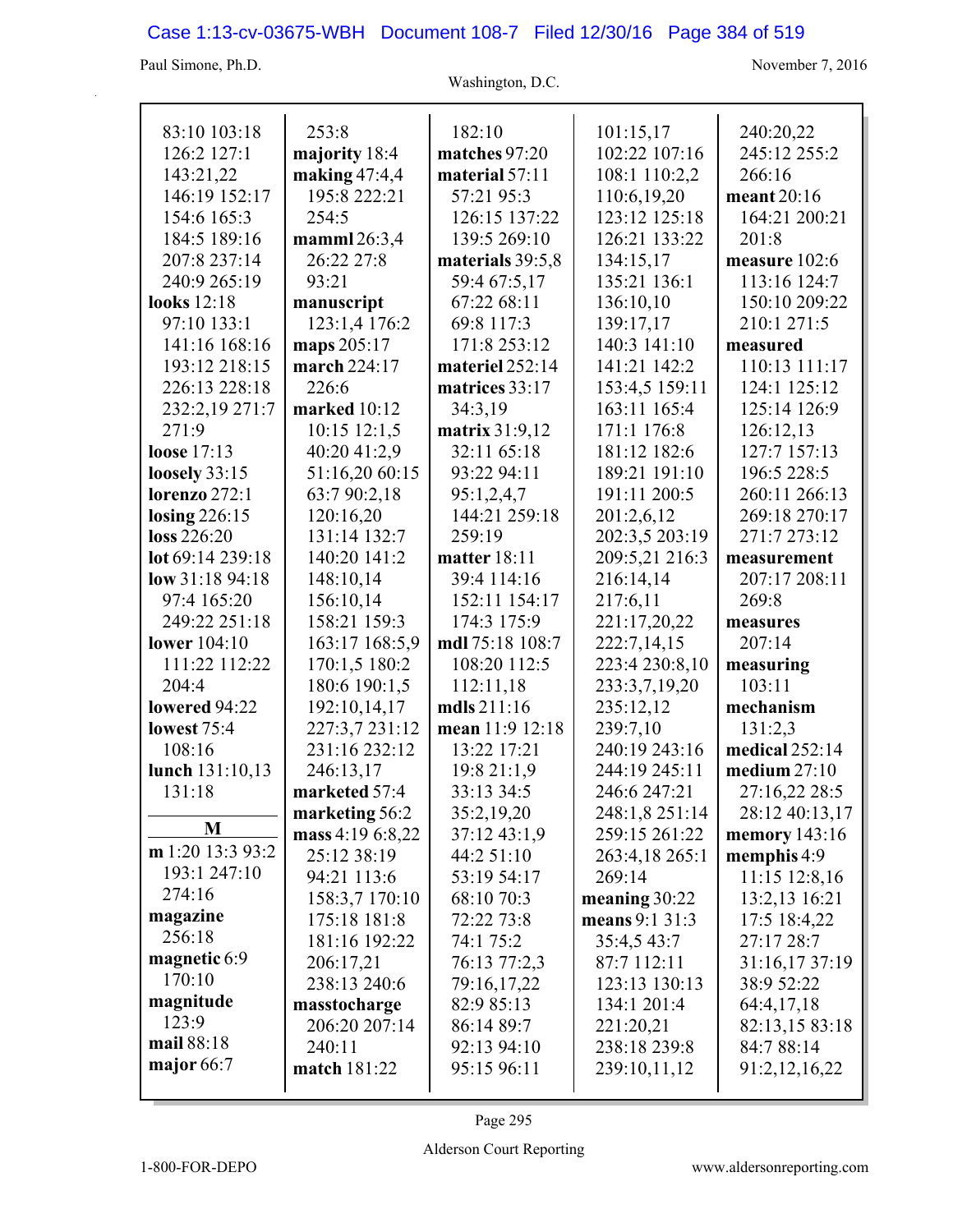83:10 103:18 126:2 127:1 143:21,22 146:19 152:17 154:6 165:3 184:5 189:16 207:8 237:14 240:9 265:19

**looks** 12:18 97:10 133:1 141:16 168:16 193:12 218:15 226:13 228:18 232:2,19 271:7 271:9

**loose** 17:13

**loosely** 33:15

**lorenzo** 272:1

**losing** 226:15

**loss** 226:20

**lot** 69:14 239:18

**low** 31:18 94:18 97:4 165:20 249:22 251:18

**lower** 104:10 111:22 112:22 204:4

**lowered** 94:22

**lowest** 75:4 108:16

**lunch** 131:10,13 131:18

## M

**m** 1:20 13:3 93:2 193:1 247:10 274:16

**magazine** 256:18

**magnetic** 6:9 170:10

**magnitude** 123:9

**mail** 88:18

**major** 66:7 253:8

**majority** 18:4

**making** 47:4,4 195:8 222:21 254:5

**mamml** 26:3,4 26:22 27:8 93:21

**manuscript** 123:1,4 176:2

**maps** 205:17

**march** 224:17 226:6

**marked** 10:12 10:15 12:1,5 40:20 41:2,9 51:16,20 60:15 63:7 90:2,18 120:16,20 131:14 132:7 140:20 141:2 148:10,14 156:10,14 158:21 159:3 163:17 168:5,9 170:1,5 180:2 180:6 190:1,5 192:10,14,17 227:3,7 231:12 231:16 232:12 246:13,17

**marketed** 57:4

**marketing** 56:2

**mass** 4:19 6:8,22 25:12 38:19 94:21 113:6 158:3,7 170:10 175:18 181:8 181:16 192:22 206:17,21 238:13 240:6

**masstocharge** 206:20 207:14 240:11

**match** 181:22 182:10

**matches** 97:20

**material** 57:11 57:21 95:3 126:15 137:22 139:5 269:10

**materials** 39:5,8 59:4 67:5,17 67:22 68:11 69:8 117:3 171:8 253:12

**materiel** 252:14

**matrices** 33:17 34:3,19

**matrix** 31:9,12 32:11 65:18 93:22 94:11 95:1,2,4,7 144:21 259:18 259:19

**matter** 18:11 39:4 114:16 152:11 154:17 174:3 175:9

**mdl** 75:18 108:7 108:20 112:5 112:11,18

**mdls** 211:16

**mean** 11:9 12:18 13:22 17:21 19:8 21:1,9 33:13 34:5 35:2,19,20 37:12 43:1,9 44:2 51:10 53:19 54:17 68:10 70:3 72:22 73:8 74:1 75:2 76:13 77:2,3 79:16,17,22 82:9 85:13 86:14 89:7 92:13 94:10 95:15 96:11 101:15,17 102:22 107:16 108:1 110:2,2 110:6,19,20 123:12 125:18 126:21 133:22 134:15,17 135:21 136:1 136:10,10 139:17,17 140:3 141:10 141:21 142:2 153:4,5 159:11 163:11 165:4 171:1 176:8 181:12 182:6 189:21 191:10 191:11 200:5 201:2,6,12 202:3,5 203:19 209:5,21 216:3 216:14,14 217:6,11 221:17,20,22 222:7,14,15 223:4 230:8,10 233:3,7,19,20 235:12,12 239:7,10 240:19 243:16 244:19 245:11 246:6 247:21 248:1,8 251:14 259:15 261:22 263:4,18 265:1 269:14

**meaning** 30:22

**means** 9:1 31:3 35:4,5 43:7 87:7 112:11 123:13 130:13 134:1 201:4 221:20,21 238:18 239:8 239:10,11,12 240:20,22 245:12 255:2 266:16

**meant** 20:16 164:21 200:21 201:8

**measure** 102:6 113:16 124:7 150:10 209:22 210:1 271:5

**measured** 110:13 111:17 124:1 125:12 125:14 126:9 126:12,13 127:7 157:13 196:5 228:5 260:11 266:13 269:18 270:17 271:7 273:12

**measurement** 207:17 208:11 269:8

**measures** 207:14

**measuring** 103:11

**mechanism** 131:2,3

**medical** 252:14

**medium** 27:10 27:16,22 28:5 28:12 40:13,17

**memory** 143:16

**memphis** 4:9 11:15 12:8,16 13:2,13 16:21 17:5 18:4,22 27:17 28:7 31:16,17 37:19 38:9 52:22 64:4,17,18 82:13,15 83:18 84:7 88:14 91:2,12,16,22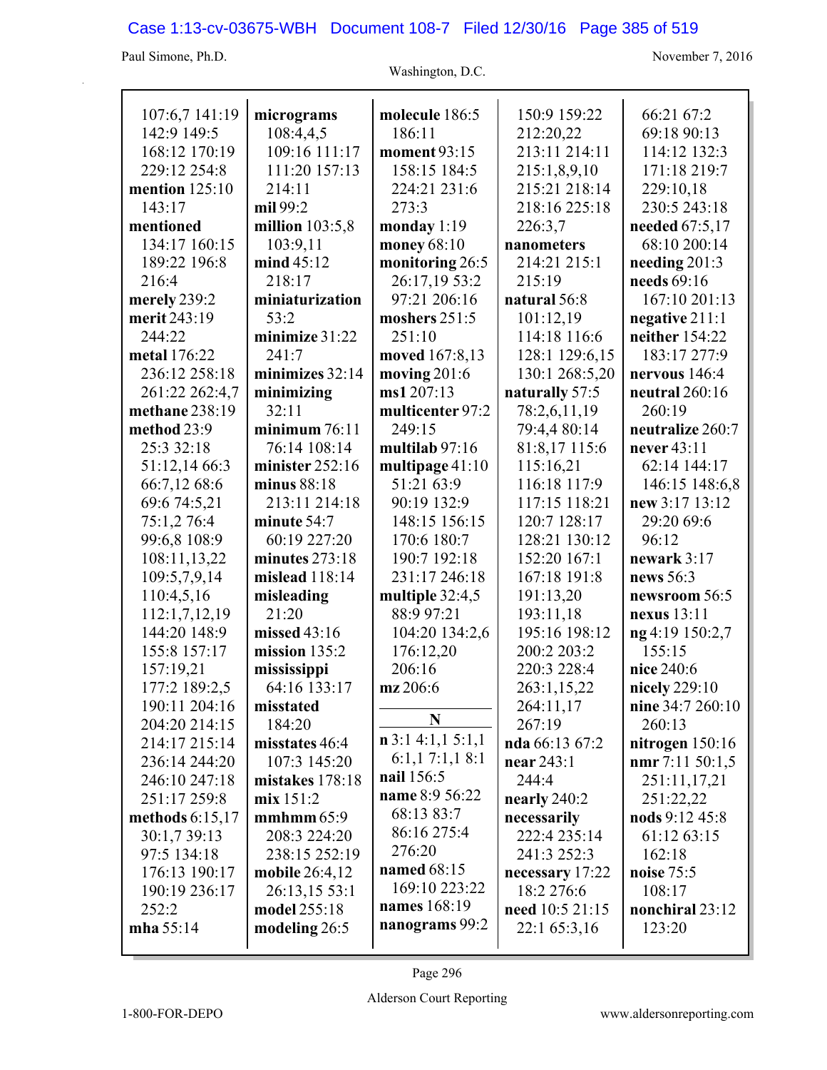107:6,7 141:19 142:9 149:5 168:12 170:19 229:12 254:8
**mention** 125:10 143:17
**mentioned** 134:17 160:15 189:22 196:8 216:4
**merely** 239:2
**merit** 243:19 244:22
**metal** 176:22 236:12 258:18 261:22 262:4,7
**methane** 238:19
**method** 23:9 25:3 32:18 51:12,14 66:3 66:7,12 68:6 69:6 74:5,21 75:1,2 76:4 99:6,8 108:9 108:11,13,22 109:5,7,9,14 110:4,5,16 112:1,7,12,19 144:20 148:9 155:8 157:17 157:19,21 177:2 189:2,5 190:11 204:16 204:20 214:15 214:17 215:14 236:14 244:20 246:10 247:18 251:17 259:8
**methods** 6:15,17 30:1,7 39:13 97:5 134:18 176:13 190:17 190:19 236:17 252:2
**mha** 55:14

**micrograms** 108:4,4,5 109:16 111:17 111:20 157:13 214:11
**mil** 99:2
**million** 103:5,8 103:9,11
**mind** 45:12 218:17
**miniaturization** 53:2
**minimize** 31:22 241:7
**minimizes** 32:14
**minimizing** 32:11
**minimum** 76:11 76:14 108:14
**minister** 252:16
**minus** 88:18 213:11 214:18
**minute** 54:7 60:19 227:20
**minutes** 273:18
**mislead** 118:14
**misleading** 21:20
**missed** 43:16
**mission** 135:2
**mississippi** 64:16 133:17
**misstated** 184:20
**misstates** 46:4 107:3 145:20
**mistakes** 178:18
**mix** 151:2
**mmhmm** 65:9 208:3 224:20 238:15 252:19
**mobile** 26:4,12 26:13,15 53:1
**model** 255:18
**modeling** 26:5

**molecule** 186:5 186:11
**moment** 93:15 158:15 184:5 224:21 231:6 273:3
**monday** 1:19
**money** 68:10
**monitoring** 26:5 26:17,19 53:2 97:21 206:16
**moshers** 251:5 251:10
**moved** 167:8,13
**moving** 201:6
**ms1** 207:13
**multicenter** 97:2 249:15
**multilab** 97:16
**multipage** 41:10 51:21 63:9 90:19 132:9 148:15 156:15 170:6 180:7 190:7 192:18 231:17 246:18
**multiple** 32:4,5 88:9 97:21 104:20 134:2,6 176:12,20 206:16
**mz** 206:6

**N**

**n** 3:1 4:1,1 5:1,1 6:1,1 7:1,1 8:1
**nail** 156:5
**name** 8:9 56:22 68:13 83:7 86:16 275:4 276:20
**named** 68:15 169:10 223:22
**names** 168:19
**nanograms** 99:2

150:9 159:22 212:20,22 213:11 214:11 215:1,8,9,10 215:21 218:14 218:16 225:18 226:3,7
**nanometers** 214:21 215:1 215:19
**natural** 56:8 101:12,19 114:18 116:6 128:1 129:6,15 130:1 268:5,20
**naturally** 57:5 78:2,6,11,19 79:4,4 80:14 81:8,17 115:6 115:16,21 116:18 117:9 117:15 118:21 120:7 128:17 128:21 130:12 152:20 167:1 167:18 191:8 191:13,20 193:11,18 195:16 198:12 200:2 203:2 220:3 228:4 263:1,15,22 264:11,17 267:19
**nda** 66:13 67:2
**near** 243:1 244:4
**nearly** 240:2
**necessarily** 222:4 235:14 241:3 252:3
**necessary** 17:22 18:2 276:6
**need** 10:5 21:15 22:1 65:3,16

66:21 67:2 69:18 90:13 114:12 132:3 171:18 219:7 229:10,18 230:5 243:18
**needed** 67:5,17 68:10 200:14
**needing** 201:3
**needs** 69:16 167:10 201:13
**negative** 211:1
**neither** 154:22 183:17 277:9
**nervous** 146:4
**neutral** 260:16 260:19
**neutralize** 260:7
**never** 43:11 62:14 144:17 146:15 148:6,8
**new** 3:17 13:12 29:20 69:6 96:12
**newark** 3:17
**news** 56:3
**newsroom** 56:5
**nexus** 13:11
**ng** 4:19 150:2,7 155:15
**nice** 240:6
**nicely** 229:10
**nine** 34:7 260:10 260:13
**nitrogen** 150:16
**nmr** 7:11 50:1,5 251:11,17,21 251:22,22
**nods** 9:12 45:8 61:12 63:15 162:18
**noise** 75:5 108:17
**nonchiral** 23:12 123:20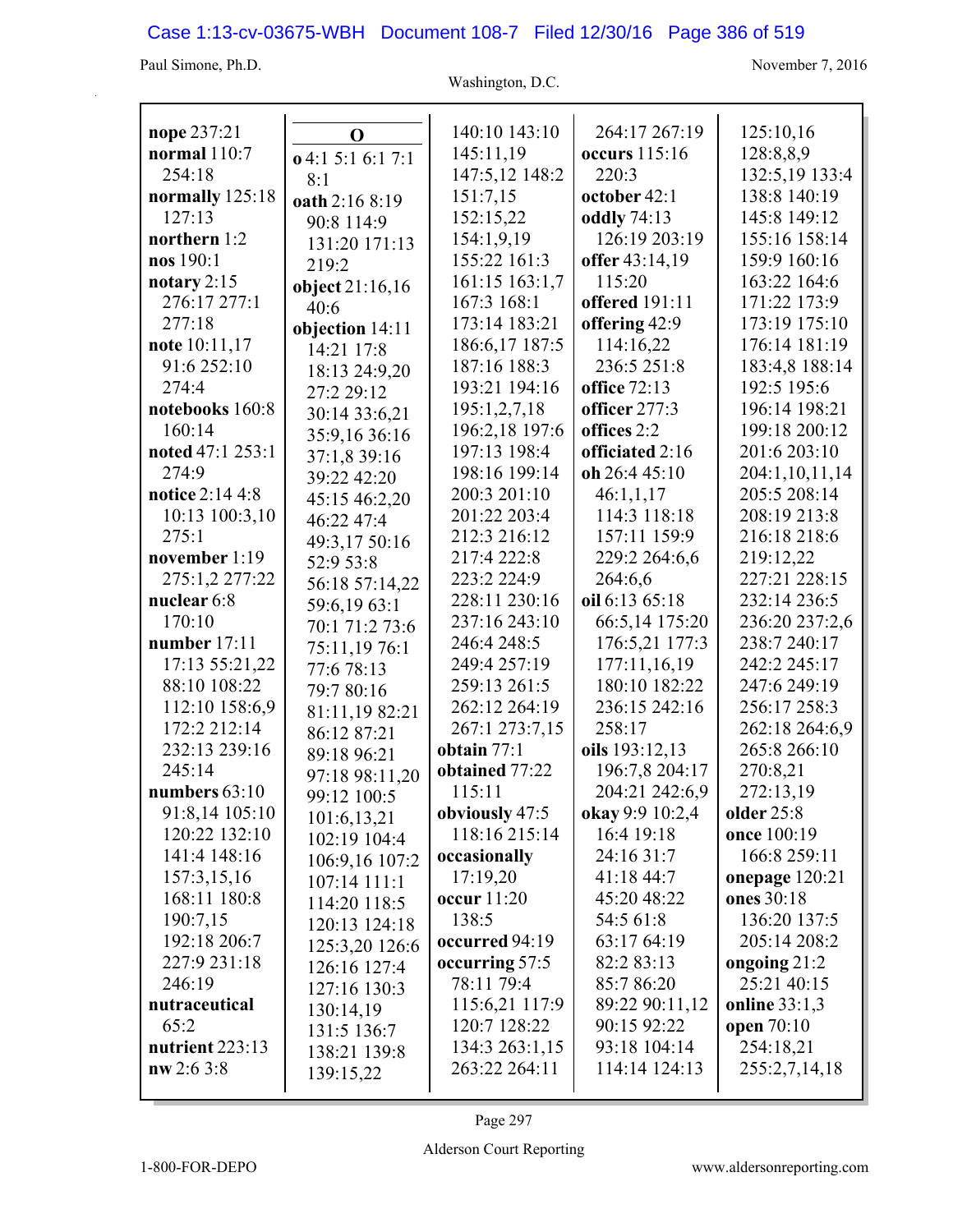**nope** 237:21
**normal** 110:7 254:18
**normally** 125:18 127:13
**northern** 1:2
**nos** 190:1
**notary** 2:15 276:17 277:1 277:18
**note** 10:11,17 91:6 252:10 274:4
**notebooks** 160:8 160:14
**noted** 47:1 253:1 274:9
**notice** 2:14 4:8 10:13 100:3,10 275:1
**november** 1:19 275:1,2 277:22
**nuclear** 6:8 170:10
**number** 17:11 17:13 55:21,22 88:10 108:22 112:10 158:6,9 172:2 212:14 232:13 239:16 245:14
**numbers** 63:10 91:8,14 105:10 120:22 132:10 141:4 148:16 157:3,15,16 168:11 180:8 190:7,15 192:18 206:7 227:9 231:18 246:19
**nutraceutical** 65:2
**nutrient** 223:13
**nw** 2:6 3:8

**O**

**o** 4:1 5:1 6:1 7:1 8:1
**oath** 2:16 8:19 90:8 114:9 131:20 171:13 219:2
**object** 21:16,16 40:6
**objection** 14:11 14:21 17:8 18:13 24:9,20 27:2 29:12 30:14 33:6,21 35:9,16 36:16 37:1,8 39:16 39:22 42:20 45:15 46:2,20 46:22 47:4 49:3,17 50:16 52:9 53:8 56:18 57:14,22 59:6,19 63:1 70:1 71:2 73:6 75:11,19 76:1 77:6 78:13 79:7 80:16 81:11,19 82:21 86:12 87:21 89:18 96:21 97:18 98:11,20 99:12 100:5 101:6,13,21 102:19 104:4 106:9,16 107:2 107:14 111:1 114:20 118:5 120:13 124:18 125:3,20 126:6 126:16 127:4 127:16 130:3 130:14,19 131:5 136:7 138:21 139:8 139:15,22 140:10 143:10 145:11,19 147:5,12 148:2 151:7,15 152:15,22 154:1,9,19 155:22 161:3 161:15 163:1,7 167:3 168:1 173:14 183:21 186:6,17 187:5 187:16 188:3 193:21 194:16 195:1,2,7,18 196:2,18 197:6 197:13 198:4 198:16 199:14 200:3 201:10 201:22 203:4 212:3 216:12 217:4 222:8 223:2 224:9 228:11 230:16 237:16 243:10 246:4 248:5 249:4 257:19 259:13 261:5 262:12 264:19 267:1 273:7,15
**obtain** 77:1
**obtained** 77:22 115:11
**obviously** 47:5 118:16 215:14
**occasionally** 17:19,20
**occur** 11:20 138:5
**occurred** 94:19
**occurring** 57:5 78:11 79:4 115:6,21 117:9 120:7 128:22 134:3 263:1,15 263:22 264:11 264:17 267:19
**occurs** 115:16 220:3
**october** 42:1
**oddly** 74:13 126:19 203:19
**offer** 43:14,19 115:20
**offered** 191:11
**offering** 42:9 114:16,22 236:5 251:8
**office** 72:13
**officer** 277:3
**offices** 2:2
**officiated** 2:16
**oh** 26:4 45:10 46:1,1,17 114:3 118:18 157:11 159:9 229:2 264:6,6 264:6,6
**oil** 6:13 65:18 66:5,14 175:20 176:5,21 177:3 177:11,16,19 180:10 182:22 236:15 242:16 258:17
**oils** 193:12,13 196:7,8 204:17 204:21 242:6,9
**okay** 9:9 10:2,4 16:4 19:18 24:16 31:7 41:18 44:7 45:20 48:22 54:5 61:8 63:17 64:19 82:2 83:13 85:7 86:20 89:22 90:11,12 90:15 92:22 93:18 104:14 114:14 124:13 125:10,16 128:8,8,9 132:5,19 133:4 138:8 140:19 145:8 149:12 155:16 158:14 159:9 160:16 163:22 164:6 171:22 173:9 173:19 175:10 176:14 181:19 183:4,8 188:14 192:5 195:6 196:14 198:21 199:18 200:12 201:6 203:10 204:1,10,11,14 205:5 208:14 208:19 213:8 216:18 218:6 219:12,22 227:21 228:15 232:14 236:5 236:20 237:2,6 238:7 240:17 242:2 245:17 247:6 249:19 256:17 258:3 262:18 264:6,9 265:8 266:10 270:8,21 272:13,19
**older** 25:8
**once** 100:19 166:8 259:11
**onepage** 120:21
**ones** 30:18 136:20 137:5 205:14 208:2
**ongoing** 21:2 25:21 40:15
**online** 33:1,3
**open** 70:10 254:18,21 255:2,7,14,18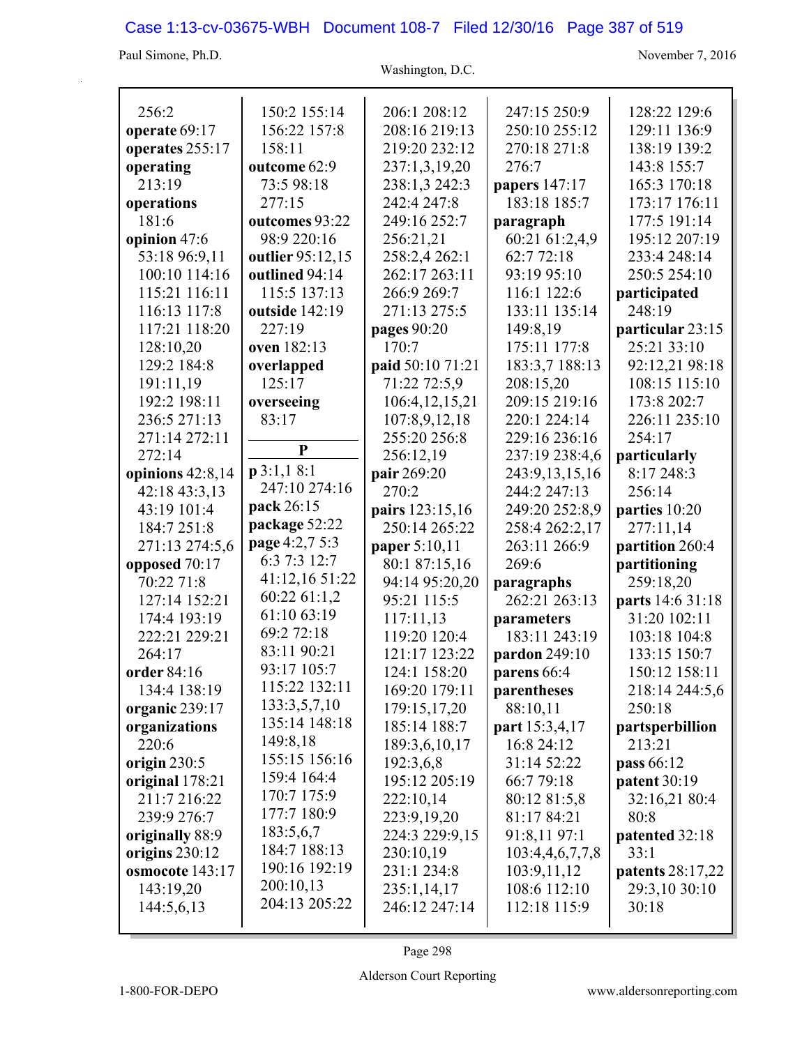256:2
**operate** 69:17
**operates** 255:17
**operating**
213:19
**operations**
181:6
**opinion** 47:6
53:18 96:9,11
100:10 114:16
115:21 116:11
116:13 117:8
117:21 118:20
128:10,20
129:2 184:8
191:11,19
192:2 198:11
236:5 271:13
271:14 272:11
272:14
**opinions** 42:8,14
42:18 43:3,13
43:19 101:4
184:7 251:8
271:13 274:5,6
**opposed** 70:17
70:22 71:8
127:14 152:21
174:4 193:19
222:21 229:21
264:17
**order** 84:16
134:4 138:19
**organic** 239:17
**organizations**
220:6
**origin** 230:5
**original** 178:21
211:7 216:22
239:9 276:7
**originally** 88:9
**origins** 230:12
**osmocote** 143:17
143:19,20
144:5,6,13

150:2 155:14
156:22 157:8
158:11
**outcome** 62:9
73:5 98:18
277:15
**outcomes** 93:22
98:9 220:16
**outlier** 95:12,15
**outlined** 94:14
115:5 137:13
**outside** 142:19
227:19
**oven** 182:13
**overlapped**
125:17
**overseeing**
83:17

**P**

**p** 3:1,1 8:1
247:10 274:16
**pack** 26:15
**package** 52:22
**page** 4:2,7 5:3
6:3 7:3 12:7
41:12,16 51:22
60:22 61:1,2
61:10 63:19
69:2 72:18
83:11 90:21
93:17 105:7
115:22 132:11
133:3,5,7,10
135:14 148:18
149:8,18
155:15 156:16
159:4 164:4
170:7 175:9
177:7 180:9
183:5,6,7
184:7 188:13
190:16 192:19
200:10,13
204:13 205:22

206:1 208:12
208:16 219:13
219:20 232:12
237:1,3,19,20
238:1,3 242:3
242:4 247:8
249:16 252:7
256:21,21
258:2,4 262:1
262:17 263:11
266:9 269:7
271:13 275:5
**pages** 90:20
170:7
**paid** 50:10 71:21
71:22 72:5,9
106:4,12,15,21
107:8,9,12,18
255:20 256:8
256:12,19
**pair** 269:20
270:2
**pairs** 123:15,16
250:14 265:22
**paper** 5:10,11
80:1 87:15,16
94:14 95:20,20
95:21 115:5
117:11,13
119:20 120:4
121:17 123:22
124:1 158:20
169:20 179:11
179:15,17,20
185:14 188:7
189:3,6,10,17
192:3,6,8
195:12 205:19
222:10,14
223:9,19,20
224:3 229:9,15
230:10,19
231:1 234:8
235:1,14,17
246:12 247:14

247:15 250:9
250:10 255:12
270:18 271:8
276:7
**papers** 147:17
183:18 185:7
**paragraph**
60:21 61:2,4,9
62:7 72:18
93:19 95:10
116:1 122:6
133:11 135:14
149:8,19
175:11 177:8
183:3,7 188:13
208:15,20
209:15 219:16
220:1 224:14
229:16 236:16
237:19 238:4,6
243:9,13,15,16
244:2 247:13
249:20 252:8,9
258:4 262:2,17
263:11 266:9
269:6
**paragraphs**
262:21 263:13
**parameters**
183:11 243:19
**pardon** 249:10
**parens** 66:4
**parentheses**
88:10,11
**part** 15:3,4,17
16:8 24:12
31:14 52:22
66:7 79:18
80:12 81:5,8
81:17 84:21
91:8,11 97:1
103:4,4,6,7,7,8
103:9,11,12
108:6 112:10
112:18 115:9

128:22 129:6
129:11 136:9
138:19 139:2
143:8 155:7
165:3 170:18
173:17 176:11
177:5 191:14
195:12 207:19
233:4 248:14
250:5 254:10
**participated**
248:19
**particular** 23:15
25:21 33:10
92:12,21 98:18
108:15 115:10
173:8 202:7
226:11 235:10
254:17
**particularly**
8:17 248:3
256:14
**parties** 10:20
277:11,14
**partition** 260:4
**partitioning**
259:18,20
**parts** 14:6 31:18
31:20 102:11
103:18 104:8
133:15 150:7
150:12 158:11
218:14 244:5,6
250:18
**partsperbillion**
213:21
**pass** 66:12
**patent** 30:19
32:16,21 80:4
80:8
**patented** 32:18
33:1
**patents** 28:17,22
29:3,10 30:10
30:18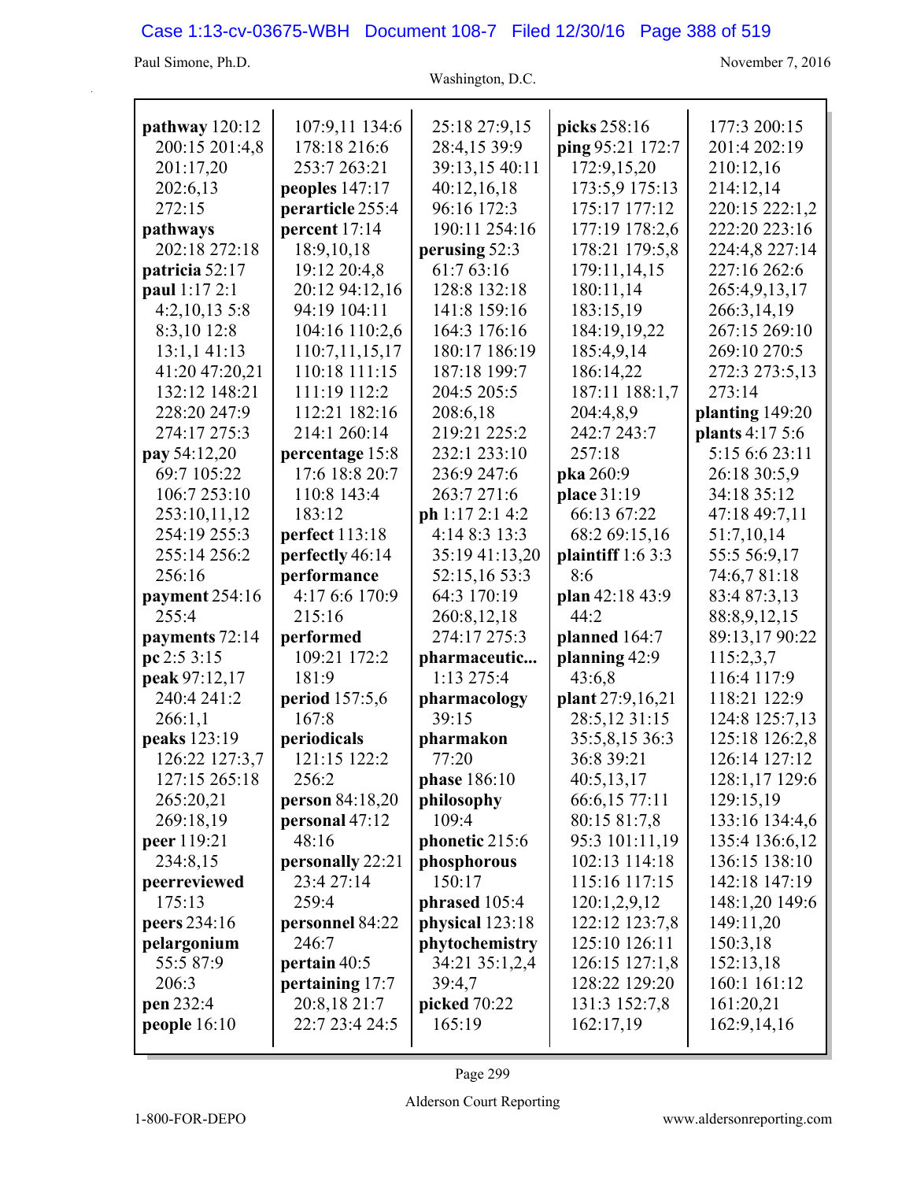**pathway** 120:12 200:15 201:4,8 201:17,20 202:6,13 272:15
**pathways** 202:18 272:18
**patricia** 52:17
**paul** 1:17 2:1 4:2,10,13 5:8 8:3,10 12:8 13:1,1 41:13 41:20 47:20,21 132:12 148:21 228:20 247:9 274:17 275:3
**pay** 54:12,20 69:7 105:22 106:7 253:10 253:10,11,12 254:19 255:3 255:14 256:2 256:16
**payment** 254:16 255:4
**payments** 72:14
**pc** 2:5 3:15
**peak** 97:12,17 240:4 241:2 266:1,1
**peaks** 123:19 126:22 127:3,7 127:15 265:18 265:20,21 269:18,19
**peer** 119:21 234:8,15
**peerreviewed** 175:13
**peers** 234:16
**pelargonium** 55:5 87:9 206:3
**pen** 232:4
**people** 16:10 107:9,11 134:6 178:18 216:6 253:7 263:21
**peoples** 147:17
**perarticle** 255:4
**percent** 17:14 18:9,10,18 19:12 20:4,8 20:12 94:12,16 94:19 104:11 104:16 110:2,6 110:7,11,15,17 110:18 111:15 111:19 112:2 112:21 182:16 214:1 260:14
**percentage** 15:8 17:6 18:8 20:7 110:8 143:4 183:12
**perfect** 113:18
**perfectly** 46:14
**performance** 4:17 6:6 170:9 215:16
**performed** 109:21 172:2 181:9
**period** 157:5,6 167:8
**periodicals** 121:15 122:2 256:2
**person** 84:18,20
**personal** 47:12 48:16
**personally** 22:21 23:4 27:14 259:4
**personnel** 84:22 246:7
**pertain** 40:5
**pertaining** 17:7 20:8,18 21:7 22:7 23:4 24:5 25:18 27:9,15 28:4,15 39:9 39:13,15 40:11 40:12,16,18 96:16 172:3 190:11 254:16
**perusing** 52:3 61:7 63:16 128:8 132:18 141:8 159:16 164:3 176:16 180:17 186:19 187:18 199:7 204:5 205:5 208:6,18 219:21 225:2 232:1 233:10 236:9 247:6 263:7 271:6
**ph** 1:17 2:1 4:2 4:14 8:3 13:3 35:19 41:13,20 52:15,16 53:3 64:3 170:19 260:8,12,18 274:17 275:3
**pharmaceutic...** 1:13 275:4
**pharmacology** 39:15
**pharmakon** 77:20
**phase** 186:10
**philosophy** 109:4
**phonetic** 215:6
**phosphorous** 150:17
**phrased** 105:4
**physical** 123:18
**phytochemistry** 34:21 35:1,2,4 39:4,7
**picked** 70:22 165:19
**picks** 258:16
**ping** 95:21 172:7 172:9,15,20 173:5,9 175:13 175:17 177:12 177:19 178:2,6 178:21 179:5,8 179:11,14,15 180:11,14 183:15,19 184:19,19,22 185:4,9,14 186:14,22 187:11 188:1,7 204:4,8,9 242:7 243:7 257:18
**pka** 260:9
**place** 31:19 66:13 67:22 68:2 69:15,16
**plaintiff** 1:6 3:3 8:6
**plan** 42:18 43:9 44:2
**planned** 164:7
**planning** 42:9 43:6,8
**plant** 27:9,16,21 28:5,12 31:15 35:5,8,15 36:3 36:8 39:21 40:5,13,17 66:6,15 77:11 80:15 81:7,8 95:3 101:11,19 102:13 114:18 115:16 117:15 120:1,2,9,12 122:12 123:7,8 125:10 126:11 126:15 127:1,8 128:22 129:20 131:3 152:7,8 162:17,19 177:3 200:15 201:4 202:19 210:12,16 214:12,14 220:15 222:1,2 222:20 223:16 224:4,8 227:14 227:16 262:6 265:4,9,13,17 266:3,14,19 267:15 269:10 269:10 270:5 272:3 273:5,13 273:14
**planting** 149:20
**plants** 4:17 5:6 5:15 6:6 23:11 26:18 30:5,9 34:18 35:12 47:18 49:7,11 51:7,10,14 55:5 56:9,17 74:6,7 81:18 83:4 87:3,13 88:8,9,12,15 89:13,17 90:22 115:2,3,7 116:4 117:9 118:21 122:9 124:8 125:7,13 125:18 126:2,8 126:14 127:12 128:1,17 129:6 129:15,19 133:16 134:4,6 135:4 136:6,12 136:15 138:10 142:18 147:19 148:1,20 149:6 149:11,20 150:3,18 152:13,18 160:1 161:12 161:20,21 162:9,14,16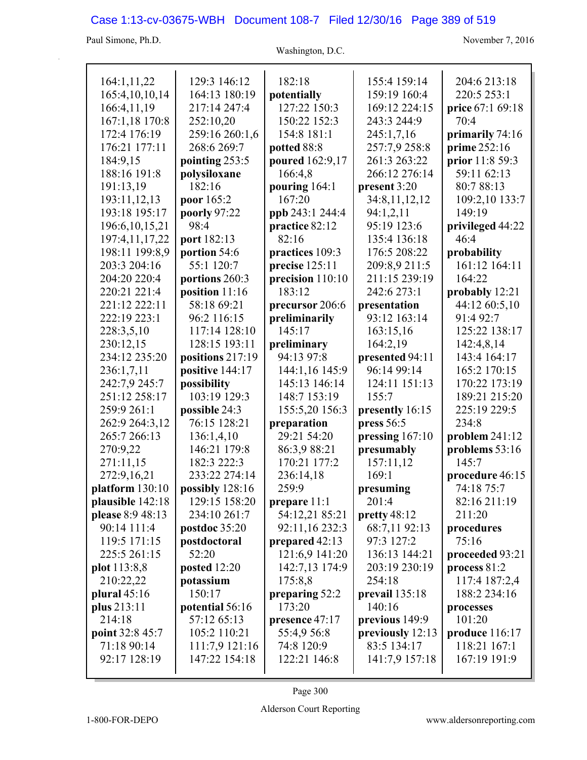164:1,11,22
165:4,10,10,14
166:4,11,19
167:1,18 170:8
172:4 176:19
176:21 177:11
184:9,15
188:16 191:8
191:13,19
193:11,12,13
193:18 195:17
196:6,10,15,21
197:4,11,17,22
198:11 199:8,9
203:3 204:16
204:20 220:4
220:21 221:4
221:12 222:11
222:19 223:1
228:3,5,10
230:12,15
234:12 235:20
236:1,7,11
242:7,9 245:7
251:12 258:17
259:9 261:1
262:9 264:3,12
265:7 266:13
270:9,22
271:11,15
272:9,16,21
**platform** 130:10
**plausible** 142:18
**please** 8:9 48:13
90:14 111:4
119:5 171:15
225:5 261:15
**plot** 113:8,8
210:22,22
**plural** 45:16
**plus** 213:11
214:18
**point** 32:8 45:7
71:18 90:14
92:17 128:19

129:3 146:12
164:13 180:19
217:14 247:4
252:10,20
259:16 260:1,6
268:6 269:7
**pointing** 253:5
**polysiloxane**
182:16
**poor** 165:2
**poorly** 97:22
98:4
**port** 182:13
**portion** 54:6
55:1 120:7
**portions** 260:3
**position** 11:16
58:18 69:21
96:2 116:15
117:14 128:10
128:15 193:11
**positions** 217:19
**positive** 144:17
**possibility**
103:19 129:3
**possible** 24:3
76:15 128:21
136:1,4,10
146:21 179:8
182:3 222:3
233:22 274:14
**possibly** 128:16
129:15 158:20
234:10 261:7
**postdoc** 35:20
**postdoctoral**
52:20
**posted** 12:20
**potassium**
150:17
**potential** 56:16
57:12 65:13
105:2 110:21
111:7,9 121:16
147:22 154:18

182:18
**potentially**
127:22 150:3
150:22 152:3
154:8 181:1
**potted** 88:8
**poured** 162:9,17
166:4,8
**pouring** 164:1
167:20
**ppb** 243:1 244:4
**practice** 82:12
82:16
**practices** 109:3
**precise** 125:11
**precision** 110:10
183:12
**precursor** 206:6
**preliminarily**
145:17
**preliminary**
94:13 97:8
144:1,16 145:9
145:13 146:14
148:7 153:19
155:5,20 156:3
**preparation**
29:21 54:20
86:3,9 88:21
170:21 177:2
236:14,18
259:9
**prepare** 11:1
54:12,21 85:21
92:11,16 232:3
**prepared** 42:13
121:6,9 141:20
142:7,13 174:9
175:8,8
**preparing** 52:2
173:20
**presence** 47:17
55:4,9 56:8
74:8 120:9
122:21 146:8

155:4 159:14
159:19 160:4
169:12 224:15
243:3 244:9
245:1,7,16
257:7,9 258:8
261:3 263:22
266:12 276:14
**present** 3:20
34:8,11,12,12
94:1,2,11
95:19 123:6
135:4 136:18
176:5 208:22
209:8,9 211:5
211:15 239:19
242:6 273:1
**presentation**
93:12 163:14
163:15,16
164:2,19
**presented** 94:11
96:14 99:14
124:11 151:13
155:7
**presently** 16:15
**press** 56:5
**pressing** 167:10
**presumably**
157:11,12
169:1
**presuming**
201:4
**pretty** 48:12
68:7,11 92:13
97:3 127:2
136:13 144:21
203:19 230:19
254:18
**prevail** 135:18
140:16
**previous** 149:9
**previously** 12:13
83:5 134:17
141:7,9 157:18

204:6 213:18
220:5 253:1
**price** 67:1 69:18
70:4
**primarily** 74:16
**prime** 252:16
**prior** 11:8 59:3
59:11 62:13
80:7 88:13
109:2,10 133:7
149:19
**privileged** 44:22
46:4
**probability**
161:12 164:11
164:22
**probably** 12:21
44:12 60:5,10
91:4 92:7
125:22 138:17
142:4,8,14
143:4 164:17
165:2 170:15
170:22 173:19
189:21 215:20
225:19 229:5
234:8
**problem** 241:12
**problems** 53:16
145:7
**procedure** 46:15
74:18 75:7
82:16 211:19
211:20
**procedures**
75:16
**proceeded** 93:21
**process** 81:2
117:4 187:2,4
188:2 234:16
**processes**
101:20
**produce** 116:17
118:21 167:1
167:19 191:9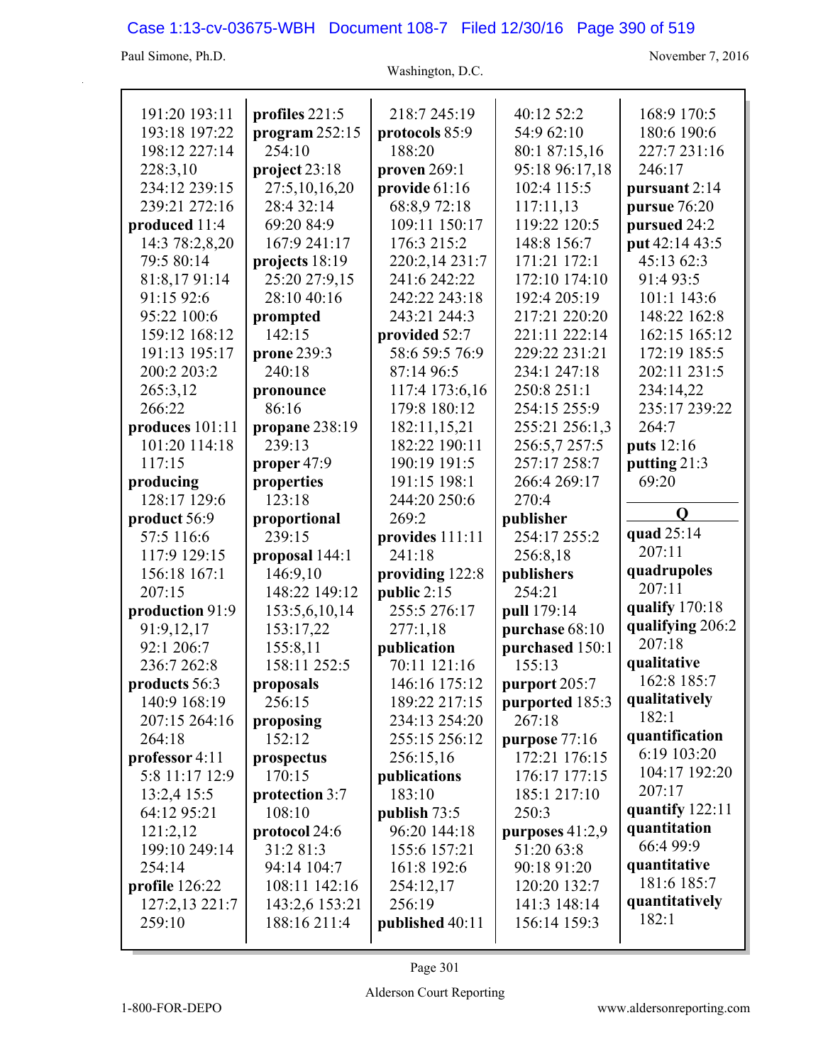191:20 193:11
193:18 197:22
198:12 227:14
228:3,10
234:12 239:15
239:21 272:16

**produced** 11:4
14:3 78:2,8,20
79:5 80:14
81:8,17 91:14
91:15 92:6
95:22 100:6
159:12 168:12
191:13 195:17
200:2 203:2
265:3,12
266:22

**produces** 101:11
101:20 114:18
117:15

**producing**
128:17 129:6

**product** 56:9
57:5 116:6
117:9 129:15
156:18 167:1
207:15

**production** 91:9
91:9,12,17
92:1 206:7
236:7 262:8

**products** 56:3
140:9 168:19
207:15 264:16
264:18

**professor** 4:11
5:8 11:17 12:9
13:2,4 15:5
64:12 95:21
121:2,12
199:10 249:14
254:14

**profile** 126:22
127:2,13 221:7
259:10

**profiles** 221:5

**program** 252:15
254:10

**project** 23:18
27:5,10,16,20
28:4 32:14
69:20 84:9
167:9 241:17

**projects** 18:19
25:20 27:9,15
28:10 40:16

**prompted**
142:15

**prone** 239:3
240:18

**pronounce**
86:16

**propane** 238:19
239:13

**proper** 47:9

**properties**
123:18

**proportional**
239:15

**proposal** 144:1
146:9,10
148:22 149:12
153:5,6,10,14
153:17,22
155:8,11
158:11 252:5

**proposals**
256:15

**proposing**
152:12

**prospectus**
170:15

**protection** 3:7
108:10

**protocol** 24:6
31:2 81:3
94:14 104:7
108:11 142:16
143:2,6 153:21
188:16 211:4

218:7 245:19

**protocols** 85:9
188:20

**proven** 269:1

**provide** 61:16
68:8,9 72:18
109:11 150:17
176:3 215:2
220:2,14 231:7
241:6 242:22
242:22 243:18
243:21 244:3

**provided** 52:7
58:6 59:5 76:9
87:14 96:5
117:4 173:6,16
179:8 180:12
182:11,15,21
182:22 190:11
190:19 191:5
191:15 198:1
244:20 250:6
269:2

**provides** 111:11
241:18

**providing** 122:8

**public** 2:15
255:5 276:17
277:1,18

**publication**
70:11 121:16
146:16 175:12
189:22 217:15
234:13 254:20
255:15 256:12
256:15,16

**publications**
183:10

**publish** 73:5
96:20 144:18
155:6 157:21
161:8 192:6
254:12,17
256:19

**published** 40:11

40:12 52:2
54:9 62:10
80:1 87:15,16
95:18 96:17,18
102:4 115:5
117:11,13
119:22 120:5
148:8 156:7
171:21 172:1
172:10 174:10
192:4 205:19
217:21 220:20
221:11 222:14
229:22 231:21
234:1 247:18
250:8 251:1
254:15 255:9
255:21 256:1,3
256:5,7 257:5
257:17 258:7
266:4 269:17
270:4

**publisher**
254:17 255:2
256:8,18

**publishers**
254:21

**pull** 179:14

**purchase** 68:10

**purchased** 150:1
155:13

**purport** 205:7

**purported** 185:3
267:18

**purpose** 77:16
172:21 176:15
176:17 177:15
185:1 217:10
250:3

**purposes** 41:2,9
51:20 63:8
90:18 91:20
120:20 132:7
141:3 148:14
156:14 159:3

168:9 170:5
180:6 190:6
227:7 231:16
246:17

**pursuant** 2:14

**pursue** 76:20

**pursued** 24:2

**put** 42:14 43:5
45:13 62:3
91:4 93:5
101:1 143:6
148:22 162:8
162:15 165:12
172:19 185:5
202:11 231:5
234:14,22
235:17 239:22
264:7

**puts** 12:16

**putting** 21:3
69:20

**Q**

**quad** 25:14
207:11

**quadrupoles**
207:11

**qualify** 170:18

**qualifying** 206:2
207:18

**qualitative**
162:8 185:7

**qualitatively**
182:1

**quantification**
6:19 103:20
104:17 192:20
207:17

**quantify** 122:11

**quantitation**
66:4 99:9

**quantitative**
181:6 185:7

**quantitatively**
182:1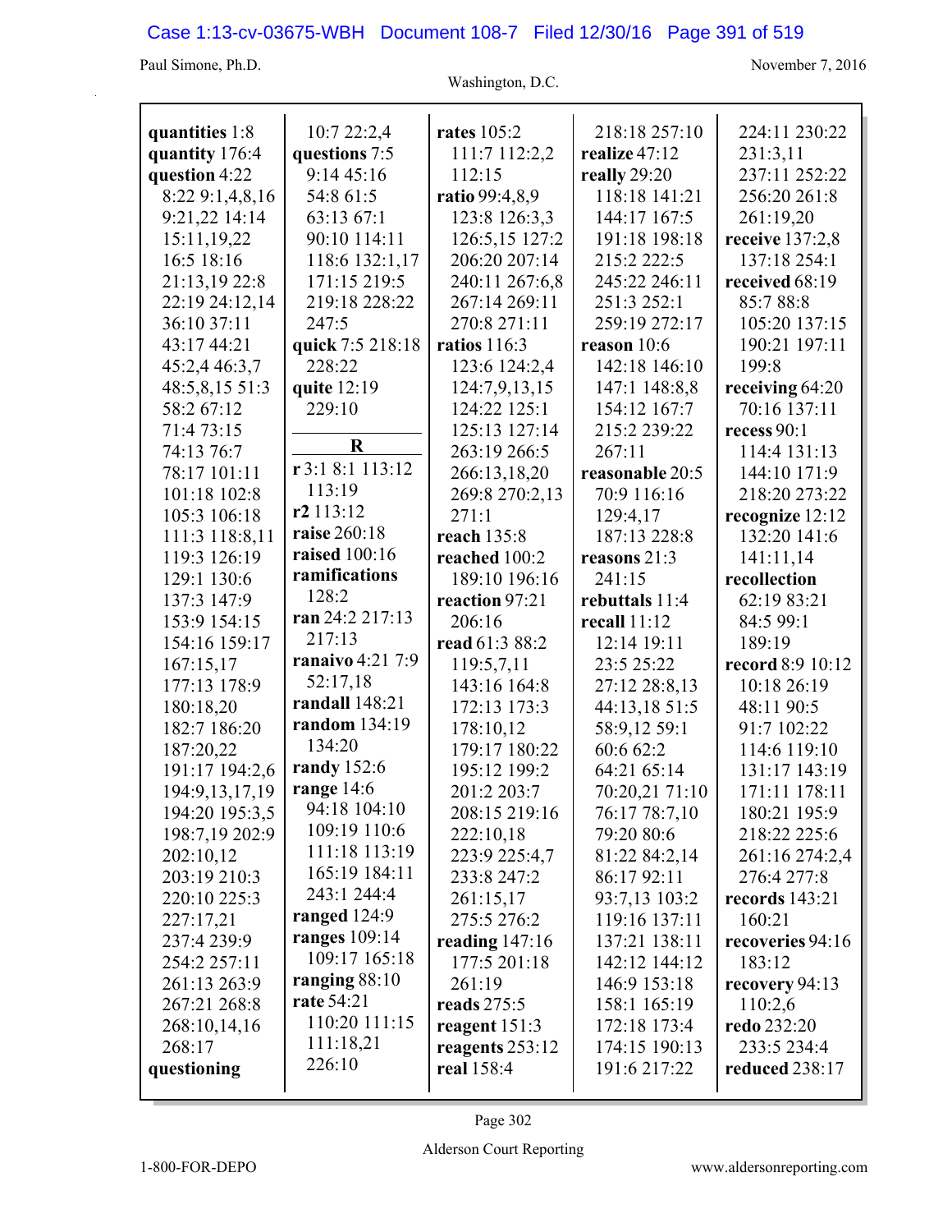**quantities** 1:8
**quantity** 176:4
**question** 4:22
8:22 9:1,4,8,16
9:21,22 14:14
15:11,19,22
16:5 18:16
21:13,19 22:8
22:19 24:12,14
36:10 37:11
43:17 44:21
45:2,4 46:3,7
48:5,8,15 51:3
58:2 67:12
71:4 73:15
74:13 76:7
78:17 101:11
101:18 102:8
105:3 106:18
111:3 118:8,11
119:3 126:19
129:1 130:6
137:3 147:9
153:9 154:15
154:16 159:17
167:15,17
177:13 178:9
180:18,20
182:7 186:20
187:20,22
191:17 194:2,6
194:9,13,17,19
194:20 195:3,5
198:7,19 202:9
202:10,12
203:19 210:3
220:10 225:3
227:17,21
237:4 239:9
254:2 257:11
261:13 263:9
267:21 268:8
268:10,14,16
268:17
**questioning**
10:7 22:2,4
**questions** 7:5
9:14 45:16
54:8 61:5
63:13 67:1
90:10 114:11
118:6 132:1,17
171:15 219:5
219:18 228:22
247:5
**quick** 7:5 218:18
228:22
**quite** 12:19
229:10

## R

**r** 3:1 8:1 113:12
113:19
**r2** 113:12
**raise** 260:18
**raised** 100:16
**ramifications**
128:2
**ran** 24:2 217:13
217:13
**ranaivo** 4:21 7:9
52:17,18
**randall** 148:21
**random** 134:19
134:20
**randy** 152:6
**range** 14:6
94:18 104:10
109:19 110:6
111:18 113:19
165:19 184:11
243:1 244:4
**ranged** 124:9
**ranges** 109:14
109:17 165:18
**ranging** 88:10
**rate** 54:21
110:20 111:15
111:18,21
226:10
**rates** 105:2
111:7 112:2,2
112:15
**ratio** 99:4,8,9
123:8 126:3,3
126:5,15 127:2
206:20 207:14
240:11 267:6,8
267:14 269:11
270:8 271:11
**ratios** 116:3
123:6 124:2,4
124:7,9,13,15
124:22 125:1
125:13 127:14
263:19 266:5
266:13,18,20
269:8 270:2,13
271:1
**reach** 135:8
**reached** 100:2
189:10 196:16
**reaction** 97:21
206:16
**read** 61:3 88:2
119:5,7,11
143:16 164:8
172:13 173:3
178:10,12
179:17 180:22
195:12 199:2
201:2 203:7
208:15 219:16
222:10,18
223:9 225:4,7
233:8 247:2
261:15,17
275:5 276:2
**reading** 147:16
177:5 201:18
261:19
**reads** 275:5
**reagent** 151:3
**reagents** 253:12
**real** 158:4
218:18 257:10
**realize** 47:12
**really** 29:20
118:18 141:21
144:17 167:5
191:18 198:18
215:2 222:5
245:22 246:11
251:3 252:1
259:19 272:17
**reason** 10:6
142:18 146:10
147:1 148:8,8
154:12 167:7
215:2 239:22
267:11
**reasonable** 20:5
70:9 116:16
129:4,17
187:13 228:8
**reasons** 21:3
241:15
**rebuttals** 11:4
**recall** 11:12
12:14 19:11
23:5 25:22
27:12 28:8,13
44:13,18 51:5
58:9,12 59:1
60:6 62:2
64:21 65:14
70:20,21 71:10
76:17 78:7,10
79:20 80:6
81:22 84:2,14
86:17 92:11
93:7,13 103:2
119:16 137:11
137:21 138:11
142:12 144:12
146:9 153:18
158:1 165:19
172:18 173:4
174:15 190:13
191:6 217:22
224:11 230:22
231:3,11
237:11 252:22
256:20 261:8
261:19,20
**receive** 137:2,8
137:18 254:1
**received** 68:19
85:7 88:8
105:20 137:15
190:21 197:11
199:8
**receiving** 64:20
70:16 137:11
**recess** 90:1
114:4 131:13
144:10 171:9
218:20 273:22
**recognize** 12:12
132:20 141:6
141:11,14
**recollection**
62:19 83:21
84:5 99:1
189:19
**record** 8:9 10:12
10:18 26:19
48:11 90:5
91:7 102:22
114:6 119:10
131:17 143:19
171:11 178:11
180:21 195:9
218:22 225:6
261:16 274:2,4
276:4 277:8
**records** 143:21
160:21
**recoveries** 94:16
183:12
**recovery** 94:13
110:2,6
**redo** 232:20
233:5 234:4
**reduced** 238:17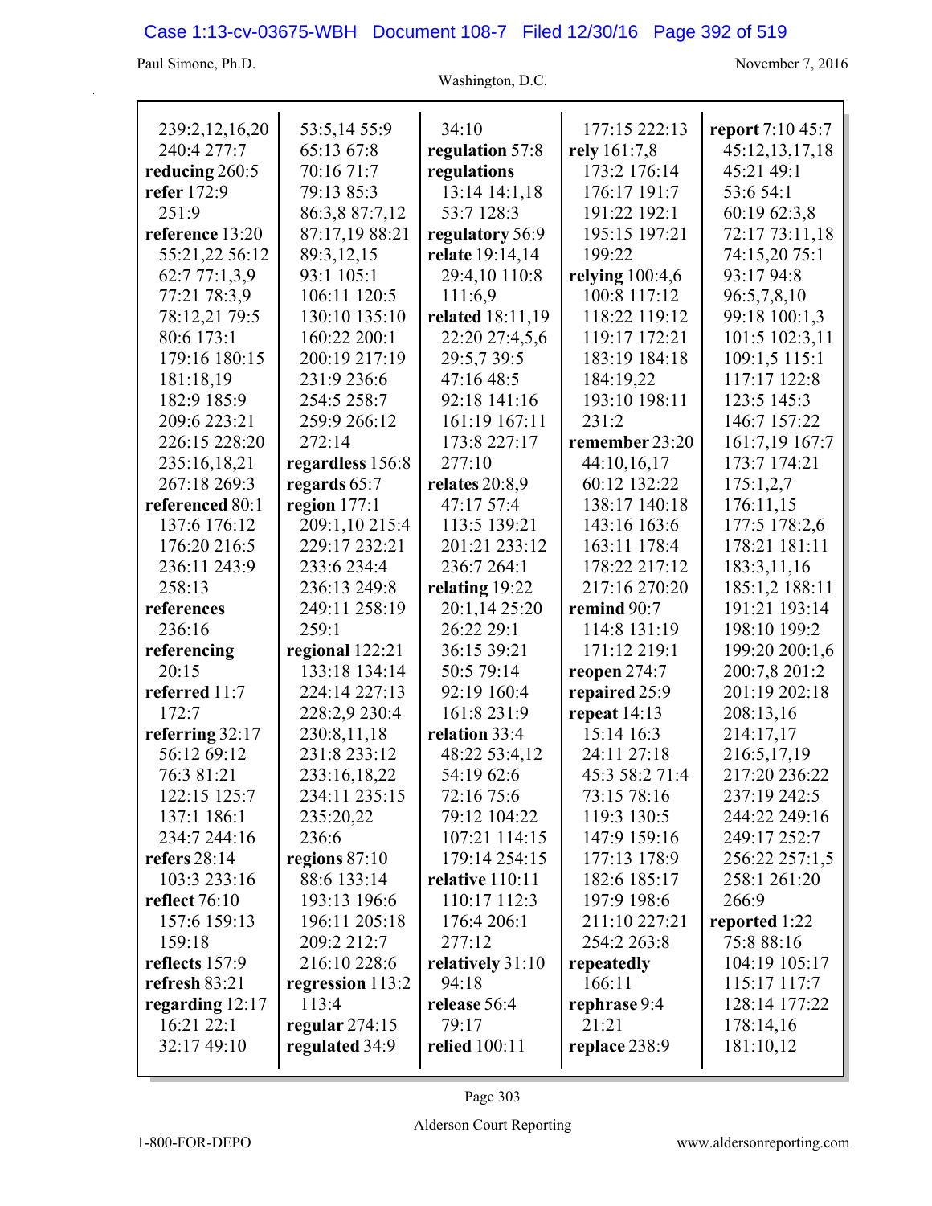239:2,12,16,20
240:4 277:7
**reducing** 260:5
**refer** 172:9
251:9
**reference** 13:20
55:21,22 56:12
62:7 77:1,3,9
77:21 78:3,9
78:12,21 79:5
80:6 173:1
179:16 180:15
181:18,19
182:9 185:9
209:6 223:21
226:15 228:20
235:16,18,21
267:18 269:3
**referenced** 80:1
137:6 176:12
176:20 216:5
236:11 243:9
258:13
**references**
236:16
**referencing**
20:15
**referred** 11:7
172:7
**referring** 32:17
56:12 69:12
76:3 81:21
122:15 125:7
137:1 186:1
234:7 244:16
**refers** 28:14
103:3 233:16
**reflect** 76:10
157:6 159:13
159:18
**reflects** 157:9
**refresh** 83:21
**regarding** 12:17
16:21 22:1
32:17 49:10

53:5,14 55:9
65:13 67:8
70:16 71:7
79:13 85:3
86:3,8 87:7,12
87:17,19 88:21
89:3,12,15
93:1 105:1
106:11 120:5
130:10 135:10
160:22 200:1
200:19 217:19
231:9 236:6
254:5 258:7
259:9 266:12
272:14
**regardless** 156:8
**regards** 65:7
**region** 177:1
209:1,10 215:4
229:17 232:21
233:6 234:4
236:13 249:8
249:11 258:19
259:1
**regional** 122:21
133:18 134:14
224:14 227:13
228:2,9 230:4
230:8,11,18
231:8 233:12
233:16,18,22
234:11 235:15
235:20,22
236:6
**regions** 87:10
88:6 133:14
193:13 196:6
196:11 205:18
209:2 212:7
216:10 228:6
**regression** 113:2
113:4
**regular** 274:15
**regulated** 34:9

34:10
**regulation** 57:8
**regulations**
13:14 14:1,18
53:7 128:3
**regulatory** 56:9
**relate** 19:14,14
29:4,10 110:8
111:6,9
**related** 18:11,19
22:20 27:4,5,6
29:5,7 39:5
47:16 48:5
92:18 141:16
161:19 167:11
173:8 227:17
277:10
**relates** 20:8,9
47:17 57:4
113:5 139:21
201:21 233:12
236:7 264:1
**relating** 19:22
20:1,14 25:20
26:22 29:1
36:15 39:21
50:5 79:14
92:19 160:4
161:8 231:9
**relation** 33:4
48:22 53:4,12
54:19 62:6
72:16 75:6
79:12 104:22
107:21 114:15
179:14 254:15
**relative** 110:11
110:17 112:3
176:4 206:1
277:12
**relatively** 31:10
94:18
**release** 56:4
79:17
**relied** 100:11

177:15 222:13
**rely** 161:7,8
173:2 176:14
176:17 191:7
191:22 192:1
195:15 197:21
199:22
**relying** 100:4,6
100:8 117:12
118:22 119:12
119:17 172:21
183:19 184:18
184:19,22
193:10 198:11
231:2
**remember** 23:20
44:10,16,17
60:12 132:22
138:17 140:18
143:16 163:6
163:21 178:4
178:22 217:12
217:16 270:20
**remind** 90:7
114:8 131:19
171:12 219:1
**reopen** 274:7
**repaired** 25:9
**repeat** 14:13
15:14 16:3
24:11 27:18
45:3 58:2 71:4
73:15 78:16
119:3 130:5
147:9 159:16
177:13 178:9
182:6 185:17
197:9 198:6
211:10 227:21
254:2 263:8
**repeatedly**
166:11
**rephrase** 9:4
21:21
**replace** 238:9

**report** 7:10 45:7
45:12,13,17,18
45:21 49:1
53:6 54:1
60:19 62:3,8
72:17 73:11,18
74:15,20 75:1
93:17 94:8
96:5,7,8,10
99:18 100:1,3
101:5 102:3,11
109:1,5 115:1
117:17 122:8
123:5 145:3
146:7 157:22
161:7,19 167:7
173:7 174:21
175:1,2,7
176:11,15
177:5 178:2,6
178:21 181:11
183:3,11,16
185:1,2 188:11
191:21 193:14
198:10 199:2
199:20 200:1,6
200:7,8 201:2
201:19 202:18
208:13,16
214:17,17
216:5,17,19
217:20 236:22
237:19 242:5
244:22 249:16
249:17 252:7
256:22 257:1,5
258:1 261:20
266:9
**reported** 1:22
75:8 88:16
104:19 105:17
115:17 117:7
128:14 177:22
178:14,16
181:10,12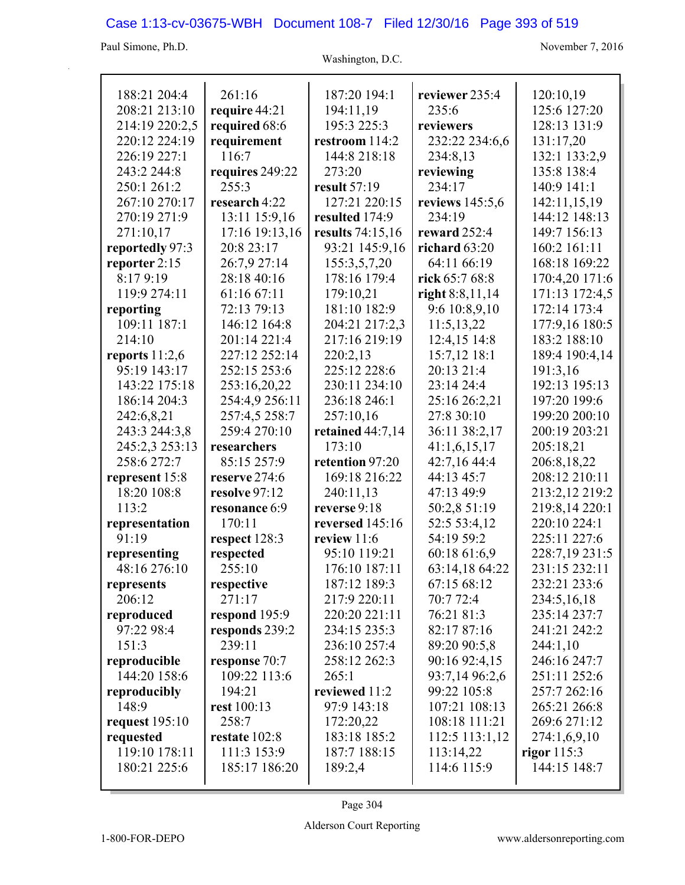188:21 204:4
208:21 213:10
214:19 220:2,5
220:12 224:19
226:19 227:1
243:2 244:8
250:1 261:2
267:10 270:17
270:19 271:9
271:10,17

**reportedly** 97:3

**reporter** 2:15
8:17 9:19
119:9 274:11

**reporting**
109:11 187:1
214:10

**reports** 11:2,6
95:19 143:17
143:22 175:18
186:14 204:3
242:6,8,21
243:3 244:3,8
245:2,3 253:13
258:6 272:7

**represent** 15:8
18:20 108:8
113:2

**representation**
91:19

**representing**
48:16 276:10

**represents**
206:12

**reproduced**
97:22 98:4
151:3

**reproducible**
144:20 158:6

**reproducibly**
148:9

**request** 195:10

**requested**
119:10 178:11
180:21 225:6

261:16

**require** 44:21

**required** 68:6

**requirement**
116:7

**requires** 249:22
255:3

**research** 4:22
13:11 15:9,16
17:16 19:13,16
20:8 23:17
26:7,9 27:14
28:18 40:16
61:16 67:11
72:13 79:13
146:12 164:8
201:14 221:4
227:12 252:14
252:15 253:6
253:16,20,22
254:4,9 256:11
257:4,5 258:7
259:4 270:10

**researchers**
85:15 257:9

**reserve** 274:6

**resolve** 97:12

**resonance** 6:9
170:11

**respect** 128:3

**respected**
255:10

**respective**
271:17

**respond** 195:9

**responds** 239:2
239:11

**response** 70:7
109:22 113:6
194:21

**rest** 100:13
258:7

**restate** 102:8
111:3 153:9
185:17 186:20

187:20 194:1
194:11,19
195:3 225:3

**restroom** 114:2
144:8 218:18
273:20

**result** 57:19
127:21 220:15

**resulted** 174:9

**results** 74:15,16
93:21 145:9,16
155:3,5,7,20
178:16 179:4
179:10,21
181:10 182:9
204:21 217:2,3
217:16 219:19
220:2,13
225:12 228:6
230:11 234:10
236:18 246:1
257:10,16

**retained** 44:7,14
173:10

**retention** 97:20
169:18 216:22
240:11,13

**reverse** 9:18

**reversed** 145:16

**review** 11:6
95:10 119:21
176:10 187:11
187:12 189:3
217:9 220:11
220:20 221:11
234:15 235:3
236:10 257:4
258:12 262:3
265:1

**reviewed** 11:2
97:9 143:18
172:20,22
183:18 185:2
187:7 188:15
189:2,4

**reviewer** 235:4
235:6

**reviewers**
232:22 234:6,6
234:8,13

**reviewing**
234:17

**reviews** 145:5,6
234:19

**reward** 252:4

**richard** 63:20
64:11 66:19

**rick** 65:7 68:8

**right** 8:8,11,14
9:6 10:8,9,10
11:5,13,22
12:4,15 14:8
15:7,12 18:1
20:13 21:4
23:14 24:4
25:16 26:2,21
27:8 30:10
36:11 38:2,17
41:1,6,15,17
42:7,16 44:4
44:13 45:7
47:13 49:9
50:2,8 51:19
52:5 53:4,12
54:19 59:2
60:18 61:6,9
63:14,18 64:22
67:15 68:12
70:7 72:4
76:21 81:3
82:17 87:16
89:20 90:5,8
90:16 92:4,15
93:7,14 96:2,6
99:22 105:8
107:21 108:13
108:18 111:21
112:5 113:1,12
113:14,22
114:6 115:9

120:10,19
125:6 127:20
128:13 131:9
131:17,20
132:1 133:2,9
135:8 138:4
140:9 141:1
142:11,15,19
144:12 148:13
149:7 156:13
160:2 161:11
168:18 169:22
170:4,20 171:6
171:13 172:4,5
172:14 173:4
177:9,16 180:5
183:2 188:10
189:4 190:4,14
191:3,16
192:13 195:13
197:20 199:6
199:20 200:10
200:19 203:21
205:18,21
206:8,18,22
208:12 210:11
213:2,12 219:2
219:8,14 220:1
220:10 224:1
225:11 227:6
228:7,19 231:5
231:15 232:11
232:21 233:6
234:5,16,18
235:14 237:7
241:21 242:2
244:1,10
246:16 247:7
251:11 252:6
257:7 262:16
265:21 266:8
269:6 271:12
274:1,6,9,10

**rigor** 115:3
144:15 148:7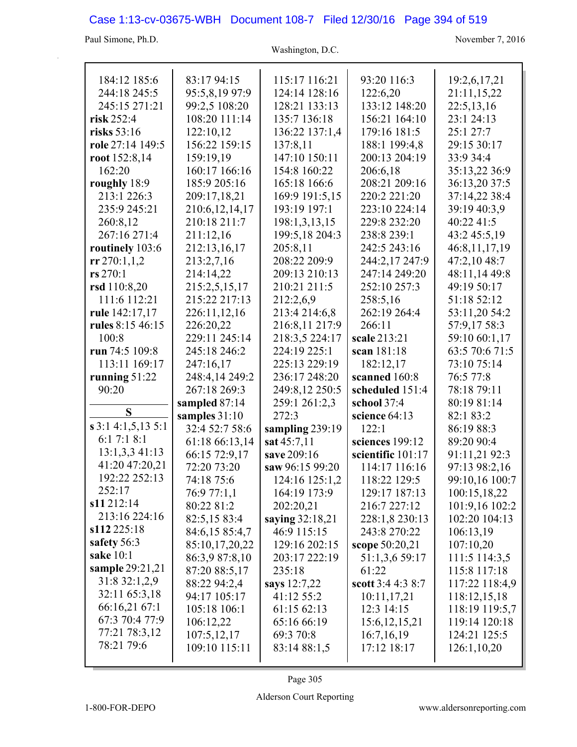184:12 185:6
244:18 245:5
245:15 271:21
**risk** 252:4
**risks** 53:16
**role** 27:14 149:5
**root** 152:8,14
162:20
**roughly** 18:9
213:1 226:3
235:9 245:21
260:8,12
267:16 271:4
**routinely** 103:6
**rr** 270:1,1,2
**rs** 270:1
**rsd** 110:8,20
111:6 112:21
**rule** 142:17,17
**rules** 8:15 46:15
100:8
**run** 74:5 109:8
113:11 169:17
**running** 51:22
90:20

## S

**s** 3:1 4:1,5,13 5:1
6:1 7:1 8:1
13:1,3,3 41:13
41:20 47:20,21
192:22 252:13
252:17
**s11** 212:14
213:16 224:16
**s112** 225:18
**safety** 56:3
**sake** 10:1
**sample** 29:21,21
31:8 32:1,2,9
32:11 65:3,18
66:16,21 67:1
67:3 70:4 77:9
77:21 78:3,12
78:21 79:6
83:17 94:15
95:5,8,19 97:9
99:2,5 108:20
108:20 111:14
122:10,12
156:22 159:15
159:19,19
160:17 166:16
185:9 205:16
209:17,18,21
210:6,12,14,17
210:18 211:7
211:12,16
212:13,16,17
213:2,7,16
214:14,22
215:2,5,15,17
215:22 217:13
226:11,12,16
226:20,22
229:11 245:14
245:18 246:2
247:16,17
248:4,14 249:2
267:18 269:3
**sampled** 87:14
**samples** 31:10
32:4 52:7 58:6
61:18 66:13,14
66:15 72:9,17
72:20 73:20
74:18 75:6
76:9 77:1,1
80:22 81:2
82:5,15 83:4
84:6,15 85:4,7
85:10,17,20,22
86:3,9 87:8,10
87:20 88:5,17
88:22 94:2,4
94:17 105:17
105:18 106:1
106:12,22
107:5,12,17
109:10 115:11
115:17 116:21
124:14 128:16
128:21 133:13
135:7 136:18
136:22 137:1,4
137:8,11
147:10 150:11
154:8 160:22
165:18 166:6
169:9 191:5,15
193:19 197:1
198:1,3,13,15
199:5,18 204:3
205:8,11
208:22 209:9
209:13 210:13
210:21 211:5
212:2,6,9
213:4 214:6,8
216:8,11 217:9
218:3,5 224:17
224:19 225:1
225:13 229:19
236:17 248:20
249:8,12 250:5
259:1 261:2,3
272:3
**sampling** 239:19
**sat** 45:7,11
**save** 209:16
**saw** 96:15 99:20
124:16 125:1,2
164:19 173:9
202:20,21
**saying** 32:18,21
46:9 115:15
129:16 202:15
203:17 222:19
235:18
**says** 12:7,22
41:12 55:2
61:15 62:13
65:16 66:19
69:3 70:8
83:14 88:1,5
93:20 116:3
122:6,20
133:12 148:20
156:21 164:10
179:16 181:5
188:1 199:4,8
200:13 204:19
206:6,18
208:21 209:16
220:2 221:20
223:10 224:14
229:8 232:20
238:8 239:1
242:5 243:16
244:2,17 247:9
247:14 249:20
252:10 257:3
258:5,16
262:19 264:4
266:11
**scale** 213:21
**scan** 181:18
182:12,17
**scanned** 160:8
**scheduled** 151:4
**school** 37:4
**science** 64:13
122:1
**sciences** 199:12
**scientific** 101:17
114:17 116:16
118:22 129:5
129:17 187:13
216:7 227:12
228:1,8 230:13
243:8 270:22
**scope** 50:20,21
51:1,3,6 59:17
61:22
**scott** 3:4 4:3 8:7
10:11,17,21
12:3 14:15
15:6,12,15,21
16:7,16,19
17:12 18:17
19:2,6,17,21
21:11,15,22
22:5,13,16
23:1 24:13
25:1 27:7
29:15 30:17
33:9 34:4
35:13,22 36:9
36:13,20 37:5
37:14,22 38:4
39:19 40:3,9
40:22 41:5
43:2 45:5,19
46:8,11,17,19
47:2,10 48:7
48:11,14 49:8
49:19 50:17
51:18 52:12
53:11,20 54:2
57:9,17 58:3
59:10 60:1,17
63:5 70:6 71:5
73:10 75:14
76:5 77:8
78:18 79:11
80:19 81:14
82:1 83:2
86:19 88:3
89:20 90:4
91:11,21 92:3
97:13 98:2,16
99:10,16 100:7
100:15,18,22
101:9,16 102:2
102:20 104:13
106:13,19
107:10,20
111:5 114:3,5
115:8 117:18
117:22 118:4,9
118:12,15,18
118:19 119:5,7
119:14 120:18
124:21 125:5
126:1,10,20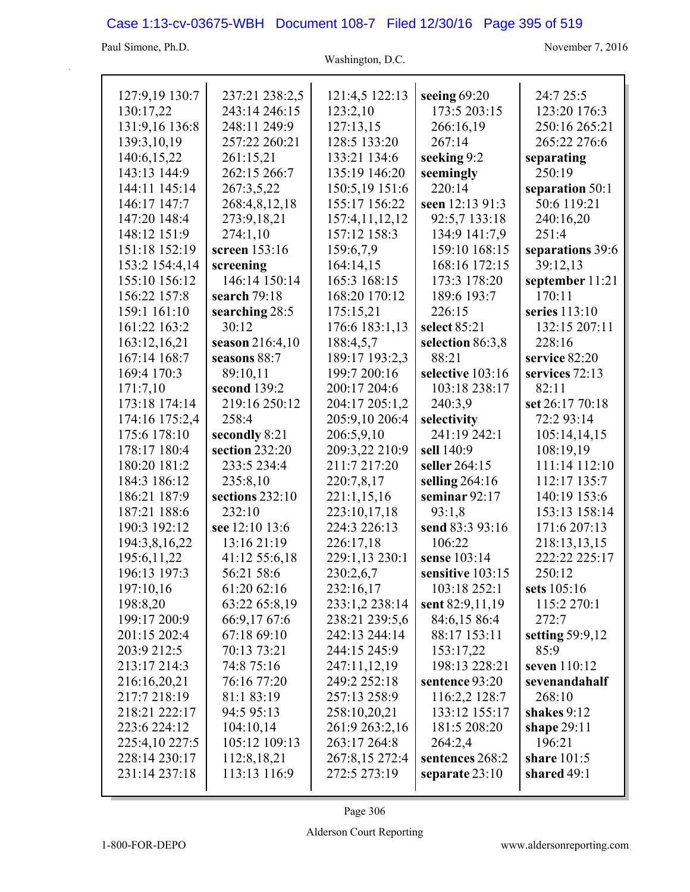127:9,19 130:7
130:17,22
131:9,16 136:8
139:3,10,19
140:6,15,22
143:13 144:9
144:11 145:14
146:17 147:7
147:20 148:4
148:12 151:9
151:18 152:19
153:2 154:4,14
155:10 156:12
156:22 157:8
159:1 161:10
161:22 163:2
163:12,16,21
167:14 168:7
169:4 170:3
171:7,10
173:18 174:14
174:16 175:2,4
175:6 178:10
178:17 180:4
180:20 181:2
184:3 186:12
186:21 187:9
187:21 188:6
190:3 192:12
194:3,8,16,22
195:6,11,22
196:13 197:3
197:10,16
198:8,20
199:17 200:9
201:15 202:4
203:9 212:5
213:17 214:3
216:16,20,21
217:7 218:19
218:21 222:17
223:6 224:12
225:4,10 227:5
228:14 230:17
231:14 237:18
237:21 238:2,5
243:14 246:15
248:11 249:9
257:22 260:21
261:15,21
262:15 266:7
267:3,5,22
268:4,8,12,18
273:9,18,21
274:1,10

**screen** 153:16

**screening** 146:14 150:14

**search** 79:18

**searching** 28:5 30:12

**season** 216:4,10

**seasons** 88:7 89:10,11

**second** 139:2 219:16 250:12 258:4

**secondly** 8:21

**section** 232:20 233:5 234:4 235:8,10

**sections** 232:10 232:10

**see** 12:10 13:6 13:16 21:19 41:12 55:6,18 56:21 58:6 61:20 62:16 63:22 65:8,19 66:9,17 67:6 67:18 69:10 70:13 73:21 74:8 75:16 76:16 77:20 81:1 83:19 94:5 95:13 104:10,14 105:12 109:13 112:8,18,21 113:13 116:9 121:4,5 122:13 123:2,10 127:13,15 128:5 133:20 133:21 134:6 135:19 146:20 150:5,19 151:6 155:17 156:22 157:4,11,12,12 157:12 158:3 159:6,7,9 164:14,15 165:3 168:15 168:20 170:12 175:15,21 176:6 183:1,13 188:4,5,7 189:17 193:2,3 199:7 200:16 200:17 204:6 204:17 205:1,2 205:9,10 206:4 206:5,9,10 209:3,22 210:9 211:7 217:20 220:7,8,17 221:1,15,16 223:10,17,18 224:3 226:13 226:17,18 229:1,13 230:1 230:2,6,7 232:16,17 233:1,2 238:14 238:21 239:5,6 242:13 244:14 244:15 245:9 247:11,12,19 249:2 252:18 257:13 258:9 258:10,20,21 261:9 263:2,16 263:17 264:8 267:8,15 272:4 272:5 273:19

**seeing** 69:20 173:5 203:15 266:16,19 267:14

**seeking** 9:2

**seemingly** 220:14

**seen** 12:13 91:3 92:5,7 133:18 134:9 141:7,9 159:10 168:15 168:16 172:15 173:3 178:20 189:6 193:7 226:15

**select** 85:21

**selection** 86:3,8 88:21

**selective** 103:16 103:18 238:17 240:3,9

**selectivity** 241:19 242:1

**sell** 140:9

**seller** 264:15

**selling** 264:16

**seminar** 92:17 93:1,8

**send** 83:3 93:16 106:22

**sense** 103:14

**sensitive** 103:15 103:18 252:1

**sent** 82:9,11,19 84:6,15 86:4 88:17 153:11 153:17,22 198:13 228:21

**sentence** 93:20 116:2,2 128:7 133:12 155:17 181:5 208:20 264:2,4

**sentences** 268:2

**separate** 23:10 24:7 25:5 123:20 176:3 250:16 265:21 265:22 276:6

**separating** 250:19

**separation** 50:1 50:6 119:21 240:16,20 251:4

**separations** 39:6 39:12,13

**september** 11:21 170:11

**series** 113:10 132:15 207:11 228:16

**service** 82:20

**services** 72:13 82:11

**set** 26:17 70:18 72:2 93:14 105:14,14,15 108:19,19 111:14 112:10 112:17 135:7 140:19 153:6 153:13 158:14 171:6 207:13 218:13,13,15 222:22 225:17 250:12

**sets** 105:16 115:2 270:1 272:7

**setting** 59:9,12 85:9

**seven** 110:12

**sevenandahalf** 268:10

**shakes** 9:12

**shape** 29:11 196:21

**share** 101:5

**shared** 49:1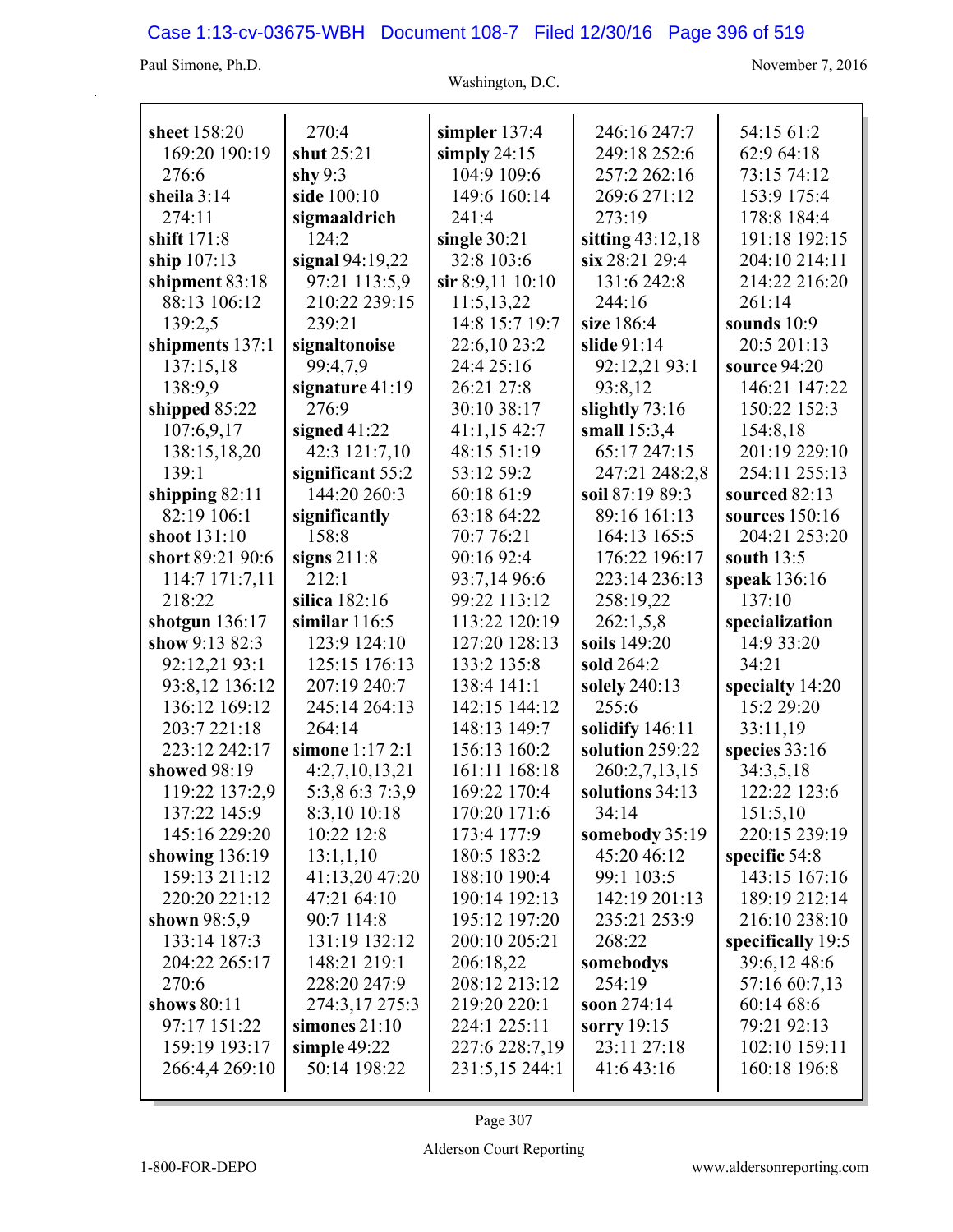**sheet** 158:20 169:20 190:19 276:6
**sheila** 3:14 274:11
**shift** 171:8
**ship** 107:13
**shipment** 83:18 88:13 106:12 139:2,5
**shipments** 137:1 137:15,18 138:9,9
**shipped** 85:22 107:6,9,17 138:15,18,20 139:1
**shipping** 82:11 82:19 106:1
**shoot** 131:10
**short** 89:21 90:6 114:7 171:7,11 218:22
**shotgun** 136:17
**show** 9:13 82:3 92:12,21 93:1 93:8,12 136:12 136:12 169:12 203:7 221:18 223:12 242:17
**showed** 98:19 119:22 137:2,9 137:22 145:9 145:16 229:20
**showing** 136:19 159:13 211:12 220:20 221:12
**shown** 98:5,9 133:14 187:3 204:22 265:17 270:6
**shows** 80:11 97:17 151:22 159:19 193:17 266:4,4 269:10
270:4
**shut** 25:21
**shy** 9:3
**side** 100:10
**sigmaaldrich** 124:2
**signal** 94:19,22 97:21 113:5,9 210:22 239:15 239:21
**signaltonoise** 99:4,7,9
**signature** 41:19 276:9
**signed** 41:22 42:3 121:7,10
**significant** 55:2 144:20 260:3
**significantly** 158:8
**signs** 211:8 212:1
**silica** 182:16
**similar** 116:5 123:9 124:10 125:15 176:13 207:19 240:7 245:14 264:13 264:14
**simone** 1:17 2:1 4:2,7,10,13,21 5:3,8 6:3 7:3,9 8:3,10 10:18 10:22 12:8 13:1,1,10 41:13,20 47:20 47:21 64:10 90:7 114:8 131:19 132:12 148:21 219:1 228:20 247:9 274:3,17 275:3
**simones** 21:10
**simple** 49:22 50:14 198:22
**simpler** 137:4
**simply** 24:15 104:9 109:6 149:6 160:14 241:4
**single** 30:21 32:8 103:6
**sir** 8:9,11 10:10 11:5,13,22 14:8 15:7 19:7 22:6,10 23:2 24:4 25:16 26:21 27:8 30:10 38:17 41:1,15 42:7 48:15 51:19 53:12 59:2 60:18 61:9 63:18 64:22 70:7 76:21 90:16 92:4 93:7,14 96:6 99:22 113:12 113:22 120:19 127:20 128:13 133:2 135:8 138:4 141:1 142:15 144:12 148:13 149:7 156:13 160:2 161:11 168:18 169:22 170:4 170:20 171:6 173:4 177:9 180:5 183:2 188:10 190:4 190:14 192:13 195:12 197:20 200:10 205:21 206:18,22 208:12 213:12 219:20 220:1 224:1 225:11 227:6 228:7,19 231:5,15 244:1
246:16 247:7 249:18 252:6 257:2 262:16 269:6 271:12 273:19
**sitting** 43:12,18
**six** 28:21 29:4 131:6 242:8 244:16
**size** 186:4
**slide** 91:14 92:12,21 93:1 93:8,12
**slightly** 73:16
**small** 15:3,4 65:17 247:15 247:21 248:2,8
**soil** 87:19 89:3 89:16 161:13 164:13 165:5 176:22 196:17 223:14 236:13 258:19,22 262:1,5,8
**soils** 149:20
**sold** 264:2
**solely** 240:13 255:6
**solidify** 146:11
**solution** 259:22 260:2,7,13,15
**solutions** 34:13 34:14
**somebody** 35:19 45:20 46:12 99:1 103:5 142:19 201:13 235:21 253:9 268:22
**somebodys** 254:19
**soon** 274:14
**sorry** 19:15 23:11 27:18 41:6 43:16
54:15 61:2 62:9 64:18 73:15 74:12 153:9 175:4 178:8 184:4 191:18 192:15 204:10 214:11 214:22 216:20 261:14
**sounds** 10:9 20:5 201:13
**source** 94:20 146:21 147:22 150:22 152:3 154:8,18 201:19 229:10 254:11 255:13
**sourced** 82:13
**sources** 150:16 204:21 253:20
**south** 13:5
**speak** 136:16 137:10
**specialization** 14:9 33:20 34:21
**specialty** 14:20 15:2 29:20 33:11,19
**species** 33:16 34:3,5,18 122:22 123:6 151:5,10 220:15 239:19
**specific** 54:8 143:15 167:16 189:19 212:14 216:10 238:10
**specifically** 19:5 39:6,12 48:6 57:16 60:7,13 60:14 68:6 79:21 92:13 102:10 159:11 160:18 196:8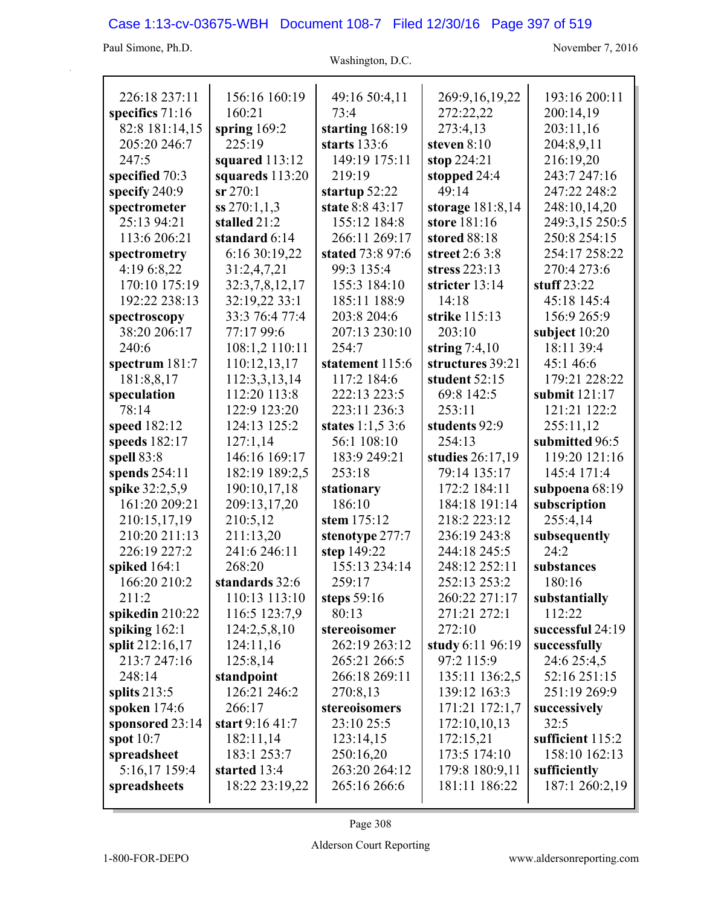226:18 237:11
**specifics** 71:16
82:8 181:14,15
205:20 246:7
247:5
**specified** 70:3
**specify** 240:9
**spectrometer**
25:13 94:21
113:6 206:21
**spectrometry**
4:19 6:8,22
170:10 175:19
192:22 238:13
**spectroscopy**
38:20 206:17
240:6
**spectrum** 181:7
181:8,8,17
**speculation**
78:14
**speed** 182:12
**speeds** 182:17
**spell** 83:8
**spends** 254:11
**spike** 32:2,5,9
161:20 209:21
210:15,17,19
210:20 211:13
226:19 227:2
**spiked** 164:1
166:20 210:2
211:2
**spikedin** 210:22
**spiking** 162:1
**split** 212:16,17
213:7 247:16
248:14
**splits** 213:5
**spoken** 174:6
**sponsored** 23:14
**spot** 10:7
**spreadsheet**
5:16,17 159:4
**spreadsheets**
156:16 160:19
160:21
**spring** 169:2
225:19
**squared** 113:12
**squareds** 113:20
**sr** 270:1
**ss** 270:1,1,3
**stalled** 21:2
**standard** 6:14
6:16 30:19,22
31:2,4,7,21
32:3,7,8,12,17
32:19,22 33:1
33:3 76:4 77:4
77:17 99:6
108:1,2 110:11
110:12,13,17
112:3,3,13,14
112:20 113:8
122:9 123:20
124:13 125:2
127:1,14
146:16 169:17
182:19 189:2,5
190:10,17,18
209:13,17,20
210:5,12
211:13,20
241:6 246:11
268:20
**standards** 32:6
110:13 113:10
116:5 123:7,9
124:2,5,8,10
124:11,16
125:8,14
**standpoint**
126:21 246:2
266:17
**start** 9:16 41:7
182:11,14
183:1 253:7
**started** 13:4
18:22 23:19,22
49:16 50:4,11
73:4
**starting** 168:19
**starts** 133:6
149:19 175:11
219:19
**startup** 52:22
**state** 8:8 43:17
155:12 184:8
266:11 269:17
**stated** 73:8 97:6
99:3 135:4
155:3 184:10
185:11 188:9
203:8 204:6
207:13 230:10
254:7
**statement** 115:6
117:2 184:6
222:13 223:5
223:11 236:3
**states** 1:1,5 3:6
56:1 108:10
183:9 249:21
253:18
**stationary**
186:10
**stem** 175:12
**stenotype** 277:7
**step** 149:22
155:13 234:14
259:17
**steps** 59:16
80:13
**stereoisomer**
262:19 263:12
265:21 266:5
266:18 269:11
270:8,13
**stereoisomers**
23:10 25:5
123:14,15
250:16,20
263:20 264:12
265:16 266:6
269:9,16,19,22
272:22,22
273:4,13
**steven** 8:10
**stop** 224:21
**stopped** 24:4
49:14
**storage** 181:8,14
**store** 181:16
**stored** 88:18
**street** 2:6 3:8
**stress** 223:13
**stricter** 13:14
14:18
**strike** 115:13
203:10
**string** 7:4,10
**structures** 39:21
**student** 52:15
69:8 142:5
253:11
**students** 92:9
254:13
**studies** 26:17,19
79:14 135:17
172:2 184:11
184:18 191:14
218:2 223:12
236:19 243:8
244:18 245:5
248:12 252:11
252:13 253:2
260:22 271:17
271:21 272:1
272:10
**study** 6:11 96:19
97:2 115:9
135:11 136:2,5
139:12 163:3
171:21 172:1,7
172:10,10,13
172:15,21
173:5 174:10
179:8 180:9,11
181:11 186:22
193:16 200:11
200:14,19
203:11,16
204:8,9,11
216:19,20
243:7 247:16
247:22 248:2
248:10,14,20
249:3,15 250:5
250:8 254:15
254:17 258:22
270:4 273:6
**stuff** 23:22
45:18 145:4
156:9 265:9
**subject** 10:20
18:11 39:4
45:1 46:6
179:21 228:22
**submit** 121:17
121:21 122:2
255:11,12
**submitted** 96:5
119:20 121:16
145:4 171:4
**subpoena** 68:19
**subscription**
255:4,14
**subsequently**
24:2
**substances**
180:16
**substantially**
112:22
**successful** 24:19
**successfully**
24:6 25:4,5
52:16 251:15
251:19 269:9
**successively**
32:5
**sufficient** 115:2
158:10 162:13
**sufficiently**
187:1 260:2,19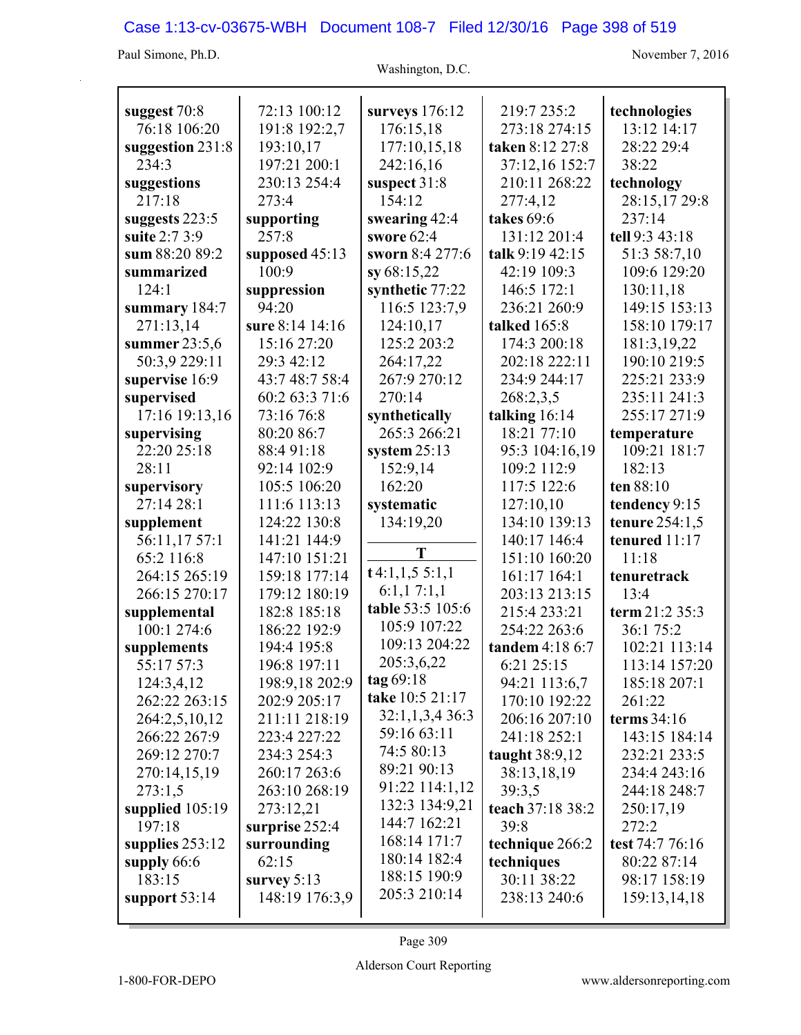**suggest** 70:8 76:18 106:20
**suggestion** 231:8 234:3
**suggestions** 217:18
**suggests** 223:5
**suite** 2:7 3:9
**sum** 88:20 89:2
**summarized** 124:1
**summary** 184:7 271:13,14
**summer** 23:5,6 50:3,9 229:11
**supervise** 16:9
**supervised** 17:16 19:13,16
**supervising** 22:20 25:18 28:11
**supervisory** 27:14 28:1
**supplement** 56:11,17 57:1 65:2 116:8 264:15 265:19 266:15 270:17
**supplemental** 100:1 274:6
**supplements** 55:17 57:3 124:3,4,12 262:22 263:15 264:2,5,10,12 266:22 267:9 269:12 270:7 270:14,15,19 273:1,5
**supplied** 105:19 197:18
**supplies** 253:12
**supply** 66:6 183:15
**support** 53:14 72:13 100:12 191:8 192:2,7 193:10,17 197:21 200:1 230:13 254:4 273:4
**supporting** 257:8
**supposed** 45:13 100:9
**suppression** 94:20
**sure** 8:14 14:16 15:16 27:20 29:3 42:12 43:7 48:7 58:4 60:2 63:3 71:6 73:16 76:8 80:20 86:7 88:4 91:18 92:14 102:9 105:5 106:20 111:6 113:13 124:22 130:8 141:21 144:9 147:10 151:21 159:18 177:14 179:12 180:19 182:8 185:18 186:22 192:9 194:4 195:8 196:8 197:11 198:9,18 202:9 202:9 205:17 211:11 218:19 223:4 227:22 234:3 254:3 260:17 263:6 263:10 268:19 273:12,21
**surprise** 252:4
**surrounding** 62:15
**survey** 5:13 148:19 176:3,9
**surveys** 176:12 176:15,18 177:10,15,18 242:16,16
**suspect** 31:8 154:12
**swearing** 42:4
**swore** 62:4
**sworn** 8:4 277:6
**sy** 68:15,22
**synthetic** 77:22 116:5 123:7,9 124:10,17 125:2 203:2 264:17,22 267:9 270:12 270:14
**synthetically** 265:3 266:21
**system** 25:13 152:9,14 162:20
**systematic** 134:19,20

**T**

**t** 4:1,1,5 5:1,1 6:1,1 7:1,1
**table** 53:5 105:6 105:9 107:22 109:13 204:22 205:3,6,22
**tag** 69:18
**take** 10:5 21:17 32:1,1,3,4 36:3 59:16 63:11 74:5 80:13 89:21 90:13 91:22 114:1,12 132:3 134:9,21 144:7 162:21 168:14 171:7 180:14 182:4 188:15 190:9 205:3 210:14 219:7 235:2 273:18 274:15
**taken** 8:12 27:8 37:12,16 152:7 210:11 268:22 277:4,12
**takes** 69:6 131:12 201:4
**talk** 9:19 42:15 42:19 109:3 146:5 172:1 236:21 260:9
**talked** 165:8 174:3 200:18 202:18 222:11 234:9 244:17 268:2,3,5
**talking** 16:14 18:21 77:10 95:3 104:16,19 109:2 112:9 117:5 122:6 127:10,10 134:10 139:13 140:17 146:4 151:10 160:20 161:17 164:1 203:13 213:15 215:4 233:21 254:22 263:6
**tandem** 4:18 6:7 6:21 25:15 94:21 113:6,7 170:10 192:22 206:16 207:10 241:18 252:1
**taught** 38:9,12 38:13,18,19 39:3,5
**teach** 37:18 38:2 39:8
**technique** 266:2
**techniques** 30:11 38:22 238:13 240:6
**technologies** 13:12 14:17 28:22 29:4 38:22
**technology** 28:15,17 29:8 237:14
**tell** 9:3 43:18 51:3 58:7,10 109:6 129:20 130:11,18 149:15 153:13 158:10 179:17 181:3,19,22 190:10 219:5 225:21 233:9 235:11 241:3 255:17 271:9
**temperature** 109:21 181:7 182:13
**ten** 88:10
**tendency** 9:15
**tenure** 254:1,5
**tenured** 11:17 11:18
**tenuretrack** 13:4
**term** 21:2 35:3 36:1 75:2 102:21 113:14 113:14 157:20 185:18 207:1 261:22
**terms** 34:16 143:15 184:14 232:21 233:5 234:4 243:16 244:18 248:7 250:17,19 272:2
**test** 74:7 76:16 80:22 87:14 98:17 158:19 159:13,14,18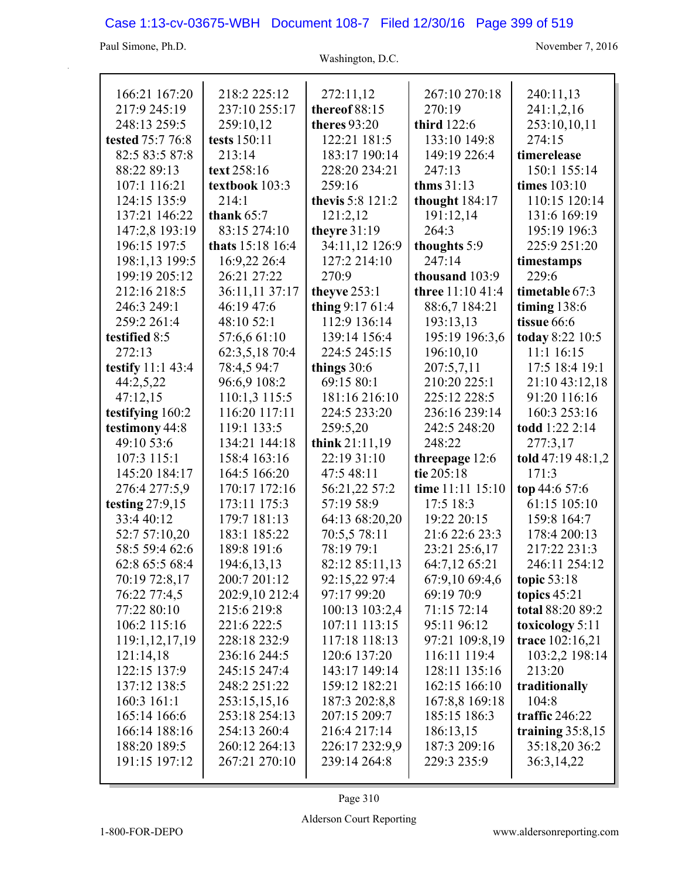166:21 167:20
217:9 245:19
248:13 259:5
**tested** 75:7 76:8
82:5 83:5 87:8
88:22 89:13
107:1 116:21
124:15 135:9
137:21 146:22
147:2,8 193:19
196:15 197:5
198:1,13 199:5
199:19 205:12
212:16 218:5
246:3 249:1
259:2 261:4
**testified** 8:5
272:13
**testify** 11:1 43:4
44:2,5,22
47:12,15
**testifying** 160:2
**testimony** 44:8
49:10 53:6
107:3 115:1
145:20 184:17
276:4 277:5,9
**testing** 27:9,15
33:4 40:12
52:7 57:10,20
58:5 59:4 62:6
62:8 65:5 68:4
70:19 72:8,17
76:22 77:4,5
77:22 80:10
106:2 115:16
119:1,12,17,19
121:14,18
122:15 137:9
137:12 138:5
160:3 161:1
165:14 166:6
166:14 188:16
188:20 189:5
191:15 197:12

218:2 225:12
237:10 255:17
259:10,12
**tests** 150:11
213:14
**text** 258:16
**textbook** 103:3
214:1
**thank** 65:7
83:15 274:10
**thats** 15:18 16:4
16:9,22 26:4
26:21 27:22
36:11,11 37:17
46:19 47:6
48:10 52:1
57:6,6 61:10
62:3,5,18 70:4
78:4,5 94:7
96:6,9 108:2
110:1,3 115:5
116:20 117:11
119:1 133:5
134:21 144:18
158:4 163:16
164:5 166:20
170:17 172:16
173:11 175:3
179:7 181:13
183:1 185:22
189:8 191:6
194:6,13,13
200:7 201:12
202:9,10 212:4
215:6 219:8
221:6 222:5
228:18 232:9
236:16 244:5
245:15 247:4
248:2 251:22
253:15,15,16
253:18 254:13
254:13 260:4
260:12 264:13
267:21 270:10

272:11,12
**thereof** 88:15
**theres** 93:20
122:21 181:5
183:17 190:14
228:20 234:21
259:16
**thevis** 5:8 121:2
121:2,12
**theyre** 31:19
34:11,12 126:9
127:2 214:10
270:9
**theyve** 253:1
**thing** 9:17 61:4
112:9 136:14
139:14 156:4
224:5 245:15
**things** 30:6
69:15 80:1
181:16 216:10
224:5 233:20
259:5,20
**think** 21:11,19
22:19 31:10
47:5 48:11
56:21,22 57:2
57:19 58:9
64:13 68:20,20
70:5,5 78:11
78:19 79:1
82:12 85:11,13
92:15,22 97:4
97:17 99:20
100:13 103:2,4
107:11 113:15
117:18 118:13
120:6 137:20
143:17 149:14
159:12 182:21
187:3 202:8,8
207:15 209:7
216:4 217:14
226:17 232:9,9
239:14 264:8

267:10 270:18
270:19
**third** 122:6
133:10 149:8
149:19 226:4
247:13
**thms** 31:13
**thought** 184:17
191:12,14
264:3
**thoughts** 5:9
247:14
**thousand** 103:9
**three** 11:10 41:4
88:6,7 184:21
193:13,13
195:19 196:3,6
196:10,10
207:5,7,11
210:20 225:1
225:12 228:5
236:16 239:14
242:5 248:20
248:22
**threepage** 12:6
**tie** 205:18
**time** 11:11 15:10
17:5 18:3
19:22 20:15
21:6 22:6 23:3
23:21 25:6,17
64:7,12 65:21
67:9,10 69:4,6
69:19 70:9
71:15 72:14
95:11 96:12
97:21 109:8,19
116:11 119:4
128:11 135:16
162:15 166:10
167:8,8 169:18
185:15 186:3
186:13,15
187:3 209:16
229:3 235:9

240:11,13
241:1,2,16
253:10,10,11
274:15
**timerelease**
150:1 155:14
**times** 103:10
110:15 120:14
131:6 169:19
195:19 196:3
225:9 251:20
**timestamps**
229:6
**timetable** 67:3
**timing** 138:6
**tissue** 66:6
**today** 8:22 10:5
11:1 16:15
17:5 18:4 19:1
21:10 43:12,18
91:20 116:16
160:3 253:16
**todd** 1:22 2:14
277:3,17
**told** 47:19 48:1,2
171:3
**top** 44:6 57:6
61:15 105:10
159:8 164:7
178:4 200:13
217:22 231:3
246:11 254:12
**topic** 53:18
**topics** 45:21
**total** 88:20 89:2
**toxicology** 5:11
**trace** 102:16,21
103:2,2 198:14
213:20
**traditionally**
104:8
**traffic** 246:22
**training** 35:8,15
35:18,20 36:2
36:3,14,22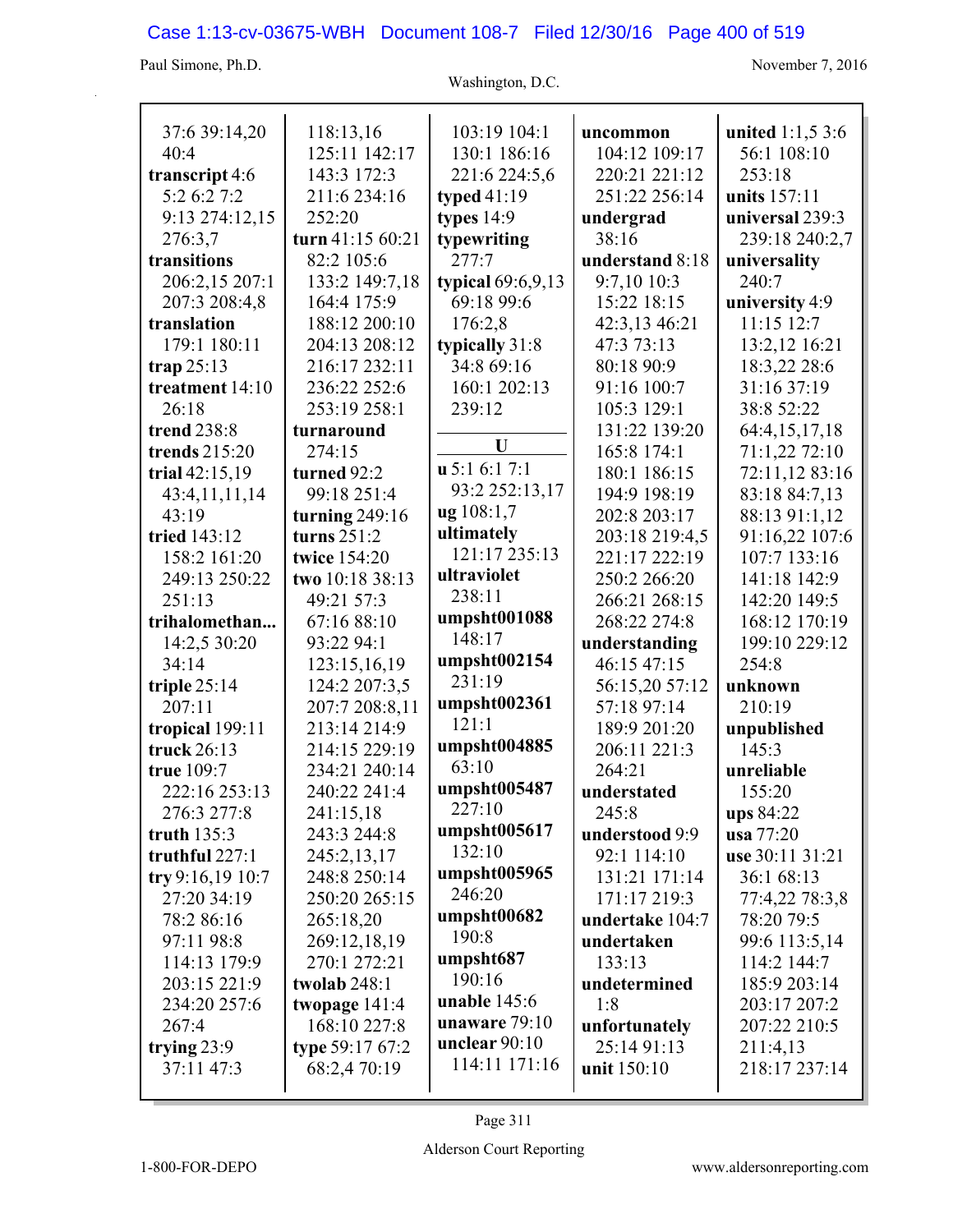37:6 39:14,20 40:4
**transcript** 4:6 5:2 6:2 7:2 9:13 274:12,15 276:3,7
**transitions** 206:2,15 207:1 207:3 208:4,8
**translation** 179:1 180:11
**trap** 25:13
**treatment** 14:10 26:18
**trend** 238:8
**trends** 215:20
**trial** 42:15,19 43:4,11,11,14 43:19
**tried** 143:12 158:2 161:20 249:13 250:22 251:13
**trihalomethan...** 14:2,5 30:20 34:14
**triple** 25:14 207:11
**tropical** 199:11
**truck** 26:13
**true** 109:7 222:16 253:13 276:3 277:8
**truth** 135:3
**truthful** 227:1
**try** 9:16,19 10:7 27:20 34:19 78:2 86:16 97:11 98:8 114:13 179:9 203:15 221:9 234:20 257:6 267:4
**trying** 23:9 37:11 47:3

118:13,16 125:11 142:17 143:3 172:3 211:6 234:16 252:20
**turn** 41:15 60:21 82:2 105:6 133:2 149:7,18 164:4 175:9 188:12 200:10 204:13 208:12 216:17 232:11 236:22 252:6 253:19 258:1
**turnaround** 274:15
**turned** 92:2 99:18 251:4
**turning** 249:16
**turns** 251:2
**twice** 154:20
**two** 10:18 38:13 49:21 57:3 67:16 88:10 93:22 94:1 123:15,16,19 124:2 207:3,5 207:7 208:8,11 213:14 214:9 214:15 229:19 234:21 240:14 240:22 241:4 241:15,18 243:3 244:8 245:2,13,17 248:8 250:14 250:20 265:15 265:18,20 269:12,18,19 270:1 272:21
**twolab** 248:1
**twopage** 141:4 168:10 227:8
**type** 59:17 67:2 68:2,4 70:19

103:19 104:1 130:1 186:16 221:6 224:5,6
**typed** 41:19
**types** 14:9
**typewriting** 277:7
**typical** 69:6,9,13 69:18 99:6 176:2,8
**typically** 31:8 34:8 69:16 160:1 202:13 239:12

**U**

**u** 5:1 6:1 7:1 93:2 252:13,17
**ug** 108:1,7
**ultimately** 121:17 235:13
**ultraviolet** 238:11
**umpsht001088** 148:17
**umpsht002154** 231:19
**umpsht002361** 121:1
**umpsht004885** 63:10
**umpsht005487** 227:10
**umpsht005617** 132:10
**umpsht005965** 246:20
**umpsht00682** 190:8
**umpsht687** 190:16
**unable** 145:6
**unaware** 79:10
**unclear** 90:10 114:11 171:16

**uncommon** 104:12 109:17 220:21 221:12 251:22 256:14
**undergrad** 38:16
**understand** 8:18 9:7,10 10:3 15:22 18:15 42:3,13 46:21 47:3 73:13 80:18 90:9 91:16 100:7 105:3 129:1 131:22 139:20 165:8 174:1 180:1 186:15 194:9 198:19 202:8 203:17 203:18 219:4,5 221:17 222:19 250:2 266:20 266:21 268:15 268:22 274:8
**understanding** 46:15 47:15 56:15,20 57:12 57:18 97:14 189:9 201:20 206:11 221:3 264:21
**understated** 245:8
**understood** 9:9 92:1 114:10 131:21 171:14 171:17 219:3
**undertake** 104:7
**undertaken** 133:13
**undetermined** 1:8
**unfortunately** 25:14 91:13
**unit** 150:10

**united** 1:1,5 3:6 56:1 108:10 253:18
**units** 157:11
**universal** 239:3 239:18 240:2,7
**universality** 240:7
**university** 4:9 11:15 12:7 13:2,12 16:21 18:3,22 28:6 31:16 37:19 38:8 52:22 64:4,15,17,18 71:1,22 72:10 72:11,12 83:16 83:18 84:7,13 88:13 91:1,12 91:16,22 107:6 107:7 133:16 141:18 142:9 142:20 149:5 168:12 170:19 199:10 229:12 254:8
**unknown** 210:19
**unpublished** 145:3
**unreliable** 155:20
**ups** 84:22
**usa** 77:20
**use** 30:11 31:21 36:1 68:13 77:4,22 78:3,8 78:20 79:5 99:6 113:5,14 114:2 144:7 185:9 203:14 203:17 207:2 207:22 210:5 211:4,13 218:17 237:14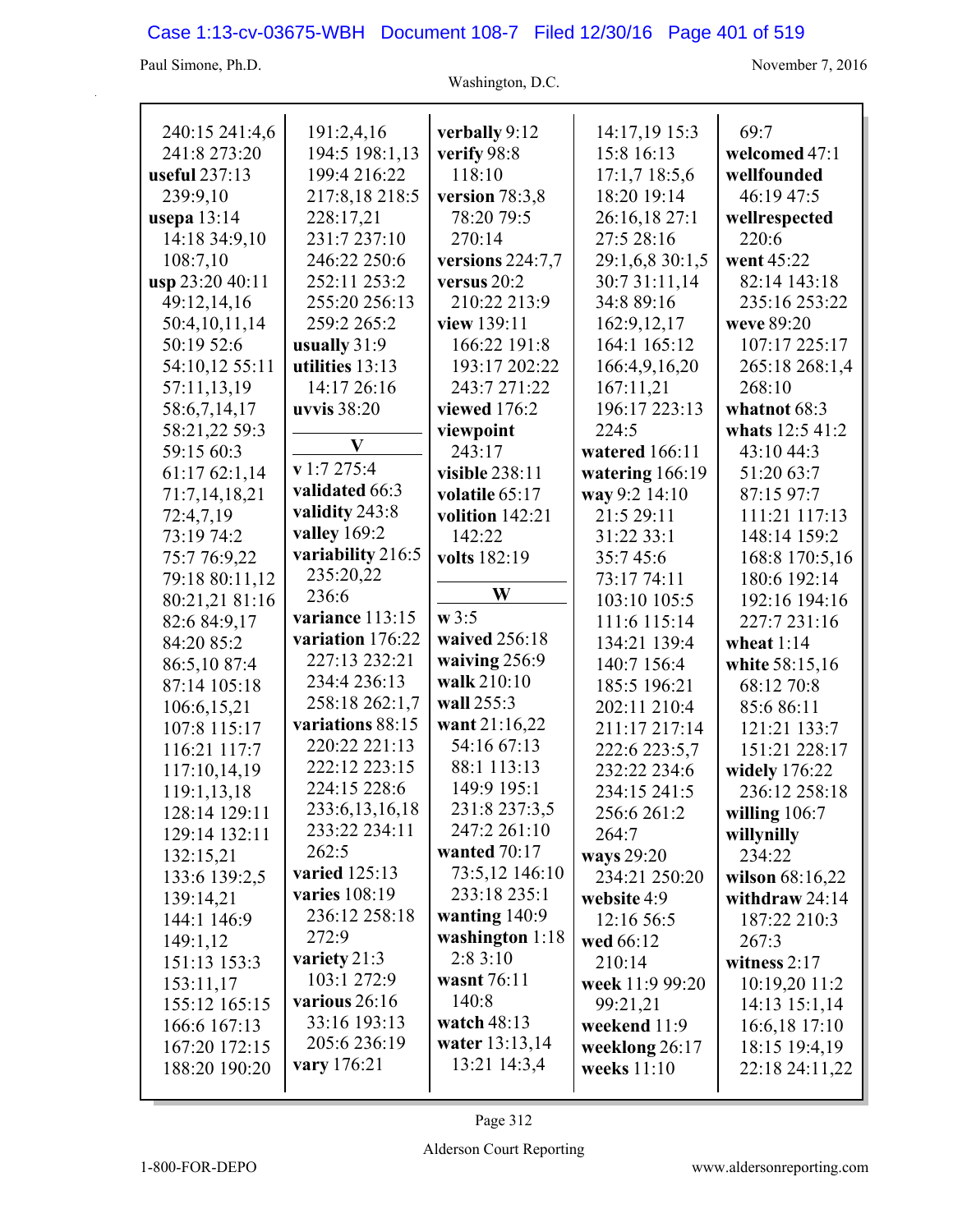240:15 241:4,6
241:8 273:20
**useful** 237:13
239:9,10
**usepa** 13:14
14:18 34:9,10
108:7,10
**usp** 23:20 40:11
49:12,14,16
50:4,10,11,14
50:19 52:6
54:10,12 55:11
57:11,13,19
58:6,7,14,17
58:21,22 59:3
59:15 60:3
61:17 62:1,14
71:7,14,18,21
72:4,7,19
73:19 74:2
75:7 76:9,22
79:18 80:11,12
80:21,21 81:16
82:6 84:9,17
84:20 85:2
86:5,10 87:4
87:14 105:18
106:6,15,21
107:8 115:17
116:21 117:7
117:10,14,19
119:1,13,18
128:14 129:11
129:14 132:11
132:15,21
133:6 139:2,5
139:14,21
144:1 146:9
149:1,12
151:13 153:3
153:11,17
155:12 165:15
166:6 167:13
167:20 172:15
188:20 190:20
191:2,4,16
194:5 198:1,13
199:4 216:22
217:8,18 218:5
228:17,21
231:7 237:10
246:22 250:6
252:11 253:2
255:20 256:13
259:2 265:2
**usually** 31:9
**utilities** 13:13
14:17 26:16
**uvvis** 38:20

**V**

**v** 1:7 275:4
**validated** 66:3
**validity** 243:8
**valley** 169:2
**variability** 216:5
235:20,22
236:6
**variance** 113:15
**variation** 176:22
227:13 232:21
234:4 236:13
258:18 262:1,7
**variations** 88:15
220:22 221:13
222:12 223:15
224:15 228:6
233:6,13,16,18
233:22 234:11
262:5
**varied** 125:13
**varies** 108:19
236:12 258:18
272:9
**variety** 21:3
103:1 272:9
**various** 26:16
33:16 193:13
205:6 236:19
**vary** 176:21
**verbally** 9:12
**verify** 98:8
118:10
**version** 78:3,8
78:20 79:5
270:14
**versions** 224:7,7
**versus** 20:2
210:22 213:9
**view** 139:11
166:22 191:8
193:17 202:22
243:7 271:22
**viewed** 176:2
**viewpoint**
243:17
**visible** 238:11
**volatile** 65:17
**volition** 142:21
142:22
**volts** 182:19

**W**

**w** 3:5
**waived** 256:18
**waiving** 256:9
**walk** 210:10
**wall** 255:3
**want** 21:16,22
54:16 67:13
88:1 113:13
149:9 195:1
231:8 237:3,5
247:2 261:10
**wanted** 70:17
73:5,12 146:10
233:18 235:1
**wanting** 140:9
**washington** 1:18
2:8 3:10
**wasnt** 76:11
140:8
**watch** 48:13
**water** 13:13,14
13:21 14:3,4
14:17,19 15:3
15:8 16:13
17:1,7 18:5,6
18:20 19:14
26:16,18 27:1
27:5 28:16
29:1,6,8 30:1,5
30:7 31:11,14
34:8 89:16
162:9,12,17
164:1 165:12
166:4,9,16,20
167:11,21
196:17 223:13
224:5
**watered** 166:11
**watering** 166:19
**way** 9:2 14:10
21:5 29:11
31:22 33:1
35:7 45:6
73:17 74:11
103:10 105:5
111:6 115:14
134:21 139:4
140:7 156:4
185:5 196:21
202:11 210:4
211:17 217:14
222:6 223:5,7
232:22 234:6
234:15 241:5
256:6 261:2
264:7
**ways** 29:20
234:21 250:20
**website** 4:9
12:16 56:5
**wed** 66:12
210:14
**week** 11:9 99:20
99:21,21
**weekend** 11:9
**weeklong** 26:17
**weeks** 11:10
69:7
**welcomed** 47:1
**wellfounded**
46:19 47:5
**wellrespected**
220:6
**went** 45:22
82:14 143:18
235:16 253:22
**weve** 89:20
107:17 225:17
265:18 268:1,4
268:10
**whatnot** 68:3
**whats** 12:5 41:2
43:10 44:3
51:20 63:7
87:15 97:7
111:21 117:13
148:14 159:2
168:8 170:5,16
180:6 192:14
192:16 194:16
227:7 231:16
**wheat** 1:14
**white** 58:15,16
68:12 70:8
85:6 86:11
121:21 133:7
151:21 228:17
**widely** 176:22
236:12 258:18
**willing** 106:7
**willynilly**
234:22
**wilson** 68:16,22
**withdraw** 24:14
187:22 210:3
267:3
**witness** 2:17
10:19,20 11:2
14:13 15:1,14
16:6,18 17:10
18:15 19:4,19
22:18 24:11,22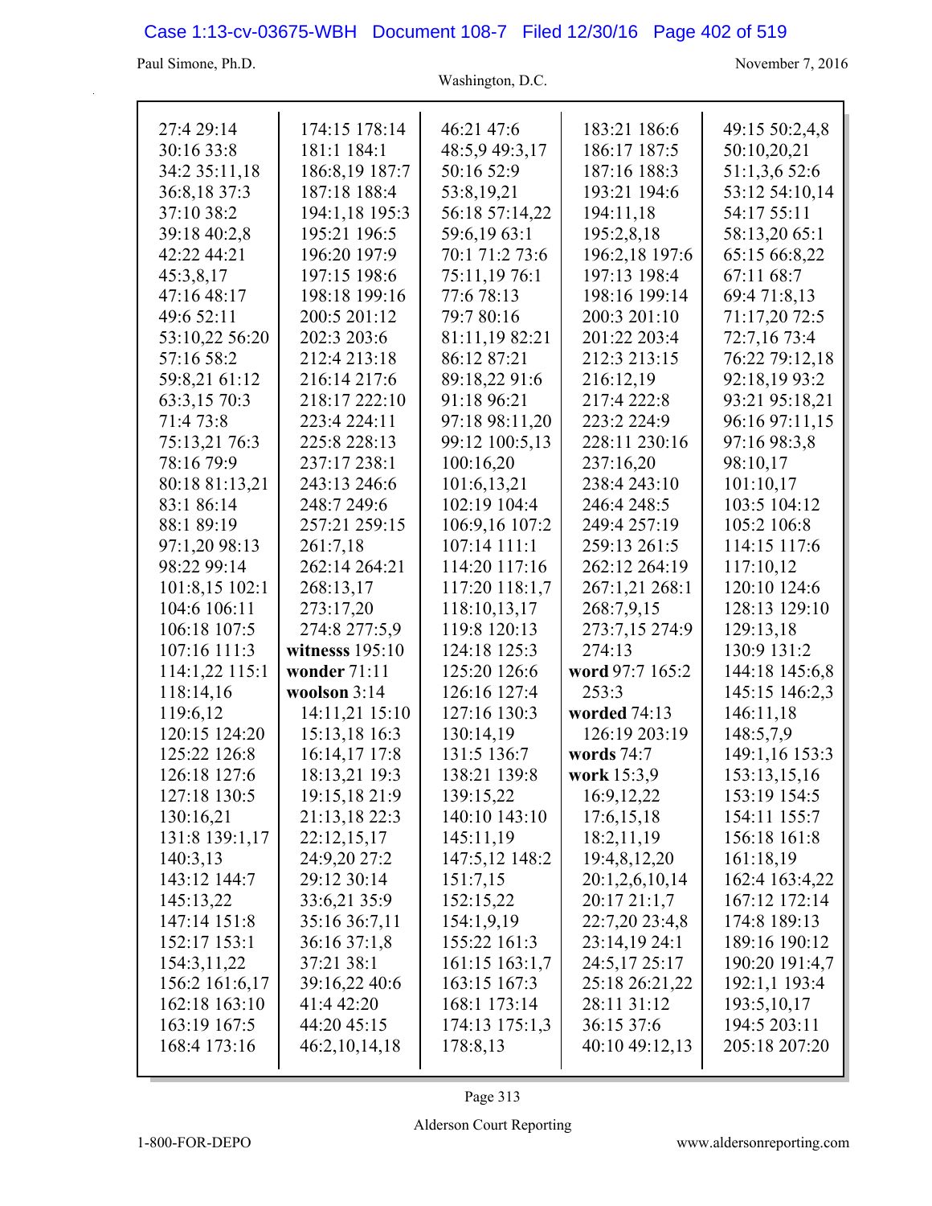27:4 29:14
30:16 33:8
34:2 35:11,18
36:8,18 37:3
37:10 38:2
39:18 40:2,8
42:22 44:21
45:3,8,17
47:16 48:17
49:6 52:11
53:10,22 56:20
57:16 58:2
59:8,21 61:12
63:3,15 70:3
71:4 73:8
75:13,21 76:3
78:16 79:9
80:18 81:13,21
83:1 86:14
88:1 89:19
97:1,20 98:13
98:22 99:14
101:8,15 102:1
104:6 106:11
106:18 107:5
107:16 111:3
114:1,22 115:1
118:14,16
119:6,12
120:15 124:20
125:22 126:8
126:18 127:6
127:18 130:5
130:16,21
131:8 139:1,17
140:3,13
143:12 144:7
145:13,22
147:14 151:8
152:17 153:1
154:3,11,22
156:2 161:6,17
162:18 163:10
163:19 167:5
168:4 173:16

174:15 178:14
181:1 184:1
186:8,19 187:7
187:18 188:4
194:1,18 195:3
195:21 196:5
196:20 197:9
197:15 198:6
198:18 199:16
200:5 201:12
202:3 203:6
212:4 213:18
216:14 217:6
218:17 222:10
223:4 224:11
225:8 228:13
237:17 238:1
243:13 246:6
248:7 249:6
257:21 259:15
261:7,18
262:14 264:21
268:13,17
273:17,20
274:8 277:5,9

**witnesss** 195:10

**wonder** 71:11

**woolson** 3:14
14:11,21 15:10
15:13,18 16:3
16:14,17 17:8
18:13,21 19:3
19:15,18 21:9
21:13,18 22:3
22:12,15,17
24:9,20 27:2
29:12 30:14
33:6,21 35:9
35:16 36:7,11
36:16 37:1,8
37:21 38:1
39:16,22 40:6
41:4 42:20
44:20 45:15
46:2,10,14,18

46:21 47:6
48:5,9 49:3,17
50:16 52:9
53:8,19,21
56:18 57:14,22
59:6,19 63:1
70:1 71:2 73:6
75:11,19 76:1
77:6 78:13
79:7 80:16
81:11,19 82:21
86:12 87:21
89:18,22 91:6
91:18 96:21
97:18 98:11,20
99:12 100:5,13
100:16,20
101:6,13,21
102:19 104:4
106:9,16 107:2
107:14 111:1
114:20 117:16
117:20 118:1,7
118:10,13,17
119:8 120:13
124:18 125:3
125:20 126:6
126:16 127:4
127:16 130:3
130:14,19
131:5 136:7
138:21 139:8
139:15,22
140:10 143:10
145:11,19
147:5,12 148:2
151:7,15
152:15,22
154:1,9,19
155:22 161:3
161:15 163:1,7
163:15 167:3
168:1 173:14
174:13 175:1,3
178:8,13

183:21 186:6
186:17 187:5
187:16 188:3
193:21 194:6
194:11,18
195:2,8,18
196:2,18 197:6
197:13 198:4
198:16 199:14
200:3 201:10
201:22 203:4
212:3 213:15
216:12,19
217:4 222:8
223:2 224:9
228:11 230:16
237:16,20
238:4 243:10
246:4 248:5
249:4 257:19
259:13 261:5
262:12 264:19
267:1,21 268:1
268:7,9,15
273:7,15 274:9
274:13

**word** 97:7 165:2
253:3

**worded** 74:13
126:19 203:19

**words** 74:7

**work** 15:3,9
16:9,12,22
17:6,15,18
18:2,11,19
19:4,8,12,20
20:1,2,6,10,14
20:17 21:1,7
22:7,20 23:4,8
23:14,19 24:1
24:5,17 25:17
25:18 26:21,22
28:11 31:12
36:15 37:6
40:10 49:12,13

49:15 50:2,4,8
50:10,20,21
51:1,3,6 52:6
53:12 54:10,14
54:17 55:11
58:13,20 65:1
65:15 66:8,22
67:11 68:7
69:4 71:8,13
71:17,20 72:5
72:7,16 73:4
76:22 79:12,18
92:18,19 93:2
93:21 95:18,21
96:16 97:11,15
97:16 98:3,8
98:10,17
101:10,17
103:5 104:12
105:2 106:8
114:15 117:6
117:10,12
120:10 124:6
128:13 129:10
129:13,18
130:9 131:2
144:18 145:6,8
145:15 146:2,3
146:11,18
148:5,7,9
149:1,16 153:3
153:13,15,16
153:19 154:5
154:11 155:7
156:18 161:8
161:18,19
162:4 163:4,22
167:12 172:14
174:8 189:13
189:16 190:12
190:20 191:4,7
192:1,1 193:4
193:5,10,17
194:5 203:11
205:18 207:20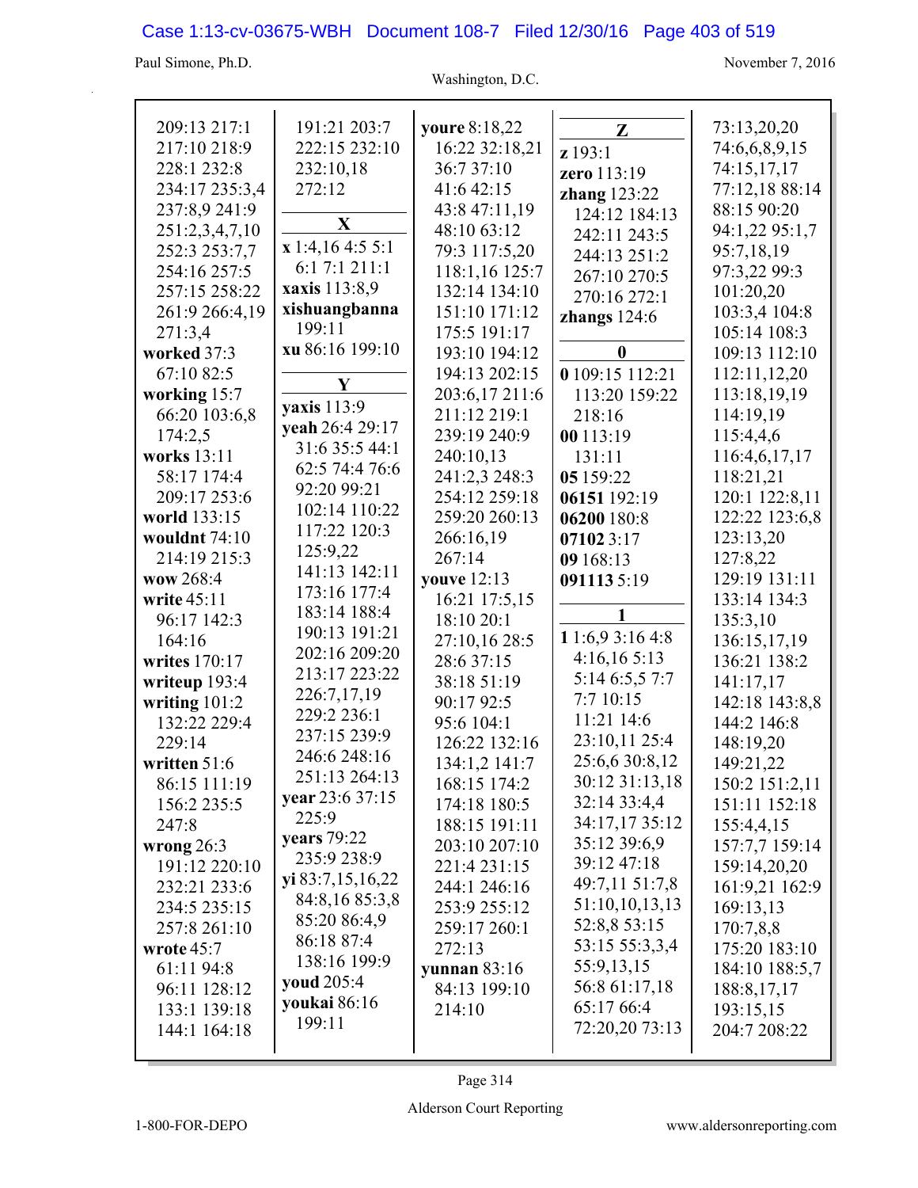209:13 217:1
217:10 218:9
228:1 232:8
234:17 235:3,4
237:8,9 241:9
251:2,3,4,7,10
252:3 253:7,7
254:16 257:5
257:15 258:22
261:9 266:4,19
271:3,4

**worked** 37:3
67:10 82:5

**working** 15:7
66:20 103:6,8
174:2,5

**works** 13:11
58:17 174:4
209:17 253:6

**world** 133:15

**wouldnt** 74:10
214:19 215:3

**wow** 268:4

**write** 45:11
96:17 142:3
164:16

**writes** 170:17

**writeup** 193:4

**writing** 101:2
132:22 229:4
229:14

**written** 51:6
86:15 111:19
156:2 235:5
247:8

**wrong** 26:3
191:12 220:10
232:21 233:6
234:5 235:15
257:8 261:10

**wrote** 45:7
61:11 94:8
96:11 128:12
133:1 139:18
144:1 164:18

191:21 203:7
222:15 232:10
232:10,18
272:12

**X**

**x** 1:4,16 4:5 5:1
6:1 7:1 211:1

**xaxis** 113:8,9

**xishuangbanna**
199:11

**xu** 86:16 199:10

**Y**

**yaxis** 113:9

**yeah** 26:4 29:17
31:6 35:5 44:1
62:5 74:4 76:6
92:20 99:21
102:14 110:22
117:22 120:3
125:9,22
141:13 142:11
173:16 177:4
183:14 188:4
190:13 191:21
202:16 209:20
213:17 223:22
226:7,17,19
229:2 236:1
237:15 239:9
246:6 248:16
251:13 264:13

**year** 23:6 37:15
225:9

**years** 79:22
235:9 238:9

**yi** 83:7,15,16,22
84:8,16 85:3,8
85:20 86:4,9
86:18 87:4
138:16 199:9

**youd** 205:4

**youkai** 86:16
199:11

**youre** 8:18,22
16:22 32:18,21
36:7 37:10
41:6 42:15
43:8 47:11,19
48:10 63:12
79:3 117:5,20
118:1,16 125:7
132:14 134:10
151:10 171:12
175:5 191:17
193:10 194:12
194:13 202:15
203:6,17 211:6
211:12 219:1
239:19 240:9
240:10,13
241:2,3 248:3
254:12 259:18
259:20 260:13
266:16,19
267:14

**youve** 12:13
16:21 17:5,15
18:10 20:1
27:10,16 28:5
28:6 37:15
38:18 51:19
90:17 92:5
95:6 104:1
126:22 132:16
134:1,2 141:7
168:15 174:2
174:18 180:5
188:15 191:11
203:10 207:10
221:4 231:15
244:1 246:16
253:9 255:12
259:17 260:1
272:13

**yunnan** 83:16
84:13 199:10
214:10

**Z**

**z** 193:1

**zero** 113:19

**zhang** 123:22
124:12 184:13
242:11 243:5
244:13 251:2
267:10 270:5
270:16 272:1

**zhangs** 124:6

**0**

**0** 109:15 112:21
113:20 159:22
218:16

**00** 113:19
131:11

**05** 159:22

**06151** 192:19

**06200** 180:8

**07102** 3:17

**09** 168:13

**091113** 5:19

**1**

**1** 1:6,9 3:16 4:8
4:16,16 5:13
5:14 6:5,5 7:7
7:7 10:15
11:21 14:6
23:10,11 25:4
25:6,6 30:8,12
30:12 31:13,18
32:14 33:4,4
34:17,17 35:12
35:12 39:6,9
39:12 47:18
49:7,11 51:7,8
51:10,10,13,13
52:8,8 53:15
53:15 55:3,3,4
55:9,13,15
56:8 61:17,18
65:17 66:4
72:20,20 73:13

73:13,20,20
74:6,6,8,9,15
74:15,17,17
77:12,18 88:14
88:15 90:20
94:1,22 95:1,7
95:7,18,19
97:3,22 99:3
101:20,20
103:3,4 104:8
105:14 108:3
109:13 112:10
112:11,12,20
113:18,19,19
114:19,19
115:4,4,6
116:4,6,17,17
118:21,21
120:1 122:8,11
122:22 123:6,8
123:13,20
127:8,22
129:19 131:11
133:14 134:3
135:3,10
136:15,17,19
136:21 138:2
141:17,17
142:18 143:8,8
144:2 146:8
148:19,20
149:21,22
150:2 151:2,11
151:11 152:18
155:4,4,15
157:7,7 159:14
159:14,20,20
161:9,21 162:9
169:13,13
170:7,8,8
175:20 183:10
184:10 188:5,7
188:8,17,17
193:15,15
204:7 208:22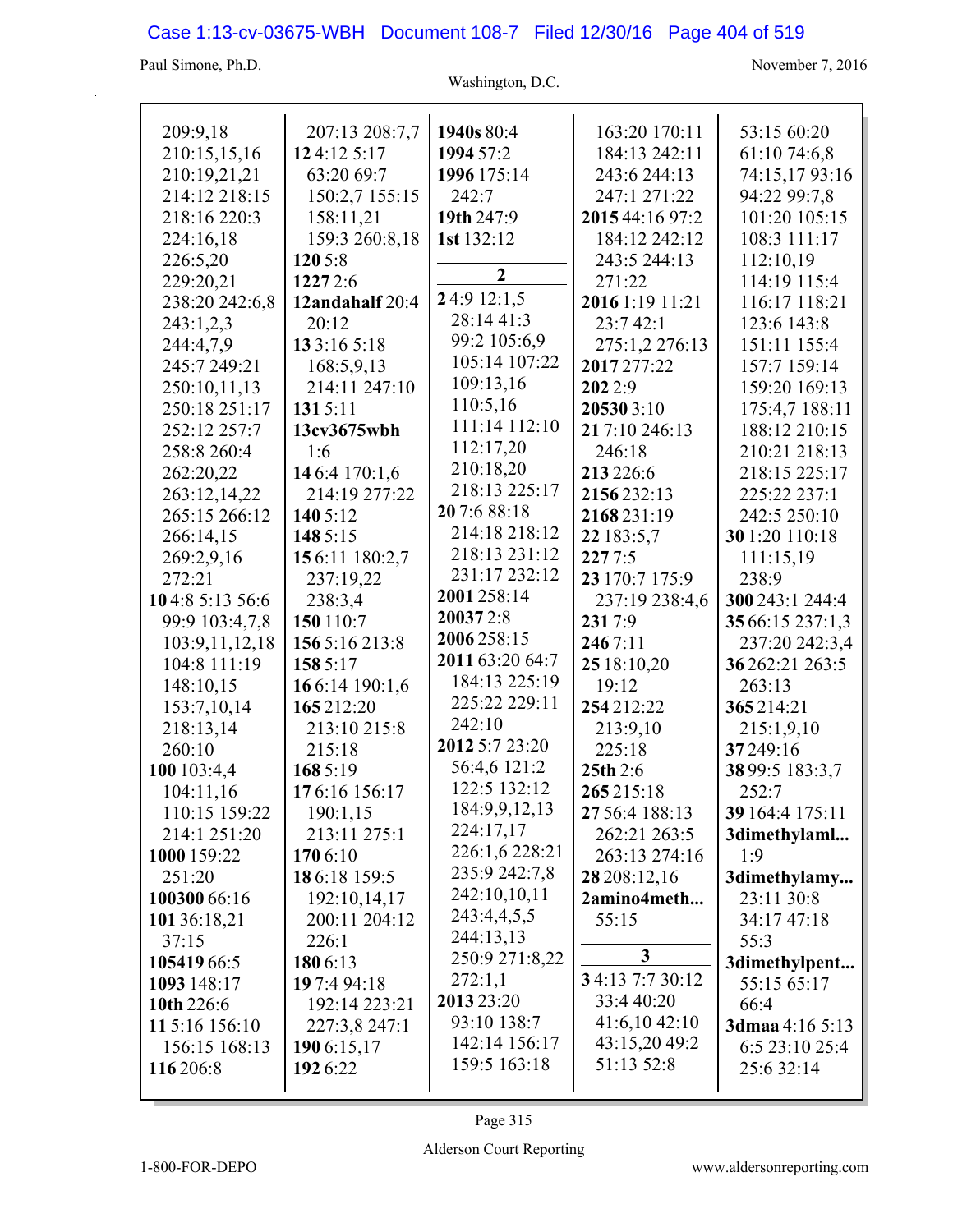209:9,18
210:15,15,16
210:19,21,21
214:12 218:15
218:16 220:3
224:16,18
226:5,20
229:20,21
238:20 242:6,8
243:1,2,3
244:4,7,9
245:7 249:21
250:10,11,13
250:18 251:17
252:12 257:7
258:8 260:4
262:20,22
263:12,14,22
265:15 266:12
266:14,15
269:2,9,16
272:21
**10** 4:8 5:13 56:6
99:9 103:4,7,8
103:9,11,12,18
104:8 111:19
148:10,15
153:7,10,14
218:13,14
260:10
**100** 103:4,4
104:11,16
110:15 159:22
214:1 251:20
**1000** 159:22
251:20
**100300** 66:16
**101** 36:18,21
37:15
**105419** 66:5
**1093** 148:17
**10th** 226:6
**11** 5:16 156:10
156:15 168:13
**116** 206:8

207:13 208:7,7
**12** 4:12 5:17
63:20 69:7
150:2,7 155:15
158:11,21
159:3 260:8,18
**120** 5:8
**1227** 2:6
**12andahalf** 20:4
20:12
**13** 3:16 5:18
168:5,9,13
214:11 247:10
**131** 5:11
**13cv3675wbh**
1:6
**14** 6:4 170:1,6
214:19 277:22
**140** 5:12
**148** 5:15
**15** 6:11 180:2,7
237:19,22
238:3,4
**150** 110:7
**156** 5:16 213:8
**158** 5:17
**16** 6:14 190:1,6
**165** 212:20
213:10 215:8
215:18
**168** 5:19
**17** 6:16 156:17
190:1,15
213:11 275:1
**170** 6:10
**18** 6:18 159:5
192:10,14,17
200:11 204:12
226:1
**180** 6:13
**19** 7:4 94:18
192:14 223:21
227:3,8 247:1
**190** 6:15,17
**192** 6:22

**1940s** 80:4
**1994** 57:2
**1996** 175:14
242:7
**19th** 247:9
**1st** 132:12

**2**

**2** 4:9 12:1,5
28:14 41:3
99:2 105:6,9
105:14 107:22
109:13,16
110:5,16
111:14 112:10
112:17,20
210:18,20
218:13 225:17
**20** 7:6 88:18
214:18 218:12
218:13 231:12
231:17 232:12
**2001** 258:14
**20037** 2:8
**2006** 258:15
**2011** 63:20 64:7
184:13 225:19
225:22 229:11
242:10
**2012** 5:7 23:20
56:4,6 121:2
122:5 132:12
184:9,9,12,13
224:17,17
226:1,6 228:21
235:9 242:7,8
242:10,10,11
243:4,4,5,5
244:13,13
250:9 271:8,22
272:1,1
**2013** 23:20
93:10 138:7
142:14 156:17
159:5 163:18

163:20 170:11
184:13 242:11
243:6 244:13
247:1 271:22
**2015** 44:16 97:2
184:12 242:12
243:5 244:13
271:22
**2016** 1:19 11:21
23:7 42:1
275:1,2 276:13
**2017** 277:22
**202** 2:9
**20530** 3:10
**21** 7:10 246:13
246:18
**213** 226:6
**2156** 232:13
**2168** 231:19
**22** 183:5,7
**227** 7:5
**23** 170:7 175:9
237:19 238:4,6
**231** 7:9
**246** 7:11
**25** 18:10,20
19:12
**254** 212:22
213:9,10
225:18
**25th** 2:6
**265** 215:18
**27** 56:4 188:13
262:21 263:5
263:13 274:16
**28** 208:12,16
**2amino4meth...**
55:15

**3**

**3** 4:13 7:7 30:12
33:4 40:20
41:6,10 42:10
43:15,20 49:2
51:13 52:8

53:15 60:20
61:10 74:6,8
74:15,17 93:16
94:22 99:7,8
101:20 105:15
108:3 111:17
112:10,19
114:19 115:4
116:17 118:21
123:6 143:8
151:11 155:4
157:7 159:14
159:20 169:13
175:4,7 188:11
188:12 210:15
210:21 218:13
218:15 225:17
225:22 237:1
242:5 250:10
**30** 1:20 110:18
111:15,19
238:9
**300** 243:1 244:4
**35** 66:15 237:1,3
237:20 242:3,4
**36** 262:21 263:5
263:13
**365** 214:21
215:1,9,10
**37** 249:16
**38** 99:5 183:3,7
252:7
**39** 164:4 175:11
**3dimethylaml...**
1:9
**3dimethylamy...**
23:11 30:8
34:17 47:18
55:3
**3dimethylpent...**
55:15 65:17
66:4
**3dmaa** 4:16 5:13
6:5 23:10 25:4
25:6 32:14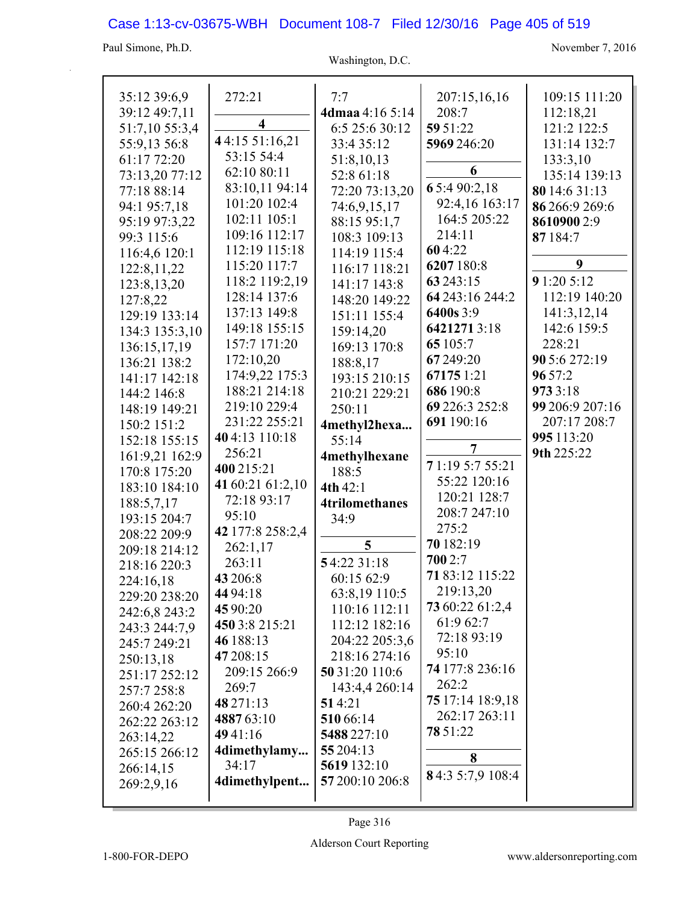35:12 39:6,9
39:12 49:7,11
51:7,10 55:3,4
55:9,13 56:8
61:17 72:20
73:13,20 77:12
77:18 88:14
94:1 95:7,18
95:19 97:3,22
99:3 115:6
116:4,6 120:1
122:8,11,22
123:8,13,20
127:8,22
129:19 133:14
134:3 135:3,10
136:15,17,19
136:21 138:2
141:17 142:18
144:2 146:8
148:19 149:21
150:2 151:2
152:18 155:15
161:9,21 162:9
170:8 175:20
183:10 184:10
188:5,7,17
193:15 204:7
208:22 209:9
209:18 214:12
218:16 220:3
224:16,18
229:20 238:20
242:6,8 243:2
243:3 244:7,9
245:7 249:21
250:13,18
251:17 252:12
257:7 258:8
260:4 262:20
262:22 263:12
263:14,22
265:15 266:12
266:14,15
269:2,9,16

272:21

**4**

**4** 4:15 51:16,21
53:15 54:4
62:10 80:11
83:10,11 94:14
101:20 102:4
102:11 105:1
109:16 112:17
112:19 115:18
115:20 117:7
118:2 119:2,19
128:14 137:6
137:13 149:8
149:18 155:15
157:7 171:20
172:10,20
174:9,22 175:3
188:21 214:18
219:10 229:4
231:22 255:21
**40** 4:13 110:18
256:21
**400** 215:21
**41** 60:21 61:2,10
72:18 93:17
95:10
**42** 177:8 258:2,4
262:1,17
263:11
**43** 206:8
**44** 94:18
**45** 90:20
**450** 3:8 215:21
**46** 188:13
**47** 208:15
209:15 266:9
269:7
**48** 271:13
**4887** 63:10
**49** 41:16
**4dimethylamy...**
34:17
**4dimethylpent...**

7:7
**4dmaa** 4:16 5:14
6:5 25:6 30:12
33:4 35:12
51:8,10,13
52:8 61:18
72:20 73:13,20
74:6,9,15,17
88:15 95:1,7
108:3 109:13
114:19 115:4
116:17 118:21
141:17 143:8
148:20 149:22
151:11 155:4
159:14,20
169:13 170:8
188:8,17
193:15 210:15
210:21 229:21
250:11
**4methyl2hexa...**
55:14
**4methylhexane**
188:5
**4th** 42:1
**4trilomethanes**
34:9

**5**

**5** 4:22 31:18
60:15 62:9
63:8,19 110:5
110:16 112:11
112:12 182:16
204:22 205:3,6
218:16 274:16
**50** 31:20 110:6
143:4,4 260:14
**51** 4:21
**510** 66:14
**5488** 227:10
**55** 204:13
**5619** 132:10
**57** 200:10 206:8

207:15,16,16
208:7
**59** 51:22
**5969** 246:20

**6**

**6** 5:4 90:2,18
92:4,16 163:17
164:5 205:22
214:11
**60** 4:22
**6207** 180:8
**63** 243:15
**64** 243:16 244:2
**6400s** 3:9
**6421271** 3:18
**65** 105:7
**67** 249:20
**67175** 1:21
**686** 190:8
**69** 226:3 252:8
**691** 190:16

**7**

**7** 1:19 5:7 55:21
55:22 120:16
120:21 128:7
208:7 247:10
275:2
**70** 182:19
**700** 2:7
**71** 83:12 115:22
219:13,20
**73** 60:22 61:2,4
61:9 62:7
72:18 93:19
95:10
**74** 177:8 236:16
262:2
**75** 17:14 18:9,18
262:17 263:11
**78** 51:22

**8**

**8** 4:3 5:7,9 108:4

109:15 111:20
112:18,21
121:2 122:5
131:14 132:7
133:3,10
135:14 139:13
**80** 14:6 31:13
**86** 266:9 269:6
**8610900** 2:9
**87** 184:7

**9**

**9** 1:20 5:12
112:19 140:20
141:3,12,14
142:6 159:5
228:21
**90** 5:6 272:19
**96** 57:2
**973** 3:18
**99** 206:9 207:16
207:17 208:7
**995** 113:20
**9th** 225:22